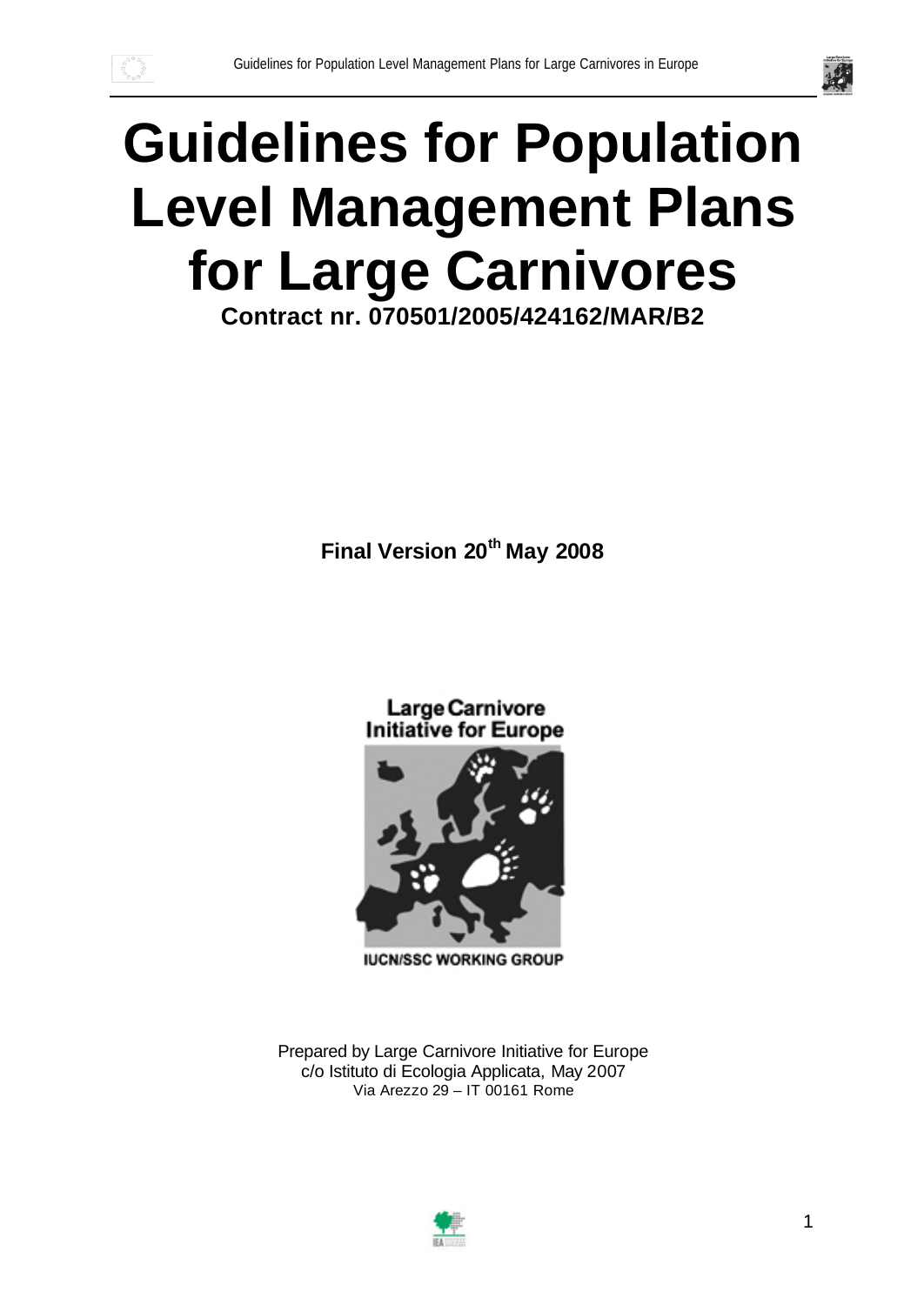# Guidelines for Population Level Management Plans for Large Carnivores

**Contract nr. 070501/2005/424162/MAR/B2**

**Final Version 20th May 2008**

Large Carnivore Initiative for Europe

IUCN/SSC WORKING GROUP

Prepared by Large Carnivore Initiative for Europe
c/o Istituto di Ecologia Applicata, May 2007
Via Arezzo 29 – IT 00161 Rome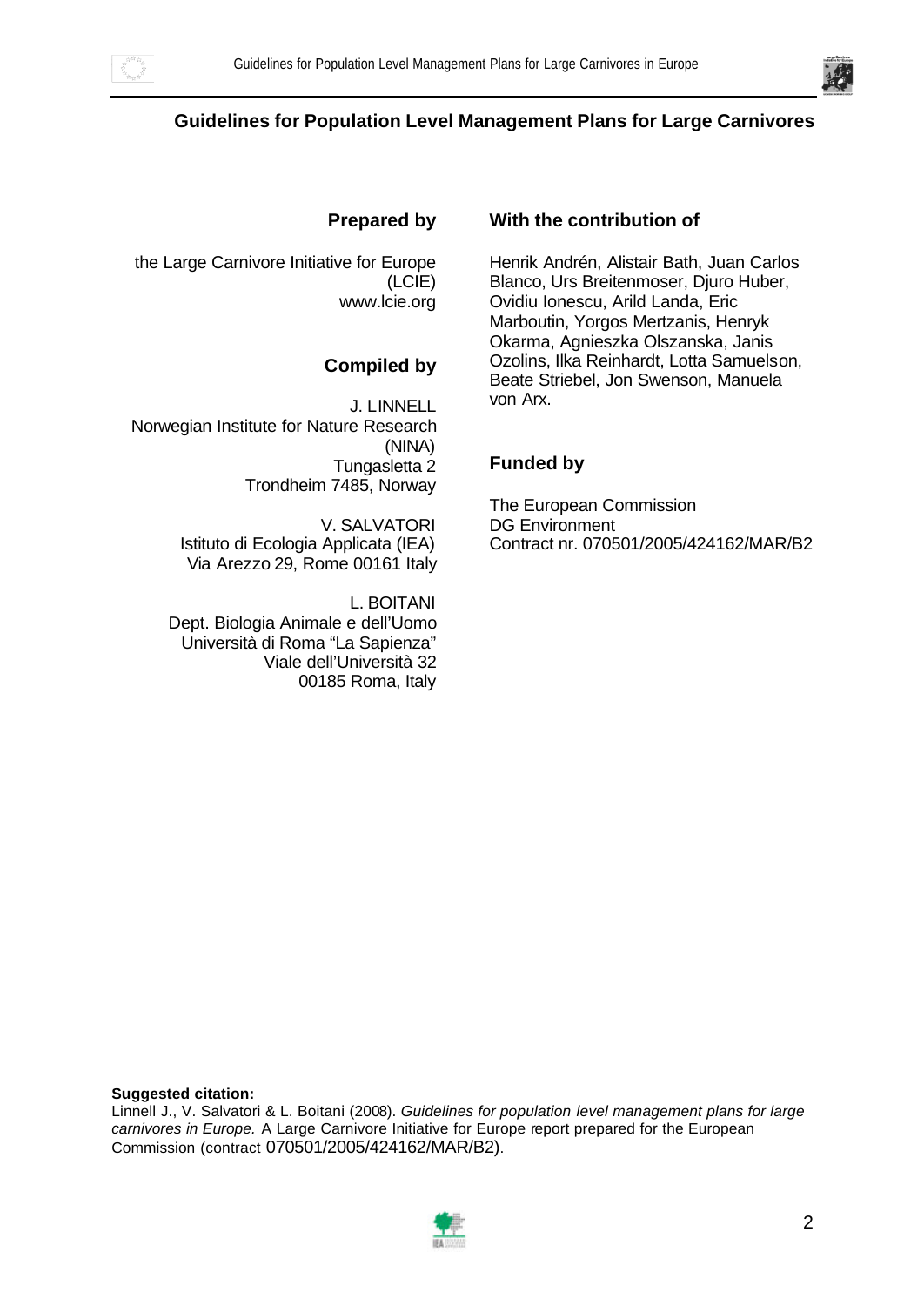# Guidelines for Population Level Management Plans for Large Carnivores

## Prepared by

the Large Carnivore Initiative for Europe (LCIE)
www.lcie.org

## Compiled by

J. LINNELL
Norwegian Institute for Nature Research (NINA)
Tungasletta 2
Trondheim 7485, Norway

V. SALVATORI
Istituto di Ecologia Applicata (IEA)
Via Arezzo 29, Rome 00161 Italy

L. BOITANI
Dept. Biologia Animale e dell'Uomo
Università di Roma "La Sapienza"
Viale dell'Università 32
00185 Roma, Italy

## With the contribution of

Henrik Andrén, Alistair Bath, Juan Carlos Blanco, Urs Breitenmoser, Djuro Huber, Ovidiu Ionescu, Arild Landa, Eric Marboutin, Yorgos Mertzanis, Henryk Okarma, Agnieszka Olszanska, Janis Ozolins, Ilka Reinhardt, Lotta Samuelson, Beate Striebel, Jon Swenson, Manuela von Arx.

## Funded by

The European Commission
DG Environment
Contract nr. 070501/2005/424162/MAR/B2

**Suggested citation:**
Linnell J., V. Salvatori & L. Boitani (2008). *Guidelines for population level management plans for large carnivores in Europe.* A Large Carnivore Initiative for Europe report prepared for the European Commission (contract 070501/2005/424162/MAR/B2).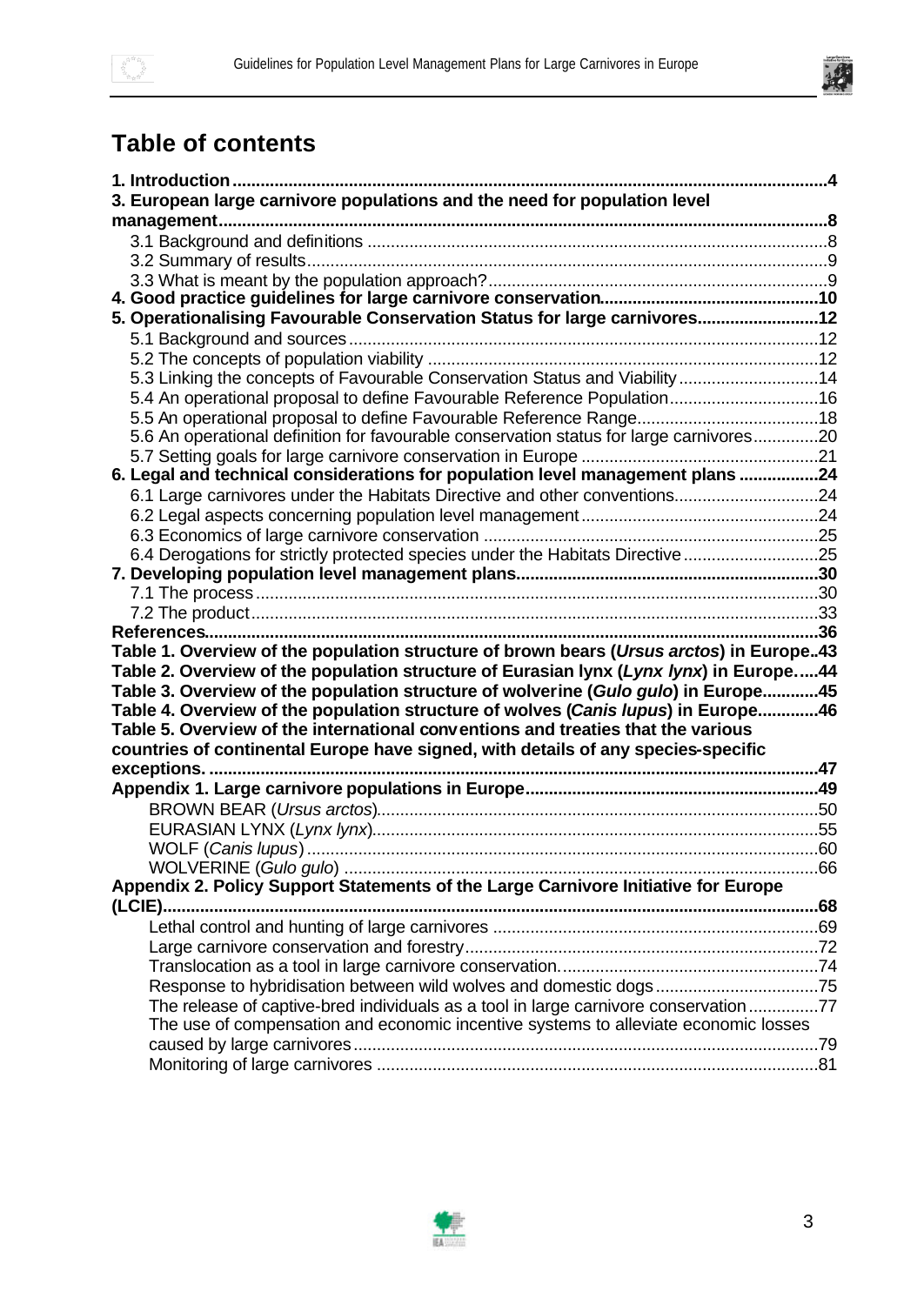# Table of contents

**1. Introduction** .....4

**3. European large carnivore populations and the need for population level management** .....8

- 3.1 Background and definitions .....8
- 3.2 Summary of results .....9
- 3.3 What is meant by the population approach? .....9

**4. Good practice guidelines for large carnivore conservation** .....10

**5. Operationalising Favourable Conservation Status for large carnivores** .....12

- 5.1 Background and sources .....12
- 5.2 The concepts of population viability .....12
- 5.3 Linking the concepts of Favourable Conservation Status and Viability .....14
- 5.4 An operational proposal to define Favourable Reference Population .....16
- 5.5 An operational proposal to define Favourable Reference Range .....18
- 5.6 An operational definition for favourable conservation status for large carnivores .....20
- 5.7 Setting goals for large carnivore conservation in Europe .....21

**6. Legal and technical considerations for population level management plans** .....24

- 6.1 Large carnivores under the Habitats Directive and other conventions .....24
- 6.2 Legal aspects concerning population level management .....24
- 6.3 Economics of large carnivore conservation .....25
- 6.4 Derogations for strictly protected species under the Habitats Directive .....25

**7. Developing population level management plans** .....30

- 7.1 The process .....30
- 7.2 The product .....33

**References** .....36

**Table 1. Overview of the population structure of brown bears (*Ursus arctos*) in Europe** ..43

**Table 2. Overview of the population structure of Eurasian lynx (*Lynx lynx*) in Europe.** ....44

**Table 3. Overview of the population structure of wolverine (*Gulo gulo*) in Europe** .....45

**Table 4. Overview of the population structure of wolves (*Canis lupus*) in Europe** .....46

**Table 5. Overview of the international conventions and treaties that the various countries of continental Europe have signed, with details of any species-specific exceptions.** .....47

**Appendix 1. Large carnivore populations in Europe** .....49

- BROWN BEAR (*Ursus arctos*) .....50
- EURASIAN LYNX (*Lynx lynx*) .....55
- WOLF (*Canis lupus*) .....60
- WOLVERINE (*Gulo gulo*) .....66

**Appendix 2. Policy Support Statements of the Large Carnivore Initiative for Europe (LCIE)** .....68

- Lethal control and hunting of large carnivores .....69
- Large carnivore conservation and forestry .....72
- Translocation as a tool in large carnivore conservation. .....74
- Response to hybridisation between wild wolves and domestic dogs .....75
- The release of captive-bred individuals as a tool in large carnivore conservation .....77
- The use of compensation and economic incentive systems to alleviate economic losses caused by large carnivores .....79
- Monitoring of large carnivores .....81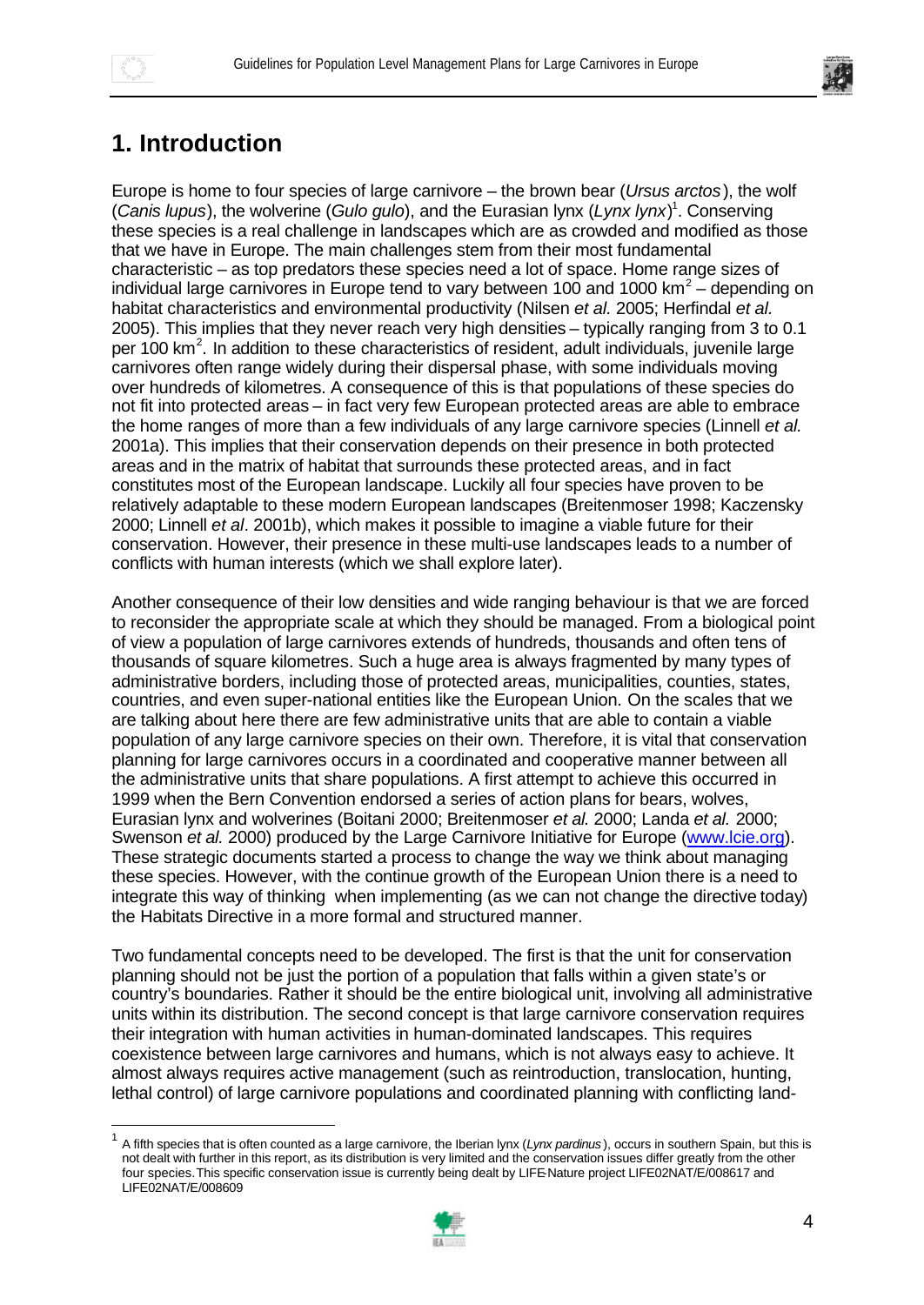# 1. Introduction

Europe is home to four species of large carnivore – the brown bear (*Ursus arctos*), the wolf (*Canis lupus*), the wolverine (*Gulo gulo*), and the Eurasian lynx (*Lynx lynx*)[1]. Conserving these species is a real challenge in landscapes which are as crowded and modified as those that we have in Europe. The main challenges stem from their most fundamental characteristic – as top predators these species need a lot of space. Home range sizes of individual large carnivores in Europe tend to vary between 100 and 1000 km$^2$ – depending on habitat characteristics and environmental productivity (Nilsen *et al.* 2005; Herfindal *et al.* 2005). This implies that they never reach very high densities – typically ranging from 3 to 0.1 per 100 km$^2$. In addition to these characteristics of resident, adult individuals, juvenile large carnivores often range widely during their dispersal phase, with some individuals moving over hundreds of kilometres. A consequence of this is that populations of these species do not fit into protected areas – in fact very few European protected areas are able to embrace the home ranges of more than a few individuals of any large carnivore species (Linnell *et al.* 2001a). This implies that their conservation depends on their presence in both protected areas and in the matrix of habitat that surrounds these protected areas, and in fact constitutes most of the European landscape. Luckily all four species have proven to be relatively adaptable to these modern European landscapes (Breitenmoser 1998; Kaczensky 2000; Linnell *et al*. 2001b), which makes it possible to imagine a viable future for their conservation. However, their presence in these multi-use landscapes leads to a number of conflicts with human interests (which we shall explore later).

Another consequence of their low densities and wide ranging behaviour is that we are forced to reconsider the appropriate scale at which they should be managed. From a biological point of view a population of large carnivores extends of hundreds, thousands and often tens of thousands of square kilometres. Such a huge area is always fragmented by many types of administrative borders, including those of protected areas, municipalities, counties, states, countries, and even super-national entities like the European Union. On the scales that we are talking about here there are few administrative units that are able to contain a viable population of any large carnivore species on their own. Therefore, it is vital that conservation planning for large carnivores occurs in a coordinated and cooperative manner between all the administrative units that share populations. A first attempt to achieve this occurred in 1999 when the Bern Convention endorsed a series of action plans for bears, wolves, Eurasian lynx and wolverines (Boitani 2000; Breitenmoser *et al.* 2000; Landa *et al.* 2000; Swenson *et al.* 2000) produced by the Large Carnivore Initiative for Europe (www.lcie.org). These strategic documents started a process to change the way we think about managing these species. However, with the continue growth of the European Union there is a need to integrate this way of thinking when implementing (as we can not change the directive today) the Habitats Directive in a more formal and structured manner.

Two fundamental concepts need to be developed. The first is that the unit for conservation planning should not be just the portion of a population that falls within a given state's or country's boundaries. Rather it should be the entire biological unit, involving all administrative units within its distribution. The second concept is that large carnivore conservation requires their integration with human activities in human-dominated landscapes. This requires coexistence between large carnivores and humans, which is not always easy to achieve. It almost always requires active management (such as reintroduction, translocation, hunting, lethal control) of large carnivore populations and coordinated planning with conflicting land-

[1] A fifth species that is often counted as a large carnivore, the Iberian lynx (*Lynx pardinus*), occurs in southern Spain, but this is not dealt with further in this report, as its distribution is very limited and the conservation issues differ greatly from the other four species. This specific conservation issue is currently being dealt by LIFE-Nature project LIFE02NAT/E/008617 and LIFE02NAT/E/008609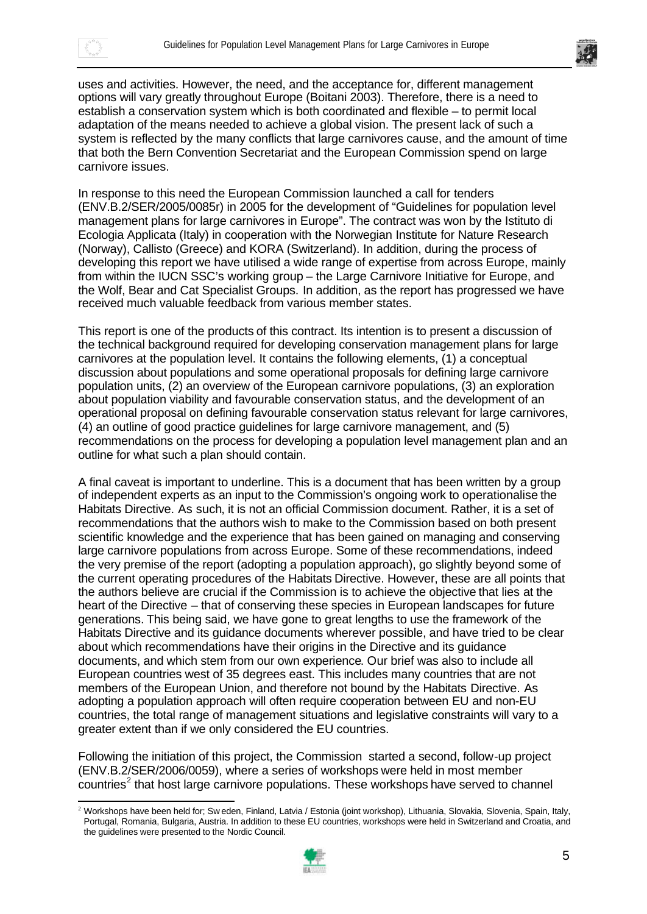uses and activities. However, the need, and the acceptance for, different management options will vary greatly throughout Europe (Boitani 2003). Therefore, there is a need to establish a conservation system which is both coordinated and flexible – to permit local adaptation of the means needed to achieve a global vision. The present lack of such a system is reflected by the many conflicts that large carnivores cause, and the amount of time that both the Bern Convention Secretariat and the European Commission spend on large carnivore issues.

In response to this need the European Commission launched a call for tenders (ENV.B.2/SER/2005/0085r) in 2005 for the development of "Guidelines for population level management plans for large carnivores in Europe". The contract was won by the Istituto di Ecologia Applicata (Italy) in cooperation with the Norwegian Institute for Nature Research (Norway), Callisto (Greece) and KORA (Switzerland). In addition, during the process of developing this report we have utilised a wide range of expertise from across Europe, mainly from within the IUCN SSC's working group – the Large Carnivore Initiative for Europe, and the Wolf, Bear and Cat Specialist Groups. In addition, as the report has progressed we have received much valuable feedback from various member states.

This report is one of the products of this contract. Its intention is to present a discussion of the technical background required for developing conservation management plans for large carnivores at the population level. It contains the following elements, (1) a conceptual discussion about populations and some operational proposals for defining large carnivore population units, (2) an overview of the European carnivore populations, (3) an exploration about population viability and favourable conservation status, and the development of an operational proposal on defining favourable conservation status relevant for large carnivores, (4) an outline of good practice guidelines for large carnivore management, and (5) recommendations on the process for developing a population level management plan and an outline for what such a plan should contain.

A final caveat is important to underline. This is a document that has been written by a group of independent experts as an input to the Commission's ongoing work to operationalise the Habitats Directive. As such, it is not an official Commission document. Rather, it is a set of recommendations that the authors wish to make to the Commission based on both present scientific knowledge and the experience that has been gained on managing and conserving large carnivore populations from across Europe. Some of these recommendations, indeed the very premise of the report (adopting a population approach), go slightly beyond some of the current operating procedures of the Habitats Directive. However, these are all points that the authors believe are crucial if the Commission is to achieve the objective that lies at the heart of the Directive – that of conserving these species in European landscapes for future generations. This being said, we have gone to great lengths to use the framework of the Habitats Directive and its guidance documents wherever possible, and have tried to be clear about which recommendations have their origins in the Directive and its guidance documents, and which stem from our own experience. Our brief was also to include all European countries west of 35 degrees east. This includes many countries that are not members of the European Union, and therefore not bound by the Habitats Directive. As adopting a population approach will often require cooperation between EU and non-EU countries, the total range of management situations and legislative constraints will vary to a greater extent than if we only considered the EU countries.

Following the initiation of this project, the Commission started a second, follow-up project (ENV.B.2/SER/2006/0059), where a series of workshops were held in most member countries[2] that host large carnivore populations. These workshops have served to channel

[2] Workshops have been held for; Sweden, Finland, Latvia / Estonia (joint workshop), Lithuania, Slovakia, Slovenia, Spain, Italy, Portugal, Romania, Bulgaria, Austria. In addition to these EU countries, workshops were held in Switzerland and Croatia, and the guidelines were presented to the Nordic Council.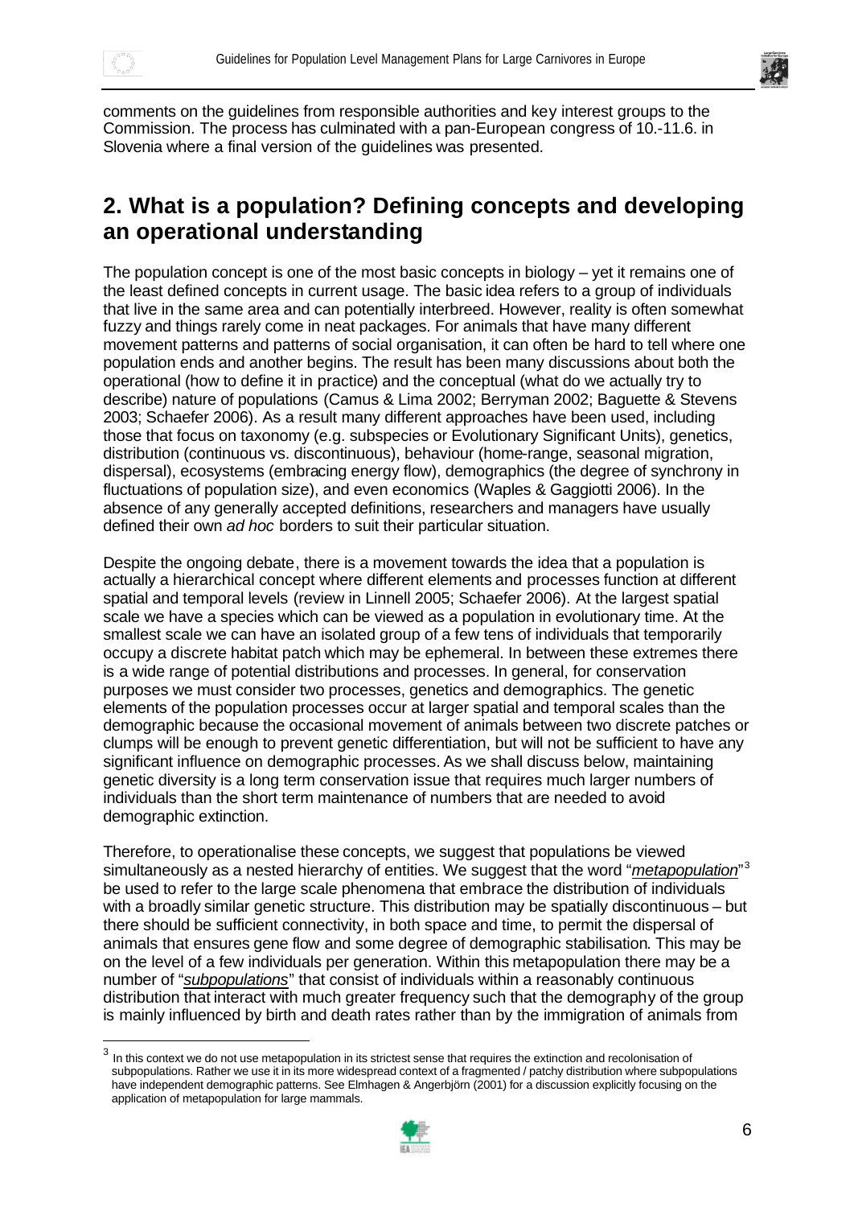comments on the guidelines from responsible authorities and key interest groups to the Commission. The process has culminated with a pan-European congress of 10.-11.6. in Slovenia where a final version of the guidelines was presented.

## 2. What is a population? Defining concepts and developing an operational understanding

The population concept is one of the most basic concepts in biology – yet it remains one of the least defined concepts in current usage. The basic idea refers to a group of individuals that live in the same area and can potentially interbreed. However, reality is often somewhat fuzzy and things rarely come in neat packages. For animals that have many different movement patterns and patterns of social organisation, it can often be hard to tell where one population ends and another begins. The result has been many discussions about both the operational (how to define it in practice) and the conceptual (what do we actually try to describe) nature of populations (Camus & Lima 2002; Berryman 2002; Baguette & Stevens 2003; Schaefer 2006). As a result many different approaches have been used, including those that focus on taxonomy (e.g. subspecies or Evolutionary Significant Units), genetics, distribution (continuous vs. discontinuous), behaviour (home-range, seasonal migration, dispersal), ecosystems (embracing energy flow), demographics (the degree of synchrony in fluctuations of population size), and even economics (Waples & Gaggiotti 2006). In the absence of any generally accepted definitions, researchers and managers have usually defined their own *ad hoc* borders to suit their particular situation.

Despite the ongoing debate, there is a movement towards the idea that a population is actually a hierarchical concept where different elements and processes function at different spatial and temporal levels (review in Linnell 2005; Schaefer 2006). At the largest spatial scale we have a species which can be viewed as a population in evolutionary time. At the smallest scale we can have an isolated group of a few tens of individuals that temporarily occupy a discrete habitat patch which may be ephemeral. In between these extremes there is a wide range of potential distributions and processes. In general, for conservation purposes we must consider two processes, genetics and demographics. The genetic elements of the population processes occur at larger spatial and temporal scales than the demographic because the occasional movement of animals between two discrete patches or clumps will be enough to prevent genetic differentiation, but will not be sufficient to have any significant influence on demographic processes. As we shall discuss below, maintaining genetic diversity is a long term conservation issue that requires much larger numbers of individuals than the short term maintenance of numbers that are needed to avoid demographic extinction.

Therefore, to operationalise these concepts, we suggest that populations be viewed simultaneously as a nested hierarchy of entities. We suggest that the word "*metapopulation*"[3] be used to refer to the large scale phenomena that embrace the distribution of individuals with a broadly similar genetic structure. This distribution may be spatially discontinuous – but there should be sufficient connectivity, in both space and time, to permit the dispersal of animals that ensures gene flow and some degree of demographic stabilisation. This may be on the level of a few individuals per generation. Within this metapopulation there may be a number of "*subpopulations*" that consist of individuals within a reasonably continuous distribution that interact with much greater frequency such that the demography of the group is mainly influenced by birth and death rates rather than by the immigration of animals from

[3] In this context we do not use metapopulation in its strictest sense that requires the extinction and recolonisation of subpopulations. Rather we use it in its more widespread context of a fragmented / patchy distribution where subpopulations have independent demographic patterns. See Elmhagen & Angerbjörn (2001) for a discussion explicitly focusing on the application of metapopulation for large mammals.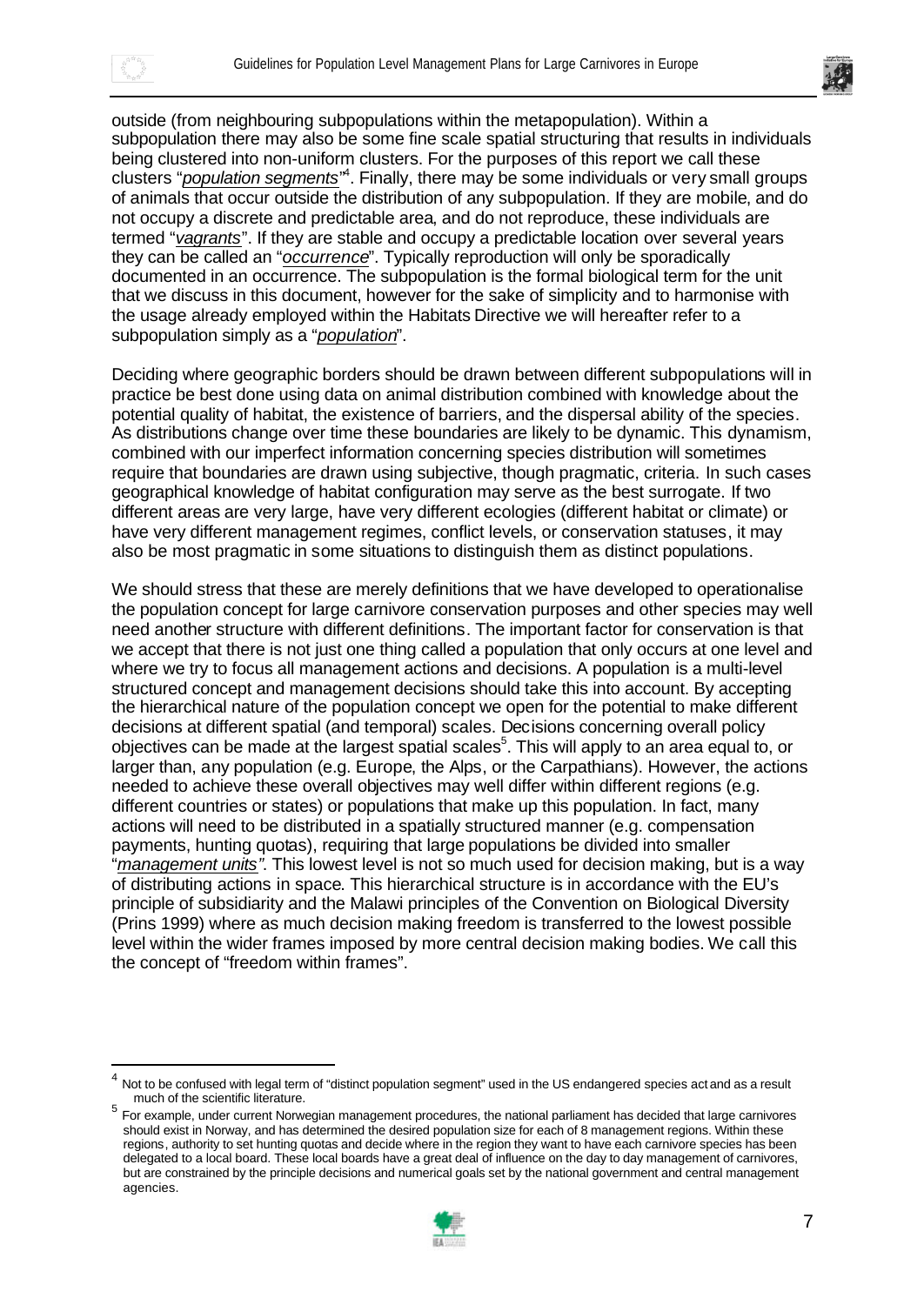outside (from neighbouring subpopulations within the metapopulation). Within a subpopulation there may also be some fine scale spatial structuring that results in individuals being clustered into non-uniform clusters. For the purposes of this report we call these clusters "*population segments*"[4]. Finally, there may be some individuals or very small groups of animals that occur outside the distribution of any subpopulation. If they are mobile, and do not occupy a discrete and predictable area, and do not reproduce, these individuals are termed "*vagrants*". If they are stable and occupy a predictable location over several years they can be called an "*occurrence*". Typically reproduction will only be sporadically documented in an occurrence. The subpopulation is the formal biological term for the unit that we discuss in this document, however for the sake of simplicity and to harmonise with the usage already employed within the Habitats Directive we will hereafter refer to a subpopulation simply as a "*population*".

Deciding where geographic borders should be drawn between different subpopulations will in practice be best done using data on animal distribution combined with knowledge about the potential quality of habitat, the existence of barriers, and the dispersal ability of the species. As distributions change over time these boundaries are likely to be dynamic. This dynamism, combined with our imperfect information concerning species distribution will sometimes require that boundaries are drawn using subjective, though pragmatic, criteria. In such cases geographical knowledge of habitat configuration may serve as the best surrogate. If two different areas are very large, have very different ecologies (different habitat or climate) or have very different management regimes, conflict levels, or conservation statuses, it may also be most pragmatic in some situations to distinguish them as distinct populations.

We should stress that these are merely definitions that we have developed to operationalise the population concept for large carnivore conservation purposes and other species may well need another structure with different definitions. The important factor for conservation is that we accept that there is not just one thing called a population that only occurs at one level and where we try to focus all management actions and decisions. A population is a multi-level structured concept and management decisions should take this into account. By accepting the hierarchical nature of the population concept we open for the potential to make different decisions at different spatial (and temporal) scales. Decisions concerning overall policy objectives can be made at the largest spatial scales[5]. This will apply to an area equal to, or larger than, any population (e.g. Europe, the Alps, or the Carpathians). However, the actions needed to achieve these overall objectives may well differ within different regions (e.g. different countries or states) or populations that make up this population. In fact, many actions will need to be distributed in a spatially structured manner (e.g. compensation payments, hunting quotas), requiring that large populations be divided into smaller "*management units*". This lowest level is not so much used for decision making, but is a way of distributing actions in space. This hierarchical structure is in accordance with the EU's principle of subsidiarity and the Malawi principles of the Convention on Biological Diversity (Prins 1999) where as much decision making freedom is transferred to the lowest possible level within the wider frames imposed by more central decision making bodies. We call this the concept of "freedom within frames".

---

[4] Not to be confused with legal term of "distinct population segment" used in the US endangered species act and as a result much of the scientific literature.

[5] For example, under current Norwegian management procedures, the national parliament has decided that large carnivores should exist in Norway, and has determined the desired population size for each of 8 management regions. Within these regions, authority to set hunting quotas and decide where in the region they want to have each carnivore species has been delegated to a local board. These local boards have a great deal of influence on the day to day management of carnivores, but are constrained by the principle decisions and numerical goals set by the national government and central management agencies.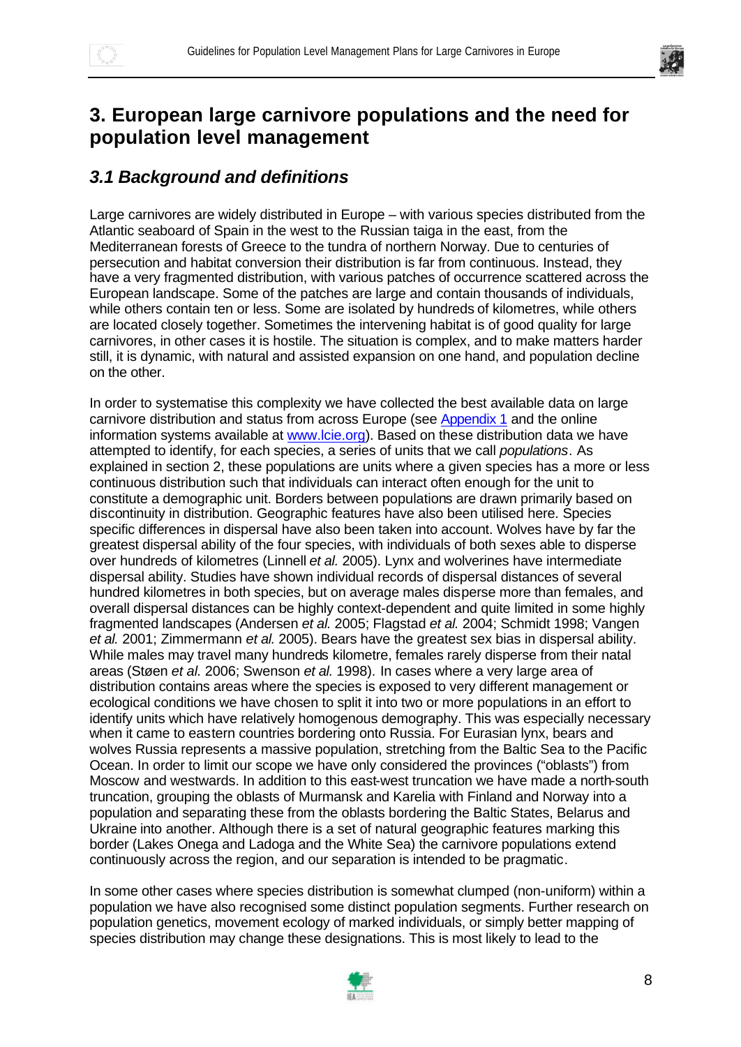# 3. European large carnivore populations and the need for population level management

## *3.1 Background and definitions*

Large carnivores are widely distributed in Europe – with various species distributed from the Atlantic seaboard of Spain in the west to the Russian taiga in the east, from the Mediterranean forests of Greece to the tundra of northern Norway. Due to centuries of persecution and habitat conversion their distribution is far from continuous. Instead, they have a very fragmented distribution, with various patches of occurrence scattered across the European landscape. Some of the patches are large and contain thousands of individuals, while others contain ten or less. Some are isolated by hundreds of kilometres, while others are located closely together. Sometimes the intervening habitat is of good quality for large carnivores, in other cases it is hostile. The situation is complex, and to make matters harder still, it is dynamic, with natural and assisted expansion on one hand, and population decline on the other.

In order to systematise this complexity we have collected the best available data on large carnivore distribution and status from across Europe (see Appendix 1 and the online information systems available at www.lcie.org). Based on these distribution data we have attempted to identify, for each species, a series of units that we call *populations*. As explained in section 2, these populations are units where a given species has a more or less continuous distribution such that individuals can interact often enough for the unit to constitute a demographic unit. Borders between populations are drawn primarily based on discontinuity in distribution. Geographic features have also been utilised here. Species specific differences in dispersal have also been taken into account. Wolves have by far the greatest dispersal ability of the four species, with individuals of both sexes able to disperse over hundreds of kilometres (Linnell *et al.* 2005). Lynx and wolverines have intermediate dispersal ability. Studies have shown individual records of dispersal distances of several hundred kilometres in both species, but on average males disperse more than females, and overall dispersal distances can be highly context-dependent and quite limited in some highly fragmented landscapes (Andersen *et al.* 2005; Flagstad *et al.* 2004; Schmidt 1998; Vangen *et al.* 2001; Zimmermann *et al.* 2005). Bears have the greatest sex bias in dispersal ability. While males may travel many hundreds kilometre, females rarely disperse from their natal areas (Støen *et al.* 2006; Swenson *et al.* 1998). In cases where a very large area of distribution contains areas where the species is exposed to very different management or ecological conditions we have chosen to split it into two or more populations in an effort to identify units which have relatively homogenous demography. This was especially necessary when it came to eastern countries bordering onto Russia. For Eurasian lynx, bears and wolves Russia represents a massive population, stretching from the Baltic Sea to the Pacific Ocean. In order to limit our scope we have only considered the provinces ("oblasts") from Moscow and westwards. In addition to this east-west truncation we have made a north-south truncation, grouping the oblasts of Murmansk and Karelia with Finland and Norway into a population and separating these from the oblasts bordering the Baltic States, Belarus and Ukraine into another. Although there is a set of natural geographic features marking this border (Lakes Onega and Ladoga and the White Sea) the carnivore populations extend continuously across the region, and our separation is intended to be pragmatic.

In some other cases where species distribution is somewhat clumped (non-uniform) within a population we have also recognised some distinct population segments. Further research on population genetics, movement ecology of marked individuals, or simply better mapping of species distribution may change these designations. This is most likely to lead to the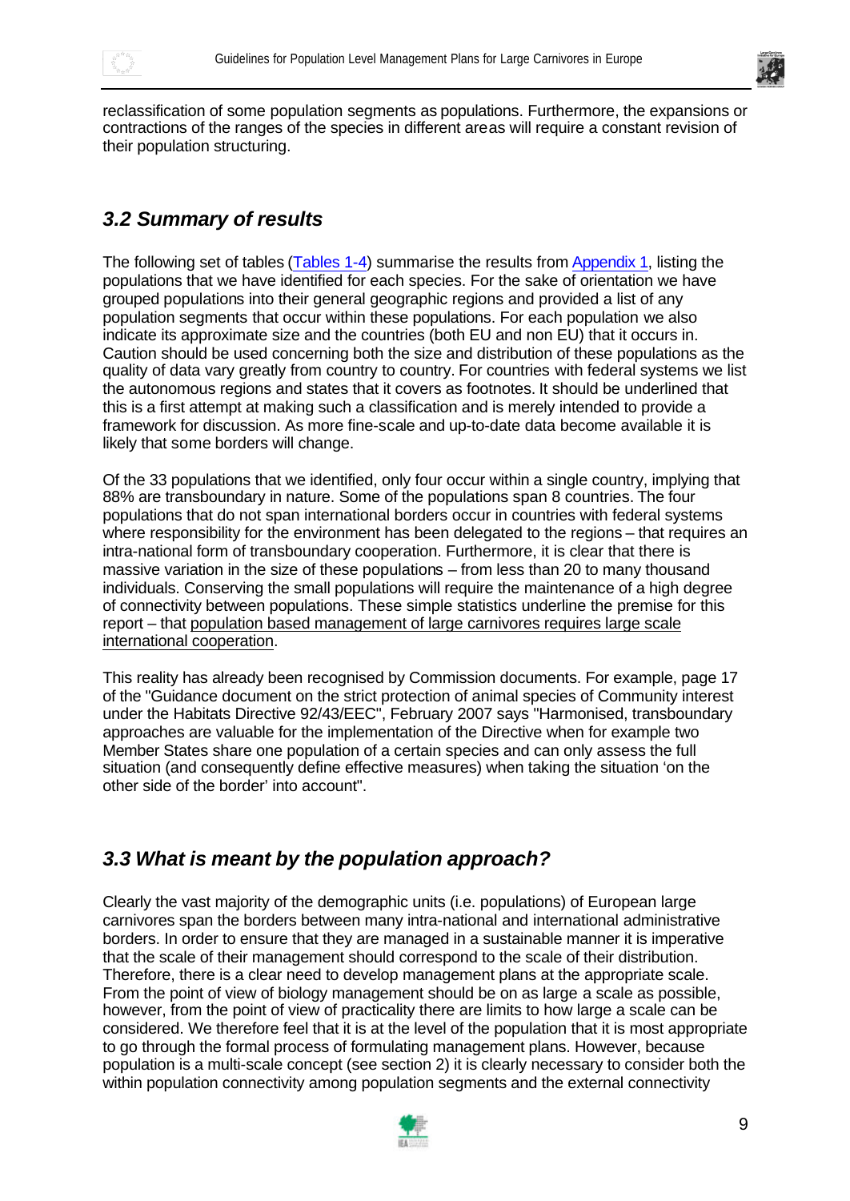reclassification of some population segments as populations. Furthermore, the expansions or contractions of the ranges of the species in different areas will require a constant revision of their population structuring.

## *3.2 Summary of results*

The following set of tables (Tables 1-4) summarise the results from Appendix 1, listing the populations that we have identified for each species. For the sake of orientation we have grouped populations into their general geographic regions and provided a list of any population segments that occur within these populations. For each population we also indicate its approximate size and the countries (both EU and non EU) that it occurs in. Caution should be used concerning both the size and distribution of these populations as the quality of data vary greatly from country to country. For countries with federal systems we list the autonomous regions and states that it covers as footnotes. It should be underlined that this is a first attempt at making such a classification and is merely intended to provide a framework for discussion. As more fine-scale and up-to-date data become available it is likely that some borders will change.

Of the 33 populations that we identified, only four occur within a single country, implying that 88% are transboundary in nature. Some of the populations span 8 countries. The four populations that do not span international borders occur in countries with federal systems where responsibility for the environment has been delegated to the regions – that requires an intra-national form of transboundary cooperation. Furthermore, it is clear that there is massive variation in the size of these populations – from less than 20 to many thousand individuals. Conserving the small populations will require the maintenance of a high degree of connectivity between populations. These simple statistics underline the premise for this report – that population based management of large carnivores requires large scale international cooperation.

This reality has already been recognised by Commission documents. For example, page 17 of the "Guidance document on the strict protection of animal species of Community interest under the Habitats Directive 92/43/EEC", February 2007 says "Harmonised, transboundary approaches are valuable for the implementation of the Directive when for example two Member States share one population of a certain species and can only assess the full situation (and consequently define effective measures) when taking the situation 'on the other side of the border' into account".

## *3.3 What is meant by the population approach?*

Clearly the vast majority of the demographic units (i.e. populations) of European large carnivores span the borders between many intra-national and international administrative borders. In order to ensure that they are managed in a sustainable manner it is imperative that the scale of their management should correspond to the scale of their distribution. Therefore, there is a clear need to develop management plans at the appropriate scale. From the point of view of biology management should be on as large a scale as possible, however, from the point of view of practicality there are limits to how large a scale can be considered. We therefore feel that it is at the level of the population that it is most appropriate to go through the formal process of formulating management plans. However, because population is a multi-scale concept (see section 2) it is clearly necessary to consider both the within population connectivity among population segments and the external connectivity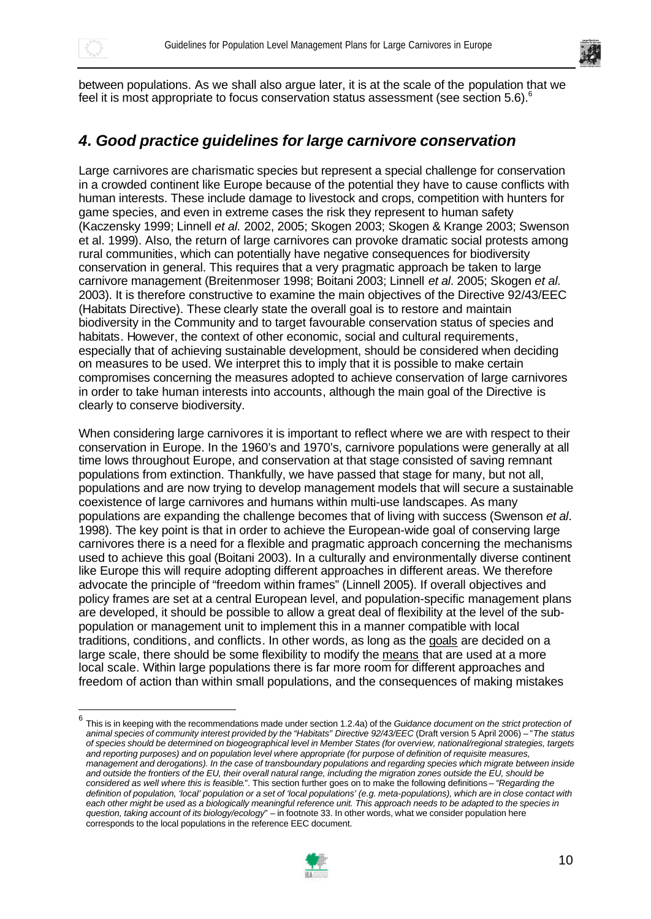between populations. As we shall also argue later, it is at the scale of the population that we feel it is most appropriate to focus conservation status assessment (see section 5.6).[6]

## *4. Good practice guidelines for large carnivore conservation*

Large carnivores are charismatic species but represent a special challenge for conservation in a crowded continent like Europe because of the potential they have to cause conflicts with human interests. These include damage to livestock and crops, competition with hunters for game species, and even in extreme cases the risk they represent to human safety (Kaczensky 1999; Linnell *et al.* 2002, 2005; Skogen 2003; Skogen & Krange 2003; Swenson et al. 1999). Also, the return of large carnivores can provoke dramatic social protests among rural communities, which can potentially have negative consequences for biodiversity conservation in general. This requires that a very pragmatic approach be taken to large carnivore management (Breitenmoser 1998; Boitani 2003; Linnell *et al*. 2005; Skogen *et al.* 2003). It is therefore constructive to examine the main objectives of the Directive 92/43/EEC (Habitats Directive). These clearly state the overall goal is to restore and maintain biodiversity in the Community and to target favourable conservation status of species and habitats. However, the context of other economic, social and cultural requirements, especially that of achieving sustainable development, should be considered when deciding on measures to be used. We interpret this to imply that it is possible to make certain compromises concerning the measures adopted to achieve conservation of large carnivores in order to take human interests into accounts, although the main goal of the Directive is clearly to conserve biodiversity.

When considering large carnivores it is important to reflect where we are with respect to their conservation in Europe. In the 1960's and 1970's, carnivore populations were generally at all time lows throughout Europe, and conservation at that stage consisted of saving remnant populations from extinction. Thankfully, we have passed that stage for many, but not all, populations and are now trying to develop management models that will secure a sustainable coexistence of large carnivores and humans within multi-use landscapes. As many populations are expanding the challenge becomes that of living with success (Swenson *et al*. 1998). The key point is that in order to achieve the European-wide goal of conserving large carnivores there is a need for a flexible and pragmatic approach concerning the mechanisms used to achieve this goal (Boitani 2003). In a culturally and environmentally diverse continent like Europe this will require adopting different approaches in different areas. We therefore advocate the principle of "freedom within frames" (Linnell 2005). If overall objectives and policy frames are set at a central European level, and population-specific management plans are developed, it should be possible to allow a great deal of flexibility at the level of the sub-population or management unit to implement this in a manner compatible with local traditions, conditions, and conflicts. In other words, as long as the <u>goals</u> are decided on a large scale, there should be some flexibility to modify the <u>means</u> that are used at a more local scale. Within large populations there is far more room for different approaches and freedom of action than within small populations, and the consequences of making mistakes

---

[6] This is in keeping with the recommendations made under section 1.2.4a) of the *Guidance document on the strict protection of animal species of community interest provided by the "Habitats" Directive 92/43/EEC* (Draft version 5 April 2006) – "*The status of species should be determined on biogeographical level in Member States (for overview, national/regional strategies, targets and reporting purposes) and on population level where appropriate (for purpose of definition of requisite measures, management and derogations). In the case of transboundary populations and regarding species which migrate between inside and outside the frontiers of the EU, their overall natural range, including the migration zones outside the EU, should be considered as well where this is feasible.*". This section further goes on to make the following definitions – "*Regarding the definition of population, 'local' population or a set of 'local populations' (e.g. meta-populations), which are in close contact with each other might be used as a biologically meaningful reference unit. This approach needs to be adapted to the species in question, taking account of its biology/ecology*" – in footnote 33. In other words, what we consider population here corresponds to the local populations in the reference EEC document.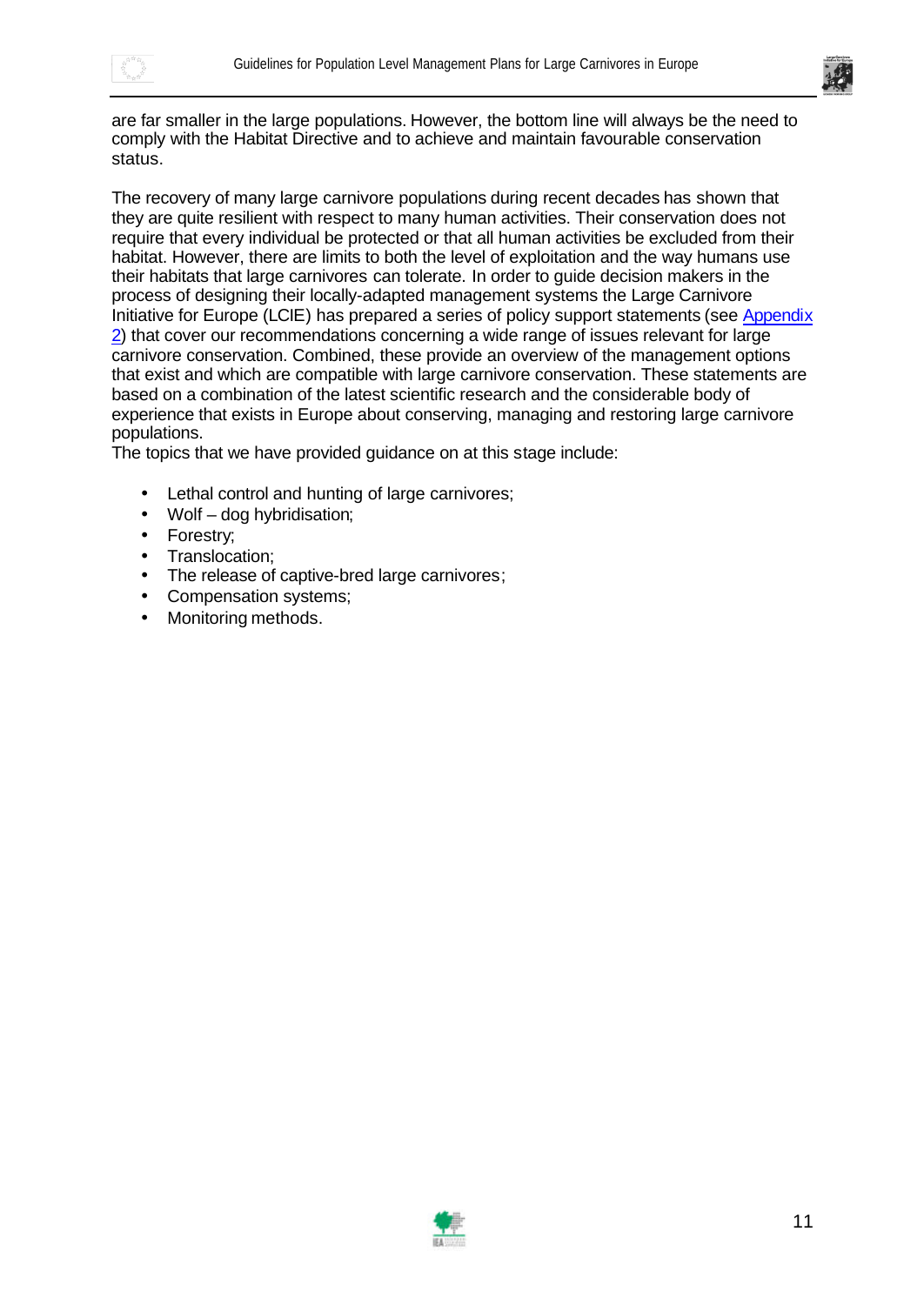are far smaller in the large populations. However, the bottom line will always be the need to comply with the Habitat Directive and to achieve and maintain favourable conservation status.

The recovery of many large carnivore populations during recent decades has shown that they are quite resilient with respect to many human activities. Their conservation does not require that every individual be protected or that all human activities be excluded from their habitat. However, there are limits to both the level of exploitation and the way humans use their habitats that large carnivores can tolerate. In order to guide decision makers in the process of designing their locally-adapted management systems the Large Carnivore Initiative for Europe (LCIE) has prepared a series of policy support statements (see Appendix 2) that cover our recommendations concerning a wide range of issues relevant for large carnivore conservation. Combined, these provide an overview of the management options that exist and which are compatible with large carnivore conservation. These statements are based on a combination of the latest scientific research and the considerable body of experience that exists in Europe about conserving, managing and restoring large carnivore populations.
The topics that we have provided guidance on at this stage include:

- Lethal control and hunting of large carnivores;
- Wolf – dog hybridisation;
- Forestry;
- Translocation;
- The release of captive-bred large carnivores;
- Compensation systems;
- Monitoring methods.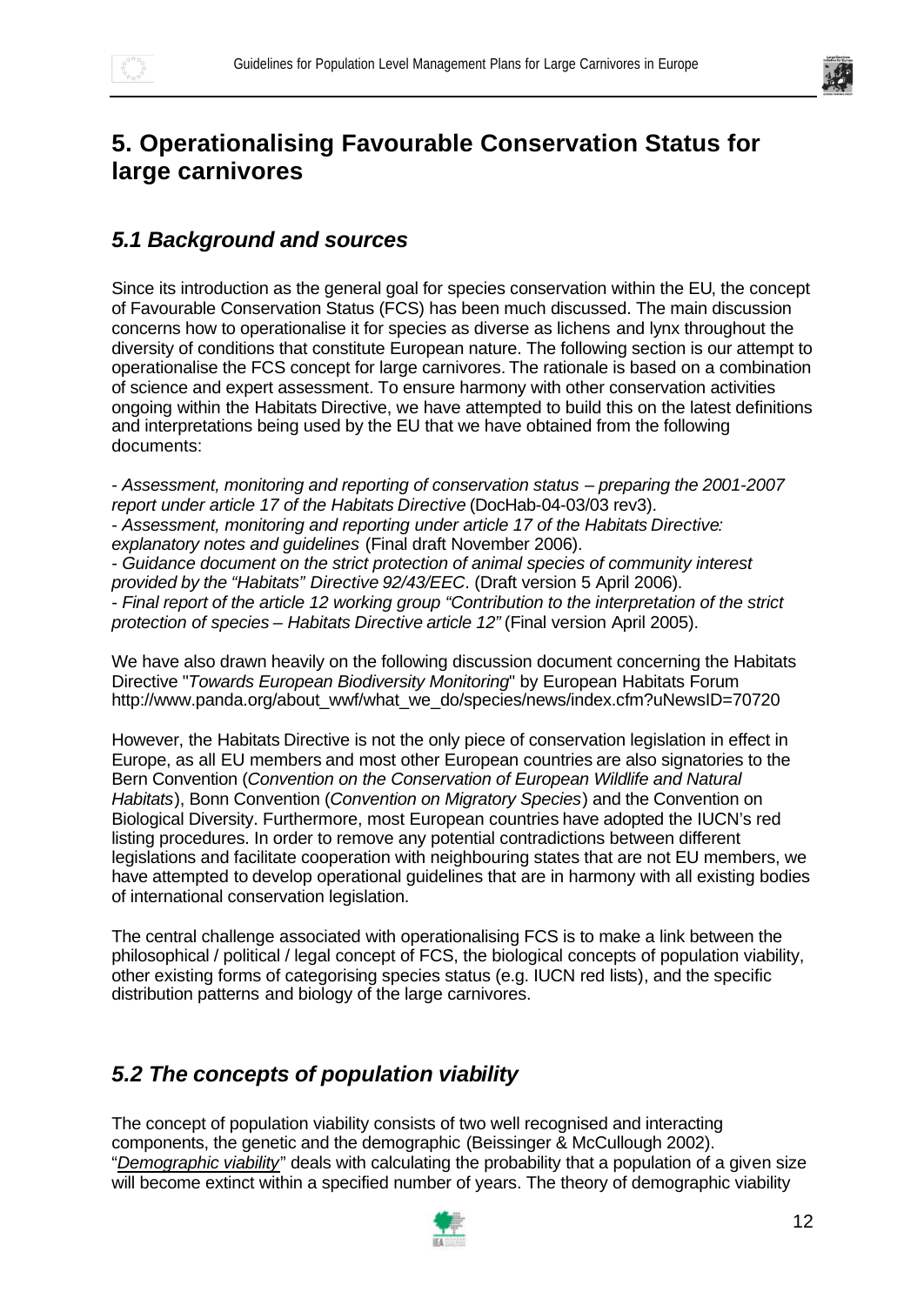# 5. Operationalising Favourable Conservation Status for large carnivores

## *5.1 Background and sources*

Since its introduction as the general goal for species conservation within the EU, the concept of Favourable Conservation Status (FCS) has been much discussed. The main discussion concerns how to operationalise it for species as diverse as lichens and lynx throughout the diversity of conditions that constitute European nature. The following section is our attempt to operationalise the FCS concept for large carnivores. The rationale is based on a combination of science and expert assessment. To ensure harmony with other conservation activities ongoing within the Habitats Directive, we have attempted to build this on the latest definitions and interpretations being used by the EU that we have obtained from the following documents:

- *Assessment, monitoring and reporting of conservation status – preparing the 2001-2007 report under article 17 of the Habitats Directive* (DocHab-04-03/03 rev3).
- *Assessment, monitoring and reporting under article 17 of the Habitats Directive: explanatory notes and guidelines* (Final draft November 2006).
- *Guidance document on the strict protection of animal species of community interest provided by the "Habitats" Directive 92/43/EEC*. (Draft version 5 April 2006).
- *Final report of the article 12 working group "Contribution to the interpretation of the strict protection of species – Habitats Directive article 12"* (Final version April 2005).

We have also drawn heavily on the following discussion document concerning the Habitats Directive "*Towards European Biodiversity Monitoring*" by European Habitats Forum http://www.panda.org/about_wwf/what_we_do/species/news/index.cfm?uNewsID=70720

However, the Habitats Directive is not the only piece of conservation legislation in effect in Europe, as all EU members and most other European countries are also signatories to the Bern Convention (*Convention on the Conservation of European Wildlife and Natural Habitats*), Bonn Convention (*Convention on Migratory Species*) and the Convention on Biological Diversity. Furthermore, most European countries have adopted the IUCN's red listing procedures. In order to remove any potential contradictions between different legislations and facilitate cooperation with neighbouring states that are not EU members, we have attempted to develop operational guidelines that are in harmony with all existing bodies of international conservation legislation.

The central challenge associated with operationalising FCS is to make a link between the philosophical / political / legal concept of FCS, the biological concepts of population viability, other existing forms of categorising species status (e.g. IUCN red lists), and the specific distribution patterns and biology of the large carnivores.

## *5.2 The concepts of population viability*

The concept of population viability consists of two well recognised and interacting components, the genetic and the demographic (Beissinger & McCullough 2002). "*Demographic viability*" deals with calculating the probability that a population of a given size will become extinct within a specified number of years. The theory of demographic viability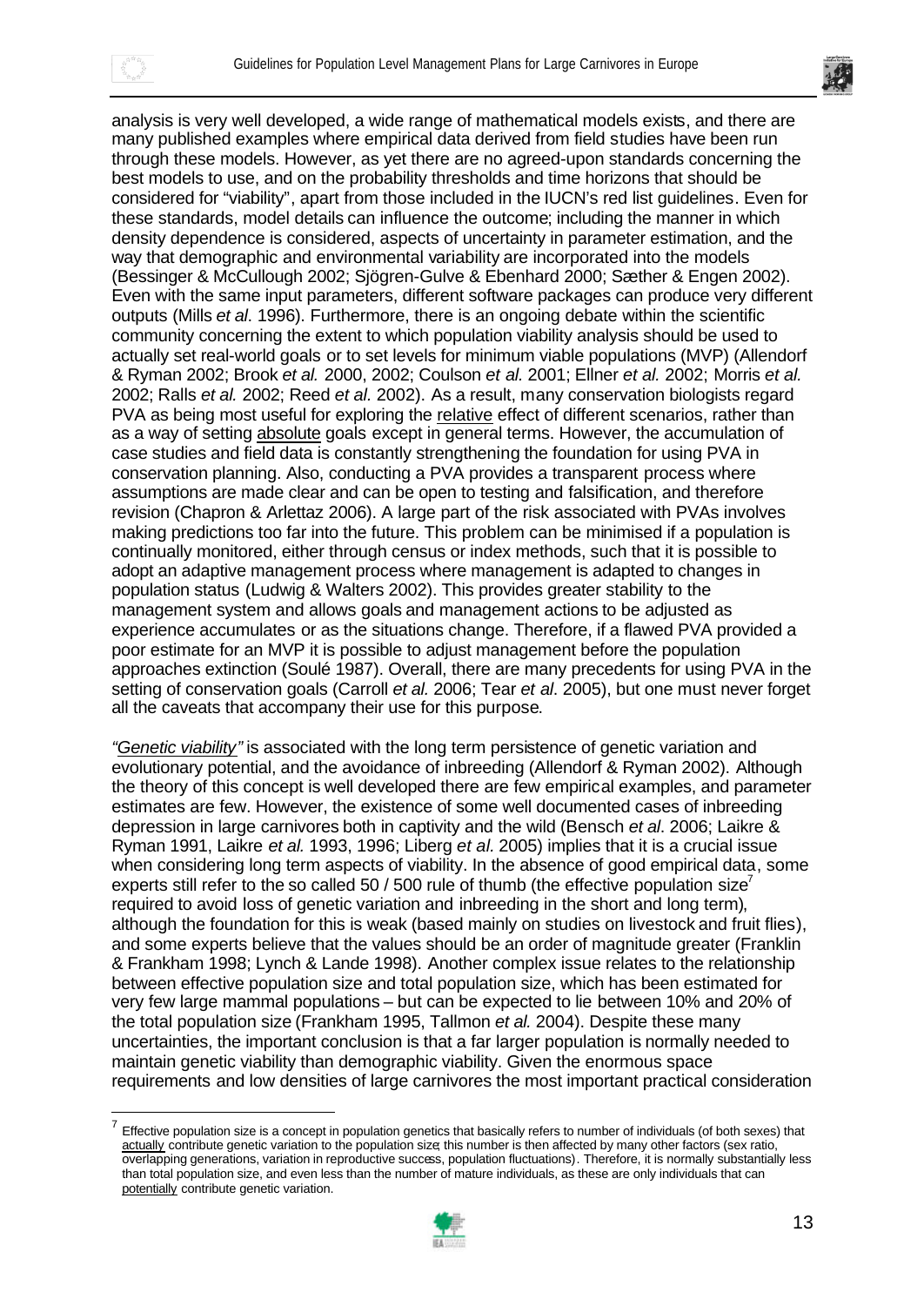analysis is very well developed, a wide range of mathematical models exists, and there are many published examples where empirical data derived from field studies have been run through these models. However, as yet there are no agreed-upon standards concerning the best models to use, and on the probability thresholds and time horizons that should be considered for "viability", apart from those included in the IUCN's red list guidelines. Even for these standards, model details can influence the outcome; including the manner in which density dependence is considered, aspects of uncertainty in parameter estimation, and the way that demographic and environmental variability are incorporated into the models (Bessinger & McCullough 2002; Sjögren-Gulve & Ebenhard 2000; Sæther & Engen 2002). Even with the same input parameters, different software packages can produce very different outputs (Mills *et al*. 1996). Furthermore, there is an ongoing debate within the scientific community concerning the extent to which population viability analysis should be used to actually set real-world goals or to set levels for minimum viable populations (MVP) (Allendorf & Ryman 2002; Brook *et al.* 2000, 2002; Coulson *et al.* 2001; Ellner *et al.* 2002; Morris *et al.* 2002; Ralls *et al.* 2002; Reed *et al.* 2002). As a result, many conservation biologists regard PVA as being most useful for exploring the relative effect of different scenarios, rather than as a way of setting absolute goals except in general terms. However, the accumulation of case studies and field data is constantly strengthening the foundation for using PVA in conservation planning. Also, conducting a PVA provides a transparent process where assumptions are made clear and can be open to testing and falsification, and therefore revision (Chapron & Arlettaz 2006). A large part of the risk associated with PVAs involves making predictions too far into the future. This problem can be minimised if a population is continually monitored, either through census or index methods, such that it is possible to adopt an adaptive management process where management is adapted to changes in population status (Ludwig & Walters 2002). This provides greater stability to the management system and allows goals and management actions to be adjusted as experience accumulates or as the situations change. Therefore, if a flawed PVA provided a poor estimate for an MVP it is possible to adjust management before the population approaches extinction (Soulé 1987). Overall, there are many precedents for using PVA in the setting of conservation goals (Carroll *et al.* 2006; Tear *et al*. 2005), but one must never forget all the caveats that accompany their use for this purpose.

*"Genetic viability"* is associated with the long term persistence of genetic variation and evolutionary potential, and the avoidance of inbreeding (Allendorf & Ryman 2002). Although the theory of this concept is well developed there are few empirical examples, and parameter estimates are few. However, the existence of some well documented cases of inbreeding depression in large carnivores both in captivity and the wild (Bensch *et al*. 2006; Laikre & Ryman 1991, Laikre *et al.* 1993, 1996; Liberg *et al.* 2005) implies that it is a crucial issue when considering long term aspects of viability. In the absence of good empirical data, some experts still refer to the so called 50 / 500 rule of thumb (the effective population size[7] required to avoid loss of genetic variation and inbreeding in the short and long term), although the foundation for this is weak (based mainly on studies on livestock and fruit flies), and some experts believe that the values should be an order of magnitude greater (Franklin & Frankham 1998; Lynch & Lande 1998). Another complex issue relates to the relationship between effective population size and total population size, which has been estimated for very few large mammal populations – but can be expected to lie between 10% and 20% of the total population size (Frankham 1995, Tallmon *et al.* 2004). Despite these many uncertainties, the important conclusion is that a far larger population is normally needed to maintain genetic viability than demographic viability. Given the enormous space requirements and low densities of large carnivores the most important practical consideration

[7] Effective population size is a concept in population genetics that basically refers to number of individuals (of both sexes) that actually contribute genetic variation to the population size; this number is then affected by many other factors (sex ratio, overlapping generations, variation in reproductive success, population fluctuations). Therefore, it is normally substantially less than total population size, and even less than the number of mature individuals, as these are only individuals that can potentially contribute genetic variation.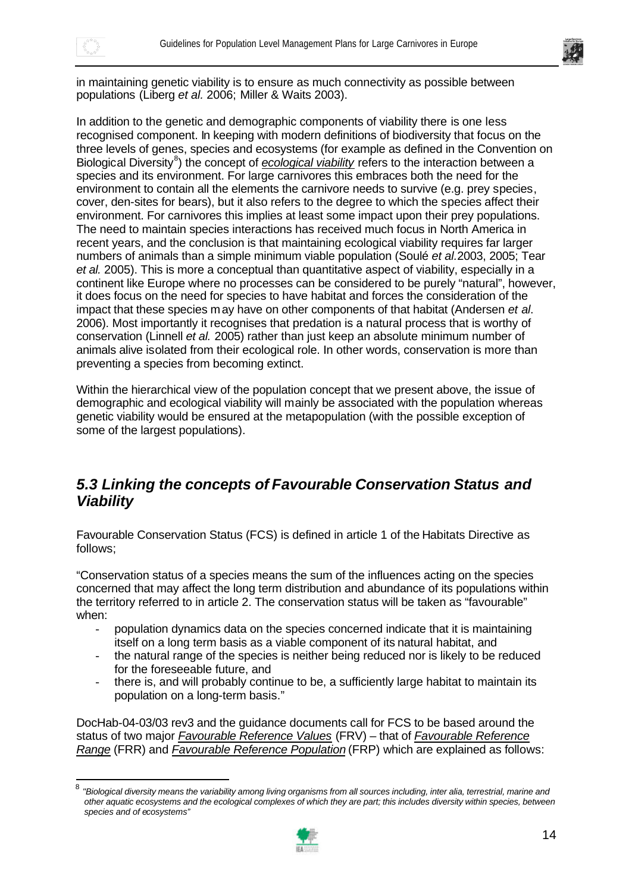in maintaining genetic viability is to ensure as much connectivity as possible between populations (Liberg *et al.* 2006; Miller & Waits 2003).

In addition to the genetic and demographic components of viability there is one less recognised component. In keeping with modern definitions of biodiversity that focus on the three levels of genes, species and ecosystems (for example as defined in the Convention on Biological Diversity[8]) the concept of *ecological viability* refers to the interaction between a species and its environment. For large carnivores this embraces both the need for the environment to contain all the elements the carnivore needs to survive (e.g. prey species, cover, den-sites for bears), but it also refers to the degree to which the species affect their environment. For carnivores this implies at least some impact upon their prey populations. The need to maintain species interactions has received much focus in North America in recent years, and the conclusion is that maintaining ecological viability requires far larger numbers of animals than a simple minimum viable population (Soulé *et al.* 2003, 2005; Tear *et al.* 2005). This is more a conceptual than quantitative aspect of viability, especially in a continent like Europe where no processes can be considered to be purely "natural", however, it does focus on the need for species to have habitat and forces the consideration of the impact that these species may have on other components of that habitat (Andersen *et al*. 2006). Most importantly it recognises that predation is a natural process that is worthy of conservation (Linnell *et al.* 2005) rather than just keep an absolute minimum number of animals alive isolated from their ecological role. In other words, conservation is more than preventing a species from becoming extinct.

Within the hierarchical view of the population concept that we present above, the issue of demographic and ecological viability will mainly be associated with the population whereas genetic viability would be ensured at the metapopulation (with the possible exception of some of the largest populations).

## *5.3 Linking the concepts of Favourable Conservation Status and Viability*

Favourable Conservation Status (FCS) is defined in article 1 of the Habitats Directive as follows;

"Conservation status of a species means the sum of the influences acting on the species concerned that may affect the long term distribution and abundance of its populations within the territory referred to in article 2. The conservation status will be taken as "favourable" when:

- population dynamics data on the species concerned indicate that it is maintaining itself on a long term basis as a viable component of its natural habitat, and
- the natural range of the species is neither being reduced nor is likely to be reduced for the foreseeable future, and
- there is, and will probably continue to be, a sufficiently large habitat to maintain its population on a long-term basis."

DocHab-04-03/03 rev3 and the guidance documents call for FCS to be based around the status of two major *Favourable Reference Values* (FRV) – that of *Favourable Reference Range* (FRR) and *Favourable Reference Population* (FRP) which are explained as follows:

[8] *"Biological diversity means the variability among living organisms from all sources including, inter alia, terrestrial, marine and other aquatic ecosystems and the ecological complexes of which they are part; this includes diversity within species, between species and of ecosystems"*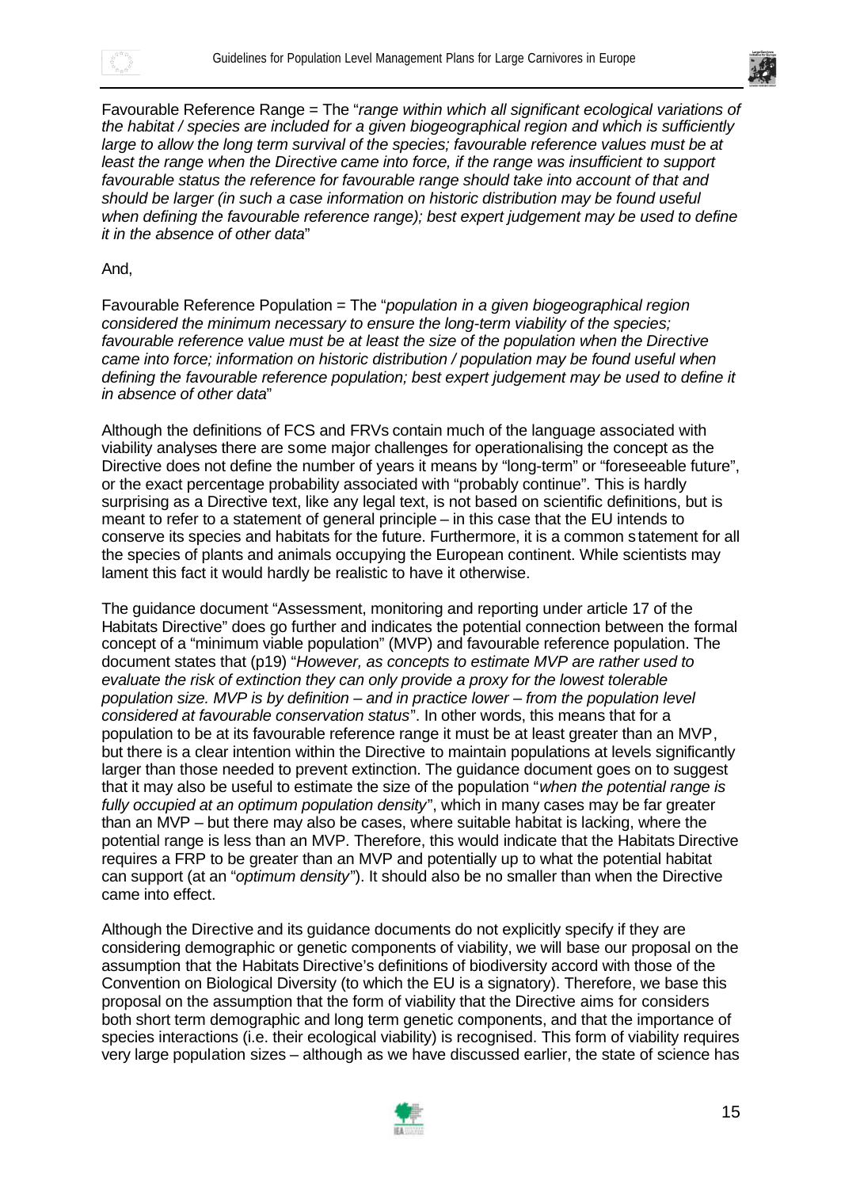Favourable Reference Range = The "*range within which all significant ecological variations of the habitat / species are included for a given biogeographical region and which is sufficiently large to allow the long term survival of the species; favourable reference values must be at least the range when the Directive came into force, if the range was insufficient to support favourable status the reference for favourable range should take into account of that and should be larger (in such a case information on historic distribution may be found useful when defining the favourable reference range); best expert judgement may be used to define it in the absence of other data*"

And,

Favourable Reference Population = The "*population in a given biogeographical region considered the minimum necessary to ensure the long-term viability of the species; favourable reference value must be at least the size of the population when the Directive came into force; information on historic distribution / population may be found useful when defining the favourable reference population; best expert judgement may be used to define it in absence of other data*"

Although the definitions of FCS and FRVs contain much of the language associated with viability analyses there are some major challenges for operationalising the concept as the Directive does not define the number of years it means by "long-term" or "foreseeable future", or the exact percentage probability associated with "probably continue". This is hardly surprising as a Directive text, like any legal text, is not based on scientific definitions, but is meant to refer to a statement of general principle – in this case that the EU intends to conserve its species and habitats for the future. Furthermore, it is a common statement for all the species of plants and animals occupying the European continent. While scientists may lament this fact it would hardly be realistic to have it otherwise.

The guidance document "Assessment, monitoring and reporting under article 17 of the Habitats Directive" does go further and indicates the potential connection between the formal concept of a "minimum viable population" (MVP) and favourable reference population. The document states that (p19) "*However, as concepts to estimate MVP are rather used to evaluate the risk of extinction they can only provide a proxy for the lowest tolerable population size. MVP is by definition – and in practice lower – from the population level considered at favourable conservation status*". In other words, this means that for a population to be at its favourable reference range it must be at least greater than an MVP, but there is a clear intention within the Directive to maintain populations at levels significantly larger than those needed to prevent extinction. The guidance document goes on to suggest that it may also be useful to estimate the size of the population "*when the potential range is fully occupied at an optimum population density*", which in many cases may be far greater than an MVP – but there may also be cases, where suitable habitat is lacking, where the potential range is less than an MVP. Therefore, this would indicate that the Habitats Directive requires a FRP to be greater than an MVP and potentially up to what the potential habitat can support (at an "*optimum density*"). It should also be no smaller than when the Directive came into effect.

Although the Directive and its guidance documents do not explicitly specify if they are considering demographic or genetic components of viability, we will base our proposal on the assumption that the Habitats Directive's definitions of biodiversity accord with those of the Convention on Biological Diversity (to which the EU is a signatory). Therefore, we base this proposal on the assumption that the form of viability that the Directive aims for considers both short term demographic and long term genetic components, and that the importance of species interactions (i.e. their ecological viability) is recognised. This form of viability requires very large population sizes – although as we have discussed earlier, the state of science has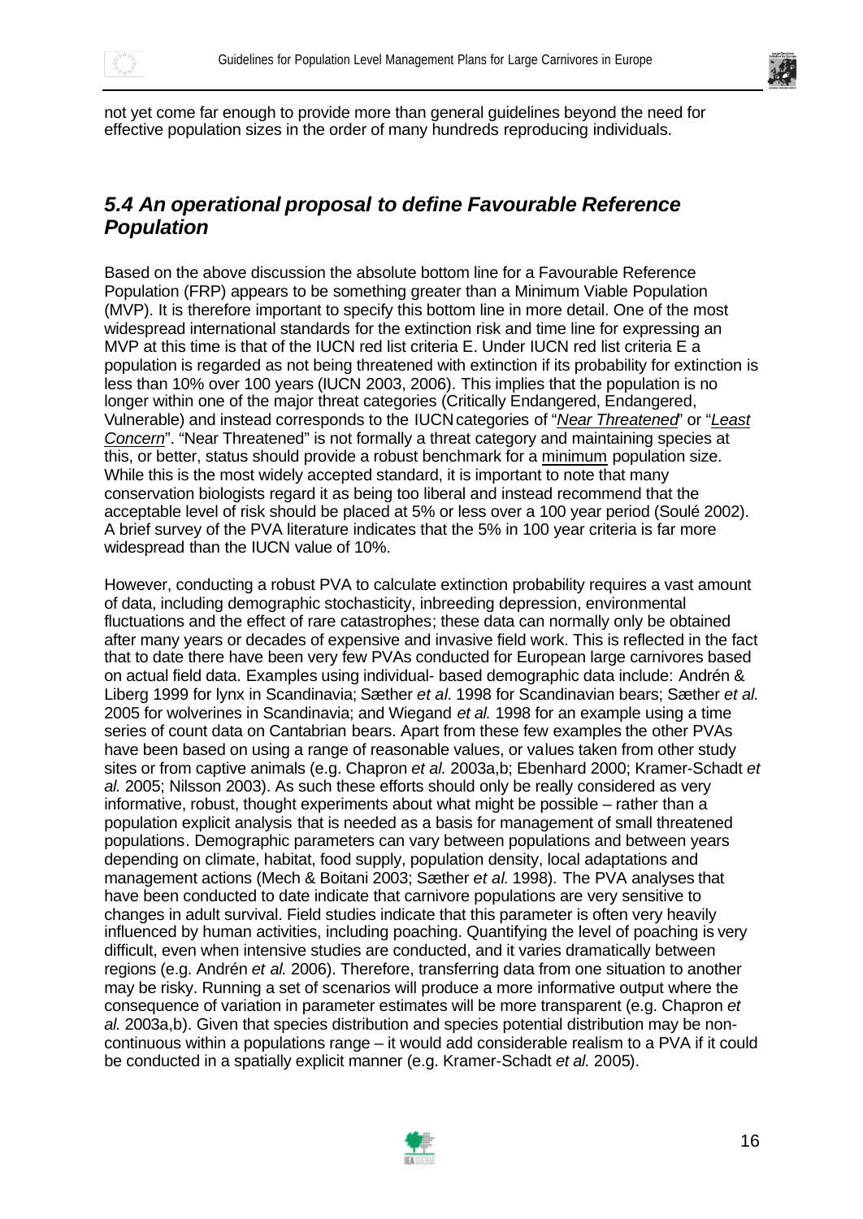not yet come far enough to provide more than general guidelines beyond the need for effective population sizes in the order of many hundreds reproducing individuals.

## *5.4 An operational proposal to define Favourable Reference Population*

Based on the above discussion the absolute bottom line for a Favourable Reference Population (FRP) appears to be something greater than a Minimum Viable Population (MVP). It is therefore important to specify this bottom line in more detail. One of the most widespread international standards for the extinction risk and time line for expressing an MVP at this time is that of the IUCN red list criteria E. Under IUCN red list criteria E a population is regarded as not being threatened with extinction if its probability for extinction is less than 10% over 100 years (IUCN 2003, 2006). This implies that the population is no longer within one of the major threat categories (Critically Endangered, Endangered, Vulnerable) and instead corresponds to the IUCN categories of "*Near Threatened*" or "*Least Concern*". "Near Threatened" is not formally a threat category and maintaining species at this, or better, status should provide a robust benchmark for a minimum population size. While this is the most widely accepted standard, it is important to note that many conservation biologists regard it as being too liberal and instead recommend that the acceptable level of risk should be placed at 5% or less over a 100 year period (Soulé 2002). A brief survey of the PVA literature indicates that the 5% in 100 year criteria is far more widespread than the IUCN value of 10%.

However, conducting a robust PVA to calculate extinction probability requires a vast amount of data, including demographic stochasticity, inbreeding depression, environmental fluctuations and the effect of rare catastrophes; these data can normally only be obtained after many years or decades of expensive and invasive field work. This is reflected in the fact that to date there have been very few PVAs conducted for European large carnivores based on actual field data. Examples using individual- based demographic data include: Andrén & Liberg 1999 for lynx in Scandinavia; Sæther *et al.* 1998 for Scandinavian bears; Sæther *et al.* 2005 for wolverines in Scandinavia; and Wiegand *et al.* 1998 for an example using a time series of count data on Cantabrian bears. Apart from these few examples the other PVAs have been based on using a range of reasonable values, or values taken from other study sites or from captive animals (e.g. Chapron *et al.* 2003a,b; Ebenhard 2000; Kramer-Schadt *et al.* 2005; Nilsson 2003). As such these efforts should only be really considered as very informative, robust, thought experiments about what might be possible – rather than a population explicit analysis that is needed as a basis for management of small threatened populations. Demographic parameters can vary between populations and between years depending on climate, habitat, food supply, population density, local adaptations and management actions (Mech & Boitani 2003; Sæther *et al.* 1998). The PVA analyses that have been conducted to date indicate that carnivore populations are very sensitive to changes in adult survival. Field studies indicate that this parameter is often very heavily influenced by human activities, including poaching. Quantifying the level of poaching is very difficult, even when intensive studies are conducted, and it varies dramatically between regions (e.g. Andrén *et al.* 2006). Therefore, transferring data from one situation to another may be risky. Running a set of scenarios will produce a more informative output where the consequence of variation in parameter estimates will be more transparent (e.g. Chapron *et al.* 2003a,b). Given that species distribution and species potential distribution may be non-continuous within a populations range – it would add considerable realism to a PVA if it could be conducted in a spatially explicit manner (e.g. Kramer-Schadt *et al.* 2005).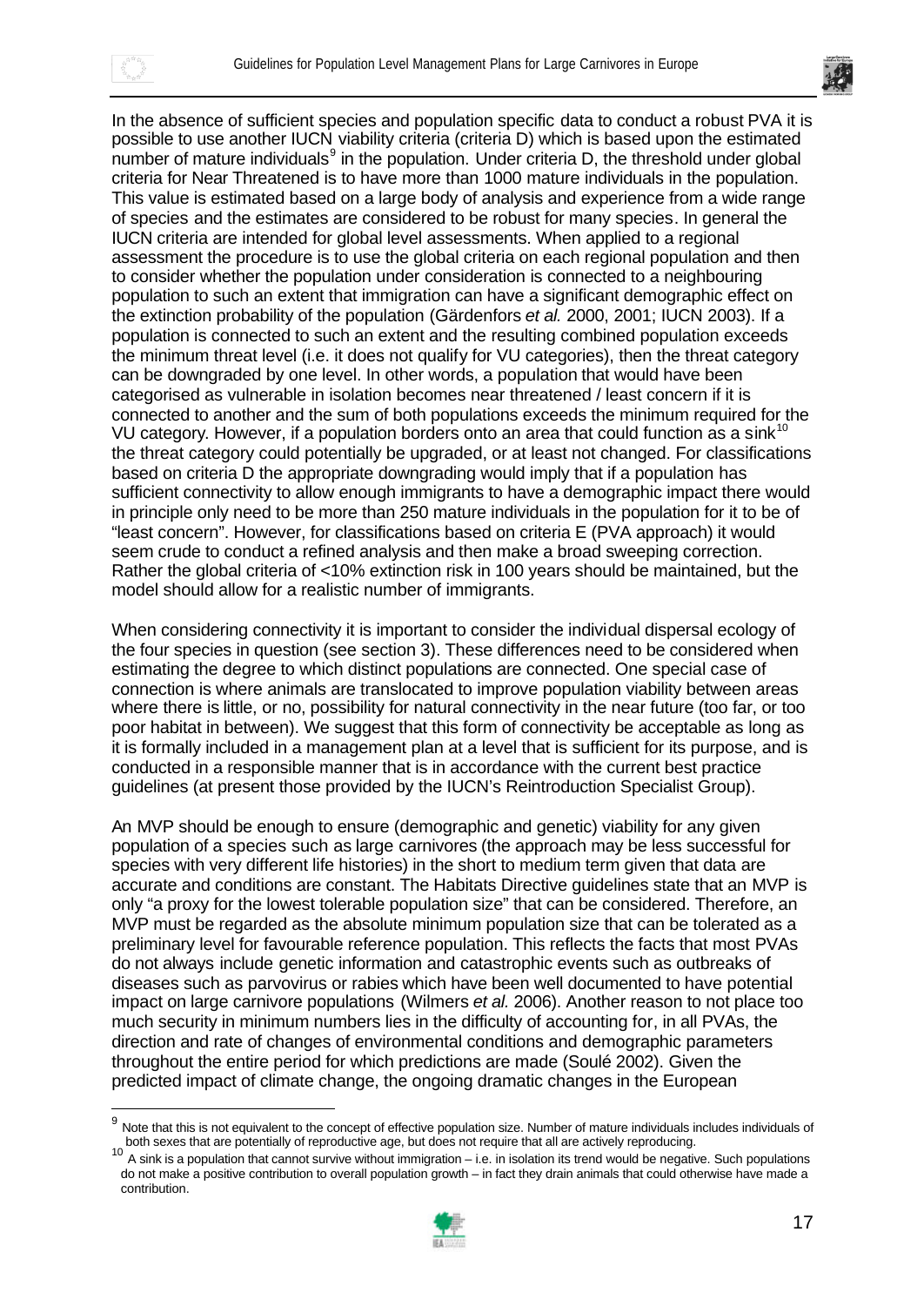In the absence of sufficient species and population specific data to conduct a robust PVA it is possible to use another IUCN viability criteria (criteria D) which is based upon the estimated number of mature individuals[9] in the population. Under criteria D, the threshold under global criteria for Near Threatened is to have more than 1000 mature individuals in the population. This value is estimated based on a large body of analysis and experience from a wide range of species and the estimates are considered to be robust for many species. In general the IUCN criteria are intended for global level assessments. When applied to a regional assessment the procedure is to use the global criteria on each regional population and then to consider whether the population under consideration is connected to a neighbouring population to such an extent that immigration can have a significant demographic effect on the extinction probability of the population (Gärdenfors *et al.* 2000, 2001; IUCN 2003). If a population is connected to such an extent and the resulting combined population exceeds the minimum threat level (i.e. it does not qualify for VU categories), then the threat category can be downgraded by one level. In other words, a population that would have been categorised as vulnerable in isolation becomes near threatened / least concern if it is connected to another and the sum of both populations exceeds the minimum required for the VU category. However, if a population borders onto an area that could function as a sink[10] the threat category could potentially be upgraded, or at least not changed. For classifications based on criteria D the appropriate downgrading would imply that if a population has sufficient connectivity to allow enough immigrants to have a demographic impact there would in principle only need to be more than 250 mature individuals in the population for it to be of "least concern". However, for classifications based on criteria E (PVA approach) it would seem crude to conduct a refined analysis and then make a broad sweeping correction. Rather the global criteria of <10% extinction risk in 100 years should be maintained, but the model should allow for a realistic number of immigrants.

When considering connectivity it is important to consider the individual dispersal ecology of the four species in question (see section 3). These differences need to be considered when estimating the degree to which distinct populations are connected. One special case of connection is where animals are translocated to improve population viability between areas where there is little, or no, possibility for natural connectivity in the near future (too far, or too poor habitat in between). We suggest that this form of connectivity be acceptable as long as it is formally included in a management plan at a level that is sufficient for its purpose, and is conducted in a responsible manner that is in accordance with the current best practice guidelines (at present those provided by the IUCN's Reintroduction Specialist Group).

An MVP should be enough to ensure (demographic and genetic) viability for any given population of a species such as large carnivores (the approach may be less successful for species with very different life histories) in the short to medium term given that data are accurate and conditions are constant. The Habitats Directive guidelines state that an MVP is only "a proxy for the lowest tolerable population size" that can be considered. Therefore, an MVP must be regarded as the absolute minimum population size that can be tolerated as a preliminary level for favourable reference population. This reflects the facts that most PVAs do not always include genetic information and catastrophic events such as outbreaks of diseases such as parvovirus or rabies which have been well documented to have potential impact on large carnivore populations (Wilmers *et al.* 2006). Another reason to not place too much security in minimum numbers lies in the difficulty of accounting for, in all PVAs, the direction and rate of changes of environmental conditions and demographic parameters throughout the entire period for which predictions are made (Soulé 2002). Given the predicted impact of climate change, the ongoing dramatic changes in the European

---

[9] Note that this is not equivalent to the concept of effective population size. Number of mature individuals includes individuals of both sexes that are potentially of reproductive age, but does not require that all are actively reproducing.

[10] A sink is a population that cannot survive without immigration – i.e. in isolation its trend would be negative. Such populations do not make a positive contribution to overall population growth – in fact they drain animals that could otherwise have made a contribution.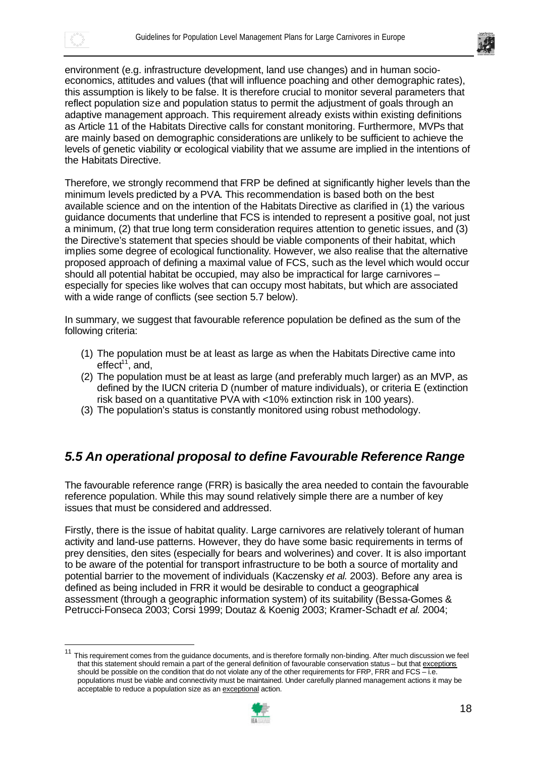environment (e.g. infrastructure development, land use changes) and in human socio-economics, attitudes and values (that will influence poaching and other demographic rates), this assumption is likely to be false. It is therefore crucial to monitor several parameters that reflect population size and population status to permit the adjustment of goals through an adaptive management approach. This requirement already exists within existing definitions as Article 11 of the Habitats Directive calls for constant monitoring. Furthermore, MVPs that are mainly based on demographic considerations are unlikely to be sufficient to achieve the levels of genetic viability or ecological viability that we assume are implied in the intentions of the Habitats Directive.

Therefore, we strongly recommend that FRP be defined at significantly higher levels than the minimum levels predicted by a PVA. This recommendation is based both on the best available science and on the intention of the Habitats Directive as clarified in (1) the various guidance documents that underline that FCS is intended to represent a positive goal, not just a minimum, (2) that true long term consideration requires attention to genetic issues, and (3) the Directive's statement that species should be viable components of their habitat, which implies some degree of ecological functionality. However, we also realise that the alternative proposed approach of defining a maximal value of FCS, such as the level which would occur should all potential habitat be occupied, may also be impractical for large carnivores – especially for species like wolves that can occupy most habitats, but which are associated with a wide range of conflicts (see section 5.7 below).

In summary, we suggest that favourable reference population be defined as the sum of the following criteria:

(1) The population must be at least as large as when the Habitats Directive came into effect[11], and,
(2) The population must be at least as large (and preferably much larger) as an MVP, as defined by the IUCN criteria D (number of mature individuals), or criteria E (extinction risk based on a quantitative PVA with <10% extinction risk in 100 years).
(3) The population's status is constantly monitored using robust methodology.

## *5.5 An operational proposal to define Favourable Reference Range*

The favourable reference range (FRR) is basically the area needed to contain the favourable reference population. While this may sound relatively simple there are a number of key issues that must be considered and addressed.

Firstly, there is the issue of habitat quality. Large carnivores are relatively tolerant of human activity and land-use patterns. However, they do have some basic requirements in terms of prey densities, den sites (especially for bears and wolverines) and cover. It is also important to be aware of the potential for transport infrastructure to be both a source of mortality and potential barrier to the movement of individuals (Kaczensky *et al.* 2003). Before any area is defined as being included in FRR it would be desirable to conduct a geographical assessment (through a geographic information system) of its suitability (Bessa-Gomes & Petrucci-Fonseca 2003; Corsi 1999; Doutaz & Koenig 2003; Kramer-Schadt *et al.* 2004;

---

[11] This requirement comes from the guidance documents, and is therefore formally non-binding. After much discussion we feel that this statement should remain a part of the general definition of favourable conservation status – but that exceptions should be possible on the condition that do not violate any of the other requirements for FRP, FRR and FCS – i.e. populations must be viable and connectivity must be maintained. Under carefully planned management actions it may be acceptable to reduce a population size as an exceptional action.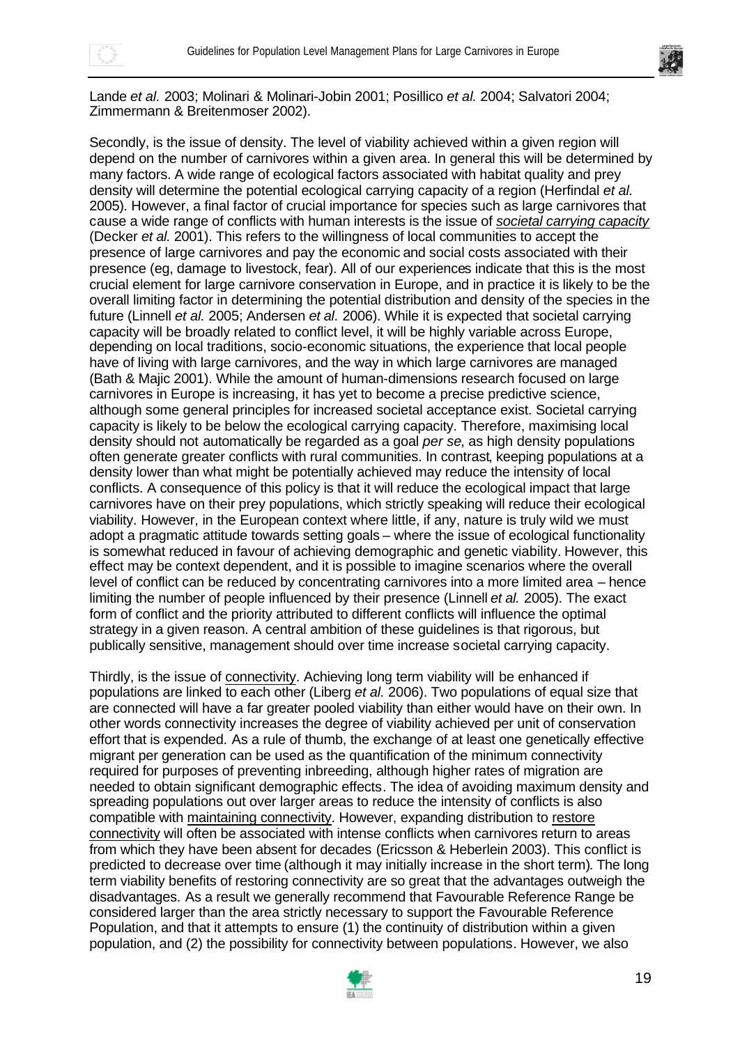Lande *et al.* 2003; Molinari & Molinari-Jobin 2001; Posillico *et al.* 2004; Salvatori 2004; Zimmermann & Breitenmoser 2002).

Secondly, is the issue of density. The level of viability achieved within a given region will depend on the number of carnivores within a given area. In general this will be determined by many factors. A wide range of ecological factors associated with habitat quality and prey density will determine the potential ecological carrying capacity of a region (Herfindal *et al.* 2005). However, a final factor of crucial importance for species such as large carnivores that cause a wide range of conflicts with human interests is the issue of *societal carrying capacity* (Decker *et al.* 2001). This refers to the willingness of local communities to accept the presence of large carnivores and pay the economic and social costs associated with their presence (eg, damage to livestock, fear). All of our experiences indicate that this is the most crucial element for large carnivore conservation in Europe, and in practice it is likely to be the overall limiting factor in determining the potential distribution and density of the species in the future (Linnell *et al.* 2005; Andersen *et al*. 2006). While it is expected that societal carrying capacity will be broadly related to conflict level, it will be highly variable across Europe, depending on local traditions, socio-economic situations, the experience that local people have of living with large carnivores, and the way in which large carnivores are managed (Bath & Majic 2001). While the amount of human-dimensions research focused on large carnivores in Europe is increasing, it has yet to become a precise predictive science, although some general principles for increased societal acceptance exist. Societal carrying capacity is likely to be below the ecological carrying capacity. Therefore, maximising local density should not automatically be regarded as a goal *per se*, as high density populations often generate greater conflicts with rural communities. In contrast, keeping populations at a density lower than what might be potentially achieved may reduce the intensity of local conflicts. A consequence of this policy is that it will reduce the ecological impact that large carnivores have on their prey populations, which strictly speaking will reduce their ecological viability. However, in the European context where little, if any, nature is truly wild we must adopt a pragmatic attitude towards setting goals – where the issue of ecological functionality is somewhat reduced in favour of achieving demographic and genetic viability. However, this effect may be context dependent, and it is possible to imagine scenarios where the overall level of conflict can be reduced by concentrating carnivores into a more limited area – hence limiting the number of people influenced by their presence (Linnell *et al.* 2005). The exact form of conflict and the priority attributed to different conflicts will influence the optimal strategy in a given reason. A central ambition of these guidelines is that rigorous, but publically sensitive, management should over time increase societal carrying capacity.

Thirdly, is the issue of connectivity. Achieving long term viability will be enhanced if populations are linked to each other (Liberg *et al.* 2006). Two populations of equal size that are connected will have a far greater pooled viability than either would have on their own. In other words connectivity increases the degree of viability achieved per unit of conservation effort that is expended. As a rule of thumb, the exchange of at least one genetically effective migrant per generation can be used as the quantification of the minimum connectivity required for purposes of preventing inbreeding, although higher rates of migration are needed to obtain significant demographic effects. The idea of avoiding maximum density and spreading populations out over larger areas to reduce the intensity of conflicts is also compatible with maintaining connectivity. However, expanding distribution to restore connectivity will often be associated with intense conflicts when carnivores return to areas from which they have been absent for decades (Ericsson & Heberlein 2003). This conflict is predicted to decrease over time (although it may initially increase in the short term). The long term viability benefits of restoring connectivity are so great that the advantages outweigh the disadvantages. As a result we generally recommend that Favourable Reference Range be considered larger than the area strictly necessary to support the Favourable Reference Population, and that it attempts to ensure (1) the continuity of distribution within a given population, and (2) the possibility for connectivity between populations. However, we also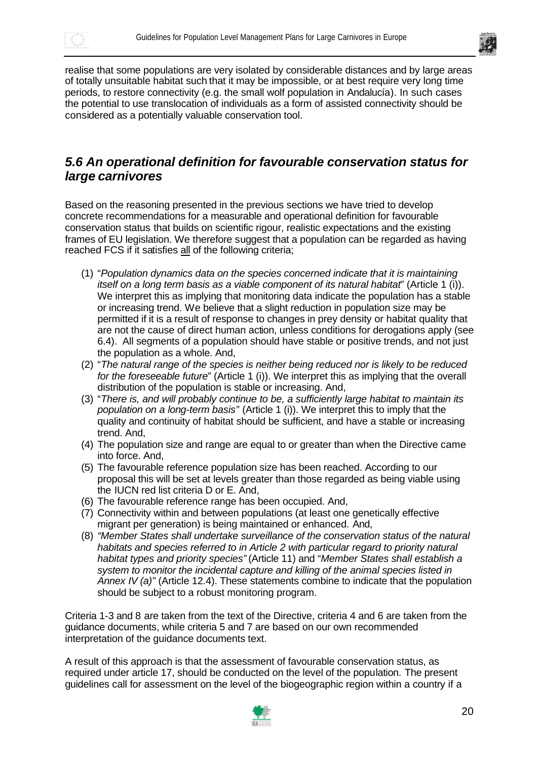realise that some populations are very isolated by considerable distances and by large areas of totally unsuitable habitat such that it may be impossible, or at best require very long time periods, to restore connectivity (e.g. the small wolf population in Andalucía). In such cases the potential to use translocation of individuals as a form of assisted connectivity should be considered as a potentially valuable conservation tool.

## *5.6 An operational definition for favourable conservation status for large carnivores*

Based on the reasoning presented in the previous sections we have tried to develop concrete recommendations for a measurable and operational definition for favourable conservation status that builds on scientific rigour, realistic expectations and the existing frames of EU legislation. We therefore suggest that a population can be regarded as having reached FCS if it satisfies all of the following criteria;

(1) "*Population dynamics data on the species concerned indicate that it is maintaining itself on a long term basis as a viable component of its natural habitat*" (Article 1 (i)). We interpret this as implying that monitoring data indicate the population has a stable or increasing trend. We believe that a slight reduction in population size may be permitted if it is a result of direct response to changes in prey density or habitat quality that are not the cause of direct human action, unless conditions for derogations apply (see 6.4). All segments of a population should have stable or positive trends, and not just the population as a whole. And,

(2) "*The natural range of the species is neither being reduced nor is likely to be reduced for the foreseeable future*" (Article 1 (i)). We interpret this as implying that the overall distribution of the population is stable or increasing. And,

(3) "*There is, and will probably continue to be, a sufficiently large habitat to maintain its population on a long-term basis*" (Article 1 (i)). We interpret this to imply that the quality and continuity of habitat should be sufficient, and have a stable or increasing trend. And,

(4) The population size and range are equal to or greater than when the Directive came into force. And,

(5) The favourable reference population size has been reached. According to our proposal this will be set at levels greater than those regarded as being viable using the IUCN red list criteria D or E. And,

(6) The favourable reference range has been occupied. And,

(7) Connectivity within and between populations (at least one genetically effective migrant per generation) is being maintained or enhanced. And,

(8) *"Member States shall undertake surveillance of the conservation status of the natural habitats and species referred to in Article 2 with particular regard to priority natural habitat types and priority species"* (Article 11) and "*Member States shall establish a system to monitor the incidental capture and killing of the animal species listed in Annex IV (a)"* (Article 12.4). These statements combine to indicate that the population should be subject to a robust monitoring program.

Criteria 1-3 and 8 are taken from the text of the Directive, criteria 4 and 6 are taken from the guidance documents, while criteria 5 and 7 are based on our own recommended interpretation of the guidance documents text.

A result of this approach is that the assessment of favourable conservation status, as required under article 17, should be conducted on the level of the population. The present guidelines call for assessment on the level of the biogeographic region within a country if a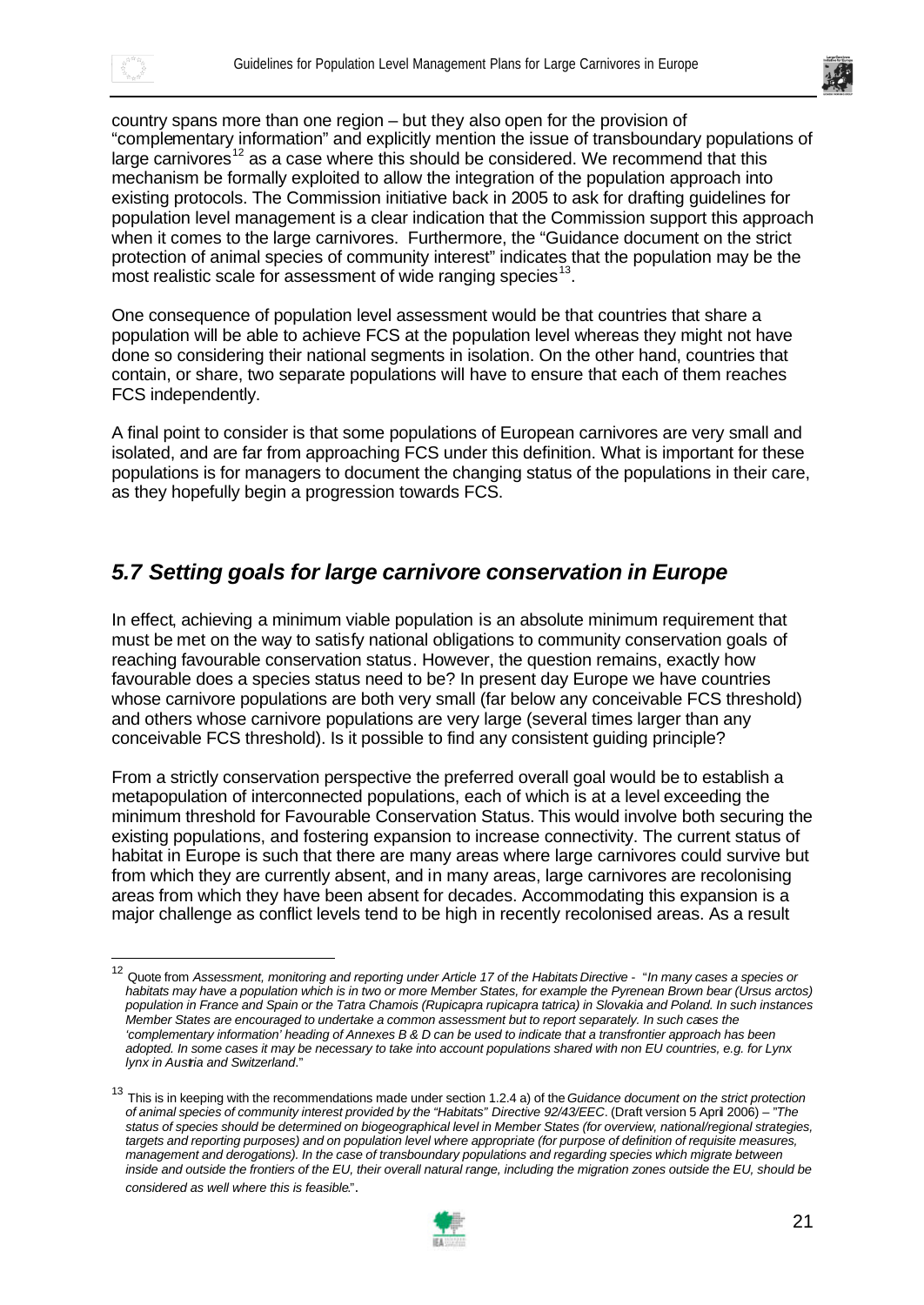country spans more than one region – but they also open for the provision of "complementary information" and explicitly mention the issue of transboundary populations of large carnivores[12] as a case where this should be considered. We recommend that this mechanism be formally exploited to allow the integration of the population approach into existing protocols. The Commission initiative back in 2005 to ask for drafting guidelines for population level management is a clear indication that the Commission support this approach when it comes to the large carnivores. Furthermore, the "Guidance document on the strict protection of animal species of community interest" indicates that the population may be the most realistic scale for assessment of wide ranging species[13].

One consequence of population level assessment would be that countries that share a population will be able to achieve FCS at the population level whereas they might not have done so considering their national segments in isolation. On the other hand, countries that contain, or share, two separate populations will have to ensure that each of them reaches FCS independently.

A final point to consider is that some populations of European carnivores are very small and isolated, and are far from approaching FCS under this definition. What is important for these populations is for managers to document the changing status of the populations in their care, as they hopefully begin a progression towards FCS.

## *5.7 Setting goals for large carnivore conservation in Europe*

In effect, achieving a minimum viable population is an absolute minimum requirement that must be met on the way to satisfy national obligations to community conservation goals of reaching favourable conservation status. However, the question remains, exactly how favourable does a species status need to be? In present day Europe we have countries whose carnivore populations are both very small (far below any conceivable FCS threshold) and others whose carnivore populations are very large (several times larger than any conceivable FCS threshold). Is it possible to find any consistent guiding principle?

From a strictly conservation perspective the preferred overall goal would be to establish a metapopulation of interconnected populations, each of which is at a level exceeding the minimum threshold for Favourable Conservation Status. This would involve both securing the existing populations, and fostering expansion to increase connectivity. The current status of habitat in Europe is such that there are many areas where large carnivores could survive but from which they are currently absent, and in many areas, large carnivores are recolonising areas from which they have been absent for decades. Accommodating this expansion is a major challenge as conflict levels tend to be high in recently recolonised areas. As a result

---

[12] Quote from *Assessment, monitoring and reporting under Article 17 of the Habitats Directive* - "*In many cases a species or habitats may have a population which is in two or more Member States, for example the Pyrenean Brown bear (Ursus arctos) population in France and Spain or the Tatra Chamois (Rupicapra rupicapra tatrica) in Slovakia and Poland. In such instances Member States are encouraged to undertake a common assessment but to report separately. In such cases the 'complementary information' heading of Annexes B & D can be used to indicate that a transfrontier approach has been adopted. In some cases it may be necessary to take into account populations shared with non EU countries, e.g. for Lynx lynx in Austria and Switzerland*."

[13] This is in keeping with the recommendations made under section 1.2.4 a) of the *Guidance document on the strict protection of animal species of community interest provided by the "Habitats" Directive 92/43/EEC*. (Draft version 5 April 2006) – "*The status of species should be determined on biogeographical level in Member States (for overview, national/regional strategies, targets and reporting purposes) and on population level where appropriate (for purpose of definition of requisite measures, management and derogations). In the case of transboundary populations and regarding species which migrate between inside and outside the frontiers of the EU, their overall natural range, including the migration zones outside the EU, should be considered as well where this is feasible*".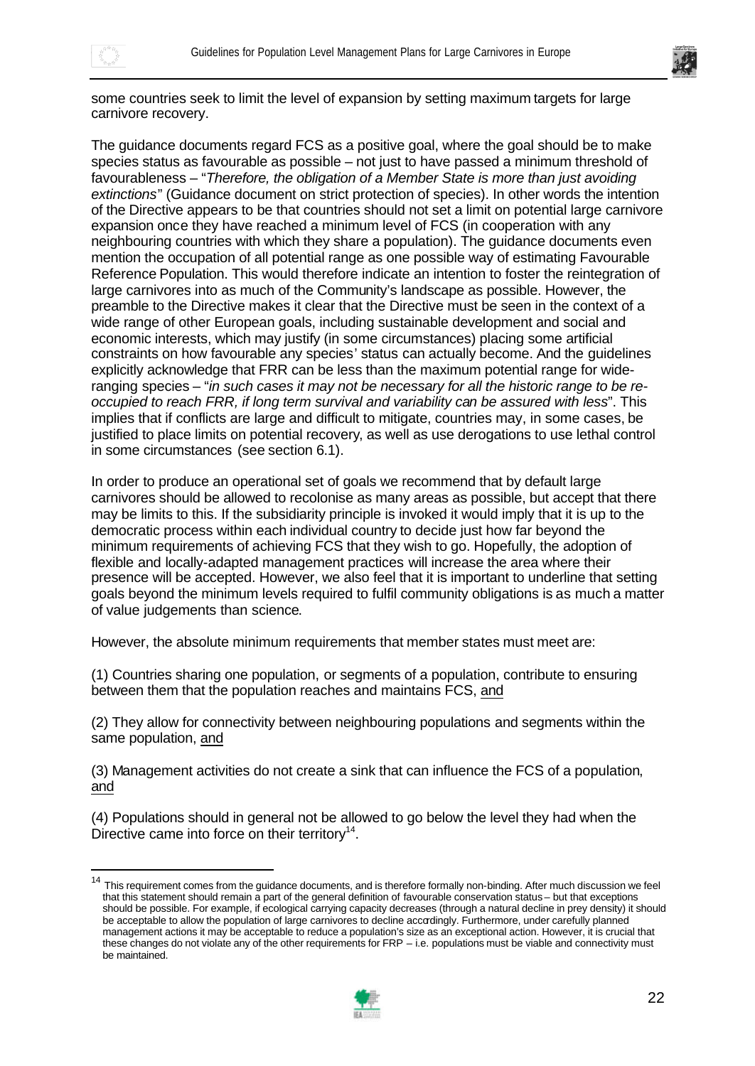some countries seek to limit the level of expansion by setting maximum targets for large carnivore recovery.

The guidance documents regard FCS as a positive goal, where the goal should be to make species status as favourable as possible – not just to have passed a minimum threshold of favourableness – "*Therefore, the obligation of a Member State is more than just avoiding extinctions*" (Guidance document on strict protection of species). In other words the intention of the Directive appears to be that countries should not set a limit on potential large carnivore expansion once they have reached a minimum level of FCS (in cooperation with any neighbouring countries with which they share a population). The guidance documents even mention the occupation of all potential range as one possible way of estimating Favourable Reference Population. This would therefore indicate an intention to foster the reintegration of large carnivores into as much of the Community's landscape as possible. However, the preamble to the Directive makes it clear that the Directive must be seen in the context of a wide range of other European goals, including sustainable development and social and economic interests, which may justify (in some circumstances) placing some artificial constraints on how favourable any species' status can actually become. And the guidelines explicitly acknowledge that FRR can be less than the maximum potential range for wide-ranging species – "*in such cases it may not be necessary for all the historic range to be re-occupied to reach FRR, if long term survival and variability can be assured with less*". This implies that if conflicts are large and difficult to mitigate, countries may, in some cases, be justified to place limits on potential recovery, as well as use derogations to use lethal control in some circumstances (see section 6.1).

In order to produce an operational set of goals we recommend that by default large carnivores should be allowed to recolonise as many areas as possible, but accept that there may be limits to this. If the subsidiarity principle is invoked it would imply that it is up to the democratic process within each individual country to decide just how far beyond the minimum requirements of achieving FCS that they wish to go. Hopefully, the adoption of flexible and locally-adapted management practices will increase the area where their presence will be accepted. However, we also feel that it is important to underline that setting goals beyond the minimum levels required to fulfil community obligations is as much a matter of value judgements than science.

However, the absolute minimum requirements that member states must meet are:

(1) Countries sharing one population, or segments of a population, contribute to ensuring between them that the population reaches and maintains FCS, <u>and</u>

(2) They allow for connectivity between neighbouring populations and segments within the same population, <u>and</u>

(3) Management activities do not create a sink that can influence the FCS of a population, <u>and</u>

(4) Populations should in general not be allowed to go below the level they had when the Directive came into force on their territory[14].

---

[14] This requirement comes from the guidance documents, and is therefore formally non-binding. After much discussion we feel that this statement should remain a part of the general definition of favourable conservation status – but that exceptions should be possible. For example, if ecological carrying capacity decreases (through a natural decline in prey density) it should be acceptable to allow the population of large carnivores to decline accordingly. Furthermore, under carefully planned management actions it may be acceptable to reduce a population's size as an exceptional action. However, it is crucial that these changes do not violate any of the other requirements for FRP – i.e. populations must be viable and connectivity must be maintained.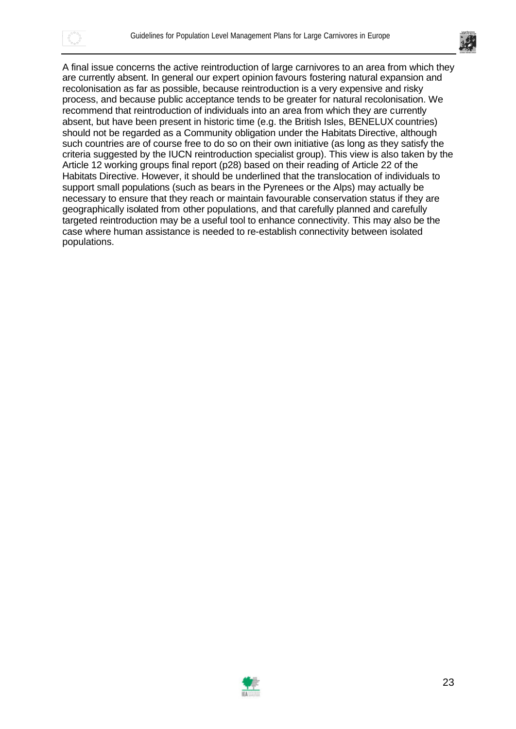A final issue concerns the active reintroduction of large carnivores to an area from which they are currently absent. In general our expert opinion favours fostering natural expansion and recolonisation as far as possible, because reintroduction is a very expensive and risky process, and because public acceptance tends to be greater for natural recolonisation. We recommend that reintroduction of individuals into an area from which they are currently absent, but have been present in historic time (e.g. the British Isles, BENELUX countries) should not be regarded as a Community obligation under the Habitats Directive, although such countries are of course free to do so on their own initiative (as long as they satisfy the criteria suggested by the IUCN reintroduction specialist group). This view is also taken by the Article 12 working groups final report (p28) based on their reading of Article 22 of the Habitats Directive. However, it should be underlined that the translocation of individuals to support small populations (such as bears in the Pyrenees or the Alps) may actually be necessary to ensure that they reach or maintain favourable conservation status if they are geographically isolated from other populations, and that carefully planned and carefully targeted reintroduction may be a useful tool to enhance connectivity. This may also be the case where human assistance is needed to re-establish connectivity between isolated populations.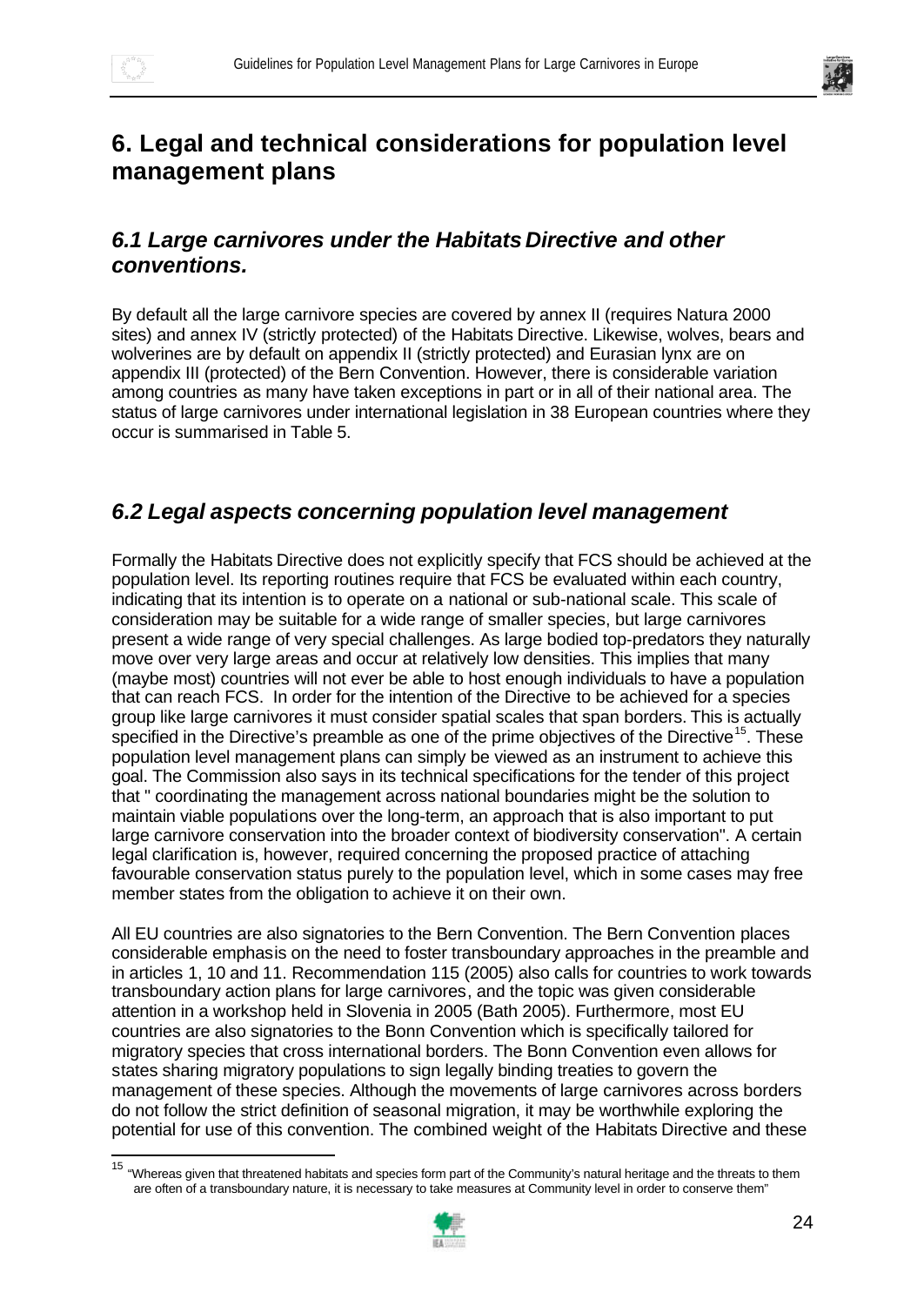# 6. Legal and technical considerations for population level management plans

## *6.1 Large carnivores under the Habitats Directive and other conventions.*

By default all the large carnivore species are covered by annex II (requires Natura 2000 sites) and annex IV (strictly protected) of the Habitats Directive. Likewise, wolves, bears and wolverines are by default on appendix II (strictly protected) and Eurasian lynx are on appendix III (protected) of the Bern Convention. However, there is considerable variation among countries as many have taken exceptions in part or in all of their national area. The status of large carnivores under international legislation in 38 European countries where they occur is summarised in Table 5.

## *6.2 Legal aspects concerning population level management*

Formally the Habitats Directive does not explicitly specify that FCS should be achieved at the population level. Its reporting routines require that FCS be evaluated within each country, indicating that its intention is to operate on a national or sub-national scale. This scale of consideration may be suitable for a wide range of smaller species, but large carnivores present a wide range of very special challenges. As large bodied top-predators they naturally move over very large areas and occur at relatively low densities. This implies that many (maybe most) countries will not ever be able to host enough individuals to have a population that can reach FCS. In order for the intention of the Directive to be achieved for a species group like large carnivores it must consider spatial scales that span borders. This is actually specified in the Directive's preamble as one of the prime objectives of the Directive[15]. These population level management plans can simply be viewed as an instrument to achieve this goal. The Commission also says in its technical specifications for the tender of this project that " coordinating the management across national boundaries might be the solution to maintain viable populations over the long-term, an approach that is also important to put large carnivore conservation into the broader context of biodiversity conservation". A certain legal clarification is, however, required concerning the proposed practice of attaching favourable conservation status purely to the population level, which in some cases may free member states from the obligation to achieve it on their own.

All EU countries are also signatories to the Bern Convention. The Bern Convention places considerable emphasis on the need to foster transboundary approaches in the preamble and in articles 1, 10 and 11. Recommendation 115 (2005) also calls for countries to work towards transboundary action plans for large carnivores, and the topic was given considerable attention in a workshop held in Slovenia in 2005 (Bath 2005). Furthermore, most EU countries are also signatories to the Bonn Convention which is specifically tailored for migratory species that cross international borders. The Bonn Convention even allows for states sharing migratory populations to sign legally binding treaties to govern the management of these species. Although the movements of large carnivores across borders do not follow the strict definition of seasonal migration, it may be worthwhile exploring the potential for use of this convention. The combined weight of the Habitats Directive and these

---

[15] "Whereas given that threatened habitats and species form part of the Community's natural heritage and the threats to them are often of a transboundary nature, it is necessary to take measures at Community level in order to conserve them"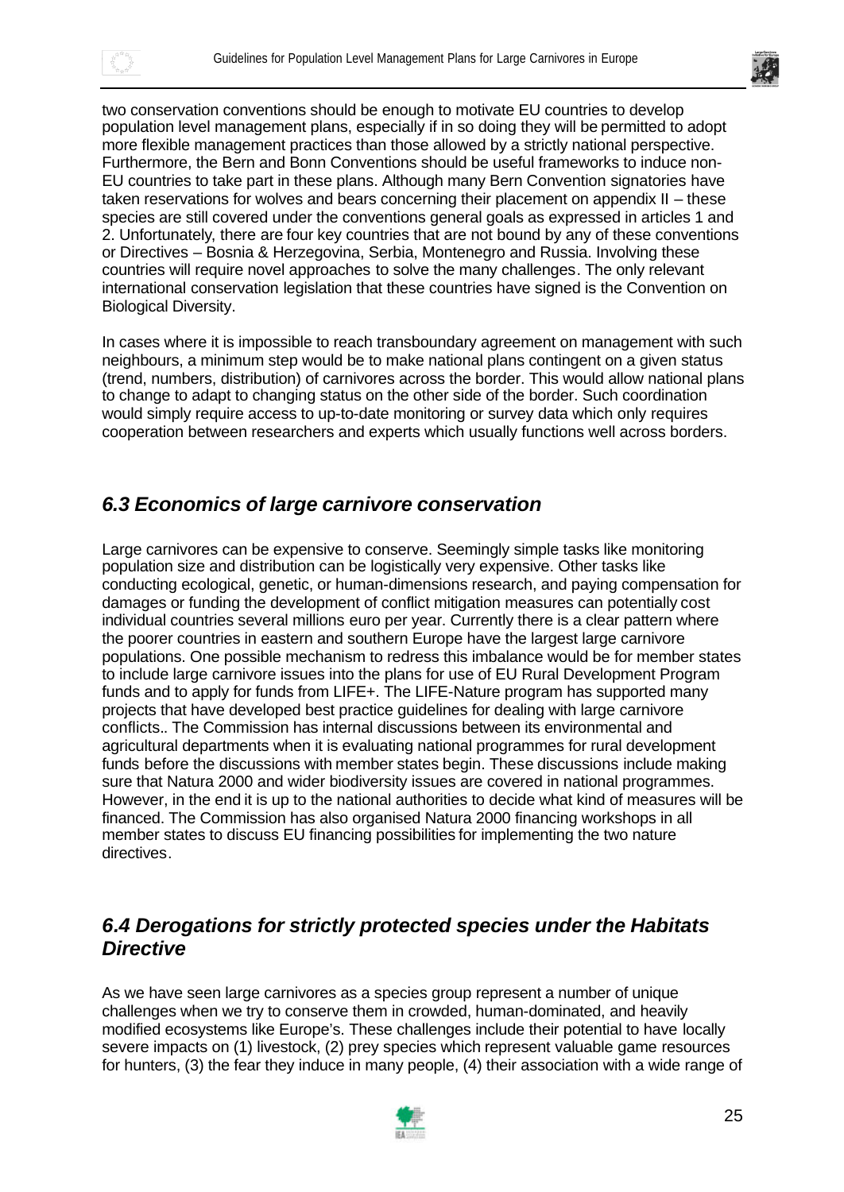two conservation conventions should be enough to motivate EU countries to develop population level management plans, especially if in so doing they will be permitted to adopt more flexible management practices than those allowed by a strictly national perspective. Furthermore, the Bern and Bonn Conventions should be useful frameworks to induce non-EU countries to take part in these plans. Although many Bern Convention signatories have taken reservations for wolves and bears concerning their placement on appendix II – these species are still covered under the conventions general goals as expressed in articles 1 and 2. Unfortunately, there are four key countries that are not bound by any of these conventions or Directives – Bosnia & Herzegovina, Serbia, Montenegro and Russia. Involving these countries will require novel approaches to solve the many challenges. The only relevant international conservation legislation that these countries have signed is the Convention on Biological Diversity.

In cases where it is impossible to reach transboundary agreement on management with such neighbours, a minimum step would be to make national plans contingent on a given status (trend, numbers, distribution) of carnivores across the border. This would allow national plans to change to adapt to changing status on the other side of the border. Such coordination would simply require access to up-to-date monitoring or survey data which only requires cooperation between researchers and experts which usually functions well across borders.

## *6.3 Economics of large carnivore conservation*

Large carnivores can be expensive to conserve. Seemingly simple tasks like monitoring population size and distribution can be logistically very expensive. Other tasks like conducting ecological, genetic, or human-dimensions research, and paying compensation for damages or funding the development of conflict mitigation measures can potentially cost individual countries several millions euro per year. Currently there is a clear pattern where the poorer countries in eastern and southern Europe have the largest large carnivore populations. One possible mechanism to redress this imbalance would be for member states to include large carnivore issues into the plans for use of EU Rural Development Program funds and to apply for funds from LIFE+. The LIFE-Nature program has supported many projects that have developed best practice guidelines for dealing with large carnivore conflicts.. The Commission has internal discussions between its environmental and agricultural departments when it is evaluating national programmes for rural development funds before the discussions with member states begin. These discussions include making sure that Natura 2000 and wider biodiversity issues are covered in national programmes. However, in the end it is up to the national authorities to decide what kind of measures will be financed. The Commission has also organised Natura 2000 financing workshops in all member states to discuss EU financing possibilities for implementing the two nature directives.

## *6.4 Derogations for strictly protected species under the Habitats Directive*

As we have seen large carnivores as a species group represent a number of unique challenges when we try to conserve them in crowded, human-dominated, and heavily modified ecosystems like Europe's. These challenges include their potential to have locally severe impacts on (1) livestock, (2) prey species which represent valuable game resources for hunters, (3) the fear they induce in many people, (4) their association with a wide range of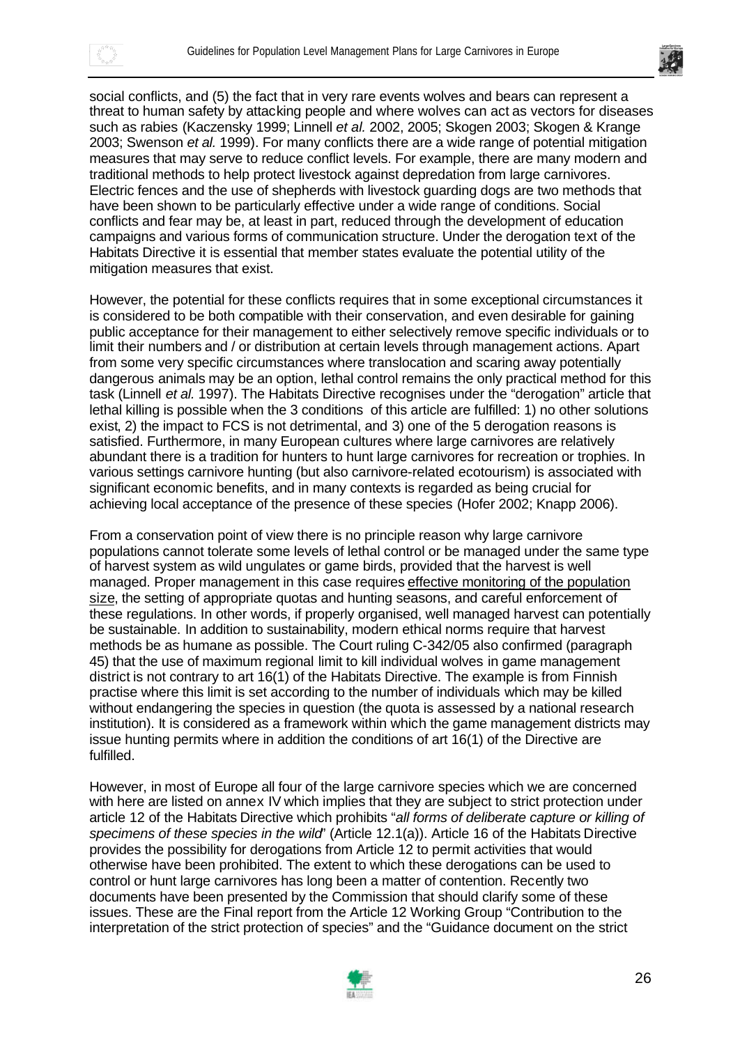social conflicts, and (5) the fact that in very rare events wolves and bears can represent a threat to human safety by attacking people and where wolves can act as vectors for diseases such as rabies (Kaczensky 1999; Linnell *et al.* 2002, 2005; Skogen 2003; Skogen & Krange 2003; Swenson *et al.* 1999). For many conflicts there are a wide range of potential mitigation measures that may serve to reduce conflict levels. For example, there are many modern and traditional methods to help protect livestock against depredation from large carnivores. Electric fences and the use of shepherds with livestock guarding dogs are two methods that have been shown to be particularly effective under a wide range of conditions. Social conflicts and fear may be, at least in part, reduced through the development of education campaigns and various forms of communication structure. Under the derogation text of the Habitats Directive it is essential that member states evaluate the potential utility of the mitigation measures that exist.

However, the potential for these conflicts requires that in some exceptional circumstances it is considered to be both compatible with their conservation, and even desirable for gaining public acceptance for their management to either selectively remove specific individuals or to limit their numbers and / or distribution at certain levels through management actions. Apart from some very specific circumstances where translocation and scaring away potentially dangerous animals may be an option, lethal control remains the only practical method for this task (Linnell *et al.* 1997). The Habitats Directive recognises under the "derogation" article that lethal killing is possible when the 3 conditions of this article are fulfilled: 1) no other solutions exist, 2) the impact to FCS is not detrimental, and 3) one of the 5 derogation reasons is satisfied. Furthermore, in many European cultures where large carnivores are relatively abundant there is a tradition for hunters to hunt large carnivores for recreation or trophies. In various settings carnivore hunting (but also carnivore-related ecotourism) is associated with significant economic benefits, and in many contexts is regarded as being crucial for achieving local acceptance of the presence of these species (Hofer 2002; Knapp 2006).

From a conservation point of view there is no principle reason why large carnivore populations cannot tolerate some levels of lethal control or be managed under the same type of harvest system as wild ungulates or game birds, provided that the harvest is well managed. Proper management in this case requires <u>effective monitoring of the population size</u>, the setting of appropriate quotas and hunting seasons, and careful enforcement of these regulations. In other words, if properly organised, well managed harvest can potentially be sustainable. In addition to sustainability, modern ethical norms require that harvest methods be as humane as possible. The Court ruling C-342/05 also confirmed (paragraph 45) that the use of maximum regional limit to kill individual wolves in game management district is not contrary to art 16(1) of the Habitats Directive. The example is from Finnish practise where this limit is set according to the number of individuals which may be killed without endangering the species in question (the quota is assessed by a national research institution). It is considered as a framework within which the game management districts may issue hunting permits where in addition the conditions of art 16(1) of the Directive are fulfilled.

However, in most of Europe all four of the large carnivore species which we are concerned with here are listed on annex IV which implies that they are subject to strict protection under article 12 of the Habitats Directive which prohibits "*all forms of deliberate capture or killing of specimens of these species in the wild*" (Article 12.1(a)). Article 16 of the Habitats Directive provides the possibility for derogations from Article 12 to permit activities that would otherwise have been prohibited. The extent to which these derogations can be used to control or hunt large carnivores has long been a matter of contention. Recently two documents have been presented by the Commission that should clarify some of these issues. These are the Final report from the Article 12 Working Group "Contribution to the interpretation of the strict protection of species" and the "Guidance document on the strict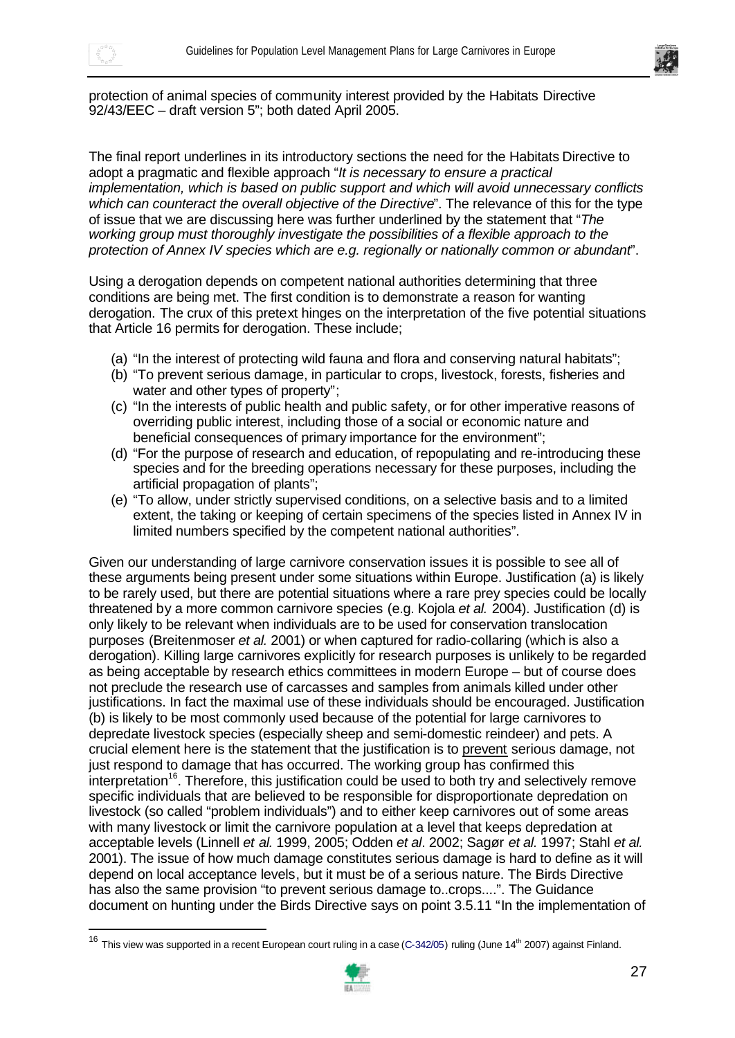protection of animal species of community interest provided by the Habitats Directive 92/43/EEC – draft version 5"; both dated April 2005.

The final report underlines in its introductory sections the need for the Habitats Directive to adopt a pragmatic and flexible approach "*It is necessary to ensure a practical implementation, which is based on public support and which will avoid unnecessary conflicts which can counteract the overall objective of the Directive*". The relevance of this for the type of issue that we are discussing here was further underlined by the statement that "*The working group must thoroughly investigate the possibilities of a flexible approach to the protection of Annex IV species which are e.g. regionally or nationally common or abundant*".

Using a derogation depends on competent national authorities determining that three conditions are being met. The first condition is to demonstrate a reason for wanting derogation. The crux of this pretext hinges on the interpretation of the five potential situations that Article 16 permits for derogation. These include;

(a) "In the interest of protecting wild fauna and flora and conserving natural habitats";
(b) "To prevent serious damage, in particular to crops, livestock, forests, fisheries and water and other types of property";
(c) "In the interests of public health and public safety, or for other imperative reasons of overriding public interest, including those of a social or economic nature and beneficial consequences of primary importance for the environment";
(d) "For the purpose of research and education, of repopulating and re-introducing these species and for the breeding operations necessary for these purposes, including the artificial propagation of plants";
(e) "To allow, under strictly supervised conditions, on a selective basis and to a limited extent, the taking or keeping of certain specimens of the species listed in Annex IV in limited numbers specified by the competent national authorities".

Given our understanding of large carnivore conservation issues it is possible to see all of these arguments being present under some situations within Europe. Justification (a) is likely to be rarely used, but there are potential situations where a rare prey species could be locally threatened by a more common carnivore species (e.g. Kojola *et al.* 2004). Justification (d) is only likely to be relevant when individuals are to be used for conservation translocation purposes (Breitenmoser *et al.* 2001) or when captured for radio-collaring (which is also a derogation). Killing large carnivores explicitly for research purposes is unlikely to be regarded as being acceptable by research ethics committees in modern Europe – but of course does not preclude the research use of carcasses and samples from animals killed under other justifications. In fact the maximal use of these individuals should be encouraged. Justification (b) is likely to be most commonly used because of the potential for large carnivores to depredate livestock species (especially sheep and semi-domestic reindeer) and pets. A crucial element here is the statement that the justification is to prevent serious damage, not just respond to damage that has occurred. The working group has confirmed this interpretation[16]. Therefore, this justification could be used to both try and selectively remove specific individuals that are believed to be responsible for disproportionate depredation on livestock (so called "problem individuals") and to either keep carnivores out of some areas with many livestock or limit the carnivore population at a level that keeps depredation at acceptable levels (Linnell *et al.* 1999, 2005; Odden *et al*. 2002; Sagør *et al.* 1997; Stahl *et al.* 2001). The issue of how much damage constitutes serious damage is hard to define as it will depend on local acceptance levels, but it must be of a serious nature. The Birds Directive has also the same provision "to prevent serious damage to..crops....". The Guidance document on hunting under the Birds Directive says on point 3.5.11 "In the implementation of

[16] This view was supported in a recent European court ruling in a case (C-342/05) ruling (June 14th 2007) against Finland.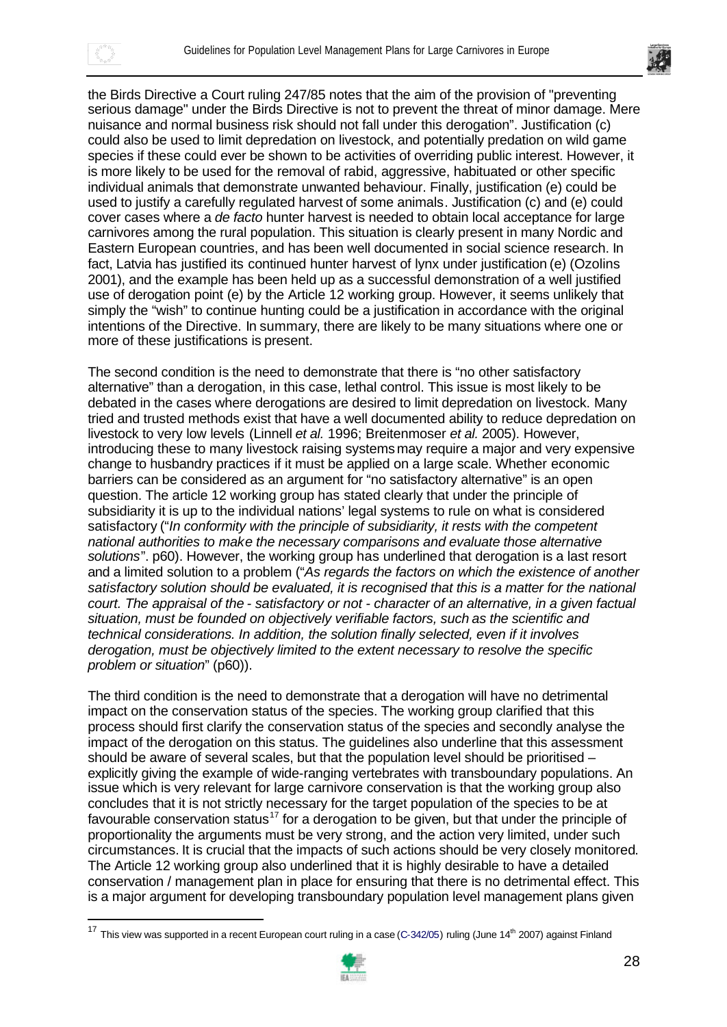the Birds Directive a Court ruling 247/85 notes that the aim of the provision of "preventing serious damage" under the Birds Directive is not to prevent the threat of minor damage. Mere nuisance and normal business risk should not fall under this derogation". Justification (c) could also be used to limit depredation on livestock, and potentially predation on wild game species if these could ever be shown to be activities of overriding public interest. However, it is more likely to be used for the removal of rabid, aggressive, habituated or other specific individual animals that demonstrate unwanted behaviour. Finally, justification (e) could be used to justify a carefully regulated harvest of some animals. Justification (c) and (e) could cover cases where a *de facto* hunter harvest is needed to obtain local acceptance for large carnivores among the rural population. This situation is clearly present in many Nordic and Eastern European countries, and has been well documented in social science research. In fact, Latvia has justified its continued hunter harvest of lynx under justification (e) (Ozolins 2001), and the example has been held up as a successful demonstration of a well justified use of derogation point (e) by the Article 12 working group. However, it seems unlikely that simply the "wish" to continue hunting could be a justification in accordance with the original intentions of the Directive. In summary, there are likely to be many situations where one or more of these justifications is present.

The second condition is the need to demonstrate that there is "no other satisfactory alternative" than a derogation, in this case, lethal control. This issue is most likely to be debated in the cases where derogations are desired to limit depredation on livestock. Many tried and trusted methods exist that have a well documented ability to reduce depredation on livestock to very low levels (Linnell *et al.* 1996; Breitenmoser *et al.* 2005). However, introducing these to many livestock raising systems may require a major and very expensive change to husbandry practices if it must be applied on a large scale. Whether economic barriers can be considered as an argument for "no satisfactory alternative" is an open question. The article 12 working group has stated clearly that under the principle of subsidiarity it is up to the individual nations' legal systems to rule on what is considered satisfactory ("*In conformity with the principle of subsidiarity, it rests with the competent national authorities to make the necessary comparisons and evaluate those alternative solutions*". p60). However, the working group has underlined that derogation is a last resort and a limited solution to a problem ("*As regards the factors on which the existence of another satisfactory solution should be evaluated, it is recognised that this is a matter for the national court. The appraisal of the - satisfactory or not - character of an alternative, in a given factual situation, must be founded on objectively verifiable factors, such as the scientific and technical considerations. In addition, the solution finally selected, even if it involves derogation, must be objectively limited to the extent necessary to resolve the specific problem or situation*" (p60)).

The third condition is the need to demonstrate that a derogation will have no detrimental impact on the conservation status of the species. The working group clarified that this process should first clarify the conservation status of the species and secondly analyse the impact of the derogation on this status. The guidelines also underline that this assessment should be aware of several scales, but that the population level should be prioritised – explicitly giving the example of wide-ranging vertebrates with transboundary populations. An issue which is very relevant for large carnivore conservation is that the working group also concludes that it is not strictly necessary for the target population of the species to be at favourable conservation status[17] for a derogation to be given, but that under the principle of proportionality the arguments must be very strong, and the action very limited, under such circumstances. It is crucial that the impacts of such actions should be very closely monitored. The Article 12 working group also underlined that it is highly desirable to have a detailed conservation / management plan in place for ensuring that there is no detrimental effect. This is a major argument for developing transboundary population level management plans given

[17] This view was supported in a recent European court ruling in a case (C-342/05) ruling (June 14th 2007) against Finland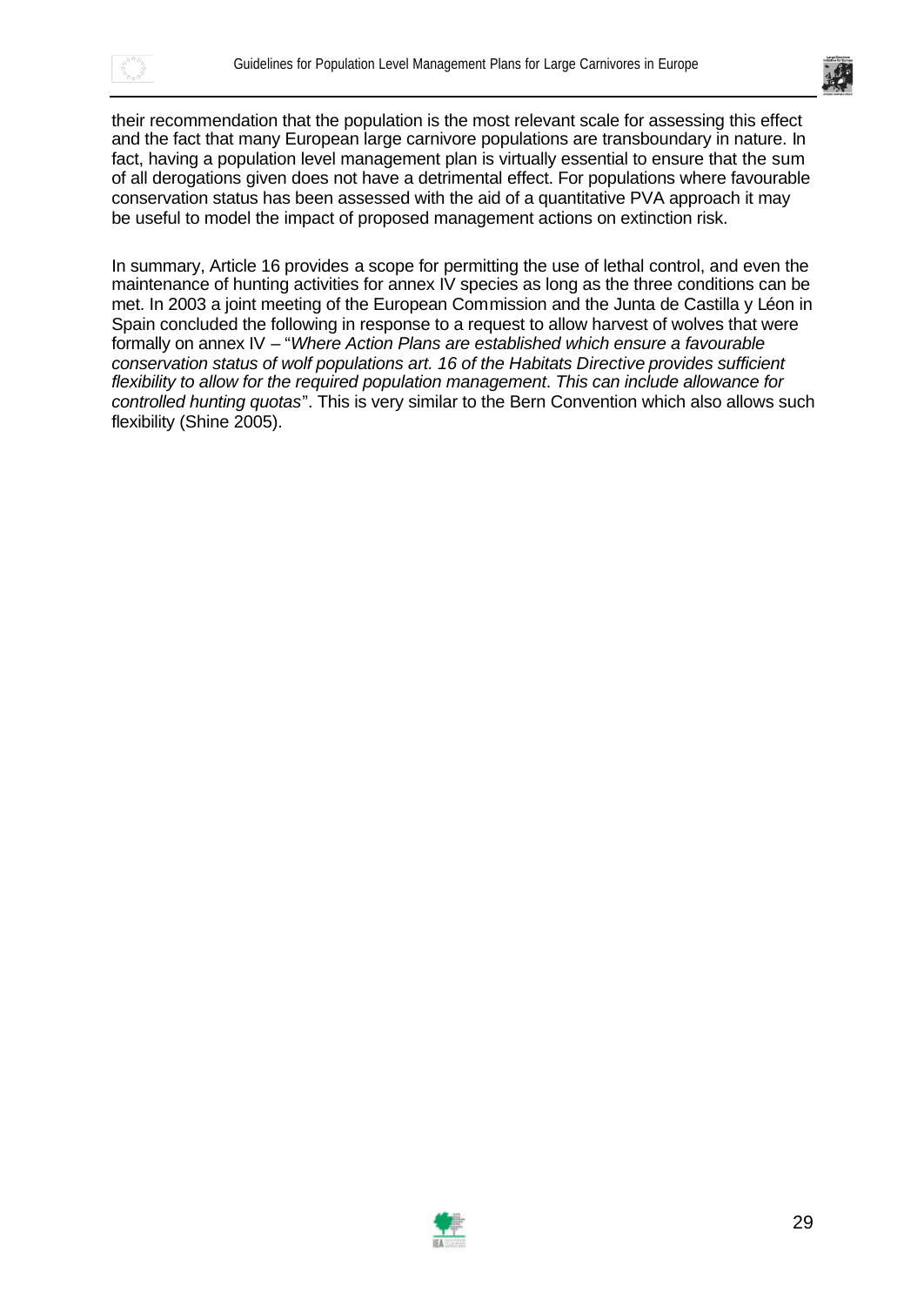their recommendation that the population is the most relevant scale for assessing this effect and the fact that many European large carnivore populations are transboundary in nature. In fact, having a population level management plan is virtually essential to ensure that the sum of all derogations given does not have a detrimental effect. For populations where favourable conservation status has been assessed with the aid of a quantitative PVA approach it may be useful to model the impact of proposed management actions on extinction risk.

In summary, Article 16 provides a scope for permitting the use of lethal control, and even the maintenance of hunting activities for annex IV species as long as the three conditions can be met. In 2003 a joint meeting of the European Commission and the Junta de Castilla y Léon in Spain concluded the following in response to a request to allow harvest of wolves that were formally on annex IV – "*Where Action Plans are established which ensure a favourable conservation status of wolf populations art. 16 of the Habitats Directive provides sufficient flexibility to allow for the required population management. This can include allowance for controlled hunting quotas*". This is very similar to the Bern Convention which also allows such flexibility (Shine 2005).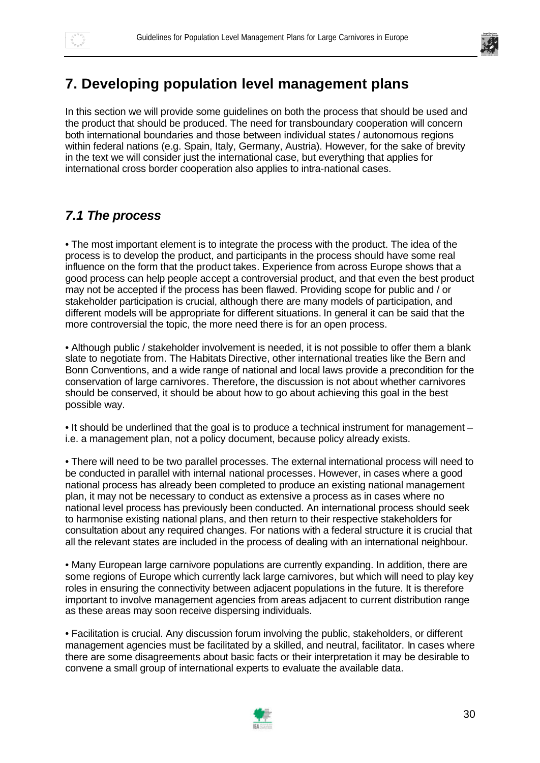# 7. Developing population level management plans

In this section we will provide some guidelines on both the process that should be used and the product that should be produced. The need for transboundary cooperation will concern both international boundaries and those between individual states / autonomous regions within federal nations (e.g. Spain, Italy, Germany, Austria). However, for the sake of brevity in the text we will consider just the international case, but everything that applies for international cross border cooperation also applies to intra-national cases.

## *7.1 The process*

- The most important element is to integrate the process with the product. The idea of the process is to develop the product, and participants in the process should have some real influence on the form that the product takes. Experience from across Europe shows that a good process can help people accept a controversial product, and that even the best product may not be accepted if the process has been flawed. Providing scope for public and / or stakeholder participation is crucial, although there are many models of participation, and different models will be appropriate for different situations. In general it can be said that the more controversial the topic, the more need there is for an open process.

- Although public / stakeholder involvement is needed, it is not possible to offer them a blank slate to negotiate from. The Habitats Directive, other international treaties like the Bern and Bonn Conventions, and a wide range of national and local laws provide a precondition for the conservation of large carnivores. Therefore, the discussion is not about whether carnivores should be conserved, it should be about how to go about achieving this goal in the best possible way.

- It should be underlined that the goal is to produce a technical instrument for management – i.e. a management plan, not a policy document, because policy already exists.

- There will need to be two parallel processes. The external international process will need to be conducted in parallel with internal national processes. However, in cases where a good national process has already been completed to produce an existing national management plan, it may not be necessary to conduct as extensive a process as in cases where no national level process has previously been conducted. An international process should seek to harmonise existing national plans, and then return to their respective stakeholders for consultation about any required changes. For nations with a federal structure it is crucial that all the relevant states are included in the process of dealing with an international neighbour.

- Many European large carnivore populations are currently expanding. In addition, there are some regions of Europe which currently lack large carnivores, but which will need to play key roles in ensuring the connectivity between adjacent populations in the future. It is therefore important to involve management agencies from areas adjacent to current distribution range as these areas may soon receive dispersing individuals.

- Facilitation is crucial. Any discussion forum involving the public, stakeholders, or different management agencies must be facilitated by a skilled, and neutral, facilitator. In cases where there are some disagreements about basic facts or their interpretation it may be desirable to convene a small group of international experts to evaluate the available data.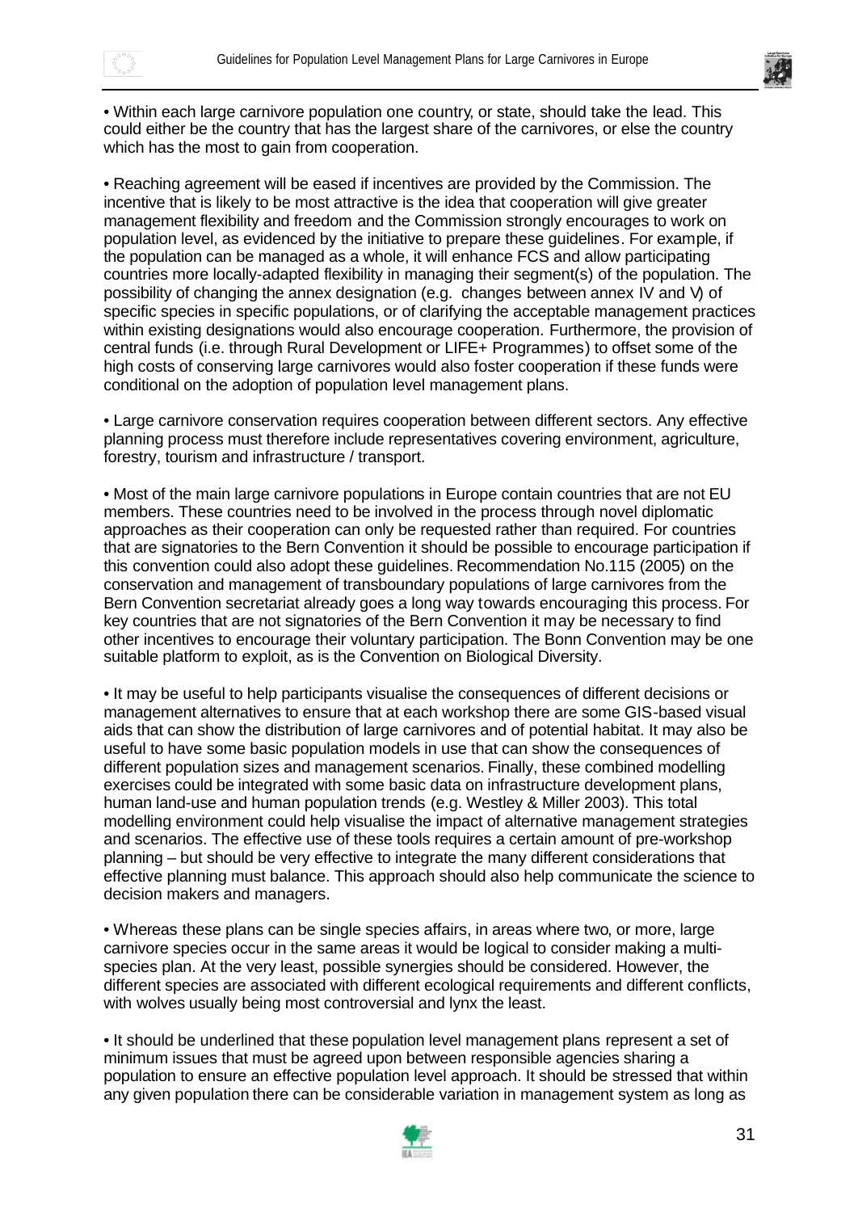- Within each large carnivore population one country, or state, should take the lead. This could either be the country that has the largest share of the carnivores, or else the country which has the most to gain from cooperation.

- Reaching agreement will be eased if incentives are provided by the Commission. The incentive that is likely to be most attractive is the idea that cooperation will give greater management flexibility and freedom and the Commission strongly encourages to work on population level, as evidenced by the initiative to prepare these guidelines. For example, if the population can be managed as a whole, it will enhance FCS and allow participating countries more locally-adapted flexibility in managing their segment(s) of the population. The possibility of changing the annex designation (e.g. changes between annex IV and V) of specific species in specific populations, or of clarifying the acceptable management practices within existing designations would also encourage cooperation. Furthermore, the provision of central funds (i.e. through Rural Development or LIFE+ Programmes) to offset some of the high costs of conserving large carnivores would also foster cooperation if these funds were conditional on the adoption of population level management plans.

- Large carnivore conservation requires cooperation between different sectors. Any effective planning process must therefore include representatives covering environment, agriculture, forestry, tourism and infrastructure / transport.

- Most of the main large carnivore populations in Europe contain countries that are not EU members. These countries need to be involved in the process through novel diplomatic approaches as their cooperation can only be requested rather than required. For countries that are signatories to the Bern Convention it should be possible to encourage participation if this convention could also adopt these guidelines. Recommendation No.115 (2005) on the conservation and management of transboundary populations of large carnivores from the Bern Convention secretariat already goes a long way towards encouraging this process. For key countries that are not signatories of the Bern Convention it may be necessary to find other incentives to encourage their voluntary participation. The Bonn Convention may be one suitable platform to exploit, as is the Convention on Biological Diversity.

- It may be useful to help participants visualise the consequences of different decisions or management alternatives to ensure that at each workshop there are some GIS-based visual aids that can show the distribution of large carnivores and of potential habitat. It may also be useful to have some basic population models in use that can show the consequences of different population sizes and management scenarios. Finally, these combined modelling exercises could be integrated with some basic data on infrastructure development plans, human land-use and human population trends (e.g. Westley & Miller 2003). This total modelling environment could help visualise the impact of alternative management strategies and scenarios. The effective use of these tools requires a certain amount of pre-workshop planning – but should be very effective to integrate the many different considerations that effective planning must balance. This approach should also help communicate the science to decision makers and managers.

- Whereas these plans can be single species affairs, in areas where two, or more, large carnivore species occur in the same areas it would be logical to consider making a multi-species plan. At the very least, possible synergies should be considered. However, the different species are associated with different ecological requirements and different conflicts, with wolves usually being most controversial and lynx the least.

- It should be underlined that these population level management plans represent a set of minimum issues that must be agreed upon between responsible agencies sharing a population to ensure an effective population level approach. It should be stressed that within any given population there can be considerable variation in management system as long as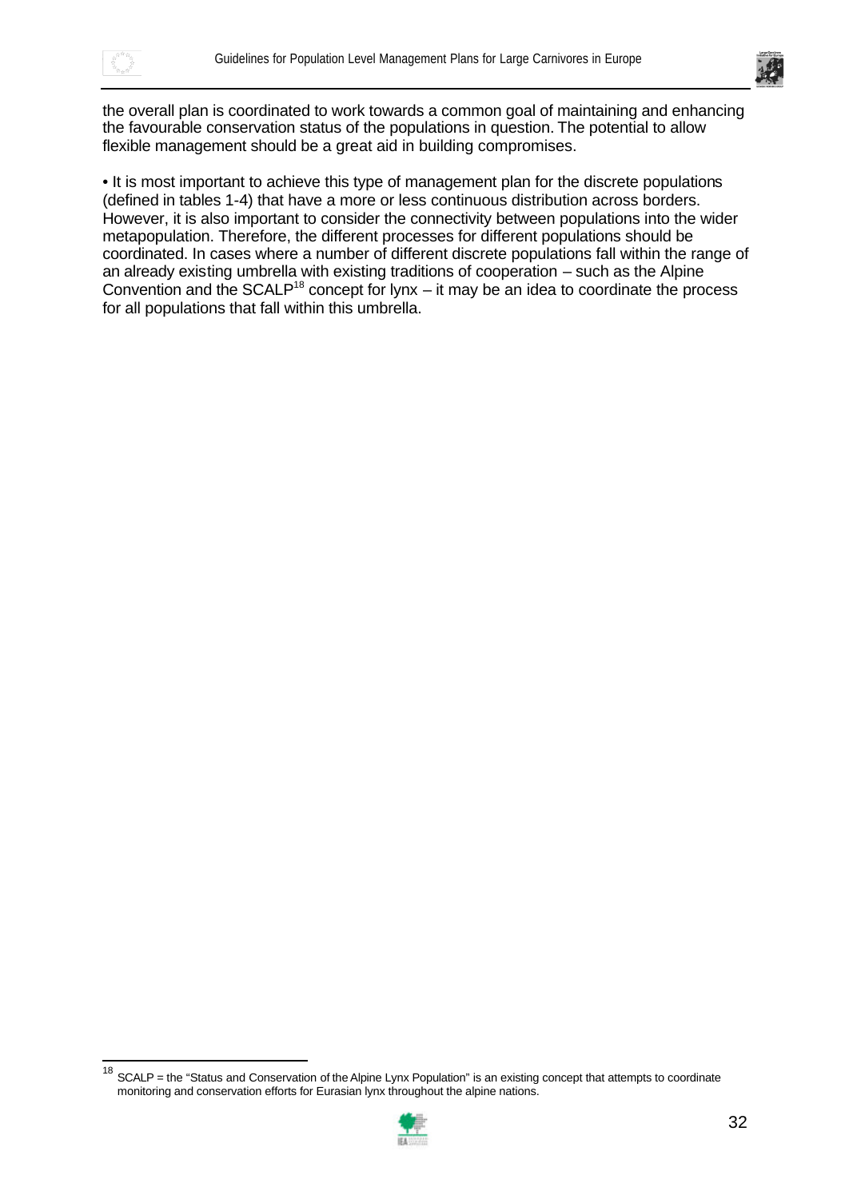the overall plan is coordinated to work towards a common goal of maintaining and enhancing the favourable conservation status of the populations in question. The potential to allow flexible management should be a great aid in building compromises.

• It is most important to achieve this type of management plan for the discrete populations (defined in tables 1-4) that have a more or less continuous distribution across borders. However, it is also important to consider the connectivity between populations into the wider metapopulation. Therefore, the different processes for different populations should be coordinated. In cases where a number of different discrete populations fall within the range of an already existing umbrella with existing traditions of cooperation – such as the Alpine Convention and the SCALP[18] concept for lynx – it may be an idea to coordinate the process for all populations that fall within this umbrella.

---

[18] SCALP = the "Status and Conservation of the Alpine Lynx Population" is an existing concept that attempts to coordinate monitoring and conservation efforts for Eurasian lynx throughout the alpine nations.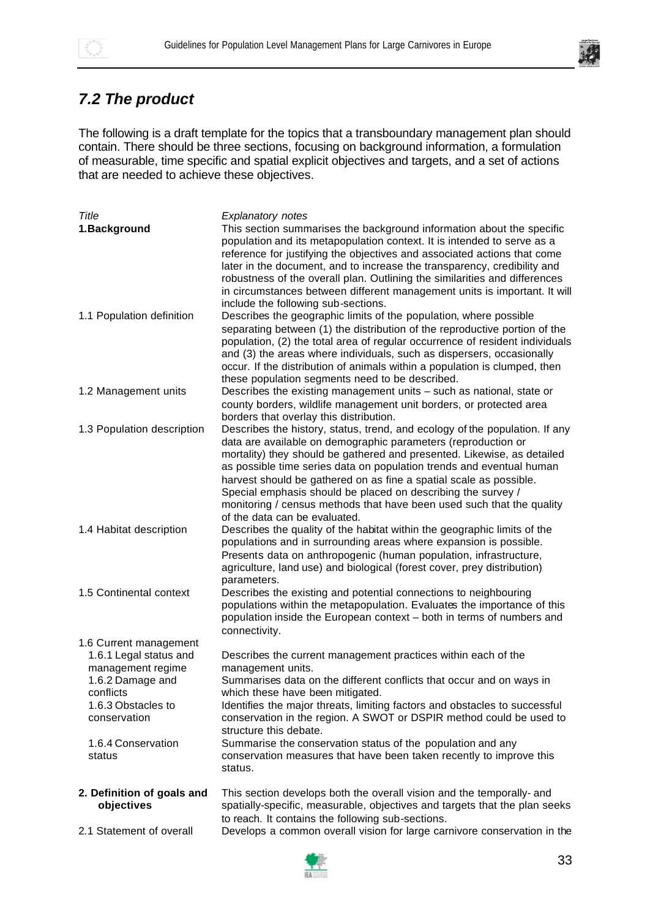## 7.2 The product

The following is a draft template for the topics that a transboundary management plan should contain. There should be three sections, focusing on background information, a formulation of measurable, time specific and spatial explicit objectives and targets, and a set of actions that are needed to achieve these objectives.

| *Title* | *Explanatory notes* |
|---|---|
| **1.Background** | This section summarises the background information about the specific population and its metapopulation context. It is intended to serve as a reference for justifying the objectives and associated actions that come later in the document, and to increase the transparency, credibility and robustness of the overall plan. Outlining the similarities and differences in circumstances between different management units is important. It will include the following sub-sections. |
| 1.1 Population definition | Describes the geographic limits of the population, where possible separating between (1) the distribution of the reproductive portion of the population, (2) the total area of regular occurrence of resident individuals and (3) the areas where individuals, such as dispersers, occasionally occur. If the distribution of animals within a population is clumped, then these population segments need to be described. |
| 1.2 Management units | Describes the existing management units – such as national, state or county borders, wildlife management unit borders, or protected area borders that overlay this distribution. |
| 1.3 Population description | Describes the history, status, trend, and ecology of the population. If any data are available on demographic parameters (reproduction or mortality) they should be gathered and presented. Likewise, as detailed as possible time series data on population trends and eventual human harvest should be gathered on as fine a spatial scale as possible. Special emphasis should be placed on describing the survey / monitoring / census methods that have been used such that the quality of the data can be evaluated. |
| 1.4 Habitat description | Describes the quality of the habitat within the geographic limits of the populations and in surrounding areas where expansion is possible. Presents data on anthropogenic (human population, infrastructure, agriculture, land use) and biological (forest cover, prey distribution) parameters. |
| 1.5 Continental context | Describes the existing and potential connections to neighbouring populations within the metapopulation. Evaluates the importance of this population inside the European context – both in terms of numbers and connectivity. |
| 1.6 Current management | |
| 1.6.1 Legal status and management regime | Describes the current management practices within each of the management units. |
| 1.6.2 Damage and conflicts | Summarises data on the different conflicts that occur and on ways in which these have been mitigated. |
| 1.6.3 Obstacles to conservation | Identifies the major threats, limiting factors and obstacles to successful conservation in the region. A SWOT or DSPIR method could be used to structure this debate. |
| 1.6.4 Conservation status | Summarise the conservation status of the population and any conservation measures that have been taken recently to improve this status. |
| **2. Definition of goals and objectives** | This section develops both the overall vision and the temporally- and spatially-specific, measurable, objectives and targets that the plan seeks to reach. It contains the following sub-sections. |
| 2.1 Statement of overall | Develops a common overall vision for large carnivore conservation in the |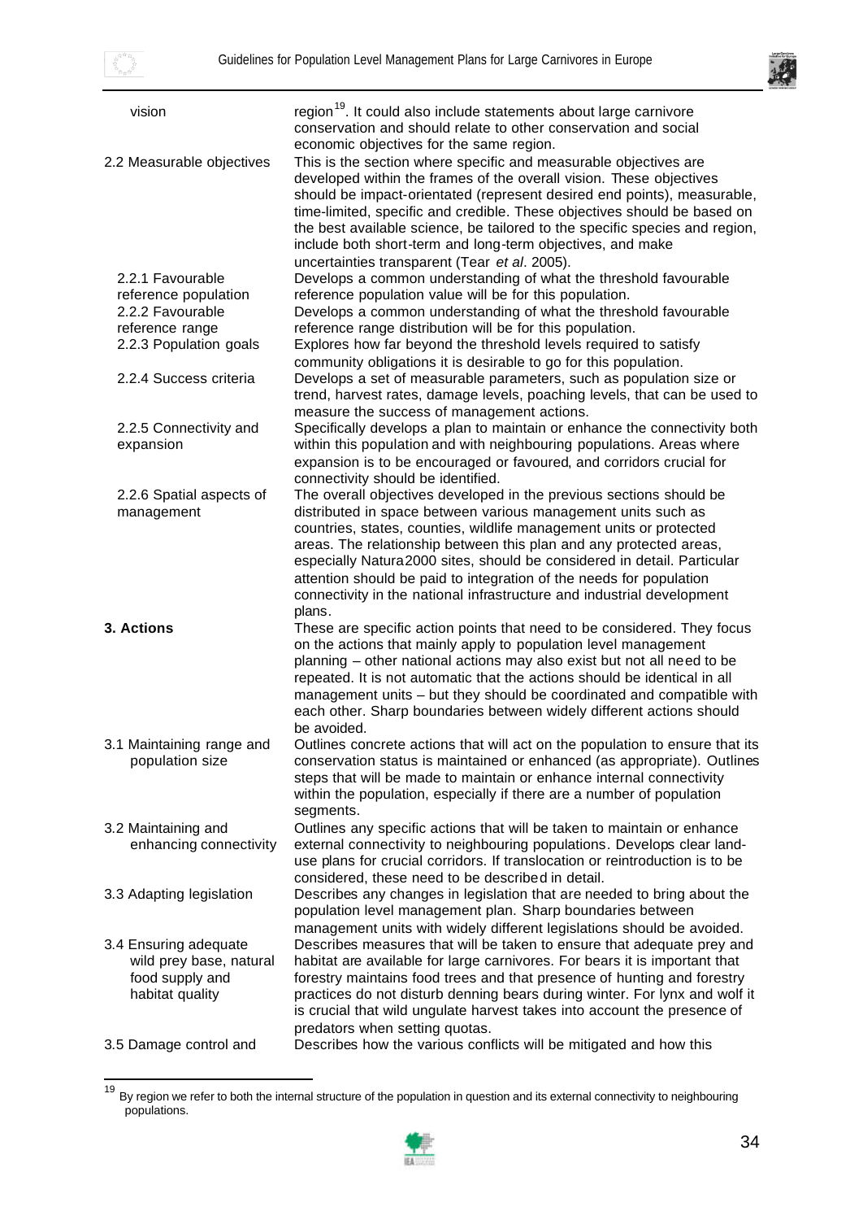| | |
|---|---|
| vision | region[19]. It could also include statements about large carnivore conservation and should relate to other conservation and social economic objectives for the same region. |
| 2.2 Measurable objectives | This is the section where specific and measurable objectives are developed within the frames of the overall vision. These objectives should be impact-orientated (represent desired end points), measurable, time-limited, specific and credible. These objectives should be based on the best available science, be tailored to the specific species and region, include both short-term and long-term objectives, and make uncertainties transparent (Tear *et al*. 2005). |
| 2.2.1 Favourable reference population | Develops a common understanding of what the threshold favourable reference population value will be for this population. |
| 2.2.2 Favourable reference range | Develops a common understanding of what the threshold favourable reference range distribution will be for this population. |
| 2.2.3 Population goals | Explores how far beyond the threshold levels required to satisfy community obligations it is desirable to go for this population. |
| 2.2.4 Success criteria | Develops a set of measurable parameters, such as population size or trend, harvest rates, damage levels, poaching levels, that can be used to measure the success of management actions. |
| 2.2.5 Connectivity and expansion | Specifically develops a plan to maintain or enhance the connectivity both within this population and with neighbouring populations. Areas where expansion is to be encouraged or favoured, and corridors crucial for connectivity should be identified. |
| 2.2.6 Spatial aspects of management | The overall objectives developed in the previous sections should be distributed in space between various management units such as countries, states, counties, wildlife management units or protected areas. The relationship between this plan and any protected areas, especially Natura2000 sites, should be considered in detail. Particular attention should be paid to integration of the needs for population connectivity in the national infrastructure and industrial development plans. |
| **3. Actions** | These are specific action points that need to be considered. They focus on the actions that mainly apply to population level management planning – other national actions may also exist but not all need to be repeated. It is not automatic that the actions should be identical in all management units – but they should be coordinated and compatible with each other. Sharp boundaries between widely different actions should be avoided. |
| 3.1 Maintaining range and population size | Outlines concrete actions that will act on the population to ensure that its conservation status is maintained or enhanced (as appropriate). Outlines steps that will be made to maintain or enhance internal connectivity within the population, especially if there are a number of population segments. |
| 3.2 Maintaining and enhancing connectivity | Outlines any specific actions that will be taken to maintain or enhance external connectivity to neighbouring populations. Develops clear land-use plans for crucial corridors. If translocation or reintroduction is to be considered, these need to be described in detail. |
| 3.3 Adapting legislation | Describes any changes in legislation that are needed to bring about the population level management plan. Sharp boundaries between management units with widely different legislations should be avoided. |
| 3.4 Ensuring adequate wild prey base, natural food supply and habitat quality | Describes measures that will be taken to ensure that adequate prey and habitat are available for large carnivores. For bears it is important that forestry maintains food trees and that presence of hunting and forestry practices do not disturb denning bears during winter. For lynx and wolf it is crucial that wild ungulate harvest takes into account the presence of predators when setting quotas. |
| 3.5 Damage control and | Describes how the various conflicts will be mitigated and how this |

[19] By region we refer to both the internal structure of the population in question and its external connectivity to neighbouring populations.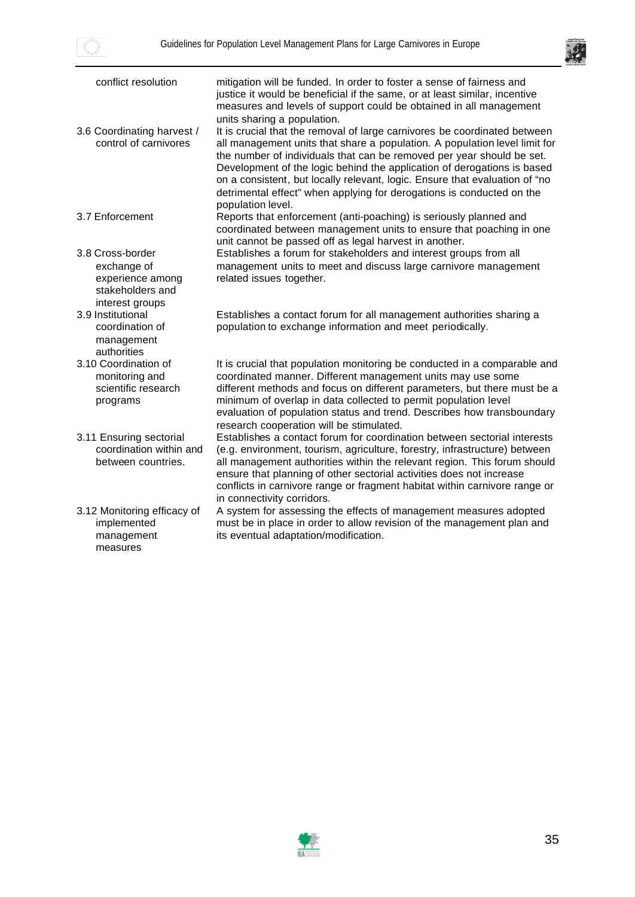| | |
|---|---|
| conflict resolution | mitigation will be funded. In order to foster a sense of fairness and justice it would be beneficial if the same, or at least similar, incentive measures and levels of support could be obtained in all management units sharing a population. |
| 3.6 Coordinating harvest / control of carnivores | It is crucial that the removal of large carnivores be coordinated between all management units that share a population. A population level limit for the number of individuals that can be removed per year should be set. Development of the logic behind the application of derogations is based on a consistent, but locally relevant, logic. Ensure that evaluation of "no detrimental effect" when applying for derogations is conducted on the population level. |
| 3.7 Enforcement | Reports that enforcement (anti-poaching) is seriously planned and coordinated between management units to ensure that poaching in one unit cannot be passed off as legal harvest in another. |
| 3.8 Cross-border exchange of experience among stakeholders and interest groups | Establishes a forum for stakeholders and interest groups from all management units to meet and discuss large carnivore management related issues together. |
| 3.9 Institutional coordination of management authorities | Establishes a contact forum for all management authorities sharing a population to exchange information and meet periodically. |
| 3.10 Coordination of monitoring and scientific research programs | It is crucial that population monitoring be conducted in a comparable and coordinated manner. Different management units may use some different methods and focus on different parameters, but there must be a minimum of overlap in data collected to permit population level evaluation of population status and trend. Describes how transboundary research cooperation will be stimulated. |
| 3.11 Ensuring sectorial coordination within and between countries. | Establishes a contact forum for coordination between sectorial interests (e.g. environment, tourism, agriculture, forestry, infrastructure) between all management authorities within the relevant region. This forum should ensure that planning of other sectorial activities does not increase conflicts in carnivore range or fragment habitat within carnivore range or in connectivity corridors. |
| 3.12 Monitoring efficacy of implemented management measures | A system for assessing the effects of management measures adopted must be in place in order to allow revision of the management plan and its eventual adaptation/modification. |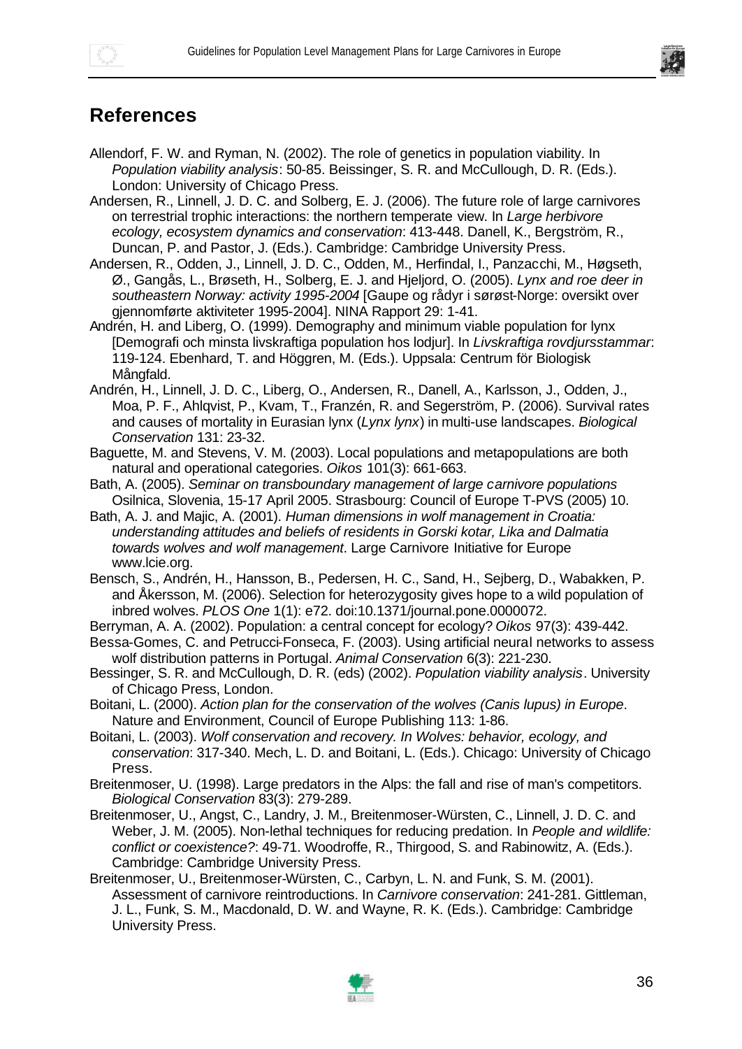## References

Allendorf, F. W. and Ryman, N. (2002). The role of genetics in population viability. In *Population viability analysis*: 50-85. Beissinger, S. R. and McCullough, D. R. (Eds.). London: University of Chicago Press.

Andersen, R., Linnell, J. D. C. and Solberg, E. J. (2006). The future role of large carnivores on terrestrial trophic interactions: the northern temperate view. In *Large herbivore ecology, ecosystem dynamics and conservation*: 413-448. Danell, K., Bergström, R., Duncan, P. and Pastor, J. (Eds.). Cambridge: Cambridge University Press.

Andersen, R., Odden, J., Linnell, J. D. C., Odden, M., Herfindal, I., Panzacchi, M., Høgseth, Ø., Gangås, L., Brøseth, H., Solberg, E. J. and Hjeljord, O. (2005). *Lynx and roe deer in southeastern Norway: activity 1995-2004* [Gaupe og rådyr i sørøst-Norge: oversikt over gjennomførte aktiviteter 1995-2004]. NINA Rapport 29: 1-41.

Andrén, H. and Liberg, O. (1999). Demography and minimum viable population for lynx [Demografi och minsta livskraftiga population hos lodjur]. In *Livskraftiga rovdjursstammar*: 119-124. Ebenhard, T. and Höggren, M. (Eds.). Uppsala: Centrum för Biologisk Mångfald.

Andrén, H., Linnell, J. D. C., Liberg, O., Andersen, R., Danell, A., Karlsson, J., Odden, J., Moa, P. F., Ahlqvist, P., Kvam, T., Franzén, R. and Segerström, P. (2006). Survival rates and causes of mortality in Eurasian lynx (*Lynx lynx*) in multi-use landscapes. *Biological Conservation* 131: 23-32.

Baguette, M. and Stevens, V. M. (2003). Local populations and metapopulations are both natural and operational categories. *Oikos* 101(3): 661-663.

Bath, A. (2005). *Seminar on transboundary management of large carnivore populations* Osilnica, Slovenia, 15-17 April 2005. Strasbourg: Council of Europe T-PVS (2005) 10.

Bath, A. J. and Majic, A. (2001). *Human dimensions in wolf management in Croatia: understanding attitudes and beliefs of residents in Gorski kotar, Lika and Dalmatia towards wolves and wolf management*. Large Carnivore Initiative for Europe www.lcie.org.

Bensch, S., Andrén, H., Hansson, B., Pedersen, H. C., Sand, H., Sejberg, D., Wabakken, P. and Åkersson, M. (2006). Selection for heterozygosity gives hope to a wild population of inbred wolves. *PLOS One* 1(1): e72. doi:10.1371/journal.pone.0000072.

Berryman, A. A. (2002). Population: a central concept for ecology? *Oikos* 97(3): 439-442.

Bessa-Gomes, C. and Petrucci-Fonseca, F. (2003). Using artificial neural networks to assess wolf distribution patterns in Portugal. *Animal Conservation* 6(3): 221-230.

Bessinger, S. R. and McCullough, D. R. (eds) (2002). *Population viability analysis*. University of Chicago Press, London.

Boitani, L. (2000). *Action plan for the conservation of the wolves (Canis lupus) in Europe*. Nature and Environment, Council of Europe Publishing 113: 1-86.

Boitani, L. (2003). *Wolf conservation and recovery. In Wolves: behavior, ecology, and conservation*: 317-340. Mech, L. D. and Boitani, L. (Eds.). Chicago: University of Chicago Press.

Breitenmoser, U. (1998). Large predators in the Alps: the fall and rise of man's competitors. *Biological Conservation* 83(3): 279-289.

Breitenmoser, U., Angst, C., Landry, J. M., Breitenmoser-Würsten, C., Linnell, J. D. C. and Weber, J. M. (2005). Non-lethal techniques for reducing predation. In *People and wildlife: conflict or coexistence?*: 49-71. Woodroffe, R., Thirgood, S. and Rabinowitz, A. (Eds.). Cambridge: Cambridge University Press.

Breitenmoser, U., Breitenmoser-Würsten, C., Carbyn, L. N. and Funk, S. M. (2001). Assessment of carnivore reintroductions. In *Carnivore conservation*: 241-281. Gittleman, J. L., Funk, S. M., Macdonald, D. W. and Wayne, R. K. (Eds.). Cambridge: Cambridge University Press.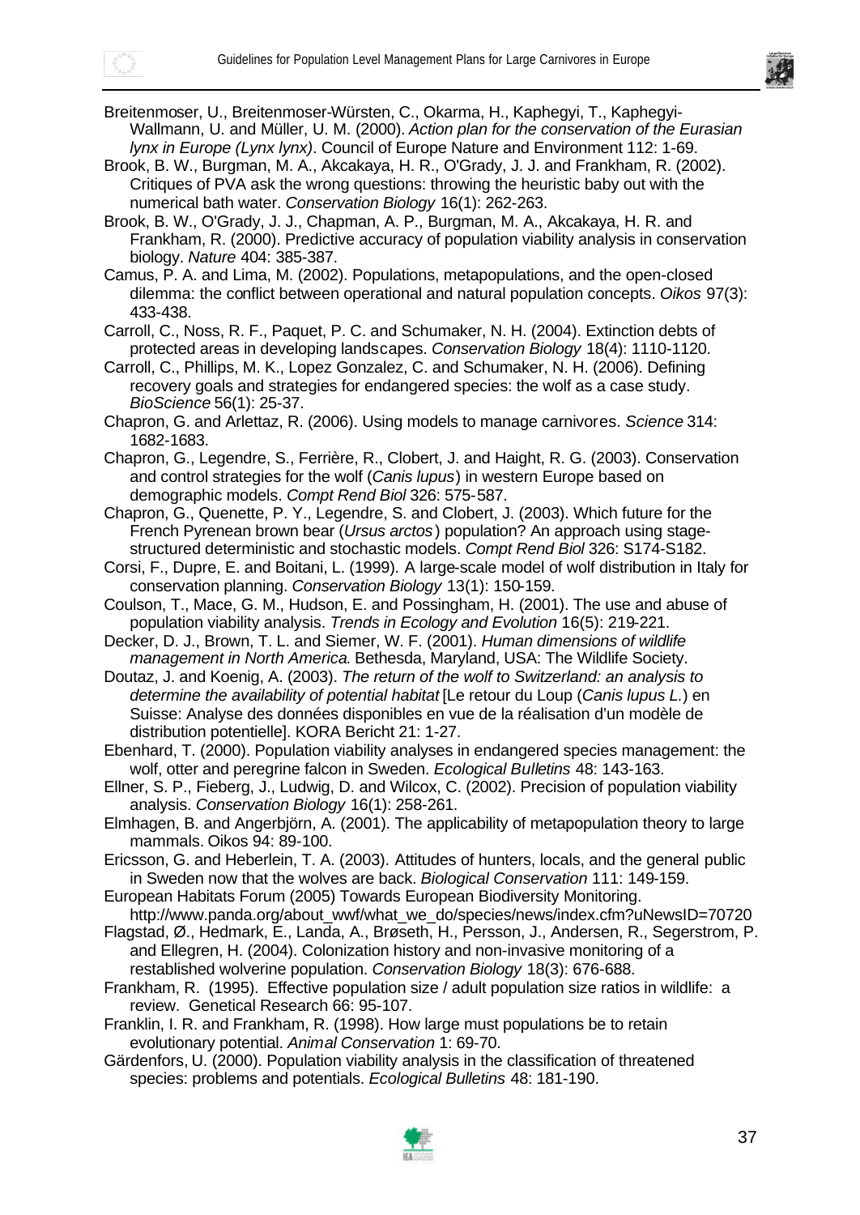Breitenmoser, U., Breitenmoser-Würsten, C., Okarma, H., Kaphegyi, T., Kaphegyi-Wallmann, U. and Müller, U. M. (2000). *Action plan for the conservation of the Eurasian lynx in Europe (Lynx lynx)*. Council of Europe Nature and Environment 112: 1-69.

Brook, B. W., Burgman, M. A., Akcakaya, H. R., O'Grady, J. J. and Frankham, R. (2002). Critiques of PVA ask the wrong questions: throwing the heuristic baby out with the numerical bath water. *Conservation Biology* 16(1): 262-263.

Brook, B. W., O'Grady, J. J., Chapman, A. P., Burgman, M. A., Akcakaya, H. R. and Frankham, R. (2000). Predictive accuracy of population viability analysis in conservation biology. *Nature* 404: 385-387.

Camus, P. A. and Lima, M. (2002). Populations, metapopulations, and the open-closed dilemma: the conflict between operational and natural population concepts. *Oikos* 97(3): 433-438.

Carroll, C., Noss, R. F., Paquet, P. C. and Schumaker, N. H. (2004). Extinction debts of protected areas in developing landscapes. *Conservation Biology* 18(4): 1110-1120.

Carroll, C., Phillips, M. K., Lopez Gonzalez, C. and Schumaker, N. H. (2006). Defining recovery goals and strategies for endangered species: the wolf as a case study. *BioScience* 56(1): 25-37.

Chapron, G. and Arlettaz, R. (2006). Using models to manage carnivores. *Science* 314: 1682-1683.

Chapron, G., Legendre, S., Ferrière, R., Clobert, J. and Haight, R. G. (2003). Conservation and control strategies for the wolf (*Canis lupus*) in western Europe based on demographic models. *Compt Rend Biol* 326: 575-587.

Chapron, G., Quenette, P. Y., Legendre, S. and Clobert, J. (2003). Which future for the French Pyrenean brown bear (*Ursus arctos*) population? An approach using stage-structured deterministic and stochastic models. *Compt Rend Biol* 326: S174-S182.

Corsi, F., Dupre, E. and Boitani, L. (1999). A large-scale model of wolf distribution in Italy for conservation planning. *Conservation Biology* 13(1): 150-159.

Coulson, T., Mace, G. M., Hudson, E. and Possingham, H. (2001). The use and abuse of population viability analysis. *Trends in Ecology and Evolution* 16(5): 219-221.

Decker, D. J., Brown, T. L. and Siemer, W. F. (2001). *Human dimensions of wildlife management in North America*. Bethesda, Maryland, USA: The Wildlife Society.

Doutaz, J. and Koenig, A. (2003). *The return of the wolf to Switzerland: an analysis to determine the availability of potential habitat* [Le retour du Loup (*Canis lupus L.*) en Suisse: Analyse des données disponibles en vue de la réalisation d'un modèle de distribution potentielle]. KORA Bericht 21: 1-27.

Ebenhard, T. (2000). Population viability analyses in endangered species management: the wolf, otter and peregrine falcon in Sweden. *Ecological Bulletins* 48: 143-163.

Ellner, S. P., Fieberg, J., Ludwig, D. and Wilcox, C. (2002). Precision of population viability analysis. *Conservation Biology* 16(1): 258-261.

Elmhagen, B. and Angerbjörn, A. (2001). The applicability of metapopulation theory to large mammals. Oikos 94: 89-100.

Ericsson, G. and Heberlein, T. A. (2003). Attitudes of hunters, locals, and the general public in Sweden now that the wolves are back. *Biological Conservation* 111: 149-159.

European Habitats Forum (2005) Towards European Biodiversity Monitoring. http://www.panda.org/about_wwf/what_we_do/species/news/index.cfm?uNewsID=70720

Flagstad, Ø., Hedmark, E., Landa, A., Brøseth, H., Persson, J., Andersen, R., Segerstrom, P. and Ellegren, H. (2004). Colonization history and non-invasive monitoring of a restablished wolverine population. *Conservation Biology* 18(3): 676-688.

Frankham, R. (1995). Effective population size / adult population size ratios in wildlife: a review. Genetical Research 66: 95-107.

Franklin, I. R. and Frankham, R. (1998). How large must populations be to retain evolutionary potential. *Animal Conservation* 1: 69-70.

Gärdenfors, U. (2000). Population viability analysis in the classification of threatened species: problems and potentials. *Ecological Bulletins* 48: 181-190.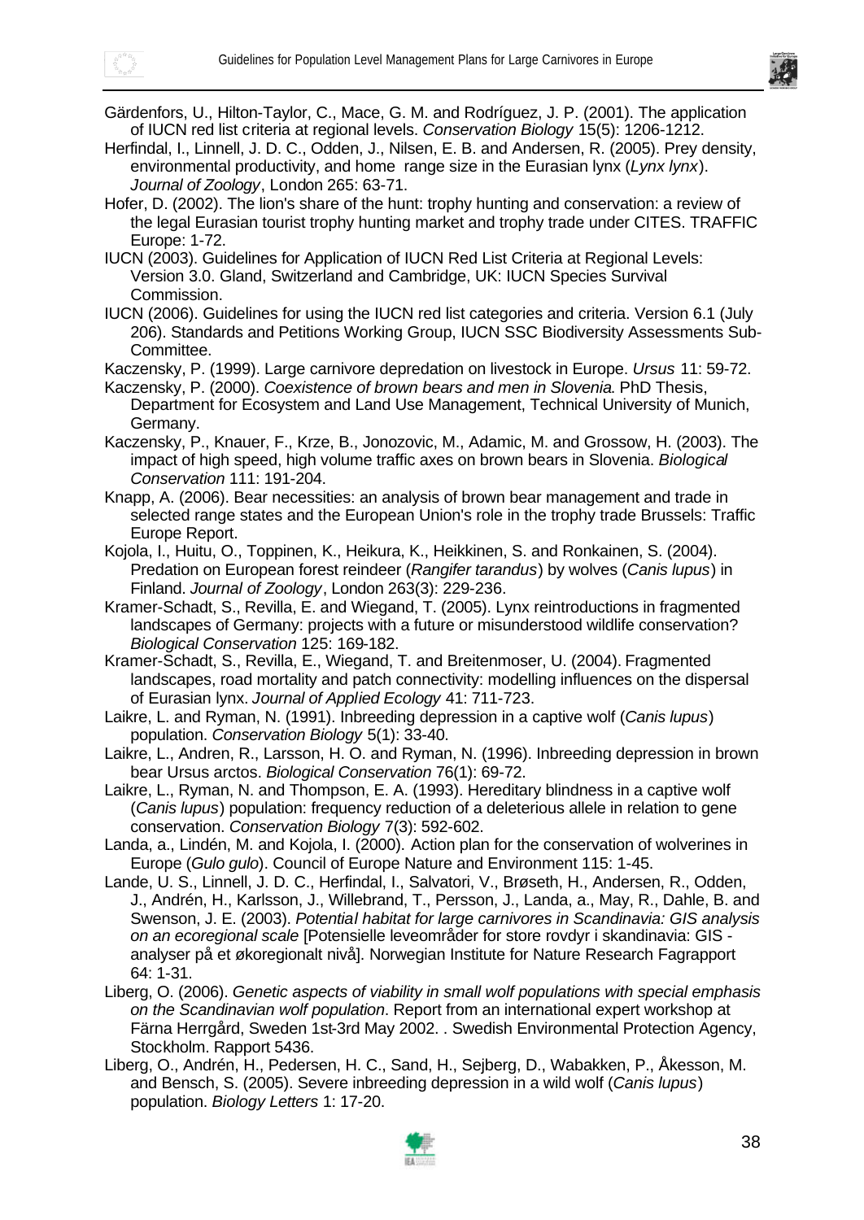Gärdenfors, U., Hilton-Taylor, C., Mace, G. M. and Rodríguez, J. P. (2001). The application of IUCN red list criteria at regional levels. *Conservation Biology* 15(5): 1206-1212.

Herfindal, I., Linnell, J. D. C., Odden, J., Nilsen, E. B. and Andersen, R. (2005). Prey density, environmental productivity, and home range size in the Eurasian lynx (*Lynx lynx*). *Journal of Zoology*, London 265: 63-71.

Hofer, D. (2002). The lion's share of the hunt: trophy hunting and conservation: a review of the legal Eurasian tourist trophy hunting market and trophy trade under CITES. TRAFFIC Europe: 1-72.

IUCN (2003). Guidelines for Application of IUCN Red List Criteria at Regional Levels: Version 3.0. Gland, Switzerland and Cambridge, UK: IUCN Species Survival Commission.

IUCN (2006). Guidelines for using the IUCN red list categories and criteria. Version 6.1 (July 206). Standards and Petitions Working Group, IUCN SSC Biodiversity Assessments Sub-Committee.

Kaczensky, P. (1999). Large carnivore depredation on livestock in Europe. *Ursus* 11: 59-72.

Kaczensky, P. (2000). *Coexistence of brown bears and men in Slovenia*. PhD Thesis, Department for Ecosystem and Land Use Management, Technical University of Munich, Germany.

Kaczensky, P., Knauer, F., Krze, B., Jonozovic, M., Adamic, M. and Grossow, H. (2003). The impact of high speed, high volume traffic axes on brown bears in Slovenia. *Biological Conservation* 111: 191-204.

Knapp, A. (2006). Bear necessities: an analysis of brown bear management and trade in selected range states and the European Union's role in the trophy trade Brussels: Traffic Europe Report.

Kojola, I., Huitu, O., Toppinen, K., Heikura, K., Heikkinen, S. and Ronkainen, S. (2004). Predation on European forest reindeer (*Rangifer tarandus*) by wolves (*Canis lupus*) in Finland. *Journal of Zoology*, London 263(3): 229-236.

Kramer-Schadt, S., Revilla, E. and Wiegand, T. (2005). Lynx reintroductions in fragmented landscapes of Germany: projects with a future or misunderstood wildlife conservation? *Biological Conservation* 125: 169-182.

Kramer-Schadt, S., Revilla, E., Wiegand, T. and Breitenmoser, U. (2004). Fragmented landscapes, road mortality and patch connectivity: modelling influences on the dispersal of Eurasian lynx. *Journal of Applied Ecology* 41: 711-723.

Laikre, L. and Ryman, N. (1991). Inbreeding depression in a captive wolf (*Canis lupus*) population. *Conservation Biology* 5(1): 33-40.

Laikre, L., Andren, R., Larsson, H. O. and Ryman, N. (1996). Inbreeding depression in brown bear Ursus arctos. *Biological Conservation* 76(1): 69-72.

Laikre, L., Ryman, N. and Thompson, E. A. (1993). Hereditary blindness in a captive wolf (*Canis lupus*) population: frequency reduction of a deleterious allele in relation to gene conservation. *Conservation Biology* 7(3): 592-602.

Landa, a., Lindén, M. and Kojola, I. (2000). Action plan for the conservation of wolverines in Europe (*Gulo gulo*). Council of Europe Nature and Environment 115: 1-45.

Lande, U. S., Linnell, J. D. C., Herfindal, I., Salvatori, V., Brøseth, H., Andersen, R., Odden, J., Andrén, H., Karlsson, J., Willebrand, T., Persson, J., Landa, a., May, R., Dahle, B. and Swenson, J. E. (2003). *Potential habitat for large carnivores in Scandinavia: GIS analysis on an ecoregional scale* [Potensielle leveområder for store rovdyr i skandinavia: GIS - analyser på et økoregionalt nivå]. Norwegian Institute for Nature Research Fagrapport 64: 1-31.

Liberg, O. (2006). *Genetic aspects of viability in small wolf populations with special emphasis on the Scandinavian wolf population*. Report from an international expert workshop at Färna Herrgård, Sweden 1st-3rd May 2002. . Swedish Environmental Protection Agency, Stockholm. Rapport 5436.

Liberg, O., Andrén, H., Pedersen, H. C., Sand, H., Sejberg, D., Wabakken, P., Åkesson, M. and Bensch, S. (2005). Severe inbreeding depression in a wild wolf (*Canis lupus*) population. *Biology Letters* 1: 17-20.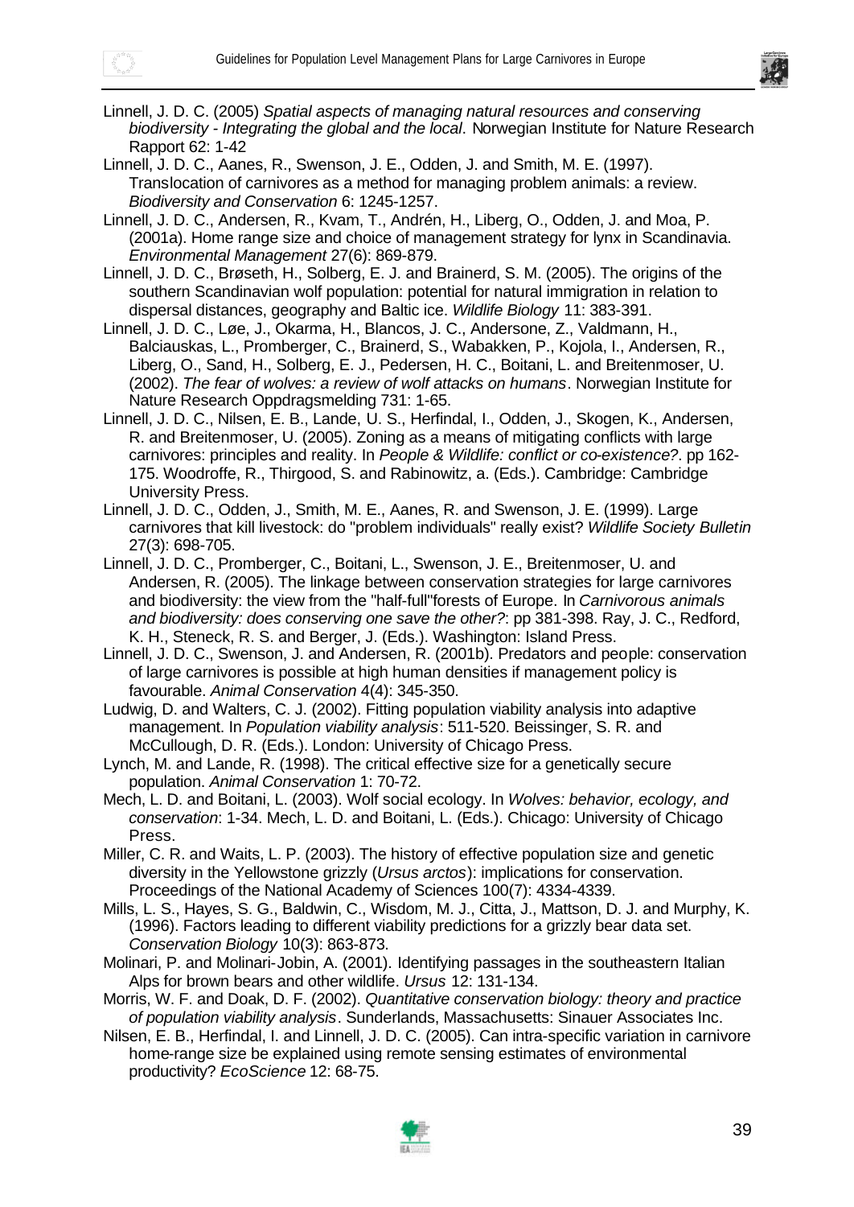Linnell, J. D. C. (2005) *Spatial aspects of managing natural resources and conserving biodiversity - Integrating the global and the local*. Norwegian Institute for Nature Research Rapport 62: 1-42

Linnell, J. D. C., Aanes, R., Swenson, J. E., Odden, J. and Smith, M. E. (1997). Translocation of carnivores as a method for managing problem animals: a review. *Biodiversity and Conservation* 6: 1245-1257.

Linnell, J. D. C., Andersen, R., Kvam, T., Andrén, H., Liberg, O., Odden, J. and Moa, P. (2001a). Home range size and choice of management strategy for lynx in Scandinavia. *Environmental Management* 27(6): 869-879.

Linnell, J. D. C., Brøseth, H., Solberg, E. J. and Brainerd, S. M. (2005). The origins of the southern Scandinavian wolf population: potential for natural immigration in relation to dispersal distances, geography and Baltic ice. *Wildlife Biology* 11: 383-391.

Linnell, J. D. C., Løe, J., Okarma, H., Blancos, J. C., Andersone, Z., Valdmann, H., Balciauskas, L., Promberger, C., Brainerd, S., Wabakken, P., Kojola, I., Andersen, R., Liberg, O., Sand, H., Solberg, E. J., Pedersen, H. C., Boitani, L. and Breitenmoser, U. (2002). *The fear of wolves: a review of wolf attacks on humans*. Norwegian Institute for Nature Research Oppdragsmelding 731: 1-65.

Linnell, J. D. C., Nilsen, E. B., Lande, U. S., Herfindal, I., Odden, J., Skogen, K., Andersen, R. and Breitenmoser, U. (2005). Zoning as a means of mitigating conflicts with large carnivores: principles and reality. In *People & Wildlife: conflict or co-existence?*. pp 162-175. Woodroffe, R., Thirgood, S. and Rabinowitz, a. (Eds.). Cambridge: Cambridge University Press.

Linnell, J. D. C., Odden, J., Smith, M. E., Aanes, R. and Swenson, J. E. (1999). Large carnivores that kill livestock: do "problem individuals" really exist? *Wildlife Society Bulletin* 27(3): 698-705.

Linnell, J. D. C., Promberger, C., Boitani, L., Swenson, J. E., Breitenmoser, U. and Andersen, R. (2005). The linkage between conservation strategies for large carnivores and biodiversity: the view from the "half-full"forests of Europe. In *Carnivorous animals and biodiversity: does conserving one save the other?*: pp 381-398. Ray, J. C., Redford, K. H., Steneck, R. S. and Berger, J. (Eds.). Washington: Island Press.

Linnell, J. D. C., Swenson, J. and Andersen, R. (2001b). Predators and people: conservation of large carnivores is possible at high human densities if management policy is favourable. *Animal Conservation* 4(4): 345-350.

Ludwig, D. and Walters, C. J. (2002). Fitting population viability analysis into adaptive management. In *Population viability analysis*: 511-520. Beissinger, S. R. and McCullough, D. R. (Eds.). London: University of Chicago Press.

Lynch, M. and Lande, R. (1998). The critical effective size for a genetically secure population. *Animal Conservation* 1: 70-72.

Mech, L. D. and Boitani, L. (2003). Wolf social ecology. In *Wolves: behavior, ecology, and conservation*: 1-34. Mech, L. D. and Boitani, L. (Eds.). Chicago: University of Chicago Press.

Miller, C. R. and Waits, L. P. (2003). The history of effective population size and genetic diversity in the Yellowstone grizzly (*Ursus arctos*): implications for conservation. Proceedings of the National Academy of Sciences 100(7): 4334-4339.

Mills, L. S., Hayes, S. G., Baldwin, C., Wisdom, M. J., Citta, J., Mattson, D. J. and Murphy, K. (1996). Factors leading to different viability predictions for a grizzly bear data set. *Conservation Biology* 10(3): 863-873.

Molinari, P. and Molinari-Jobin, A. (2001). Identifying passages in the southeastern Italian Alps for brown bears and other wildlife. *Ursus* 12: 131-134.

Morris, W. F. and Doak, D. F. (2002). *Quantitative conservation biology: theory and practice of population viability analysis*. Sunderlands, Massachusetts: Sinauer Associates Inc.

Nilsen, E. B., Herfindal, I. and Linnell, J. D. C. (2005). Can intra-specific variation in carnivore home-range size be explained using remote sensing estimates of environmental productivity? *EcoScience* 12: 68-75.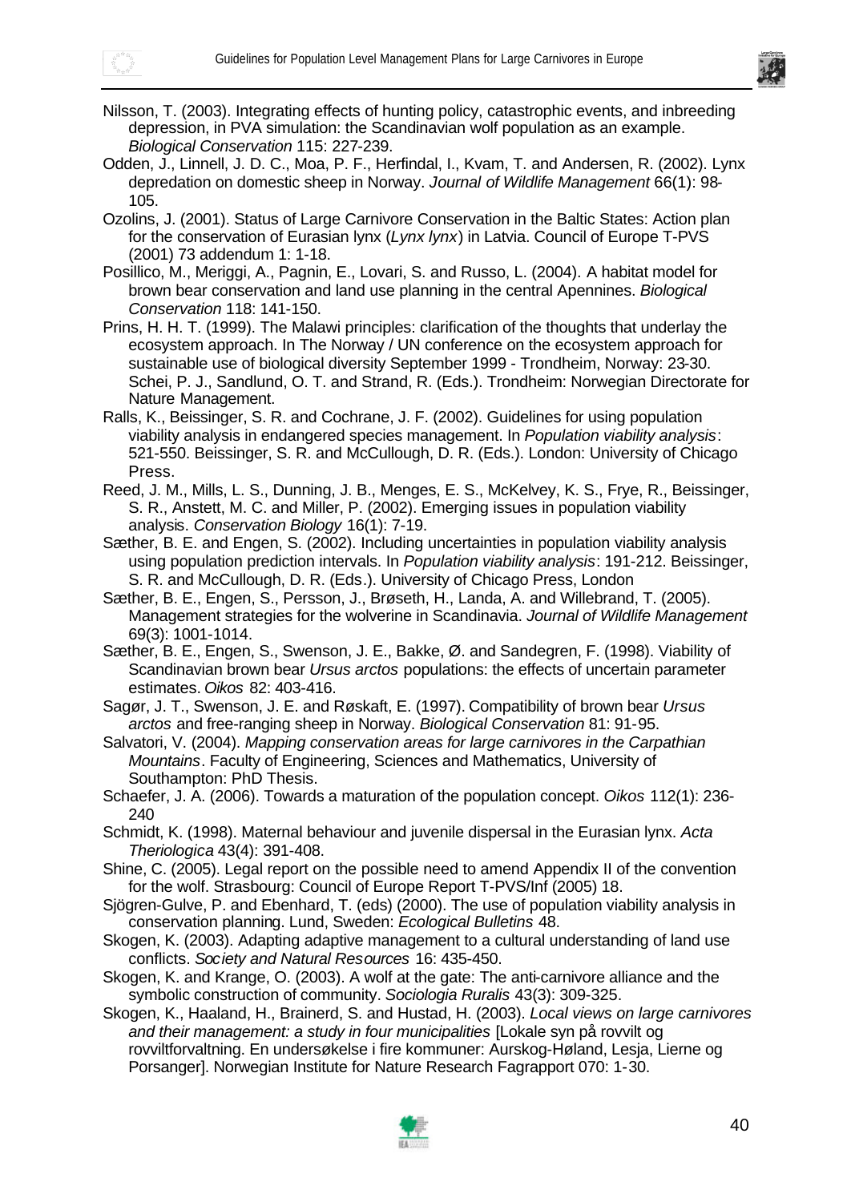Nilsson, T. (2003). Integrating effects of hunting policy, catastrophic events, and inbreeding depression, in PVA simulation: the Scandinavian wolf population as an example. *Biological Conservation* 115: 227-239.

Odden, J., Linnell, J. D. C., Moa, P. F., Herfindal, I., Kvam, T. and Andersen, R. (2002). Lynx depredation on domestic sheep in Norway. *Journal of Wildlife Management* 66(1): 98-105.

Ozolins, J. (2001). Status of Large Carnivore Conservation in the Baltic States: Action plan for the conservation of Eurasian lynx (*Lynx lynx*) in Latvia. Council of Europe T-PVS (2001) 73 addendum 1: 1-18.

Posillico, M., Meriggi, A., Pagnin, E., Lovari, S. and Russo, L. (2004). A habitat model for brown bear conservation and land use planning in the central Apennines. *Biological Conservation* 118: 141-150.

Prins, H. H. T. (1999). The Malawi principles: clarification of the thoughts that underlay the ecosystem approach. In The Norway / UN conference on the ecosystem approach for sustainable use of biological diversity September 1999 - Trondheim, Norway: 23-30. Schei, P. J., Sandlund, O. T. and Strand, R. (Eds.). Trondheim: Norwegian Directorate for Nature Management.

Ralls, K., Beissinger, S. R. and Cochrane, J. F. (2002). Guidelines for using population viability analysis in endangered species management. In *Population viability analysis*: 521-550. Beissinger, S. R. and McCullough, D. R. (Eds.). London: University of Chicago Press.

Reed, J. M., Mills, L. S., Dunning, J. B., Menges, E. S., McKelvey, K. S., Frye, R., Beissinger, S. R., Anstett, M. C. and Miller, P. (2002). Emerging issues in population viability analysis. *Conservation Biology* 16(1): 7-19.

Sæther, B. E. and Engen, S. (2002). Including uncertainties in population viability analysis using population prediction intervals. In *Population viability analysis*: 191-212. Beissinger, S. R. and McCullough, D. R. (Eds.). University of Chicago Press, London

Sæther, B. E., Engen, S., Persson, J., Brøseth, H., Landa, A. and Willebrand, T. (2005). Management strategies for the wolverine in Scandinavia. *Journal of Wildlife Management* 69(3): 1001-1014.

Sæther, B. E., Engen, S., Swenson, J. E., Bakke, Ø. and Sandegren, F. (1998). Viability of Scandinavian brown bear *Ursus arctos* populations: the effects of uncertain parameter estimates. *Oikos* 82: 403-416.

Sagør, J. T., Swenson, J. E. and Røskaft, E. (1997). Compatibility of brown bear *Ursus arctos* and free-ranging sheep in Norway. *Biological Conservation* 81: 91-95.

Salvatori, V. (2004). *Mapping conservation areas for large carnivores in the Carpathian Mountains*. Faculty of Engineering, Sciences and Mathematics, University of Southampton: PhD Thesis.

Schaefer, J. A. (2006). Towards a maturation of the population concept. *Oikos* 112(1): 236-240

Schmidt, K. (1998). Maternal behaviour and juvenile dispersal in the Eurasian lynx. *Acta Theriologica* 43(4): 391-408.

Shine, C. (2005). Legal report on the possible need to amend Appendix II of the convention for the wolf. Strasbourg: Council of Europe Report T-PVS/Inf (2005) 18.

Sjögren-Gulve, P. and Ebenhard, T. (eds) (2000). The use of population viability analysis in conservation planning. Lund, Sweden: *Ecological Bulletins* 48.

Skogen, K. (2003). Adapting adaptive management to a cultural understanding of land use conflicts. *Society and Natural Resources* 16: 435-450.

Skogen, K. and Krange, O. (2003). A wolf at the gate: The anti-carnivore alliance and the symbolic construction of community. *Sociologia Ruralis* 43(3): 309-325.

Skogen, K., Haaland, H., Brainerd, S. and Hustad, H. (2003). *Local views on large carnivores and their management: a study in four municipalities* [Lokale syn på rovvilt og rovviltforvaltning. En undersøkelse i fire kommuner: Aurskog-Høland, Lesja, Lierne og Porsanger]. Norwegian Institute for Nature Research Fagrapport 070: 1-30.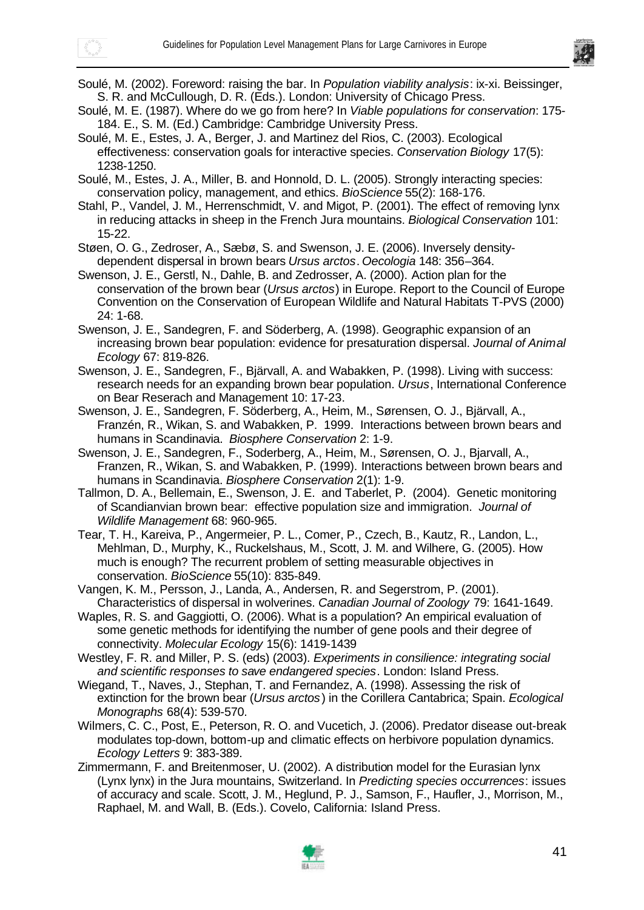Soulé, M. (2002). Foreword: raising the bar. In *Population viability analysis*: ix-xi. Beissinger, S. R. and McCullough, D. R. (Eds.). London: University of Chicago Press.

Soulé, M. E. (1987). Where do we go from here? In *Viable populations for conservation*: 175-184. E., S. M. (Ed.) Cambridge: Cambridge University Press.

Soulé, M. E., Estes, J. A., Berger, J. and Martinez del Rios, C. (2003). Ecological effectiveness: conservation goals for interactive species. *Conservation Biology* 17(5): 1238-1250.

Soulé, M., Estes, J. A., Miller, B. and Honnold, D. L. (2005). Strongly interacting species: conservation policy, management, and ethics. *BioScience* 55(2): 168-176.

Stahl, P., Vandel, J. M., Herrenschmidt, V. and Migot, P. (2001). The effect of removing lynx in reducing attacks in sheep in the French Jura mountains. *Biological Conservation* 101: 15-22.

Støen, O. G., Zedroser, A., Sæbø, S. and Swenson, J. E. (2006). Inversely density-dependent dispersal in brown bears *Ursus arctos*. *Oecologia* 148: 356–364.

Swenson, J. E., Gerstl, N., Dahle, B. and Zedrosser, A. (2000). Action plan for the conservation of the brown bear (*Ursus arctos*) in Europe. Report to the Council of Europe Convention on the Conservation of European Wildlife and Natural Habitats T-PVS (2000) 24: 1-68.

Swenson, J. E., Sandegren, F. and Söderberg, A. (1998). Geographic expansion of an increasing brown bear population: evidence for presaturation dispersal. *Journal of Animal Ecology* 67: 819-826.

Swenson, J. E., Sandegren, F., Bjärvall, A. and Wabakken, P. (1998). Living with success: research needs for an expanding brown bear population. *Ursus*, International Conference on Bear Reserach and Management 10: 17-23.

Swenson, J. E., Sandegren, F. Söderberg, A., Heim, M., Sørensen, O. J., Bjärvall, A., Franzén, R., Wikan, S. and Wabakken, P. 1999. Interactions between brown bears and humans in Scandinavia. *Biosphere Conservation* 2: 1-9.

Swenson, J. E., Sandegren, F., Soderberg, A., Heim, M., Sørensen, O. J., Bjarvall, A., Franzen, R., Wikan, S. and Wabakken, P. (1999). Interactions between brown bears and humans in Scandinavia. *Biosphere Conservation* 2(1): 1-9.

Tallmon, D. A., Bellemain, E., Swenson, J. E. and Taberlet, P. (2004). Genetic monitoring of Scandianvian brown bear: effective population size and immigration. *Journal of Wildlife Management* 68: 960-965.

Tear, T. H., Kareiva, P., Angermeier, P. L., Comer, P., Czech, B., Kautz, R., Landon, L., Mehlman, D., Murphy, K., Ruckelshaus, M., Scott, J. M. and Wilhere, G. (2005). How much is enough? The recurrent problem of setting measurable objectives in conservation. *BioScience* 55(10): 835-849.

Vangen, K. M., Persson, J., Landa, A., Andersen, R. and Segerstrom, P. (2001). Characteristics of dispersal in wolverines. *Canadian Journal of Zoology* 79: 1641-1649.

Waples, R. S. and Gaggiotti, O. (2006). What is a population? An empirical evaluation of some genetic methods for identifying the number of gene pools and their degree of connectivity. *Molecular Ecology* 15(6): 1419-1439

Westley, F. R. and Miller, P. S. (eds) (2003). *Experiments in consilience: integrating social and scientific responses to save endangered species*. London: Island Press.

Wiegand, T., Naves, J., Stephan, T. and Fernandez, A. (1998). Assessing the risk of extinction for the brown bear (*Ursus arctos*) in the Corillera Cantabrica; Spain. *Ecological Monographs* 68(4): 539-570.

Wilmers, C. C., Post, E., Peterson, R. O. and Vucetich, J. (2006). Predator disease out-break modulates top-down, bottom-up and climatic effects on herbivore population dynamics. *Ecology Letters* 9: 383-389.

Zimmermann, F. and Breitenmoser, U. (2002). A distribution model for the Eurasian lynx (Lynx lynx) in the Jura mountains, Switzerland. In *Predicting species occurrences*: issues of accuracy and scale. Scott, J. M., Heglund, P. J., Samson, F., Haufler, J., Morrison, M., Raphael, M. and Wall, B. (Eds.). Covelo, California: Island Press.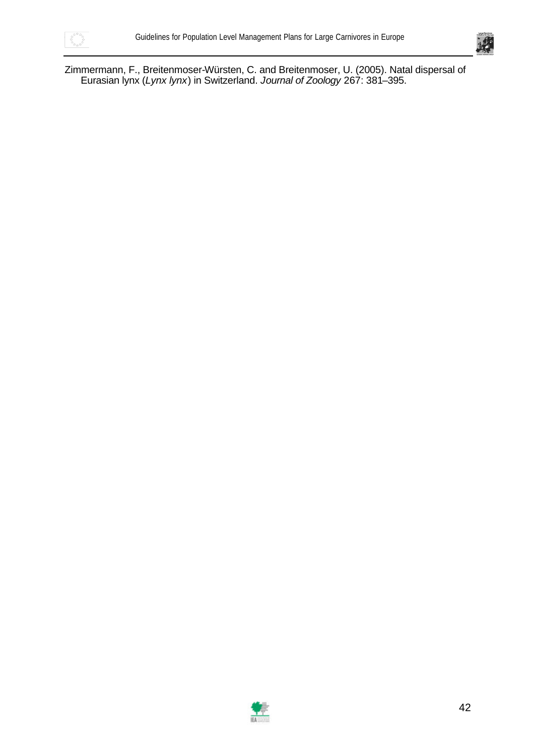Zimmermann, F., Breitenmoser-Würsten, C. and Breitenmoser, U. (2005). Natal dispersal of Eurasian lynx (*Lynx lynx*) in Switzerland. *Journal of Zoology* 267: 381–395.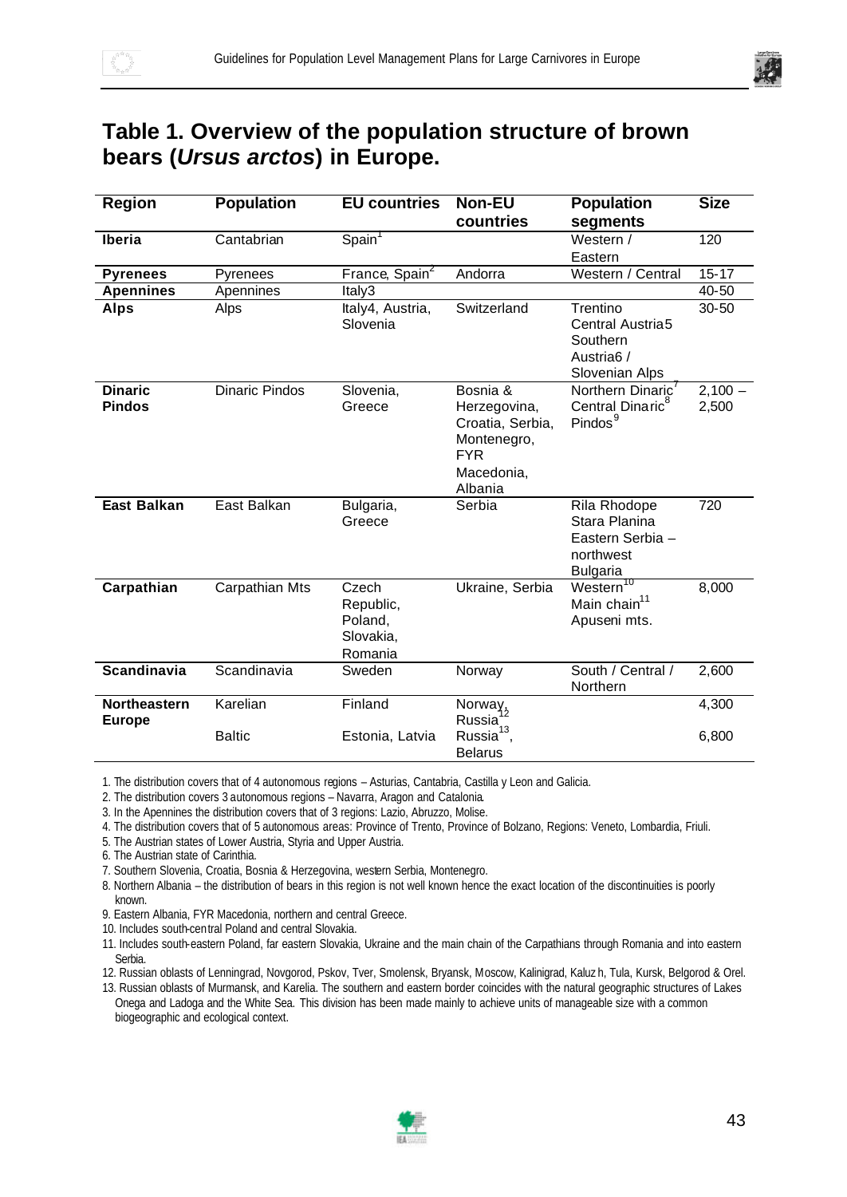# Table 1. Overview of the population structure of brown bears (*Ursus arctos*) in Europe.

| Region | Population | EU countries | Non-EU countries | Population segments | Size |
|---|---|---|---|---|---|
| **Iberia** | Cantabrian | Spain[1] | | Western / Eastern | 120 |
| **Pyrenees** | Pyrenees | France, Spain[2] | Andorra | Western / Central | 15-17 |
| **Apennines** | Apennines | Italy3 | | | 40-50 |
| **Alps** | Alps | Italy4, Austria, Slovenia | Switzerland | Trentino Central Austria5 Southern Austria6 / Slovenian Alps | 30-50 |
| **Dinaric Pindos** | Dinaric Pindos | Slovenia, Greece | Bosnia & Herzegovina, Croatia, Serbia, Montenegro, FYR Macedonia, Albania | Northern Dinaric[7] Central Dinaric[8] Pindos[9] | 2,100 – 2,500 |
| **East Balkan** | East Balkan | Bulgaria, Greece | Serbia | Rila Rhodope Stara Planina Eastern Serbia – northwest Bulgaria | 720 |
| **Carpathian** | Carpathian Mts | Czech Republic, Poland, Slovakia, Romania | Ukraine, Serbia | Western[10] Main chain[11] Apuseni mts. | 8,000 |
| **Scandinavia** | Scandinavia | Sweden | Norway | South / Central / Northern | 2,600 |
| **Northeastern Europe** | Karelian | Finland | Norway, Russia[12] | | 4,300 |
| | Baltic | Estonia, Latvia | Russia[13], Belarus | | 6,800 |

1. The distribution covers that of 4 autonomous regions – Asturias, Cantabria, Castilla y Leon and Galicia.
2. The distribution covers 3 autonomous regions – Navarra, Aragon and Catalonia.
3. In the Apennines the distribution covers that of 3 regions: Lazio, Abruzzo, Molise.
4. The distribution covers that of 5 autonomous areas: Province of Trento, Province of Bolzano, Regions: Veneto, Lombardia, Friuli.
5. The Austrian states of Lower Austria, Styria and Upper Austria.
6. The Austrian state of Carinthia.
7. Southern Slovenia, Croatia, Bosnia & Herzegovina, western Serbia, Montenegro.
8. Northern Albania – the distribution of bears in this region is not well known hence the exact location of the discontinuities is poorly known.
9. Eastern Albania, FYR Macedonia, northern and central Greece.
10. Includes south-central Poland and central Slovakia.
11. Includes south-eastern Poland, far eastern Slovakia, Ukraine and the main chain of the Carpathians through Romania and into eastern Serbia.
12. Russian oblasts of Lenningrad, Novgorod, Pskov, Tver, Smolensk, Bryansk, Moscow, Kalinigrad, Kaluz h, Tula, Kursk, Belgorod & Orel.
13. Russian oblasts of Murmansk, and Karelia. The southern and eastern border coincides with the natural geographic structures of Lakes Onega and Ladoga and the White Sea. This division has been made mainly to achieve units of manageable size with a common biogeographic and ecological context.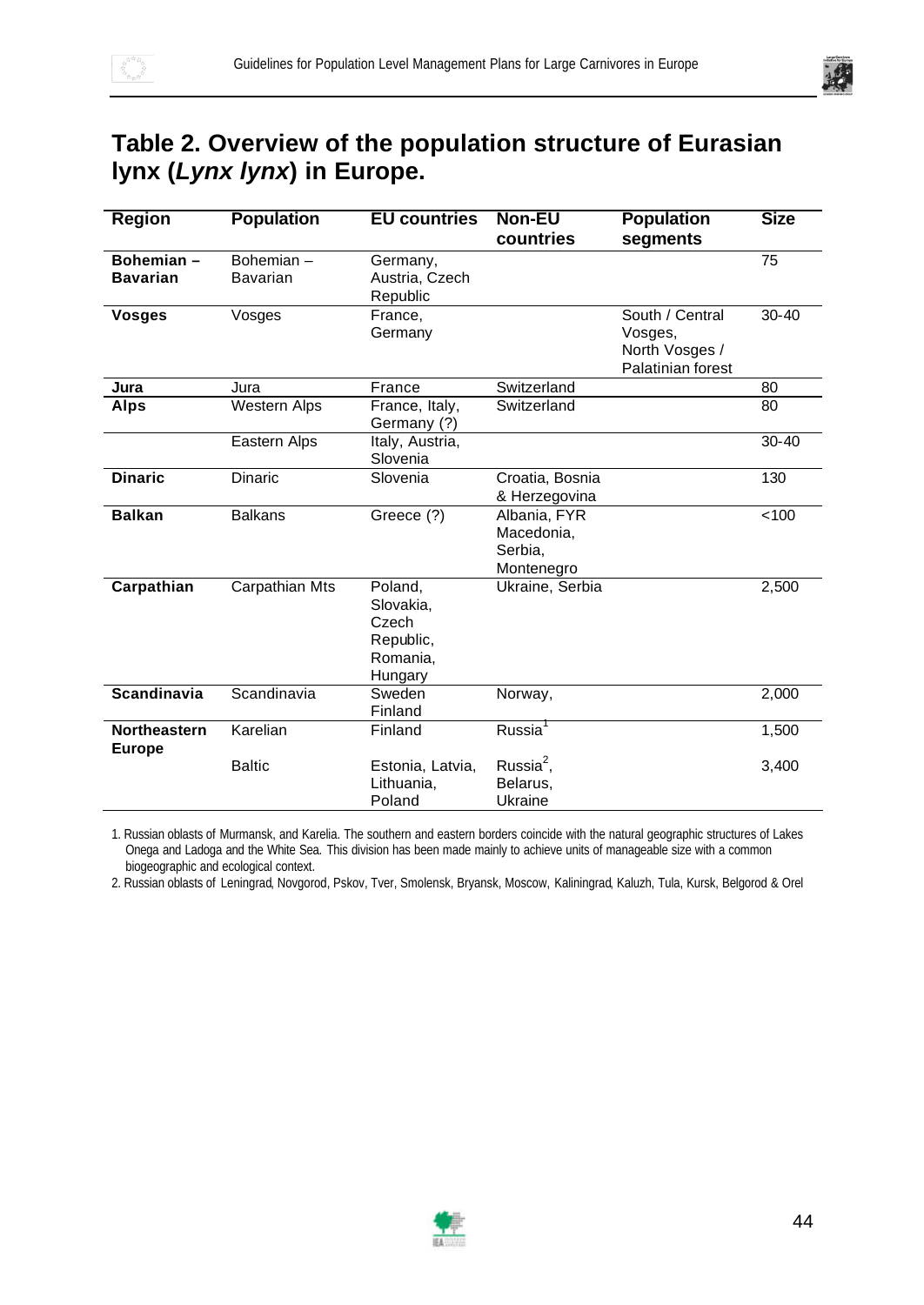## Table 2. Overview of the population structure of Eurasian lynx (*Lynx lynx*) in Europe.

| Region | Population | EU countries | Non-EU countries | Population segments | Size |
|---|---|---|---|---|---|
| **Bohemian – Bavarian** | Bohemian – Bavarian | Germany, Austria, Czech Republic | | | 75 |
| **Vosges** | Vosges | France, Germany | | South / Central Vosges, North Vosges / Palatinian forest | 30-40 |
| **Jura** | Jura | France | Switzerland | | 80 |
| **Alps** | Western Alps | France, Italy, Germany (?) | Switzerland | | 80 |
| | Eastern Alps | Italy, Austria, Slovenia | | | 30-40 |
| **Dinaric** | Dinaric | Slovenia | Croatia, Bosnia & Herzegovina | | 130 |
| **Balkan** | Balkans | Greece (?) | Albania, FYR Macedonia, Serbia, Montenegro | | <100 |
| **Carpathian** | Carpathian Mts | Poland, Slovakia, Czech Republic, Romania, Hungary | Ukraine, Serbia | | 2,500 |
| **Scandinavia** | Scandinavia | Sweden Finland | Norway, | | 2,000 |
| **Northeastern Europe** | Karelian | Finland | Russia[1] | | 1,500 |
| | Baltic | Estonia, Latvia, Lithuania, Poland | Russia[2], Belarus, Ukraine | | 3,400 |

1. Russian oblasts of Murmansk, and Karelia. The southern and eastern borders coincide with the natural geographic structures of Lakes Onega and Ladoga and the White Sea. This division has been made mainly to achieve units of manageable size with a common biogeographic and ecological context.

2. Russian oblasts of Leningrad, Novgorod, Pskov, Tver, Smolensk, Bryansk, Moscow, Kaliningrad, Kaluzh, Tula, Kursk, Belgorod & Orel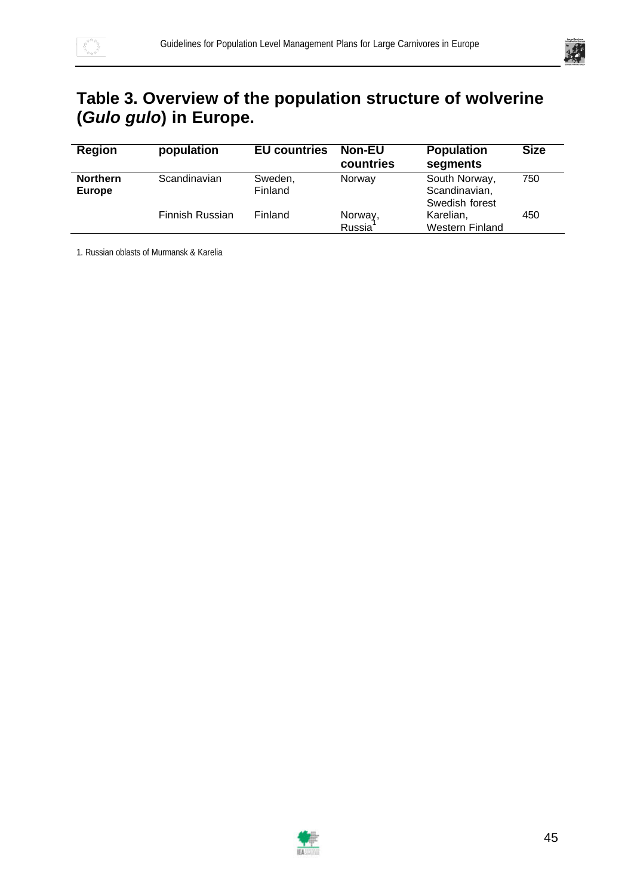## Table 3. Overview of the population structure of wolverine (*Gulo gulo*) in Europe.

| Region | population | EU countries | Non-EU countries | Population segments | Size |
|---|---|---|---|---|---|
| **Northern Europe** | Scandinavian | Sweden, Finland | Norway | South Norway, Scandinavian, Swedish forest | 750 |
| | Finnish Russian | Finland | Norway, Russia[1] | Karelian, Western Finland | 450 |

1. Russian oblasts of Murmansk & Karelia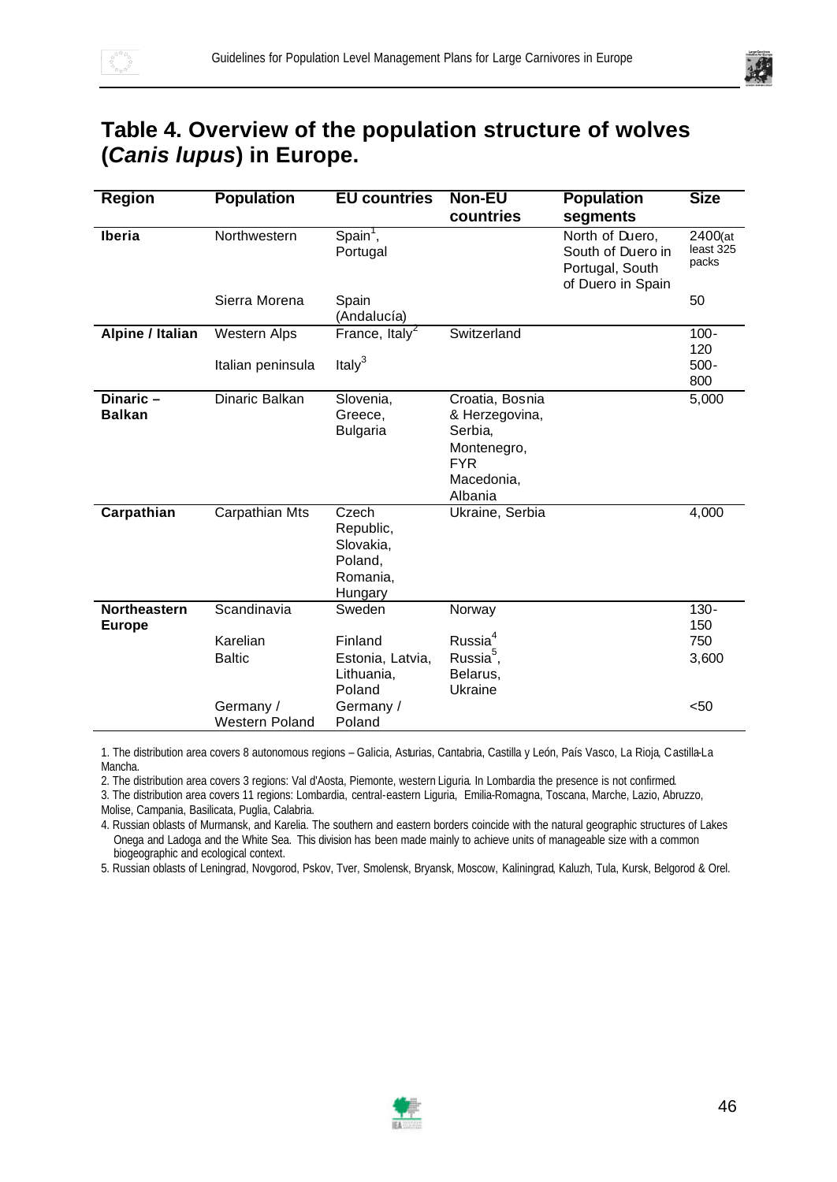## Table 4. Overview of the population structure of wolves (*Canis lupus*) in Europe.

| Region | Population | EU countries | Non-EU countries | Population segments | Size |
|---|---|---|---|---|---|
| **Iberia** | Northwestern | Spain[1], Portugal | | North of Duero, South of Duero in Portugal, South of Duero in Spain | 2400(at least 325 packs |
| | Sierra Morena | Spain (Andalucía) | | | 50 |
| **Alpine / Italian** | Western Alps | France, Italy[2] | Switzerland | | 100-120 |
| | Italian peninsula | Italy[3] | | | 500-800 |
| **Dinaric – Balkan** | Dinaric Balkan | Slovenia, Greece, Bulgaria | Croatia, Bosnia & Herzegovina, Serbia, Montenegro, FYR Macedonia, Albania | | 5,000 |
| **Carpathian** | Carpathian Mts | Czech Republic, Slovakia, Poland, Romania, Hungary | Ukraine, Serbia | | 4,000 |
| **Northeastern Europe** | Scandinavia | Sweden | Norway | | 130-150 |
| | Karelian | Finland | Russia[4] | | 750 |
| | Baltic | Estonia, Latvia, Lithuania, Poland | Russia[5], Belarus, Ukraine | | 3,600 |
| | Germany / Western Poland | Germany / Poland | | | <50 |

1. The distribution area covers 8 autonomous regions – Galicia, Asturias, Cantabria, Castilla y León, País Vasco, La Rioja, Castilla-La Mancha.

2. The distribution area covers 3 regions: Val d'Aosta, Piemonte, western Liguria. In Lombardia the presence is not confirmed.

3. The distribution area covers 11 regions: Lombardia, central-eastern Liguria, Emilia-Romagna, Toscana, Marche, Lazio, Abruzzo, Molise, Campania, Basilicata, Puglia, Calabria.

4. Russian oblasts of Murmansk, and Karelia. The southern and eastern borders coincide with the natural geographic structures of Lakes Onega and Ladoga and the White Sea. This division has been made mainly to achieve units of manageable size with a common biogeographic and ecological context.

5. Russian oblasts of Leningrad, Novgorod, Pskov, Tver, Smolensk, Bryansk, Moscow, Kaliningrad, Kaluzh, Tula, Kursk, Belgorod & Orel.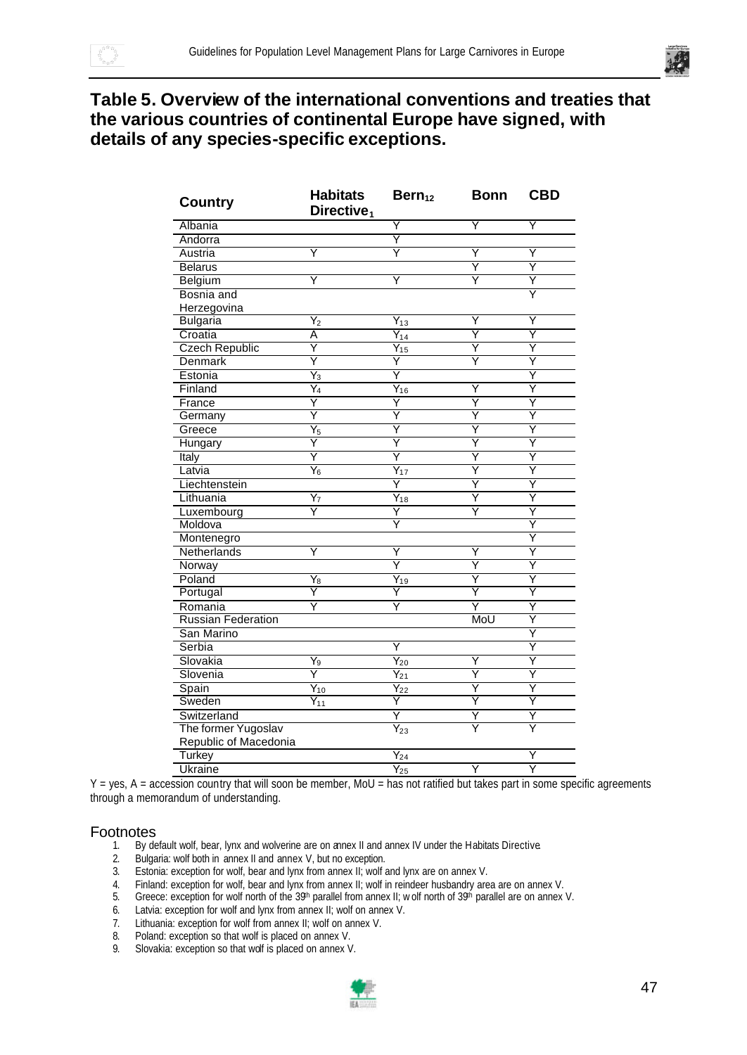# Table 5. Overview of the international conventions and treaties that the various countries of continental Europe have signed, with details of any species-specific exceptions.

| Country | Habitats Directive[1] | Bern[12] | Bonn | CBD |
|---|---|---|---|---|
| Albania | | Y | Y | Y |
| Andorra | | Y | | |
| Austria | Y | Y | Y | Y |
| Belarus | | | Y | Y |
| Belgium | Y | Y | Y | Y |
| Bosnia and Herzegovina | | | | Y |
| Bulgaria | Y[2] | Y[13] | Y | Y |
| Croatia | A | Y[14] | Y | Y |
| Czech Republic | Y | Y[15] | Y | Y |
| Denmark | Y | Y | Y | Y |
| Estonia | Y[3] | Y | | Y |
| Finland | Y[4] | Y[16] | Y | Y |
| France | Y | Y | Y | Y |
| Germany | Y | Y | Y | Y |
| Greece | Y[5] | Y | Y | Y |
| Hungary | Y | Y | Y | Y |
| Italy | Y | Y | Y | Y |
| Latvia | Y[6] | Y[17] | Y | Y |
| Liechtenstein | | Y | Y | Y |
| Lithuania | Y[7] | Y[18] | Y | Y |
| Luxembourg | Y | Y | Y | Y |
| Moldova | | Y | | Y |
| Montenegro | | | | Y |
| Netherlands | Y | Y | Y | Y |
| Norway | | Y | Y | Y |
| Poland | Y[8] | Y[19] | Y | Y |
| Portugal | Y | Y | Y | Y |
| Romania | Y | Y | Y | Y |
| Russian Federation | | | MoU | Y |
| San Marino | | | | Y |
| Serbia | | Y | | Y |
| Slovakia | Y[9] | Y[20] | Y | Y |
| Slovenia | Y | Y[21] | Y | Y |
| Spain | Y[10] | Y[22] | Y | Y |
| Sweden | Y[11] | Y | Y | Y |
| Switzerland | | Y | Y | Y |
| The former Yugoslav Republic of Macedonia | | Y[23] | Y | Y |
| Turkey | | Y[24] | | Y |
| Ukraine | | Y[25] | Y | Y |

Y = yes, A = accession country that will soon be member, MoU = has not ratified but takes part in some specific agreements through a memorandum of understanding.

## Footnotes

1. By default wolf, bear, lynx and wolverine are on annex II and annex IV under the Habitats Directive.
2. Bulgaria: wolf both in annex II and annex V, but no exception.
3. Estonia: exception for wolf, bear and lynx from annex II; wolf and lynx are on annex V.
4. Finland: exception for wolf, bear and lynx from annex II; wolf in reindeer husbandry area are on annex V.
5. Greece: exception for wolf north of the 39th parallel from annex II; wolf north of 39th parallel are on annex V.
6. Latvia: exception for wolf and lynx from annex II; wolf on annex V.
7. Lithuania: exception for wolf from annex II; wolf on annex V.
8. Poland: exception so that wolf is placed on annex V.
9. Slovakia: exception so that wolf is placed on annex V.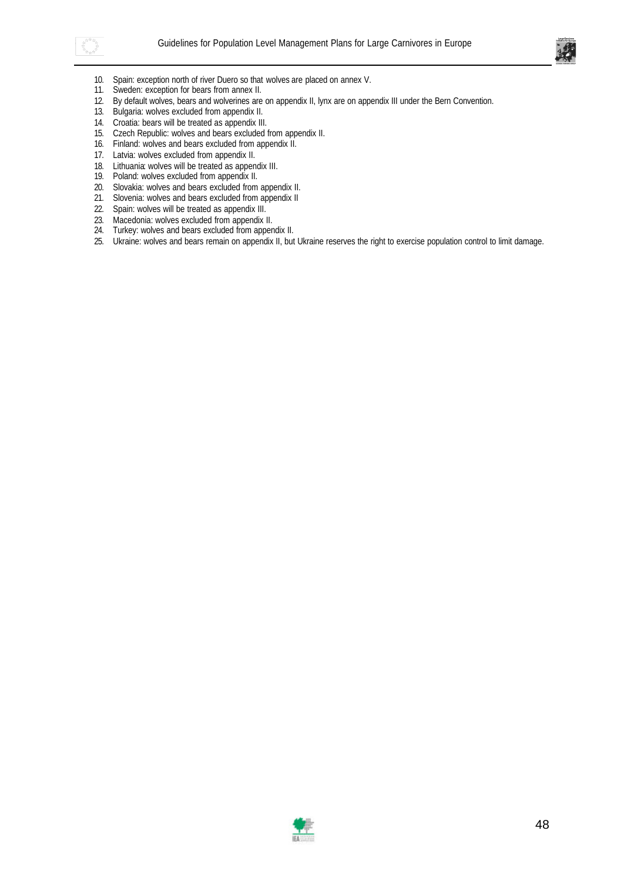10. Spain: exception north of river Duero so that wolves are placed on annex V.
11. Sweden: exception for bears from annex II.
12. By default wolves, bears and wolverines are on appendix II, lynx are on appendix III under the Bern Convention.
13. Bulgaria: wolves excluded from appendix II.
14. Croatia: bears will be treated as appendix III.
15. Czech Republic: wolves and bears excluded from appendix II.
16. Finland: wolves and bears excluded from appendix II.
17. Latvia: wolves excluded from appendix II.
18. Lithuania: wolves will be treated as appendix III.
19. Poland: wolves excluded from appendix II.
20. Slovakia: wolves and bears excluded from appendix II.
21. Slovenia: wolves and bears excluded from appendix II
22. Spain: wolves will be treated as appendix III.
23. Macedonia: wolves excluded from appendix II.
24. Turkey: wolves and bears excluded from appendix II.
25. Ukraine: wolves and bears remain on appendix II, but Ukraine reserves the right to exercise population control to limit damage.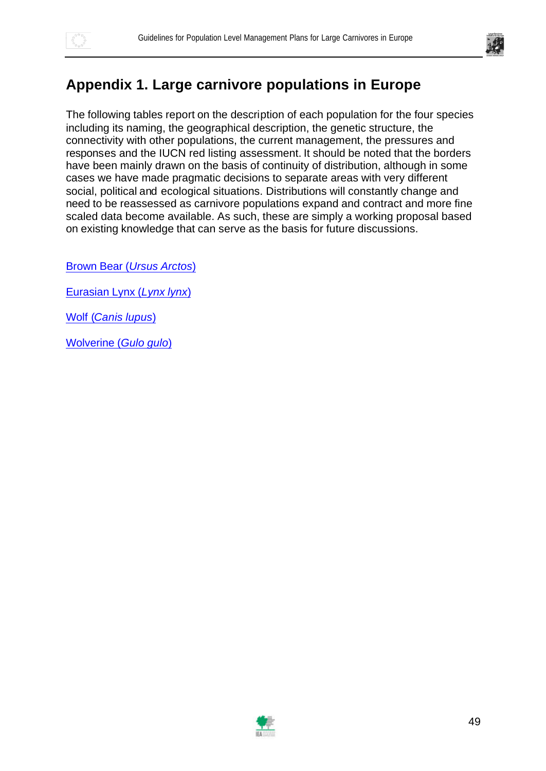# Appendix 1. Large carnivore populations in Europe

The following tables report on the description of each population for the four species including its naming, the geographical description, the genetic structure, the connectivity with other populations, the current management, the pressures and responses and the IUCN red listing assessment. It should be noted that the borders have been mainly drawn on the basis of continuity of distribution, although in some cases we have made pragmatic decisions to separate areas with very different social, political and ecological situations. Distributions will constantly change and need to be reassessed as carnivore populations expand and contract and more fine scaled data become available. As such, these are simply a working proposal based on existing knowledge that can serve as the basis for future discussions.

Brown Bear (*Ursus Arctos*)

Eurasian Lynx (*Lynx lynx*)

Wolf (*Canis lupus*)

Wolverine (*Gulo gulo*)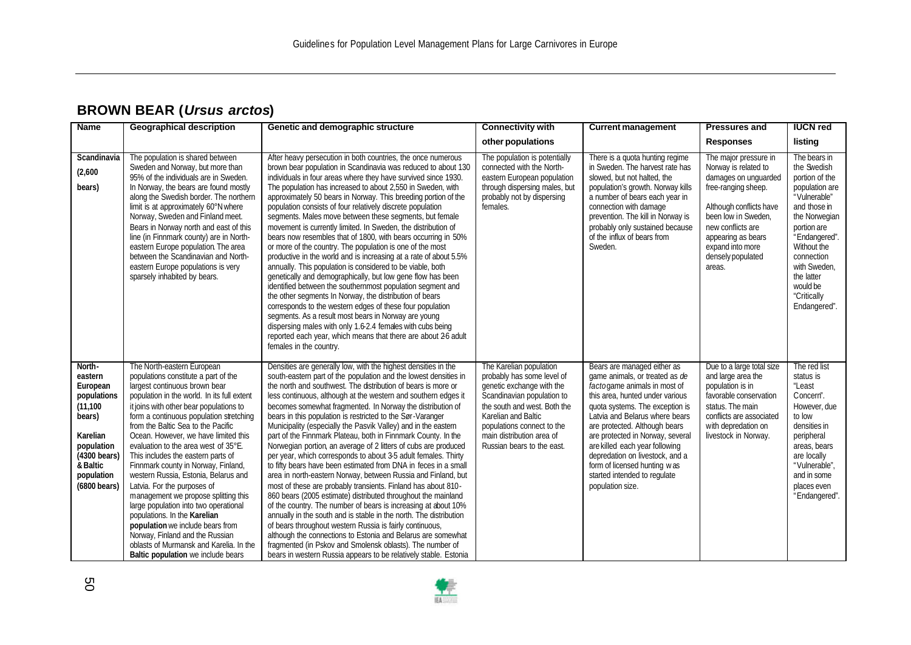## BROWN BEAR (*Ursus arctos*)

| Name | Geographical description | Genetic and demographic structure | Connectivity with other populations | Current management | Pressures and Responses | IUCN red listing |
|---|---|---|---|---|---|---|
| Scandinavia (2,600 bears) | The population is shared between Sweden and Norway, but more than 95% of the individuals are in Sweden. In Norway, the bears are found mostly along the Swedish border. The northern limit is at approximately 60°N where Norway, Sweden and Finland meet. Bears in Norway north and east of this line (in Finnmark county) are in North-eastern Europe population. The area between the Scandinavian and North-eastern Europe populations is very sparsely inhabited by bears. | After heavy persecution in both countries, the once numerous brown bear population in Scandinavia was reduced to about 130 individuals in four areas where they have survived since 1930. The population has increased to about 2,550 in Sweden, with approximately 50 bears in Norway. This breeding portion of the population consists of four relatively discrete population segments. Males move between these segments, but female movement is currently limited. In Sweden, the distribution of bears now resembles that of 1800, with bears occurring in 50% or more of the country. The population is one of the most productive in the world and is increasing at a rate of about 5.5% annually. This population is considered to be viable, both genetically and demographically, but low gene flow has been identified between the southernmost population segment and the other segments In Norway, the distribution of bears corresponds to the western edges of these four population segments. As a result most bears in Norway are young dispersing males with only 1.6-2.4 females with cubs being reported each year, which means that there are about 2-6 adult females in the country. | The population is potentially connected with the North-eastern European population through dispersing males, but probably not by dispersing females. | There is a quota hunting regime in Sweden. The harvest rate has slowed, but not halted, the population's growth. Norway kills a number of bears each year in connection with damage prevention. The kill in Norway is probably only sustained because of the influx of bears from Sweden. | The major pressure in Norway is related to damages on unguarded free-ranging sheep.<br><br>Although conflicts have been low in Sweden, new conflicts are appearing as bears expand into more densely populated areas. | The bears in the Swedish portion of the population are "Vulnerable" and those in the Norwegian portion are "Endangered". Without the connection with Sweden, the latter would be "Critically Endangered". |
| North-eastern European populations (11,100 bears)<br><br>Karelian population (4300 bears) & Baltic population (6800 bears) | The North-eastern European populations constitute a part of the largest continuous brown bear population in the world. In its full extent it joins with other bear populations to form a continuous population stretching from the Baltic Sea to the Pacific Ocean. However, we have limited this evaluation to the area west of 35°E. This includes the eastern parts of Finnmark county in Norway, Finland, western Russia, Estonia, Belarus and Latvia. For the purposes of management we propose splitting this large population into two operational populations. In the **Karelian population** we include bears from Norway, Finland and the Russian oblasts of Murmansk and Karelia. In the **Baltic population** we include bears | Densities are generally low, with the highest densities in the south-eastern part of the population and the lowest densities in the north and southwest. The distribution of bears is more or less continuous, although at the western and southern edges it becomes somewhat fragmented. In Norway the distribution of bears in this population is restricted to the Sør-Varanger Municipality (especially the Pasvik Valley) and in the eastern part of the Finnmark Plateau, both in Finnmark County. In the Norwegian portion, an average of 2 litters of cubs are produced per year, which corresponds to about 3-5 adult females. Thirty to fifty bears have been estimated from DNA in feces in a small area in north-eastern Norway, between Russia and Finland, but most of these are probably transients. Finland has about 810-860 bears (2005 estimate) distributed throughout the mainland of the country. The number of bears is increasing at about 10% annually in the south and is stable in the north. The distribution of bears throughout western Russia is fairly continuous, although the connections to Estonia and Belarus are somewhat fragmented (in Pskov and Smolensk oblasts). The number of bears in western Russia appears to be relatively stable. Estonia | The Karelian population probably has some level of genetic exchange with the Scandinavian population to the south and west. Both the Karelian and Baltic populations connect to the main distribution area of Russian bears to the east. | Bears are managed either as game animals, or treated as *de facto* game animals in most of this area, hunted under various quota systems. The exception is Latvia and Belarus where bears are protected. Although bears are protected in Norway, several are killed each year following depredation on livestock, and a form of licensed hunting was started intended to regulate population size. | Due to a large total size and large area the population is in favorable conservation status. The main conflicts are associated with depredation on livestock in Norway. | The red list status is "Least Concern". However, due to low densities in peripheral areas, bears are locally "Vulnerable", and in some places even "Endangered". |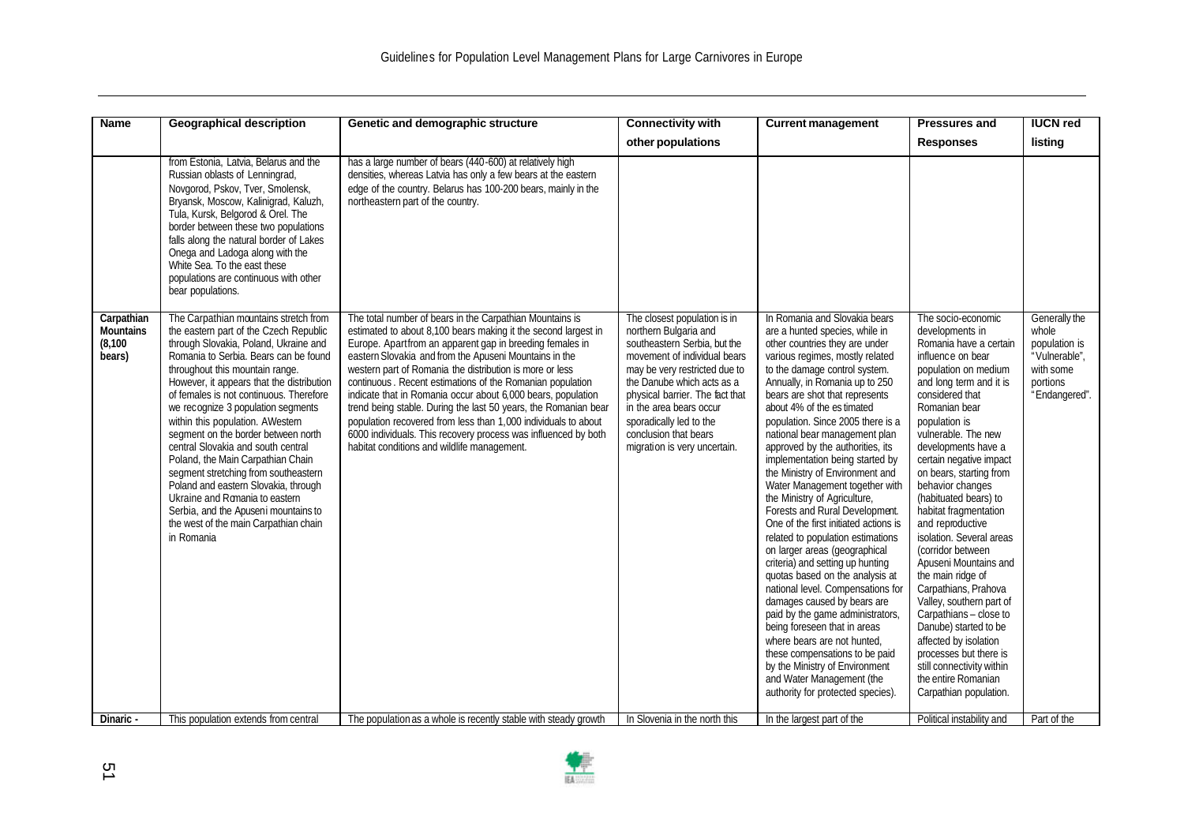| Name | Geographical description | Genetic and demographic structure | Connectivity with other populations | Current management | Pressures and Responses | IUCN red listing |
|---|---|---|---|---|---|---|
| | from Estonia, Latvia, Belarus and the Russian oblasts of Lenningrad, Novgorod, Pskov, Tver, Smolensk, Bryansk, Moscow, Kalinigrad, Kaluzh, Tula, Kursk, Belgorod & Orel. The border between these two populations falls along the natural border of Lakes Onega and Ladoga along with the White Sea. To the east these populations are continuous with other bear populations. | has a large number of bears (440-600) at relatively high densities, whereas Latvia has only a few bears at the eastern edge of the country. Belarus has 100-200 bears, mainly in the northeastern part of the country. | | | | |
| **Carpathian Mountains (8,100 bears)** | The Carpathian mountains stretch from the eastern part of the Czech Republic through Slovakia, Poland, Ukraine and Romania to Serbia. Bears can be found throughout this mountain range. However, it appears that the distribution of females is not continuous. Therefore we recognize 3 population segments within this population. AWestern segment on the border between north central Slovakia and south central Poland, the Main Carpathian Chain segment stretching from southeastern Poland and eastern Slovakia, through Ukraine and Romania to eastern Serbia, and the Apuseni mountains to the west of the main Carpathian chain in Romania | The total number of bears in the Carpathian Mountains is estimated to about 8,100 bears making it the second largest in Europe. Apart from an apparent gap in breeding females in eastern Slovakia and from the Apuseni Mountains in the western part of Romania the distribution is more or less continuous. Recent estimations of the Romanian population indicate that in Romania occur about 6,000 bears, population trend being stable. During the last 50 years, the Romanian bear population recovered from less than 1,000 individuals to about 6000 individuals. This recovery process was influenced by both habitat conditions and wildlife management. | The closest population is in northern Bulgaria and southeastern Serbia, but the movement of individual bears may be very restricted due to the Danube which acts as a physical barrier. The fact that in the area bears occur sporadically led to the conclusion that bears migration is very uncertain. | In Romania and Slovakia bears are a hunted species, while in other countries they are under various regimes, mostly related to the damage control system. Annually, in Romania up to 250 bears are shot that represents about 4% of the estimated population. Since 2005 there is a national bear management plan approved by the authorities, its implementation being started by the Ministry of Environment and Water Management together with the Ministry of Agriculture, Forests and Rural Development. One of the first initiated actions is related to population estimations on larger areas (geographical criteria) and setting up hunting quotas based on the analysis at national level. Compensations for damages caused by bears are paid by the game administrators, being foreseen that in areas where bears are not hunted, these compensations to be paid by the Ministry of Environment and Water Management (the authority for protected species). | The socio-economic developments in Romania have a certain influence on bear population on medium and long term and it is considered that Romanian bear population is vulnerable. The new developments have a certain negative impact on bears, starting from behavior changes (habituated bears) to habitat fragmentation and reproductive isolation. Several areas (corridor between Apuseni Mountains and the main ridge of Carpathians, Prahova Valley, southern part of Carpathians – close to Danube) started to be affected by isolation processes but there is still connectivity within the entire Romanian Carpathian population. | Generally the whole population is "Vulnerable", with some portions "Endangered". |
| **Dinaric -** | This population extends from central | The population as a whole is recently stable with steady growth | In Slovenia in the north this | In the largest part of the | Political instability and | Part of the |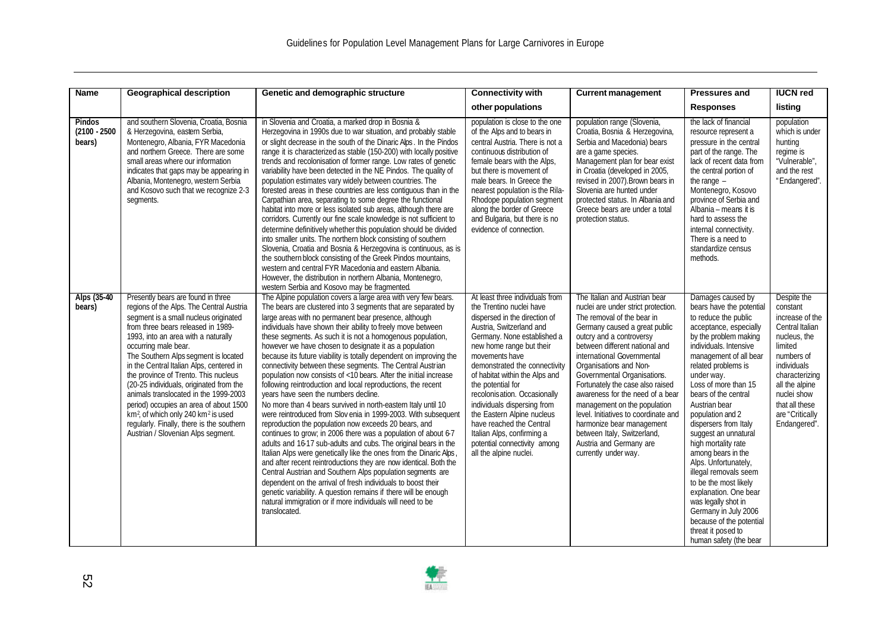| Name | Geographical description | Genetic and demographic structure | Connectivity with other populations | Current management | Pressures and Responses | IUCN red listing |
|---|---|---|---|---|---|---|
| **Pindos (2100 - 2500 bears)** | and southern Slovenia, Croatia, Bosnia & Herzegovina, eastern Serbia, Montenegro, Albania, FYR Macedonia and northern Greece. There are some small areas where our information indicates that gaps may be appearing in Albania, Montenegro, western Serbia and Kosovo such that we recognize 2-3 segments. | in Slovenia and Croatia, a marked drop in Bosnia & Herzegovina in 1990s due to war situation, and probably stable or slight decrease in the south of the Dinaric Alps. In the Pindos range it is characterized as stable (150-200) with locally positive trends and recolonisation of former range. Low rates of genetic variability have been detected in the NE Pindos. The quality of population estimates vary widely between countries. The forested areas in these countries are less contiguous than in the Carpathian area, separating to some degree the functional habitat into more or less isolated sub areas, although there are corridors. Currently our fine scale knowledge is not sufficient to determine definitively whether this population should be divided into smaller units. The northern block consisting of southern Slovenia, Croatia and Bosnia & Herzegovina is continuous, as is the southern block consisting of the Greek Pindos mountains, western and central FYR Macedonia and eastern Albania. However, the distribution in northern Albania, Montenegro, western Serbia and Kosovo may be fragmented. | population is close to the one of the Alps and to bears in central Austria. There is not a continuous distribution of female bears with the Alps, but there is movement of male bears. In Greece the nearest population is the Rila-Rhodope population segment along the border of Greece and Bulgaria, but there is no evidence of connection. | population range (Slovenia, Croatia, Bosnia & Herzegovina, Serbia and Macedonia) bears are a game species. Management plan for bear exist in Croatia (developed in 2005, revised in 2007).Brown bears in Slovenia are hunted under protected status. In Albania and Greece bears are under a total protection status. | the lack of financial resource represent a pressure in the central part of the range. The lack of recent data from the central portion of the range – Montenegro, Kosovo province of Serbia and Albania – means it is hard to assess the internal connectivity. There is a need to standardize census methods. | population which is under hunting regime is "Vulnerable", and the rest "Endangered". |
| **Alps (35-40 bears)** | Presently bears are found in three regions of the Alps. The Central Austria segment is a small nucleus originated from three bears released in 1989-1993, into an area with a naturally occurring male bear.<br>The Southern Alps segment is located in the Central Italian Alps, centered in the province of Trento. This nucleus (20-25 individuals, originated from the animals translocated in the 1999-2003 period) occupies an area of about 1500 km², of which only 240 km² is used regularly. Finally, there is the southern Austrian / Slovenian Alps segment. | The Alpine population covers a large area with very few bears. The bears are clustered into 3 segments that are separated by large areas with no permanent bear presence, although individuals have shown their ability to freely move between these segments. As such it is not a homogenous population, however we have chosen to designate it as a population because its future viability is totally dependent on improving the connectivity between these segments. The Central Austrian population now consists of <10 bears. After the initial increase following reintroduction and local reproductions, the recent years have seen the numbers decline.<br>No more than 4 bears survived in north-eastern Italy until 10 were reintroduced from Slovenia in 1999-2003. With subsequent reproduction the population now exceeds 20 bears, and continues to grow; in 2006 there was a population of about 6-7 adults and 16-17 sub-adults and cubs. The original bears in the Italian Alps, were genetically like the ones from the Dinaric Alps, and after recent reintroductions they are now identical. Both the Central Austrian and Southern Alps population segments are dependent on the arrival of fresh individuals to boost their genetic variability. A question remains if there will be enough natural immigration or if more individuals will need to be translocated. | At least three individuals from the Trentino nuclei have dispersed in the direction of Austria, Switzerland and Germany. None established a new home range but their movements have demonstrated the connectivity of habitat within the Alps and the potential for recolonisation. Occasionally individuals dispersing from the Eastern Alpine nucleus have reached the Central Italian Alps, confirming a potential connectivity among all the alpine nuclei. | The Italian and Austrian bear nuclei are under strict protection. The removal of the bear in Germany caused a great public outcry and a controversy between different national and international Governmental Organisations and Non-Governmental Organisations. Fortunately the case also raised awareness for the need of a bear management on the population level. Initiatives to coordinate and harmonize bear management between Italy, Switzerland, Austria and Germany are currently under way. | Damages caused by bears have the potential to reduce the public acceptance, especially by the problem making individuals. Intensive management of all bear related problems is under way.<br>Loss of more than 15 bears of the central Austrian bear population and 2 dispersers from Italy suggest an unnatural high mortality rate among bears in the Alps. Unfortunately, illegal removals seem to be the most likely explanation. One bear was legally shot in Germany in July 2006 because of the potential threat it posed to human safety (the bear | Despite the constant increase of the Central Italian nucleus, the limited numbers of individuals characterizing all the alpine nuclei show that all these are "Critically Endangered". |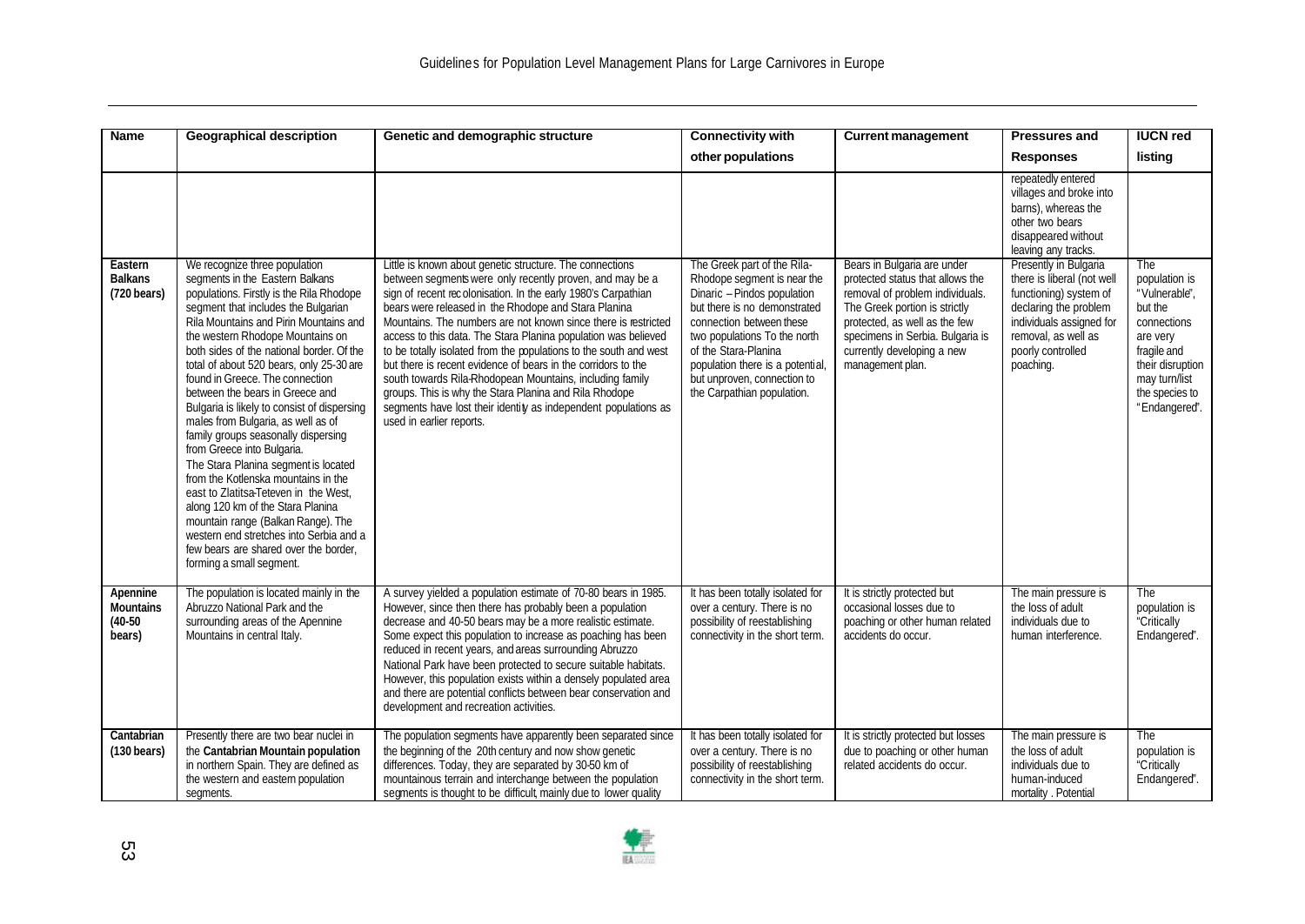| Name | Geographical description | Genetic and demographic structure | Connectivity with other populations | Current management | Pressures and Responses | IUCN red listing |
|---|---|---|---|---|---|---|
| | | | | | repeatedly entered villages and broke into barns), whereas the other two bears disappeared without leaving any tracks. | |
| **Eastern Balkans (720 bears)** | We recognize three population segments in the Eastern Balkans populations. Firstly is the Rila Rhodope segment that includes the Bulgarian Rila Mountains and Pirin Mountains and the western Rhodope Mountains on both sides of the national border. Of the total of about 520 bears, only 25-30 are found in Greece. The connection between the bears in Greece and Bulgaria is likely to consist of dispersing males from Bulgaria, as well as of family groups seasonally dispersing from Greece into Bulgaria. The Stara Planina segment is located from the Kotlenska mountains in the east to Zlatitsa-Teteven in the West, along 120 km of the Stara Planina mountain range (Balkan Range). The western end stretches into Serbia and a few bears are shared over the border, forming a small segment. | Little is known about genetic structure. The connections between segments were only recently proven, and may be a sign of recent recolonisation. In the early 1980's Carpathian bears were released in the Rhodope and Stara Planina Mountains. The numbers are not known since there is restricted access to this data. The Stara Planina population was believed to be totally isolated from the populations to the south and west but there is recent evidence of bears in the corridors to the south towards Rila-Rhodopean Mountains, including family groups. This is why the Stara Planina and Rila Rhodope segments have lost their identity as independent populations as used in earlier reports. | The Greek part of the Rila-Rhodope segment is near the Dinaric – Pindos population but there is no demonstrated connection between these two populations To the north of the Stara-Planina population there is a potential, but unproven, connection to the Carpathian population. | Bears in Bulgaria are under protected status that allows the removal of problem individuals. The Greek portion is strictly protected, as well as the few specimens in Serbia. Bulgaria is currently developing a new management plan. | Presently in Bulgaria there is liberal (not well functioning) system of declaring the problem individuals assigned for removal, as well as poorly controlled poaching. | The population is "Vulnerable", but the connections are very fragile and their disruption may turn/list the species to "Endangered". |
| **Apennine Mountains (40-50 bears)** | The population is located mainly in the Abruzzo National Park and the surrounding areas of the Apennine Mountains in central Italy. | A survey yielded a population estimate of 70-80 bears in 1985. However, since then there has probably been a population decrease and 40-50 bears may be a more realistic estimate. Some expect this population to increase as poaching has been reduced in recent years, and areas surrounding Abruzzo National Park have been protected to secure suitable habitats. However, this population exists within a densely populated area and there are potential conflicts between bear conservation and development and recreation activities. | It has been totally isolated for over a century. There is no possibility of reestablishing connectivity in the short term. | It is strictly protected but occasional losses due to poaching or other human related accidents do occur. | The main pressure is the loss of adult individuals due to human interference. | The population is "Critically Endangered". |
| **Cantabrian (130 bears)** | Presently there are two bear nuclei in the **Cantabrian Mountain population** in northern Spain. They are defined as the western and eastern population segments. | The population segments have apparently been separated since the beginning of the 20th century and now show genetic differences. Today, they are separated by 30-50 km of mountainous terrain and interchange between the population segments is thought to be difficult, mainly due to lower quality | It has been totally isolated for over a century. There is no possibility of reestablishing connectivity in the short term. | It is strictly protected but losses due to poaching or other human related accidents do occur. | The main pressure is the loss of adult individuals due to human-induced mortality . Potential | The population is "Critically Endangered". |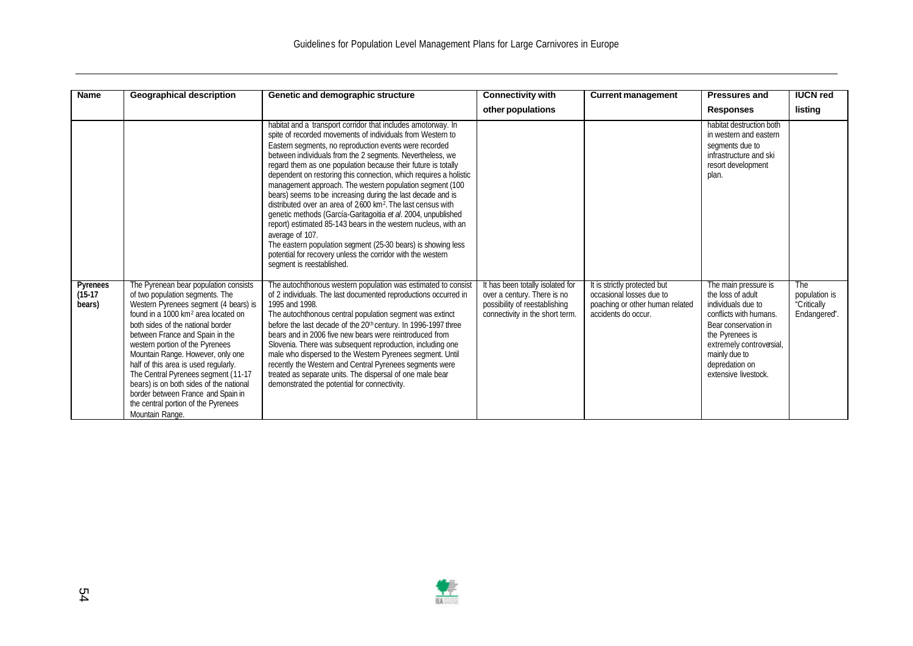| Name | Geographical description | Genetic and demographic structure | Connectivity with other populations | Current management | Pressures and Responses | IUCN red listing |
|---|---|---|---|---|---|---|
| | | habitat and a transport corridor that includes amotorway. In spite of recorded movements of individuals from Western to Eastern segments, no reproduction events were recorded between individuals from the 2 segments. Nevertheless, we regard them as one population because their future is totally dependent on restoring this connection, which requires a holistic management approach. The western population segment (100 bears) seems to be increasing during the last decade and is distributed over an area of 2,600 km². The last census with genetic methods (García-Garitagoitia *et al*. 2004, unpublished report) estimated 85-143 bears in the western nucleus, with an average of 107. The eastern population segment (25-30 bears) is showing less potential for recovery unless the corridor with the western segment is reestablished. | | | habitat destruction both in western and eastern segments due to infrastructure and ski resort development plan. | |
| **Pyrenees (15-17 bears)** | The Pyrenean bear population consists of two population segments. The Western Pyrenees segment (4 bears) is found in a 1000 km² area located on both sides of the national border between France and Spain in the western portion of the Pyrenees Mountain Range. However, only one half of this area is used regularly. The Central Pyrenees segment (11-17 bears) is on both sides of the national border between France and Spain in the central portion of the Pyrenees Mountain Range. | The autochthonous western population was estimated to consist of 2 individuals. The last documented reproductions occurred in 1995 and 1998. The autochthonous central population segment was extinct before the last decade of the 20th century. In 1996-1997 three bears and in 2006 five new bears were reintroduced from Slovenia. There was subsequent reproduction, including one male who dispersed to the Western Pyrenees segment. Until recently the Western and Central Pyrenees segments were treated as separate units. The dispersal of one male bear demonstrated the potential for connectivity. | It has been totally isolated for over a century. There is no possibility of reestablishing connectivity in the short term. | It is strictly protected but occasional losses due to poaching or other human related accidents do occur. | The main pressure is the loss of adult individuals due to conflicts with humans. Bear conservation in the Pyrenees is extremely controversial, mainly due to depredation on extensive livestock. | The population is "Critically Endangered". |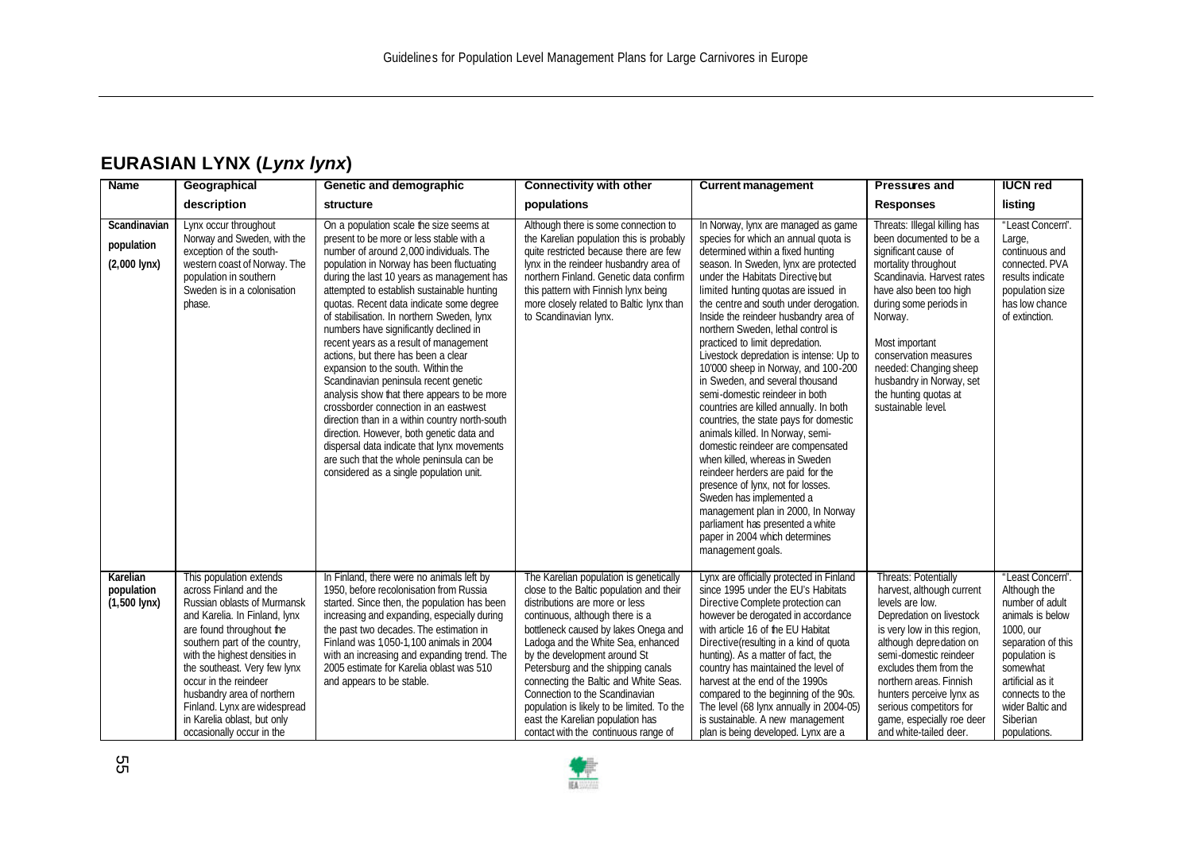## EURASIAN LYNX (*Lynx lynx*)

| Name | Geographical description | Genetic and demographic structure | Connectivity with other populations | Current management | Pressures and Responses | IUCN red listing |
|---|---|---|---|---|---|---|
| **Scandinavian population (2,000 lynx)** | Lynx occur throughout Norway and Sweden, with the exception of the south-western coast of Norway. The population in southern Sweden is in a colonisation phase. | On a population scale the size seems at present to be more or less stable with a number of around 2,000 individuals. The population in Norway has been fluctuating during the last 10 years as management has attempted to establish sustainable hunting quotas. Recent data indicate some degree of stabilisation. In northern Sweden, lynx numbers have significantly declined in recent years as a result of management actions, but there has been a clear expansion to the south. Within the Scandinavian peninsula recent genetic analysis show that there appears to be more crossborder connection in an east-west direction than in a within country north-south direction. However, both genetic data and dispersal data indicate that lynx movements are such that the whole peninsula can be considered as a single population unit. | Although there is some connection to the Karelian population this is probably quite restricted because there are few lynx in the reindeer husbandry area of northern Finland. Genetic data confirm this pattern with Finnish lynx being more closely related to Baltic lynx than to Scandinavian lynx. | In Norway, lynx are managed as game species for which an annual quota is determined within a fixed hunting season. In Sweden, lynx are protected under the Habitats Directive, but limited hunting quotas are issued in the centre and south under derogation. Inside the reindeer husbandry area of northern Sweden, lethal control is practiced to limit depredation. Livestock depredation is intense: Up to 10'000 sheep in Norway, and 100-200 in Sweden, and several thousand semi-domestic reindeer in both countries are killed annually. In both countries, the state pays for domestic animals killed. In Norway, semi-domestic reindeer are compensated when killed, whereas in Sweden reindeer herders are paid for the presence of lynx, not for losses. Sweden has implemented a management plan in 2000, In Norway parliament has presented a white paper in 2004 which determines management goals. | Threats: Illegal killing has been documented to be a significant cause of mortality throughout Scandinavia. Harvest rates have also been too high during some periods in Norway.<br><br>Most important conservation measures needed: Changing sheep husbandry in Norway, set the hunting quotas at sustainable level. | "Least Concern". Large, continuous and connected. PVA results indicate population size has low chance of extinction. |
| **Karelian population (1,500 lynx)** | This population extends across Finland and the Russian oblasts of Murmansk and Karelia. In Finland, lynx are found throughout the southern part of the country, with the highest densities in the southeast. Very few lynx occur in the reindeer husbandry area of northern Finland. Lynx are widespread in Karelia oblast, but only occasionally occur in the | In Finland, there were no animals left by 1950, before recolonisation from Russia started. Since then, the population has been increasing and expanding, especially during the past two decades. The estimation in Finland was 1,050-1,100 animals in 2004 with an increasing and expanding trend. The 2005 estimate for Karelia oblast was 510 and appears to be stable. | The Karelian population is genetically close to the Baltic population and their distributions are more or less continuous, although there is a bottleneck caused by lakes Onega and Ladoga and the White Sea, enhanced by the development around St Petersburg and the shipping canals connecting the Baltic and White Seas. Connection to the Scandinavian population is likely to be limited. To the east the Karelian population has contact with the continuous range of | Lynx are officially protected in Finland since 1995 under the EU's Habitats Directive Complete protection can however be derogated in accordance with article 16 of the EU Habitat Directive(resulting in a kind of quota hunting). As a matter of fact, the country has maintained the level of harvest at the end of the 1990s compared to the beginning of the 90s. The level (68 lynx annually in 2004-05) is sustainable. A new management plan is being developed. Lynx are a | Threats: Potentially harvest, although current levels are low. Depredation on livestock is very low in this region, although depredation on semi-domestic reindeer excludes them from the northern areas. Finnish hunters perceive lynx as serious competitors for game, especially roe deer and white-tailed deer. | "Least Concern". Although the number of adult animals is below 1000, our separation of this population is somewhat artificial as it connects to the wider Baltic and Siberian populations. |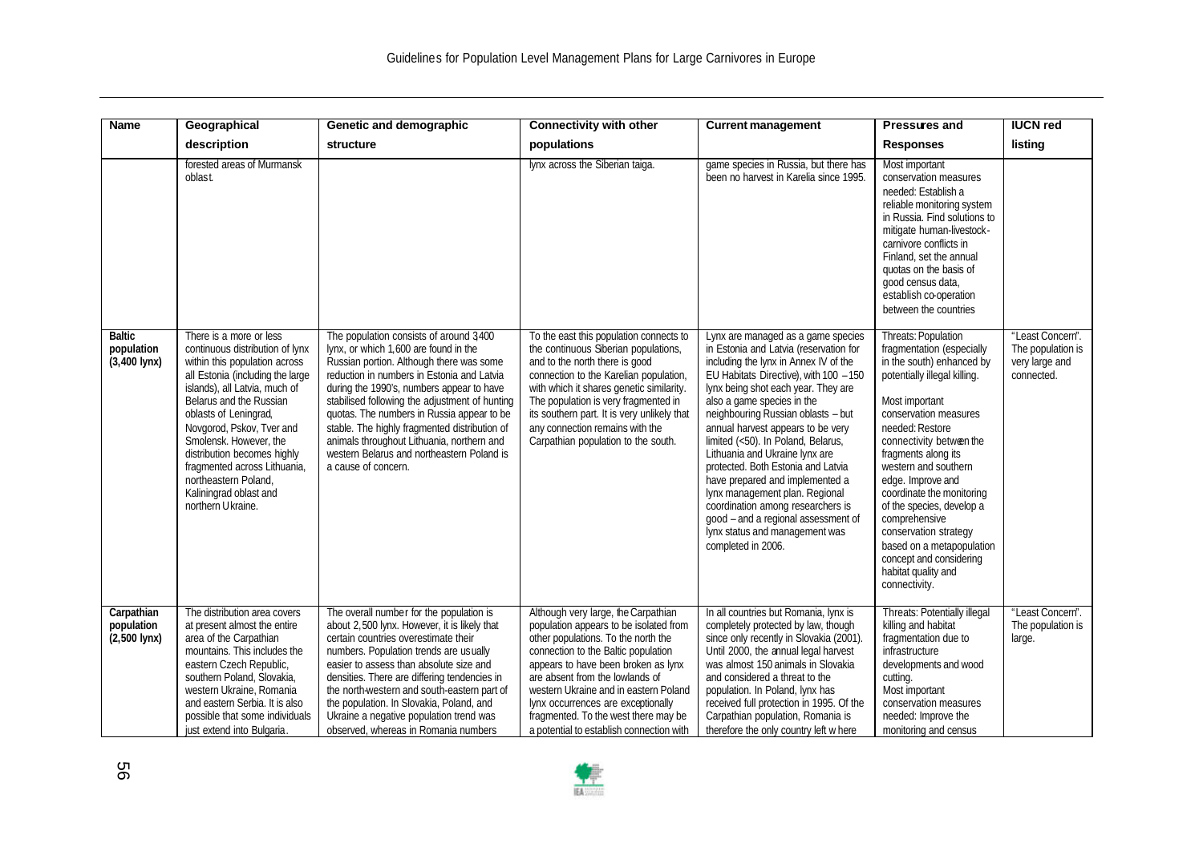| Name | Geographical description | Genetic and demographic structure | Connectivity with other populations | Current management | Pressures and Responses | IUCN red listing |
|---|---|---|---|---|---|---|
| | forested areas of Murmansk oblast. | | lynx across the Siberian taiga. | game species in Russia, but there has been no harvest in Karelia since 1995. | Most important conservation measures needed: Establish a reliable monitoring system in Russia. Find solutions to mitigate human-livestock-carnivore conflicts in Finland, set the annual quotas on the basis of good census data, establish co-operation between the countries | |
| **Baltic population (3,400 lynx)** | There is a more or less continuous distribution of lynx within this population across all Estonia (including the large islands), all Latvia, much of Belarus and the Russian oblasts of Leningrad, Novgorod, Pskov, Tver and Smolensk. However, the distribution becomes highly fragmented across Lithuania, northeastern Poland, Kaliningrad oblast and northern Ukraine. | The population consists of around 3400 lynx, or which 1,600 are found in the Russian portion. Although there was some reduction in numbers in Estonia and Latvia during the 1990's, numbers appear to have stabilised following the adjustment of hunting quotas. The numbers in Russia appear to be stable. The highly fragmented distribution of animals throughout Lithuania, northern and western Belarus and northeastern Poland is a cause of concern. | To the east this population connects to the continuous Siberian populations, and to the north there is good connection to the Karelian population, with which it shares genetic similarity. The population is very fragmented in its southern part. It is very unlikely that any connection remains with the Carpathian population to the south. | Lynx are managed as a game species in Estonia and Latvia (reservation for including the lynx in Annex IV of the EU Habitats Directive), with 100 – 150 lynx being shot each year. They are also a game species in the neighbouring Russian oblasts – but annual harvest appears to be very limited (<50). In Poland, Belarus, Lithuania and Ukraine lynx are protected. Both Estonia and Latvia have prepared and implemented a lynx management plan. Regional coordination among researchers is good – and a regional assessment of lynx status and management was completed in 2006. | Threats: Population fragmentation (especially in the south) enhanced by potentially illegal killing.<br><br>Most important conservation measures needed: Restore connectivity between the fragments along its western and southern edge. Improve and coordinate the monitoring of the species, develop a comprehensive conservation strategy based on a metapopulation concept and considering habitat quality and connectivity. | "Least Concern". The population is very large and connected. |
| **Carpathian population (2,500 lynx)** | The distribution area covers at present almost the entire area of the Carpathian mountains. This includes the eastern Czech Republic, southern Poland, Slovakia, western Ukraine, Romania and eastern Serbia. It is also possible that some individuals just extend into Bulgaria. | The overall number for the population is about 2,500 lynx. However, it is likely that certain countries overestimate their numbers. Population trends are usually easier to assess than absolute size and densities. There are differing tendencies in the north-western and south-eastern part of the population. In Slovakia, Poland, and Ukraine a negative population trend was observed, whereas in Romania numbers | Although very large, the Carpathian population appears to be isolated from other populations. To the north the connection to the Baltic population appears to have been broken as lynx are absent from the lowlands of western Ukraine and in eastern Poland lynx occurrences are exceptionally fragmented. To the west there may be a potential to establish connection with | In all countries but Romania, lynx is completely protected by law, though since only recently in Slovakia (2001). Until 2000, the annual legal harvest was almost 150 animals in Slovakia and considered a threat to the population. In Poland, lynx has received full protection in 1995. Of the Carpathian population, Romania is therefore the only country left where | Threats: Potentially illegal killing and habitat fragmentation due to infrastructure developments and wood cutting.<br>Most important conservation measures needed: Improve the monitoring and census | "Least Concern". The population is large. |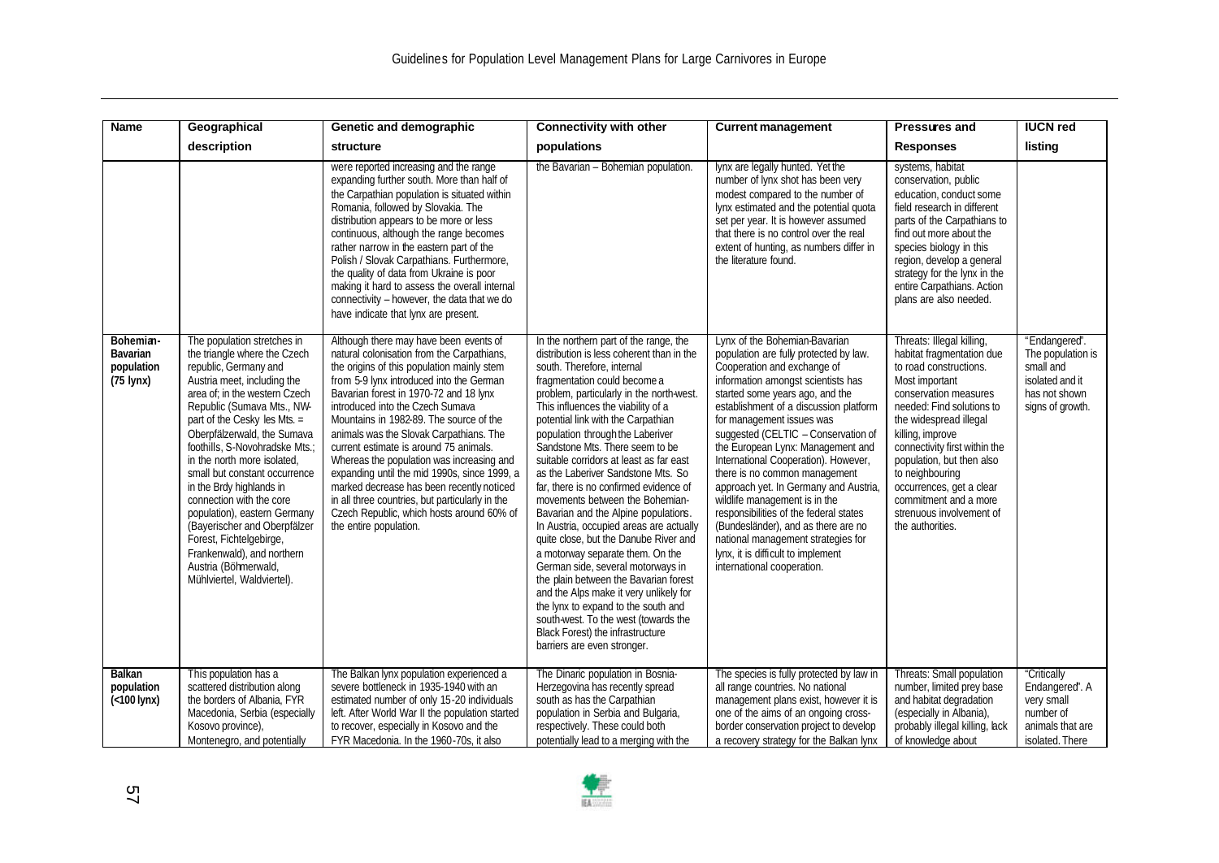| Name | Geographical description | Genetic and demographic structure | Connectivity with other populations | Current management | Pressures and Responses | IUCN red listing |
|---|---|---|---|---|---|---|
| | | were reported increasing and the range expanding further south. More than half of the Carpathian population is situated within Romania, followed by Slovakia. The distribution appears to be more or less continuous, although the range becomes rather narrow in the eastern part of the Polish / Slovak Carpathians. Furthermore, the quality of data from Ukraine is poor making it hard to assess the overall internal connectivity – however, the data that we do have indicate that lynx are present. | the Bavarian – Bohemian population. | lynx are legally hunted. Yet the number of lynx shot has been very modest compared to the number of lynx estimated and the potential quota set per year. It is however assumed that there is no control over the real extent of hunting, as numbers differ in the literature found. | systems, habitat conservation, public education, conduct some field research in different parts of the Carpathians to find out more about the species biology in this region, develop a general strategy for the lynx in the entire Carpathians. Action plans are also needed. | |
| **Bohemian-Bavarian population (75 lynx)** | The population stretches in the triangle where the Czech republic, Germany and Austria meet, including the area of; in the western Czech Republic (Sumava Mts., NW-part of the Cesky les Mts. = Oberpfälzerwald, the Sumava foothills, S-Novohradske Mts.; in the north more isolated, small but constant occurrence in the Brdy highlands in connection with the core population), eastern Germany (Bayerischer and Oberpfälzer Forest, Fichtelgebirge, Frankenwald), and northern Austria (Böhmerwald, Mühlviertel, Waldviertel). | Although there may have been events of natural colonisation from the Carpathians, the origins of this population mainly stem from 5-9 lynx introduced into the German Bavarian forest in 1970-72 and 18 lynx introduced into the Czech Sumava Mountains in 1982-89. The source of the animals was the Slovak Carpathians. The current estimate is around 75 animals. Whereas the population was increasing and expanding until the mid 1990s, since 1999, a marked decrease has been recently noticed in all three countries, but particularly in the Czech Republic, which hosts around 60% of the entire population. | In the northern part of the range, the distribution is less coherent than in the south. Therefore, internal fragmentation could become a problem, particularly in the north-west. This influences the viability of a potential link with the Carpathian population through the Laberiver Sandstone Mts. There seem to be suitable corridors at least as far east as the Laberiver Sandstone Mts. So far, there is no confirmed evidence of movements between the Bohemian-Bavarian and the Alpine populations. In Austria, occupied areas are actually quite close, but the Danube River and a motorway separate them. On the German side, several motorways in the plain between the Bavarian forest and the Alps make it very unlikely for the lynx to expand to the south and south-west. To the west (towards the Black Forest) the infrastructure barriers are even stronger. | Lynx of the Bohemian-Bavarian population are fully protected by law. Cooperation and exchange of information amongst scientists has started some years ago, and the establishment of a discussion platform for management issues was suggested (CELTIC – Conservation of the European Lynx: Management and International Cooperation). However, there is no common management approach yet. In Germany and Austria, wildlife management is in the responsibilities of the federal states (Bundesländer), and as there are no national management strategies for lynx, it is difficult to implement international cooperation. | Threats: Illegal killing, habitat fragmentation due to road constructions. Most important conservation measures needed: Find solutions to the widespread illegal killing, improve connectivity first within the population, but then also to neighbouring occurrences, get a clear commitment and a more strenuous involvement of the authorities. | "Endangered". The population is small and isolated and it has not shown signs of growth. |
| **Balkan population (<100 lynx)** | This population has a scattered distribution along the borders of Albania, FYR Macedonia, Serbia (especially Kosovo province), Montenegro, and potentially | The Balkan lynx population experienced a severe bottleneck in 1935-1940 with an estimated number of only 15-20 individuals left. After World War II the population started to recover, especially in Kosovo and the FYR Macedonia. In the 1960-70s, it also | The Dinaric population in Bosnia-Herzegovina has recently spread south as has the Carpathian population in Serbia and Bulgaria, respectively. These could both potentially lead to a merging with the | The species is fully protected by law in all range countries. No national management plans exist, however it is one of the aims of an ongoing cross-border conservation project to develop a recovery strategy for the Balkan lynx | Threats: Small population number, limited prey base and habitat degradation (especially in Albania), probably illegal killing, lack of knowledge about | "Critically Endangered". A very small number of animals that are isolated. There |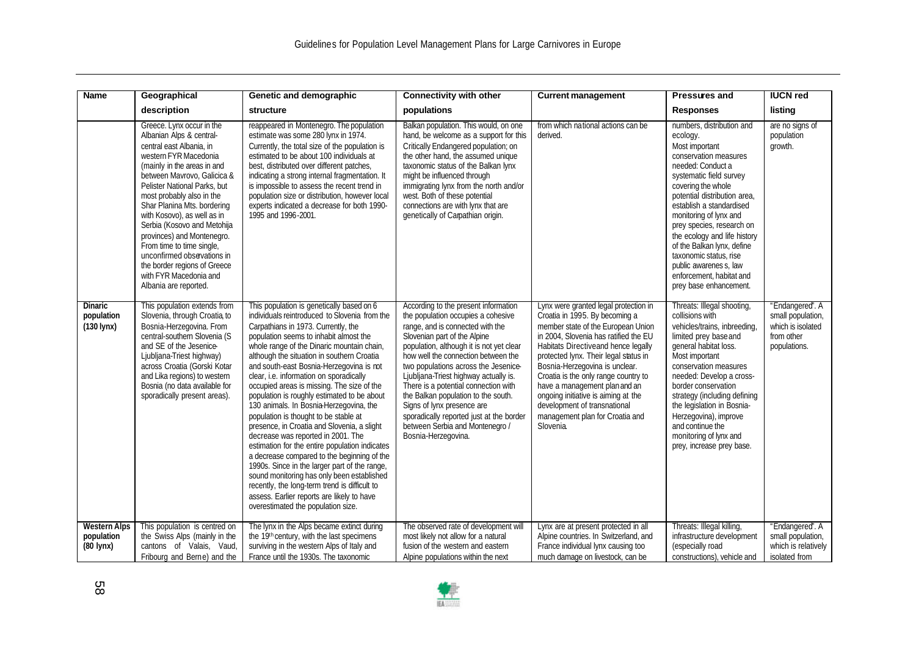| Name | Geographical description | Genetic and demographic structure | Connectivity with other populations | Current management | Pressures and Responses | IUCN red listing |
|---|---|---|---|---|---|---|
| | Greece. Lynx occur in the Albanian Alps & central-central east Albania, in western FYR Macedonia (mainly in the areas in and between Mavrovo, Galicica & Pelister National Parks, but most probably also in the Shar Planina Mts. bordering with Kosovo), as well as in Serbia (Kosovo and Metohija provinces) and Montenegro. From time to time single, unconfirmed observations in the border regions of Greece with FYR Macedonia and Albania are reported. | reappeared in Montenegro. The population estimate was some 280 lynx in 1974. Currently, the total size of the population is estimated to be about 100 individuals at best, distributed over different patches, indicating a strong internal fragmentation. It is impossible to assess the recent trend in population size or distribution, however local experts indicated a decrease for both 1990-1995 and 1996-2001. | Balkan population. This would, on one hand, be welcome as a support for this Critically Endangered population; on the other hand, the assumed unique taxonomic status of the Balkan lynx might be influenced through immigrating lynx from the north and/or west. Both of these potential connections are with lynx that are genetically of Carpathian origin. | from which national actions can be derived. | numbers, distribution and ecology. Most important conservation measures needed: Conduct a systematic field survey covering the whole potential distribution area, establish a standardised monitoring of lynx and prey species, research on the ecology and life history of the Balkan lynx, define taxonomic status, rise public awarenes s, law enforcement, habitat and prey base enhancement. | are no signs of population growth. |
| **Dinaric population (130 lynx)** | This population extends from Slovenia, through Croatia, to Bosnia-Herzegovina. From central-southern Slovenia (S and SE of the Jesenice-Ljubljana-Triest highway) across Croatia (Gorski Kotar and Lika regions) to western Bosnia (no data available for sporadically present areas). | This population is genetically based on 6 individuals reintroduced to Slovenia from the Carpathians in 1973. Currently, the population seems to inhabit almost the whole range of the Dinaric mountain chain, although the situation in southern Croatia and south-east Bosnia-Herzegovina is not clear, i.e. information on sporadically occupied areas is missing. The size of the population is roughly estimated to be about 130 animals. In Bosnia-Herzegovina, the population is thought to be stable at presence, in Croatia and Slovenia, a slight decrease was reported in 2001. The estimation for the entire population indicates a decrease compared to the beginning of the 1990s. Since in the larger part of the range, sound monitoring has only been established recently, the long-term trend is difficult to assess. Earlier reports are likely to have overestimated the population size. | According to the present information the population occupies a cohesive range, and is connected with the Slovenian part of the Alpine population, although it is not yet clear how well the connection between the two populations across the Jesenice-Ljubljana-Triest highway actually is. There is a potential connection with the Balkan population to the south. Signs of lynx presence are sporadically reported just at the border between Serbia and Montenegro / Bosnia-Herzegovina. | Lynx were granted legal protection in Croatia in 1995. By becoming a member state of the European Union in 2004, Slovenia has ratified the EU Habitats Directiveand hence legally protected lynx. Their legal status in Bosnia-Herzegovina is unclear. Croatia is the only range country to have a management plan and an ongoing initiative is aiming at the development of transnational management plan for Croatia and Slovenia. | Threats: Illegal shooting, collisions with vehicles/trains, inbreeding, limited prey base and general habitat loss. Most important conservation measures needed: Develop a cross-border conservation strategy (including defining the legislation in Bosnia-Herzegovina), improve and continue the monitoring of lynx and prey, increase prey base. | "Endangered". A small population, which is isolated from other populations. |
| **Western Alps population (80 lynx)** | This population is centred on the Swiss Alps (mainly in the cantons of Valais, Vaud, Fribourg and Berne) and the | The lynx in the Alps became extinct during the 19th century, with the last specimens surviving in the western Alps of Italy and France until the 1930s. The taxonomic | The observed rate of development will most likely not allow for a natural fusion of the western and eastern Alpine populations within the next | Lynx are at present protected in all Alpine countries. In Switzerland, and France individual lynx causing too much damage on livestock, can be | Threats: Illegal killing, infrastructure development (especially road constructions), vehicle and | "Endangered". A small population, which is relatively isolated from |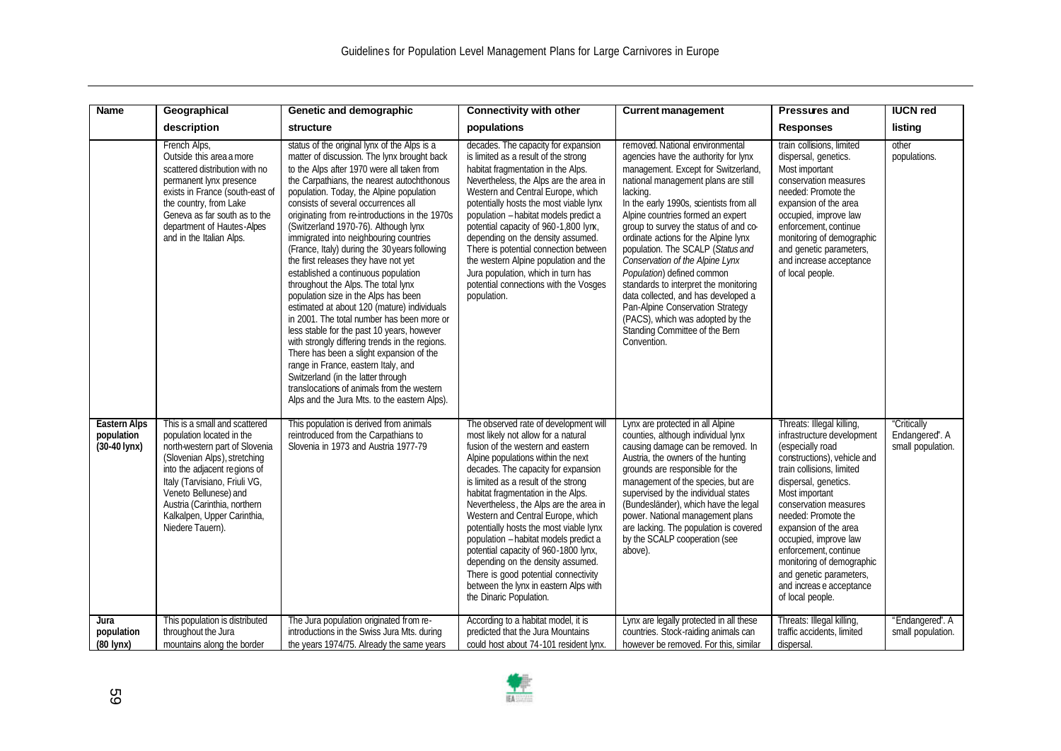| Name | Geographical description | Genetic and demographic structure | Connectivity with other populations | Current management | Pressures and Responses | IUCN red listing |
|---|---|---|---|---|---|---|
| | French Alps, Outside this area a more scattered distribution with no permanent lynx presence exists in France (south-east of the country, from Lake Geneva as far south as to the department of Hautes-Alpes and in the Italian Alps. | status of the original lynx of the Alps is a matter of discussion. The lynx brought back to the Alps after 1970 were all taken from the Carpathians, the nearest autochthonous population. Today, the Alpine population consists of several occurrences all originating from re-introductions in the 1970s (Switzerland 1970-76). Although lynx immigrated into neighbouring countries (France, Italy) during the 30 years following the first releases they have not yet established a continuous population throughout the Alps. The total lynx population size in the Alps has been estimated at about 120 (mature) individuals in 2001. The total number has been more or less stable for the past 10 years, however with strongly differing trends in the regions. There has been a slight expansion of the range in France, eastern Italy, and Switzerland (in the latter through translocations of animals from the western Alps and the Jura Mts. to the eastern Alps). | decades. The capacity for expansion is limited as a result of the strong habitat fragmentation in the Alps. Nevertheless, the Alps are the area in Western and Central Europe, which potentially hosts the most viable lynx population – habitat models predict a potential capacity of 960-1,800 lynx, depending on the density assumed. There is potential connection between the western Alpine population and the Jura population, which in turn has potential connections with the Vosges population. | removed. National environmental agencies have the authority for lynx management. Except for Switzerland, national management plans are still lacking. In the early 1990s, scientists from all Alpine countries formed an expert group to survey the status of and co-ordinate actions for the Alpine lynx population. The SCALP (*Status and Conservation of the Alpine Lynx Population*) defined common standards to interpret the monitoring data collected, and has developed a Pan-Alpine Conservation Strategy (PACS), which was adopted by the Standing Committee of the Bern Convention. | train collisions, limited dispersal, genetics. Most important conservation measures needed: Promote the expansion of the area occupied, improve law enforcement, continue monitoring of demographic and genetic parameters, and increase acceptance of local people. | other populations. |
| **Eastern Alps population (30-40 lynx)** | This is a small and scattered population located in the north-western part of Slovenia (Slovenian Alps), stretching into the adjacent regions of Italy (Tarvisiano, Friuli VG, Veneto Bellunese) and Austria (Carinthia, northern Kalkalpen, Upper Carinthia, Niedere Tauern). | This population is derived from animals reintroduced from the Carpathians to Slovenia in 1973 and Austria 1977-79 | The observed rate of development will most likely not allow for a natural fusion of the western and eastern Alpine populations within the next decades. The capacity for expansion is limited as a result of the strong habitat fragmentation in the Alps. Nevertheless, the Alps are the area in Western and Central Europe, which potentially hosts the most viable lynx population – habitat models predict a potential capacity of 960-1800 lynx, depending on the density assumed. There is good potential connectivity between the lynx in eastern Alps with the Dinaric Population. | Lynx are protected in all Alpine counties, although individual lynx causing damage can be removed. In Austria, the owners of the hunting grounds are responsible for the management of the species, but are supervised by the individual states (Bundesländer), which have the legal power. National management plans are lacking. The population is covered by the SCALP cooperation (see above). | Threats: Illegal killing, infrastructure development (especially road constructions), vehicle and train collisions, limited dispersal, genetics. Most important conservation measures needed: Promote the expansion of the area occupied, improve law enforcement, continue monitoring of demographic and genetic parameters, and increase acceptance of local people. | "Critically Endangered". A small population. |
| **Jura population (80 lynx)** | This population is distributed throughout the Jura mountains along the border | The Jura population originated from re-introductions in the Swiss Jura Mts. during the years 1974/75. Already the same years | According to a habitat model, it is predicted that the Jura Mountains could host about 74-101 resident lynx. | Lynx are legally protected in all these countries. Stock-raiding animals can however be removed. For this, similar | Threats: Illegal killing, traffic accidents, limited dispersal. | "Endangered". A small population. |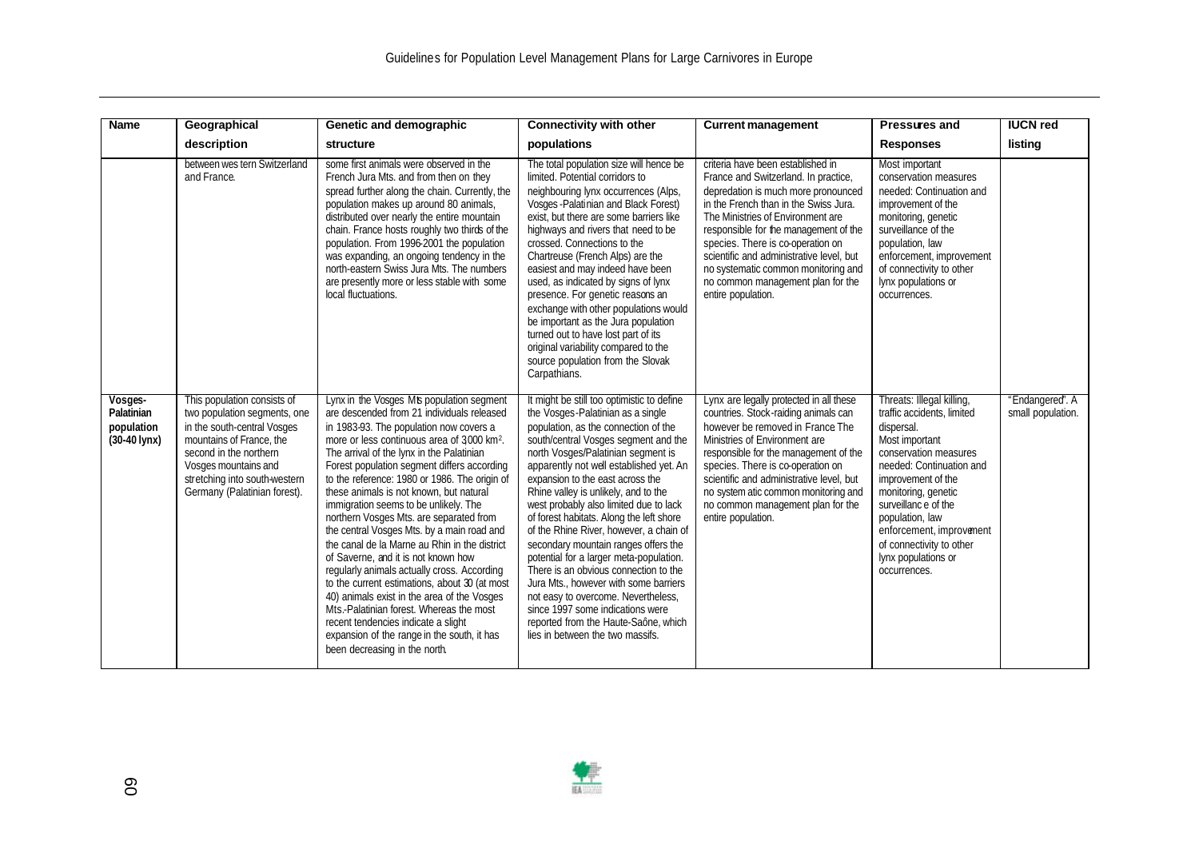| Name | Geographical description | Genetic and demographic structure | Connectivity with other populations | Current management | Pressures and Responses | IUCN red listing |
|---|---|---|---|---|---|---|
| | between western Switzerland and France. | some first animals were observed in the French Jura Mts. and from then on they spread further along the chain. Currently, the population makes up around 80 animals, distributed over nearly the entire mountain chain. France hosts roughly two thirds of the population. From 1996-2001 the population was expanding, an ongoing tendency in the north-eastern Swiss Jura Mts. The numbers are presently more or less stable with some local fluctuations. | The total population size will hence be limited. Potential corridors to neighbouring lynx occurrences (Alps, Vosges-Palatinian and Black Forest) exist, but there are some barriers like highways and rivers that need to be crossed. Connections to the Chartreuse (French Alps) are the easiest and may indeed have been used, as indicated by signs of lynx presence. For genetic reasons an exchange with other populations would be important as the Jura population turned out to have lost part of its original variability compared to the source population from the Slovak Carpathians. | criteria have been established in France and Switzerland. In practice, depredation is much more pronounced in the French than in the Swiss Jura. The Ministries of Environment are responsible for the management of the species. There is co-operation on scientific and administrative level, but no systematic common monitoring and no common management plan for the entire population. | Most important conservation measures needed: Continuation and improvement of the monitoring, genetic surveillance of the population, law enforcement, improvement of connectivity to other lynx populations or occurrences. | |
| **Vosges-Palatinian population (30-40 lynx)** | This population consists of two population segments, one in the south-central Vosges mountains of France, the second in the northern Vosges mountains and stretching into south-western Germany (Palatinian forest). | Lynx in the Vosges Mts population segment are descended from 21 individuals released in 1983-93. The population now covers a more or less continuous area of 3000 km². The arrival of the lynx in the Palatinian Forest population segment differs according to the reference: 1980 or 1986. The origin of these animals is not known, but natural immigration seems to be unlikely. The northern Vosges Mts. are separated from the central Vosges Mts. by a main road and the canal de la Marne au Rhin in the district of Saverne, and it is not known how regularly animals actually cross. According to the current estimations, about 30 (at most 40) animals exist in the area of the Vosges Mts.-Palatinian forest. Whereas the most recent tendencies indicate a slight expansion of the range in the south, it has been decreasing in the north. | It might be still too optimistic to define the Vosges-Palatinian as a single population, as the connection of the south/central Vosges segment and the north Vosges/Palatinian segment is apparently not well established yet. An expansion to the east across the Rhine valley is unlikely, and to the west probably also limited due to lack of forest habitats. Along the left shore of the Rhine River, however, a chain of secondary mountain ranges offers the potential for a larger meta-population. There is an obvious connection to the Jura Mts., however with some barriers not easy to overcome. Nevertheless, since 1997 some indications were reported from the Haute-Saône, which lies in between the two massifs. | Lynx are legally protected in all these countries. Stock-raiding animals can however be removed in France The Ministries of Environment are responsible for the management of the species. There is co-operation on scientific and administrative level, but no systematic common monitoring and no common management plan for the entire population. | Threats: Illegal killing, traffic accidents, limited dispersal. Most important conservation measures needed: Continuation and improvement of the monitoring, genetic surveillance of the population, law enforcement, improvement of connectivity to other lynx populations or occurrences. | "Endangered". A small population. |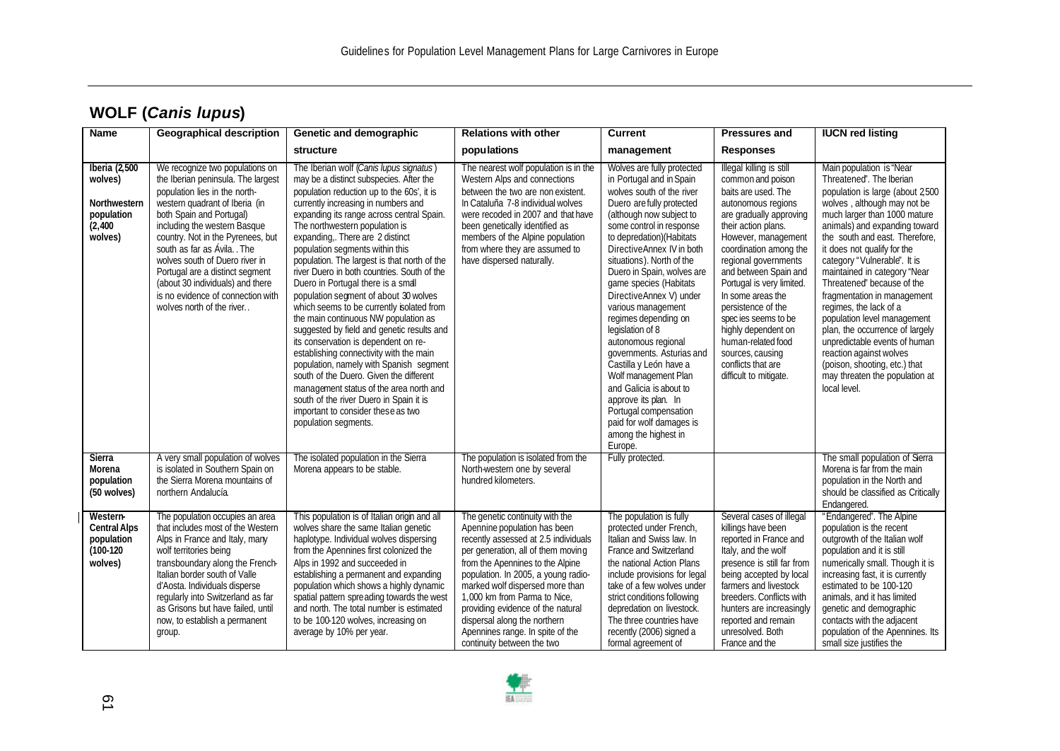## WOLF (*Canis lupus*)

| Name | Geographical description | Genetic and demographic structure | Relations with other populations | Current management | Pressures and Responses | IUCN red listing |
| --- | --- | --- | --- | --- | --- | --- |
| **Iberia (2,500 wolves)**<br><br>**Northwestern population (2,400 wolves)** | We recognize two populations on the Iberian peninsula. The largest population lies in the north-western quadrant of Iberia (in both Spain and Portugal) including the western Basque country. Not in the Pyrenees, but south as far as Ávila. . The wolves south of Duero river in Portugal are a distinct segment (about 30 individuals) and there is no evidence of connection with wolves north of the river. . | The Iberian wolf (*Canis lupus signatus* ) may be a distinct subspecies. After the population reduction up to the 60s', it is currently increasing in numbers and expanding its range across central Spain. The northwestern population is expanding,. There are 2 distinct population segments within this population. The largest is that north of the river Duero in both countries. South of the Duero in Portugal there is a small population segment of about 30 wolves which seems to be currently isolated from the main continuous NW population as suggested by field and genetic results and its conservation is dependent on re-establishing connectivity with the main population, namely with Spanish segment south of the Duero. Given the different management status of the area north and south of the river Duero in Spain it is important to consider these as two population segments. | The nearest wolf population is in the Western Alps and connections between the two are non existent. In Cataluña 7-8 individual wolves were recoded in 2007 and that have been genetically identified as members of the Alpine population from where they are assumed to have dispersed naturally. | Wolves are fully protected in Portugal and in Spain wolves south of the river Duero are fully protected (although now subject to some control in response to depredation)(Habitats Directive Annex IV in both situations). North of the Duero in Spain, wolves are game species (Habitats Directive Annex V) under various management regimes depending on legislation of 8 autonomous regional governments. Asturias and Castilla y León have a Wolf management Plan and Galicia is about to approve its plan. In Portugal compensation paid for wolf damages is among the highest in Europe. | Illegal killing is still common and poison baits are used. The autonomous regions are gradually approving their action plans. However, management coordination among the regional governments and between Spain and Portugal is very limited. In some areas the persistence of the species seems to be highly dependent on human-related food sources, causing conflicts that are difficult to mitigate. | Main population is "Near Threatened". The Iberian population is large (about 2500 wolves , although may not be much larger than 1000 mature animals) and expanding toward the south and east. Therefore, it does not qualify for the category "Vulnerable". It is maintained in category "Near Threatened" because of the fragmentation in management regimes, the lack of a population level management plan, the occurrence of largely unpredictable events of human reaction against wolves (poison, shooting, etc.) that may threaten the population at local level. |
| **Sierra Morena population (50 wolves)** | A very small population of wolves is isolated in Southern Spain on the Sierra Morena mountains of northern Andalucía. | The isolated population in the Sierra Morena appears to be stable. | The population is isolated from the North-western one by several hundred kilometers. | Fully protected. | | The small population of Sierra Morena is far from the main population in the North and should be classified as Critically Endangered. |
| **Western-Central Alps population (100-120 wolves)** | The population occupies an area that includes most of the Western Alps in France and Italy, many wolf territories being transboundary along the French-Italian border south of Valle d'Aosta. Individuals disperse regularly into Switzerland as far as Grisons but have failed, until now, to establish a permanent group. | This population is of Italian origin and all wolves share the same Italian genetic haplotype. Individual wolves dispersing from the Apennines first colonized the Alps in 1992 and succeeded in establishing a permanent and expanding population which shows a highly dynamic spatial pattern spreading towards the west and north. The total number is estimated to be 100-120 wolves, increasing on average by 10% per year. | The genetic continuity with the Apennine population has been recently assessed at 2.5 individuals per generation, all of them moving from the Apennines to the Alpine population. In 2005, a young radio-marked wolf dispersed more than 1,000 km from Parma to Nice, providing evidence of the natural dispersal along the northern Apennines range. In spite of the continuity between the two | The population is fully protected under French, Italian and Swiss law. In France and Switzerland the national Action Plans include provisions for legal take of a few wolves under strict conditions following depredation on livestock. The three countries have recently (2006) signed a formal agreement of | Several cases of illegal killings have been reported in France and Italy, and the wolf presence is still far from being accepted by local farmers and livestock breeders. Conflicts with hunters are increasingly reported and remain unresolved. Both France and the | "Endangered". The Alpine population is the recent outgrowth of the Italian wolf population and it is still numerically small. Though it is increasing fast, it is currently estimated to be 100-120 animals, and it has limited genetic and demographic contacts with the adjacent population of the Apennines. Its small size justifies the |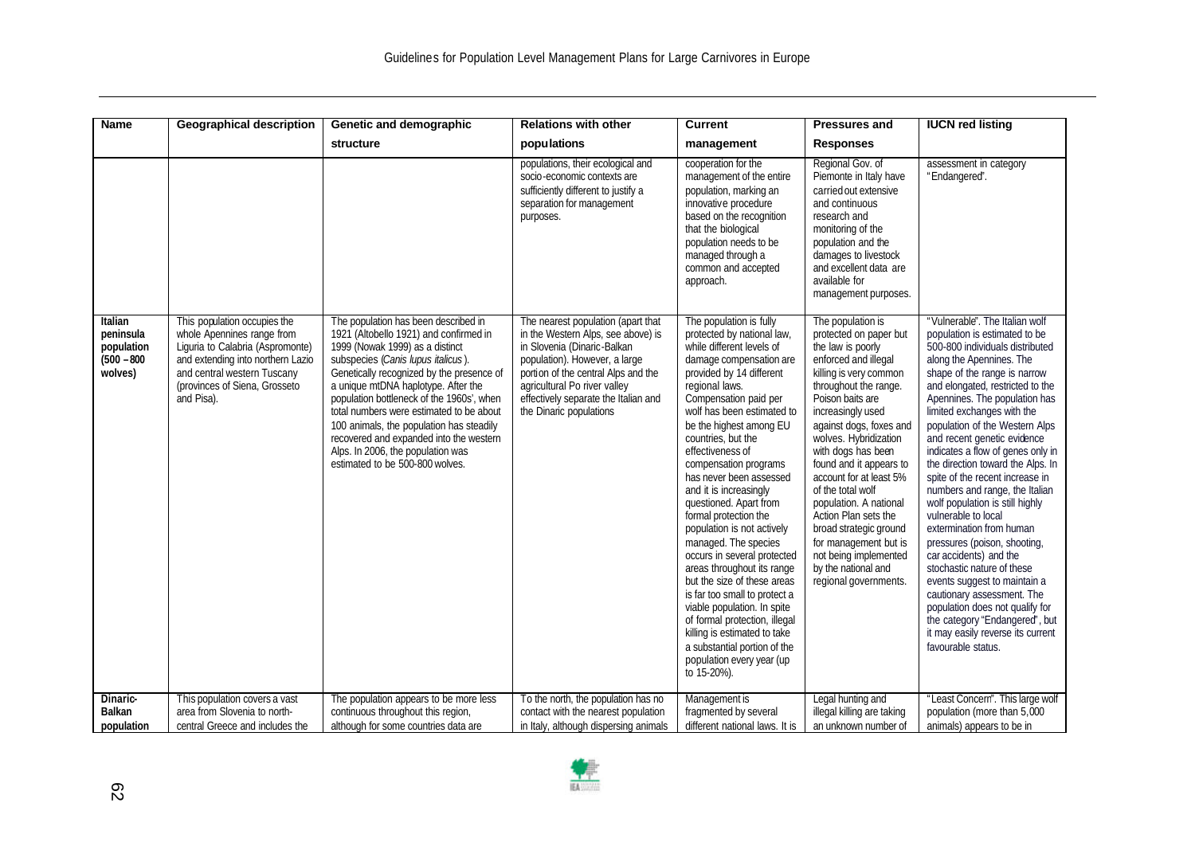| Name | Geographical description | Genetic and demographic structure | Relations with other populations | Current management | Pressures and Responses | IUCN red listing |
|---|---|---|---|---|---|---|
| | | | populations, their ecological and socio-economic contexts are sufficiently different to justify a separation for management purposes. | cooperation for the management of the entire population, marking an innovative procedure based on the recognition that the biological population needs to be managed through a common and accepted approach. | Regional Gov. of Piemonte in Italy have carried out extensive and continuous research and monitoring of the population and the damages to livestock and excellent data are available for management purposes. | assessment in category "Endangered". |
| **Italian peninsula population (500 – 800 wolves)** | This population occupies the whole Apennines range from Liguria to Calabria (Aspromonte) and extending into northern Lazio and central western Tuscany (provinces of Siena, Grosseto and Pisa). | The population has been described in 1921 (Altobello 1921) and confirmed in 1999 (Nowak 1999) as a distinct subspecies (*Canis lupus italicus*). Genetically recognized by the presence of a unique mtDNA haplotype. After the population bottleneck of the 1960s', when total numbers were estimated to be about 100 animals, the population has steadily recovered and expanded into the western Alps. In 2006, the population was estimated to be 500-800 wolves. | The nearest population (apart that in the Western Alps, see above) is in Slovenia (Dinaric-Balkan population). However, a large portion of the central Alps and the agricultural Po river valley effectively separate the Italian and the Dinaric populations | The population is fully protected by national law, while different levels of damage compensation are provided by 14 different regional laws. Compensation paid per wolf has been estimated to be the highest among EU countries, but the effectiveness of compensation programs has never been assessed and it is increasingly questioned. Apart from formal protection the population is not actively managed. The species occurs in several protected areas throughout its range but the size of these areas is far too small to protect a viable population. In spite of formal protection, illegal killing is estimated to take a substantial portion of the population every year (up to 15-20%). | The population is protected on paper but the law is poorly enforced and illegal killing is very common throughout the range. Poison baits are increasingly used against dogs, foxes and wolves. Hybridization with dogs has been found and it appears to account for at least 5% of the total wolf population. A national Action Plan sets the broad strategic ground for management but is not being implemented by the national and regional governments. | "Vulnerable". The Italian wolf population is estimated to be 500-800 individuals distributed along the Apennines. The shape of the range is narrow and elongated, restricted to the Apennines. The population has limited exchanges with the population of the Western Alps and recent genetic evidence indicates a flow of genes only in the direction toward the Alps. In spite of the recent increase in numbers and range, the Italian wolf population is still highly vulnerable to local extermination from human pressures (poison, shooting, car accidents) and the stochastic nature of these events suggest to maintain a cautionary assessment. The population does not qualify for the category "Endangered", but it may easily reverse its current favourable status. |
| **Dinaric-Balkan population** | This population covers a vast area from Slovenia to north-central Greece and includes the | The population appears to be more less continuous throughout this region, although for some countries data are | To the north, the population has no contact with the nearest population in Italy, although dispersing animals | Management is fragmented by several different national laws. It is | Legal hunting and illegal killing are taking an unknown number of | "Least Concern". This large wolf population (more than 5,000 animals) appears to be in |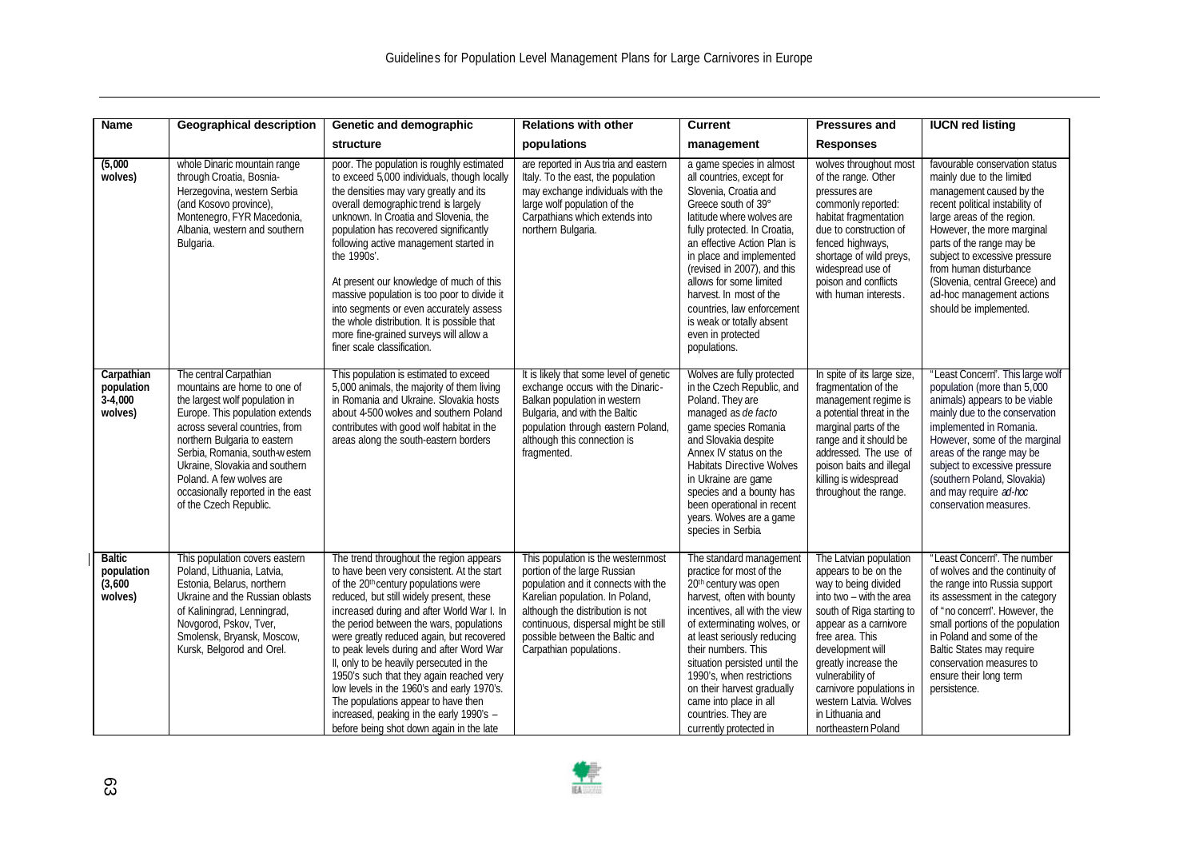| Name | Geographical description | Genetic and demographic structure | Relations with other populations | Current management | Pressures and Responses | IUCN red listing |
|---|---|---|---|---|---|---|
| (5,000 wolves) | whole Dinaric mountain range through Croatia, Bosnia-Herzegovina, western Serbia (and Kosovo province), Montenegro, FYR Macedonia, Albania, western and southern Bulgaria. | poor. The population is roughly estimated to exceed 5,000 individuals, though locally the densities may vary greatly and its overall demographic trend is largely unknown. In Croatia and Slovenia, the population has recovered significantly following active management started in the 1990s'.<br><br>At present our knowledge of much of this massive population is too poor to divide it into segments or even accurately assess the whole distribution. It is possible that more fine-grained surveys will allow a finer scale classification. | are reported in Austria and eastern Italy. To the east, the population may exchange individuals with the large wolf population of the Carpathians which extends into northern Bulgaria. | a game species in almost all countries, except for Slovenia, Croatia and Greece south of 39° latitude where wolves are fully protected. In Croatia, an effective Action Plan is in place and implemented (revised in 2007), and this allows for some limited harvest. In most of the countries, law enforcement is weak or totally absent even in protected populations. | wolves throughout most of the range. Other pressures are commonly reported: habitat fragmentation due to construction of fenced highways, shortage of wild preys, widespread use of poison and conflicts with human interests. | favourable conservation status mainly due to the limited management caused by the recent political instability of large areas of the region. However, the more marginal parts of the range may be subject to excessive pressure from human disturbance (Slovenia, central Greece) and ad-hoc management actions should be implemented. |
| **Carpathian population 3-4,000 wolves)** | The central Carpathian mountains are home to one of the largest wolf population in Europe. This population extends across several countries, from northern Bulgaria to eastern Serbia, Romania, south-western Ukraine, Slovakia and southern Poland. A few wolves are occasionally reported in the east of the Czech Republic. | This population is estimated to exceed 5,000 animals, the majority of them living in Romania and Ukraine. Slovakia hosts about 4-500 wolves and southern Poland contributes with good wolf habitat in the areas along the south-eastern borders | It is likely that some level of genetic exchange occurs with the Dinaric-Balkan population in western Bulgaria, and with the Baltic population through eastern Poland, although this connection is fragmented. | Wolves are fully protected in the Czech Republic, and Poland. They are managed as *de facto* game species Romania and Slovakia despite Annex IV status on the Habitats Directive Wolves in Ukraine are game species and a bounty has been operational in recent years. Wolves are a game species in Serbia | In spite of its large size, fragmentation of the management regime is a potential threat in the marginal parts of the range and it should be addressed. The use of poison baits and illegal killing is widespread throughout the range. | "Least Concern". This large wolf population (more than 5,000 animals) appears to be viable mainly due to the conservation implemented in Romania. However, some of the marginal areas of the range may be subject to excessive pressure (southern Poland, Slovakia) and may require *ad-hoc* conservation measures. |
| **Baltic population (3,600 wolves)** | This population covers eastern Poland, Lithuania, Latvia, Estonia, Belarus, northern Ukraine and the Russian oblasts of Kaliningrad, Lenningrad, Novgorod, Pskov, Tver, Smolensk, Bryansk, Moscow, Kursk, Belgorod and Orel. | The trend throughout the region appears to have been very consistent. At the start of the 20th century populations were reduced, but still widely present, these increased during and after World War I. In the period between the wars, populations were greatly reduced again, but recovered to peak levels during and after Word War II, only to be heavily persecuted in the 1950's such that they again reached very low levels in the 1960's and early 1970's. The populations appear to have then increased, peaking in the early 1990's – before being shot down again in the late | This population is the westernmost portion of the large Russian population and it connects with the Karelian population. In Poland, although the distribution is not continuous, dispersal might be still possible between the Baltic and Carpathian populations. | The standard management practice for most of the 20th century was open harvest, often with bounty incentives, all with the view of exterminating wolves, or at least seriously reducing their numbers. This situation persisted until the 1990's, when restrictions on their harvest gradually came into place in all countries. They are currently protected in | The Latvian population appears to be on the way to being divided into two – with the area south of Riga starting to appear as a carnivore free area. This development will greatly increase the vulnerability of carnivore populations in western Latvia. Wolves in Lithuania and northeastern Poland | "Least Concern". The number of wolves and the continuity of the range into Russia support its assessment in the category of "no concern". However, the small portions of the population in Poland and some of the Baltic States may require conservation measures to ensure their long term persistence. |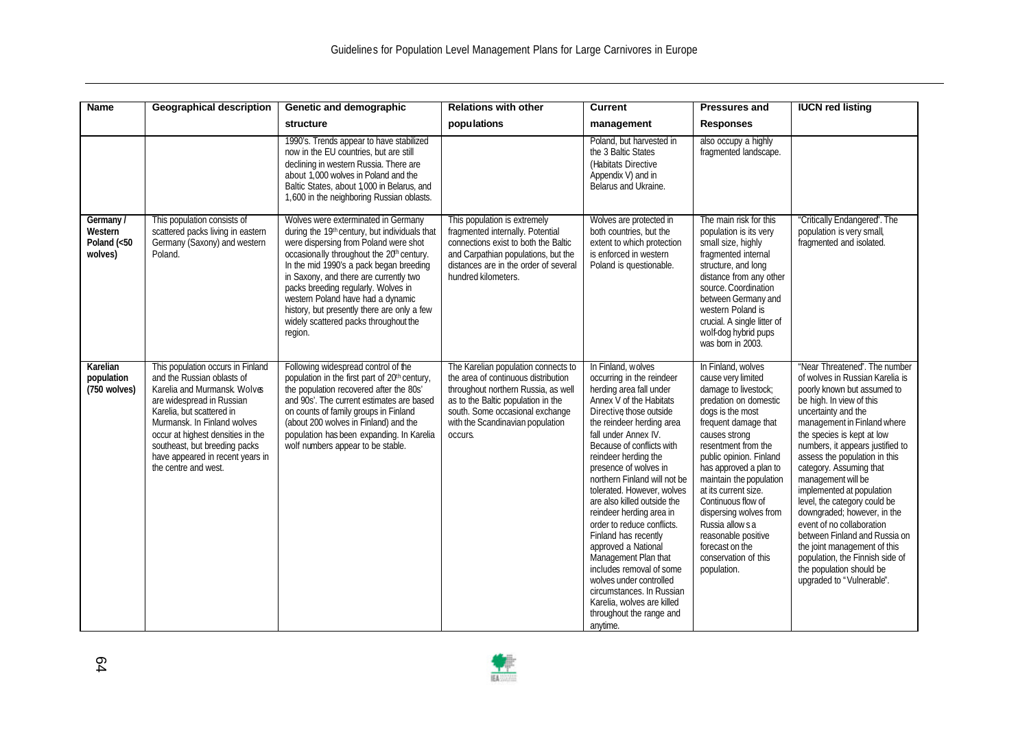| Name | Geographical description | Genetic and demographic structure | Relations with other populations | Current management | Pressures and Responses | IUCN red listing |
|---|---|---|---|---|---|---|
| | | 1990's. Trends appear to have stabilized now in the EU countries, but are still declining in western Russia. There are about 1,000 wolves in Poland and the Baltic States, about 1,000 in Belarus, and 1,600 in the neighboring Russian oblasts. | | Poland, but harvested in the 3 Baltic States (Habitats Directive Appendix V) and in Belarus and Ukraine. | also occupy a highly fragmented landscape. | |
| **Germany / Western Poland (<50 wolves)** | This population consists of scattered packs living in eastern Germany (Saxony) and western Poland. | Wolves were exterminated in Germany during the 19th century, but individuals that were dispersing from Poland were shot occasionally throughout the 20th century. In the mid 1990's a pack began breeding in Saxony, and there are currently two packs breeding regularly. Wolves in western Poland have had a dynamic history, but presently there are only a few widely scattered packs throughout the region. | This population is extremely fragmented internally. Potential connections exist to both the Baltic and Carpathian populations, but the distances are in the order of several hundred kilometers. | Wolves are protected in both countries, but the extent to which protection is enforced in western Poland is questionable. | The main risk for this population is its very small size, highly fragmented internal structure, and long distance from any other source. Coordination between Germany and western Poland is crucial. A single litter of wolf-dog hybrid pups was born in 2003. | "Critically Endangered". The population is very small, fragmented and isolated. |
| **Karelian population (750 wolves)** | This population occurs in Finland and the Russian oblasts of Karelia and Murmansk. Wolves are widespread in Russian Karelia, but scattered in Murmansk. In Finland wolves occur at highest densities in the southeast, but breeding packs have appeared in recent years in the centre and west. | Following widespread control of the population in the first part of 20th century, the population recovered after the 80s' and 90s'. The current estimates are based on counts of family groups in Finland (about 200 wolves in Finland) and the population has been expanding. In Karelia wolf numbers appear to be stable. | The Karelian population connects to the area of continuous distribution throughout northern Russia, as well as to the Baltic population in the south. Some occasional exchange with the Scandinavian population occurs. | In Finland, wolves occurring in the reindeer herding area fall under Annex V of the Habitats Directive, those outside the reindeer herding area fall under Annex IV. Because of conflicts with reindeer herding the presence of wolves in northern Finland will not be tolerated. However, wolves are also killed outside the reindeer herding area in order to reduce conflicts. Finland has recently approved a National Management Plan that includes removal of some wolves under controlled circumstances. In Russian Karelia, wolves are killed throughout the range and anytime. | In Finland, wolves cause very limited damage to livestock; predation on domestic dogs is the most frequent damage that causes strong resentment from the public opinion. Finland has approved a plan to maintain the population at its current size. Continuous flow of dispersing wolves from Russia allows a reasonable positive forecast on the conservation of this population. | "Near Threatened". The number of wolves in Russian Karelia is poorly known but assumed to be high. In view of this uncertainty and the management in Finland where the species is kept at low numbers, it appears justified to assess the population in this category. Assuming that management will be implemented at population level, the category could be downgraded; however, in the event of no collaboration between Finland and Russia on the joint management of this population, the Finnish side of the population should be upgraded to "Vulnerable". |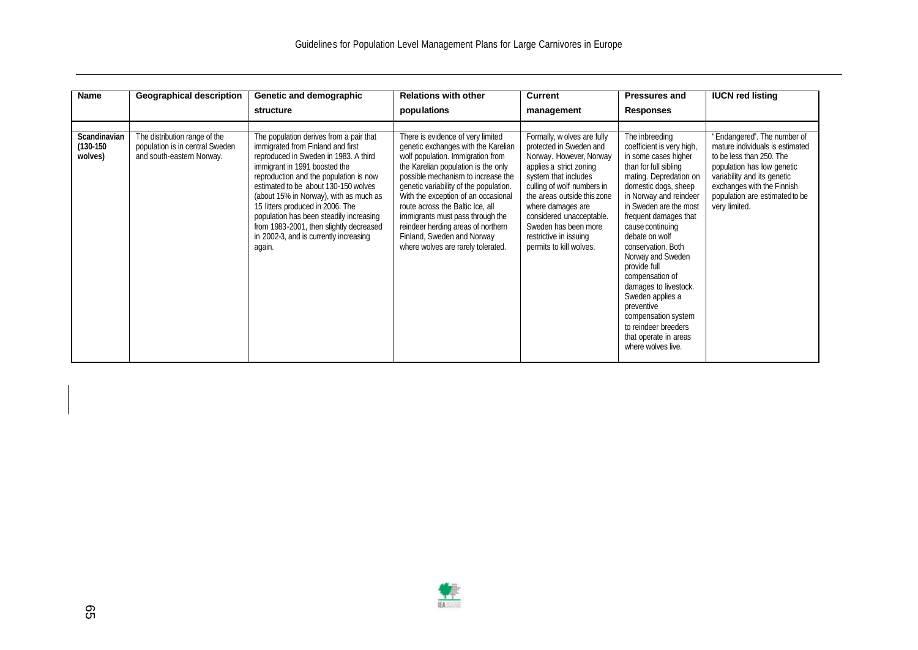| Name | Geographical description | Genetic and demographic structure | Relations with other populations | Current management | Pressures and Responses | IUCN red listing |
|---|---|---|---|---|---|---|
| **Scandinavian (130-150 wolves)** | The distribution range of the population is in central Sweden and south-eastern Norway. | The population derives from a pair that immigrated from Finland and first reproduced in Sweden in 1983. A third immigrant in 1991 boosted the reproduction and the population is now estimated to be about 130-150 wolves (about 15% in Norway), with as much as 15 litters produced in 2006. The population has been steadily increasing from 1983-2001, then slightly decreased in 2002-3, and is currently increasing again. | There is evidence of very limited genetic exchanges with the Karelian wolf population. Immigration from the Karelian population is the only possible mechanism to increase the genetic variability of the population. With the exception of an occasional route across the Baltic Ice, all immigrants must pass through the reindeer herding areas of northern Finland, Sweden and Norway where wolves are rarely tolerated. | Formally, wolves are fully protected in Sweden and Norway. However, Norway applies a strict zoning system that includes culling of wolf numbers in the areas outside this zone where damages are considered unacceptable. Sweden has been more restrictive in issuing permits to kill wolves. | The inbreeding coefficient is very high, in some cases higher than for full sibling mating. Depredation on domestic dogs, sheep in Norway and reindeer in Sweden are the most frequent damages that cause continuing debate on wolf conservation. Both Norway and Sweden provide full compensation of damages to livestock. Sweden applies a preventive compensation system to reindeer breeders that operate in areas where wolves live. | "Endangered". The number of mature individuals is estimated to be less than 250. The population has low genetic variability and its genetic exchanges with the Finnish population are estimated to be very limited. |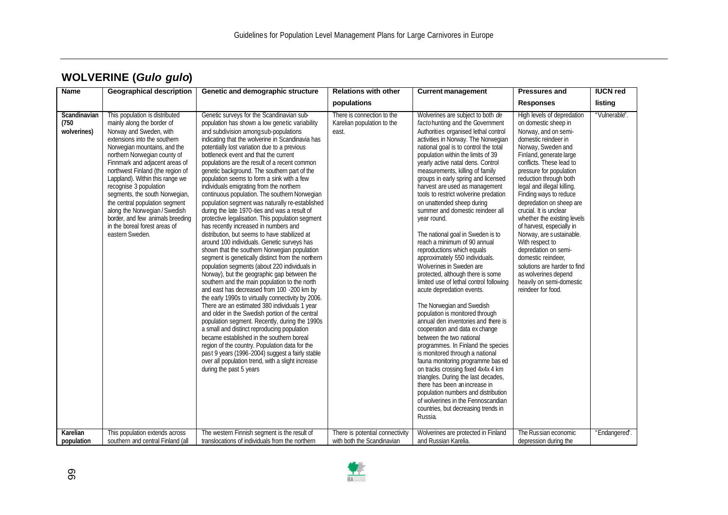## WOLVERINE (*Gulo gulo*)

| Name | Geographical description | Genetic and demographic structure | Relations with other populations | Current management | Pressures and Responses | IUCN red listing |
|---|---|---|---|---|---|---|
| **Scandinavian (750 wolverines)** | This population is distributed mainly along the border of Norway and Sweden, with extensions into the southern Norwegian mountains, and the northern Norwegian county of Finnmark and adjacent areas of northwest Finland (the region of Lappland). Within this range we recognise 3 population segments, the south Norwegian, the central population segment along the Norwegian / Swedish border, and few animals breeding in the boreal forest areas of eastern Sweden. | Genetic surveys for the Scandinavian sub-population has shown a low genetic variability and subdivision among sub-populations indicating that the wolverine in Scandinavia has potentially lost variation due to a previous bottleneck event and that the current populations are the result of a recent common genetic background. The southern part of the population seems to form a sink with a few individuals emigrating from the northern continuous population. The southern Norwegian population segment was naturally re-established during the late 1970-ties and was a result of protective legalisation. This population segment has recently increased in numbers and distribution, but seems to have stabilized at around 100 individuals. Genetic surveys has shown that the southern Norwegian population segment is genetically distinct from the northern population segments (about 220 individuals in Norway), but the geographic gap between the southern and the main population to the north and east has decreased from 100 -200 km by the early 1990s to virtually connectivity by 2006. There are an estimated 380 individuals 1 year and older in the Swedish portion of the central population segment. Recently, during the 1990s a small and distinct reproducing population became established in the southern boreal region of the country. Population data for the past 9 years (1996-2004) suggest a fairly stable over all population trend, with a slight increase during the past 5 years | There is connection to the Karelian population to the east. | Wolverines are subject to both *de facto* hunting and the Government Authorities organised lethal control activities in Norway. The Norwegian national goal is to control the total population within the limits of 39 yearly active natal dens. Control measurements, killing of family groups in early spring and licensed harvest are used as management tools to restrict wolverine predation on unattended sheep during summer and domestic reindeer all year round.<br><br>The national goal in Sweden is to reach a minimum of 90 annual reproductions which equals approximately 550 individuals. Wolverines in Sweden are protected, although there is some limited use of lethal control following acute depredation events.<br><br>The Norwegian and Swedish population is monitored through annual den inventories and there is cooperation and data exchange between the two national programmes. In Finland the species is monitored through a national fauna monitoring programme based on tracks crossing fixed 4x4x 4 km triangles. During the last decades, there has been an increase in population numbers and distribution of wolverines in the Fennoscandian countries, but decreasing trends in Russia. | High levels of depredation on domestic sheep in Norway, and on semi-domestic reindeer in Norway, Sweden and Finland, generate large conflicts. These lead to pressure for population reduction through both legal and illegal killing. Finding ways to reduce depredation on sheep are crucial. It is unclear whether the existing levels of harvest, especially in Norway, are sustainable. With respect to depredation on semi-domestic reindeer, solutions are harder to find as wolverines depend heavily on semi-domestic reindeer for food. | "Vulnerable". |
| **Karelian population** | This population extends across southern and central Finland (all | The western Finnish segment is the result of translocations of individuals from the northern | There is potential connectivity with both the Scandinavian | Wolverines are protected in Finland and Russian Karelia. | The Russian economic depression during the | "Endangered". |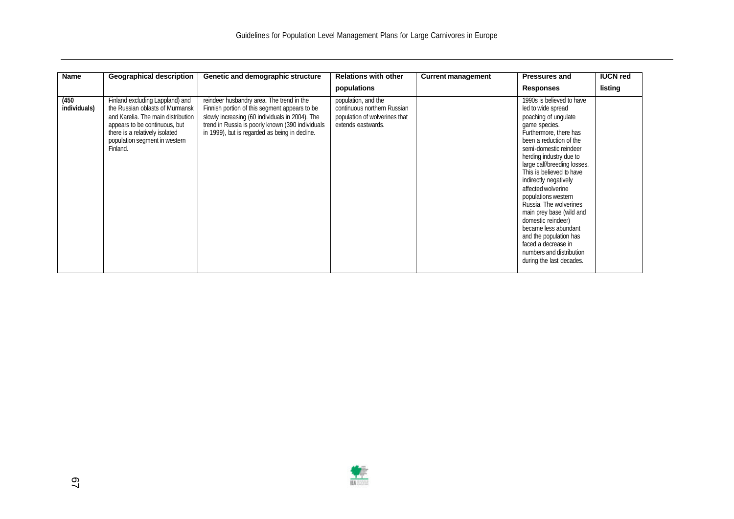| Name | Geographical description | Genetic and demographic structure | Relations with other populations | Current management | Pressures and Responses | IUCN red listing |
|---|---|---|---|---|---|---|
| (450 individuals) | Finland excluding Lappland) and the Russian oblasts of Murmansk and Karelia. The main distribution appears to be continuous, but there is a relatively isolated population segment in western Finland. | reindeer husbandry area. The trend in the Finnish portion of this segment appears to be slowly increasing (60 individuals in 2004). The trend in Russia is poorly known (390 individuals in 1999), but is regarded as being in decline. | population, and the continuous northern Russian population of wolverines that extends eastwards. | | 1990s is believed to have led to wide spread poaching of ungulate game species. Furthermore, there has been a reduction of the semi-domestic reindeer herding industry due to large calf/breeding losses. This is believed to have indirectly negatively affected wolverine populations western Russia. The wolverines main prey base (wild and domestic reindeer) became less abundant and the population has faced a decrease in numbers and distribution during the last decades. | |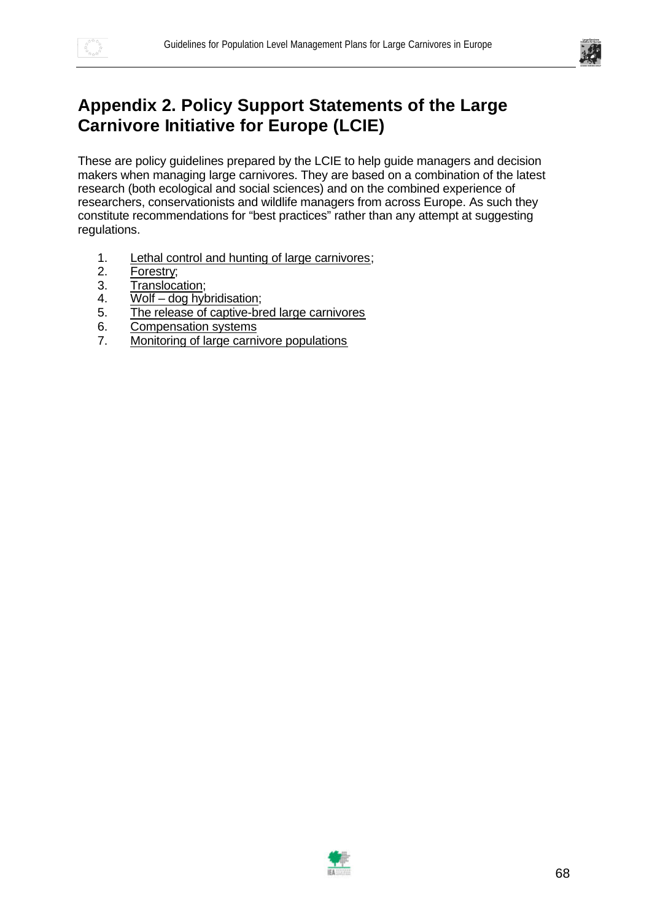# Appendix 2. Policy Support Statements of the Large Carnivore Initiative for Europe (LCIE)

These are policy guidelines prepared by the LCIE to help guide managers and decision makers when managing large carnivores. They are based on a combination of the latest research (both ecological and social sciences) and on the combined experience of researchers, conservationists and wildlife managers from across Europe. As such they constitute recommendations for "best practices" rather than any attempt at suggesting regulations.

1. Lethal control and hunting of large carnivores;
2. Forestry;
3. Translocation;
4. Wolf – dog hybridisation;
5. The release of captive-bred large carnivores
6. Compensation systems
7. Monitoring of large carnivore populations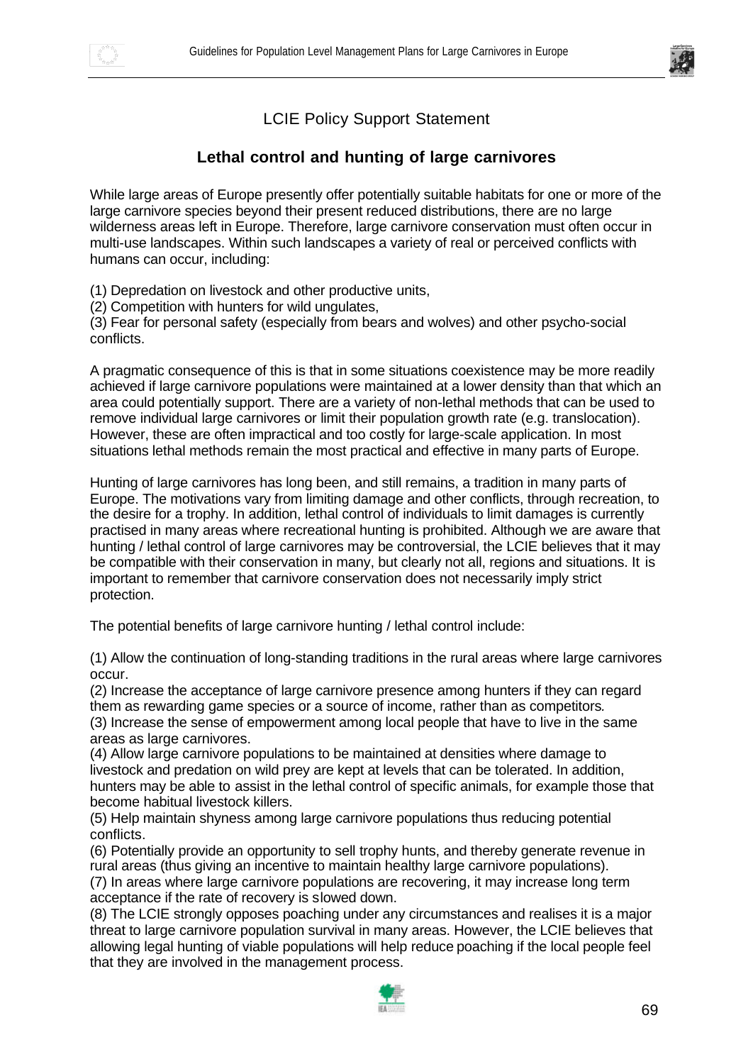## LCIE Policy Support Statement

### Lethal control and hunting of large carnivores

While large areas of Europe presently offer potentially suitable habitats for one or more of the large carnivore species beyond their present reduced distributions, there are no large wilderness areas left in Europe. Therefore, large carnivore conservation must often occur in multi-use landscapes. Within such landscapes a variety of real or perceived conflicts with humans can occur, including:

(1) Depredation on livestock and other productive units,
(2) Competition with hunters for wild ungulates,
(3) Fear for personal safety (especially from bears and wolves) and other psycho-social conflicts.

A pragmatic consequence of this is that in some situations coexistence may be more readily achieved if large carnivore populations were maintained at a lower density than that which an area could potentially support. There are a variety of non-lethal methods that can be used to remove individual large carnivores or limit their population growth rate (e.g. translocation). However, these are often impractical and too costly for large-scale application. In most situations lethal methods remain the most practical and effective in many parts of Europe.

Hunting of large carnivores has long been, and still remains, a tradition in many parts of Europe. The motivations vary from limiting damage and other conflicts, through recreation, to the desire for a trophy. In addition, lethal control of individuals to limit damages is currently practised in many areas where recreational hunting is prohibited. Although we are aware that hunting / lethal control of large carnivores may be controversial, the LCIE believes that it may be compatible with their conservation in many, but clearly not all, regions and situations. It is important to remember that carnivore conservation does not necessarily imply strict protection.

The potential benefits of large carnivore hunting / lethal control include:

(1) Allow the continuation of long-standing traditions in the rural areas where large carnivores occur.
(2) Increase the acceptance of large carnivore presence among hunters if they can regard them as rewarding game species or a source of income, rather than as competitors.
(3) Increase the sense of empowerment among local people that have to live in the same areas as large carnivores.
(4) Allow large carnivore populations to be maintained at densities where damage to livestock and predation on wild prey are kept at levels that can be tolerated. In addition, hunters may be able to assist in the lethal control of specific animals, for example those that become habitual livestock killers.
(5) Help maintain shyness among large carnivore populations thus reducing potential conflicts.
(6) Potentially provide an opportunity to sell trophy hunts, and thereby generate revenue in rural areas (thus giving an incentive to maintain healthy large carnivore populations).
(7) In areas where large carnivore populations are recovering, it may increase long term acceptance if the rate of recovery is slowed down.
(8) The LCIE strongly opposes poaching under any circumstances and realises it is a major threat to large carnivore population survival in many areas. However, the LCIE believes that allowing legal hunting of viable populations will help reduce poaching if the local people feel that they are involved in the management process.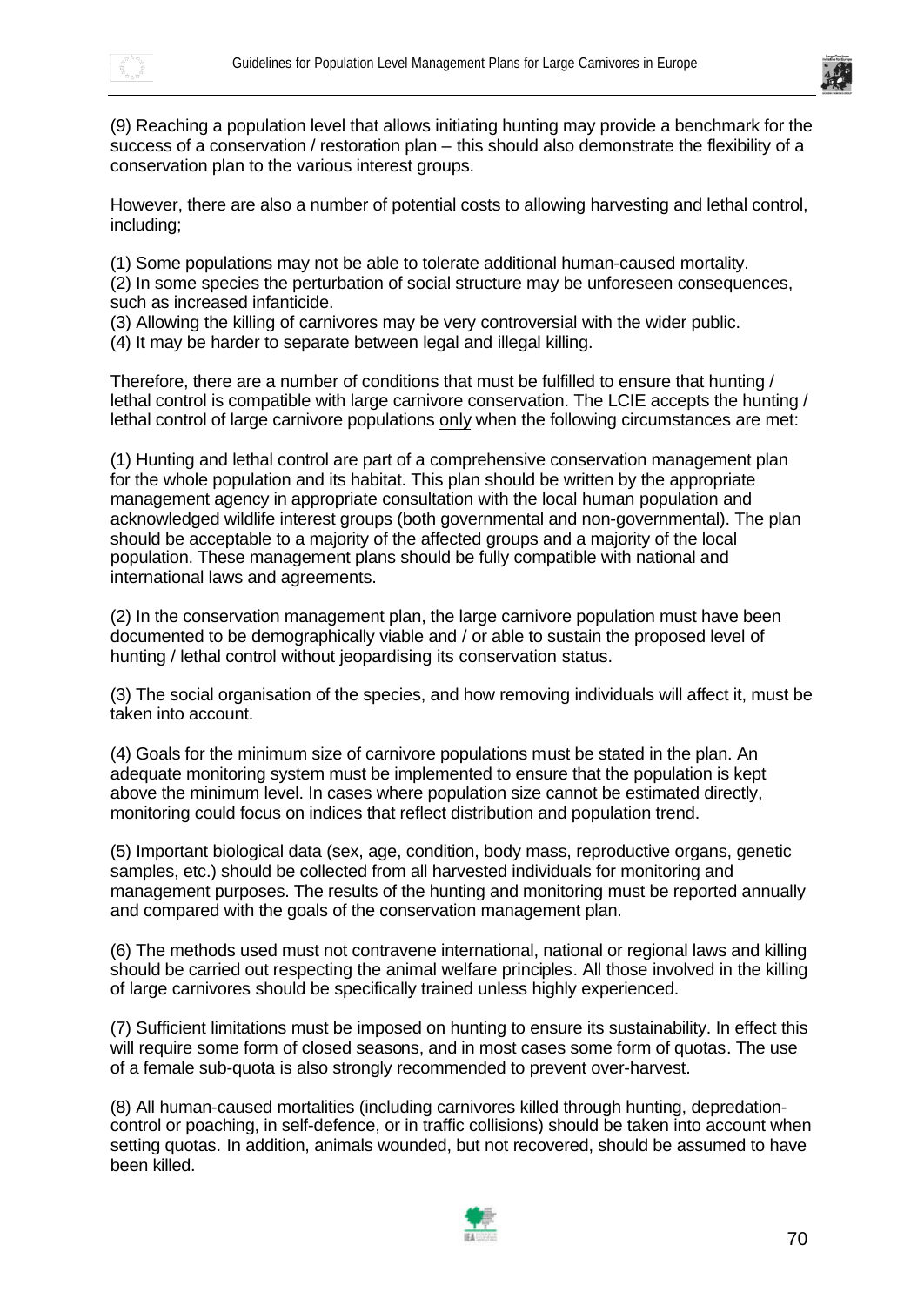(9) Reaching a population level that allows initiating hunting may provide a benchmark for the success of a conservation / restoration plan – this should also demonstrate the flexibility of a conservation plan to the various interest groups.

However, there are also a number of potential costs to allowing harvesting and lethal control, including;

(1) Some populations may not be able to tolerate additional human-caused mortality.
(2) In some species the perturbation of social structure may be unforeseen consequences, such as increased infanticide.
(3) Allowing the killing of carnivores may be very controversial with the wider public.
(4) It may be harder to separate between legal and illegal killing.

Therefore, there are a number of conditions that must be fulfilled to ensure that hunting / lethal control is compatible with large carnivore conservation. The LCIE accepts the hunting / lethal control of large carnivore populations <u>only</u> when the following circumstances are met:

(1) Hunting and lethal control are part of a comprehensive conservation management plan for the whole population and its habitat. This plan should be written by the appropriate management agency in appropriate consultation with the local human population and acknowledged wildlife interest groups (both governmental and non-governmental). The plan should be acceptable to a majority of the affected groups and a majority of the local population. These management plans should be fully compatible with national and international laws and agreements.

(2) In the conservation management plan, the large carnivore population must have been documented to be demographically viable and / or able to sustain the proposed level of hunting / lethal control without jeopardising its conservation status.

(3) The social organisation of the species, and how removing individuals will affect it, must be taken into account.

(4) Goals for the minimum size of carnivore populations must be stated in the plan. An adequate monitoring system must be implemented to ensure that the population is kept above the minimum level. In cases where population size cannot be estimated directly, monitoring could focus on indices that reflect distribution and population trend.

(5) Important biological data (sex, age, condition, body mass, reproductive organs, genetic samples, etc.) should be collected from all harvested individuals for monitoring and management purposes. The results of the hunting and monitoring must be reported annually and compared with the goals of the conservation management plan.

(6) The methods used must not contravene international, national or regional laws and killing should be carried out respecting the animal welfare principles. All those involved in the killing of large carnivores should be specifically trained unless highly experienced.

(7) Sufficient limitations must be imposed on hunting to ensure its sustainability. In effect this will require some form of closed seasons, and in most cases some form of quotas. The use of a female sub-quota is also strongly recommended to prevent over-harvest.

(8) All human-caused mortalities (including carnivores killed through hunting, depredation-control or poaching, in self-defence, or in traffic collisions) should be taken into account when setting quotas. In addition, animals wounded, but not recovered, should be assumed to have been killed.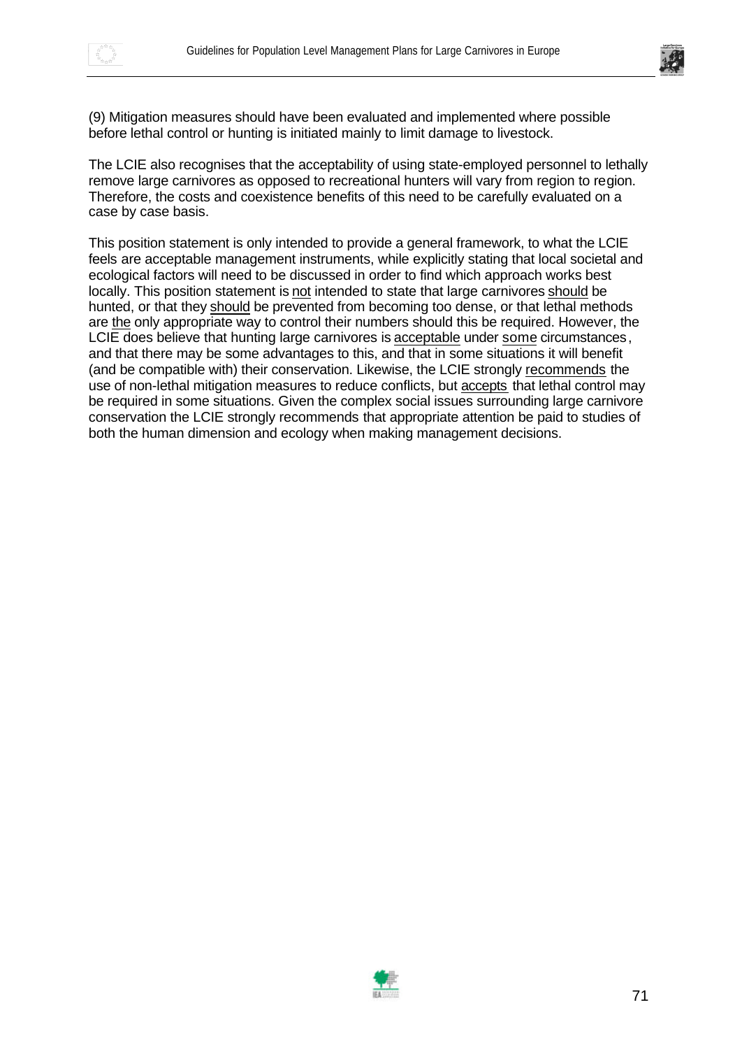(9) Mitigation measures should have been evaluated and implemented where possible before lethal control or hunting is initiated mainly to limit damage to livestock.

The LCIE also recognises that the acceptability of using state-employed personnel to lethally remove large carnivores as opposed to recreational hunters will vary from region to region. Therefore, the costs and coexistence benefits of this need to be carefully evaluated on a case by case basis.

This position statement is only intended to provide a general framework, to what the LCIE feels are acceptable management instruments, while explicitly stating that local societal and ecological factors will need to be discussed in order to find which approach works best locally. This position statement is <u>not</u> intended to state that large carnivores <u>should</u> be hunted, or that they <u>should</u> be prevented from becoming too dense, or that lethal methods are <u>the</u> only appropriate way to control their numbers should this be required. However, the LCIE does believe that hunting large carnivores is <u>acceptable</u> under <u>some</u> circumstances, and that there may be some advantages to this, and that in some situations it will benefit (and be compatible with) their conservation. Likewise, the LCIE strongly <u>recommends</u> the use of non-lethal mitigation measures to reduce conflicts, but <u>accepts</u> that lethal control may be required in some situations. Given the complex social issues surrounding large carnivore conservation the LCIE strongly recommends that appropriate attention be paid to studies of both the human dimension and ecology when making management decisions.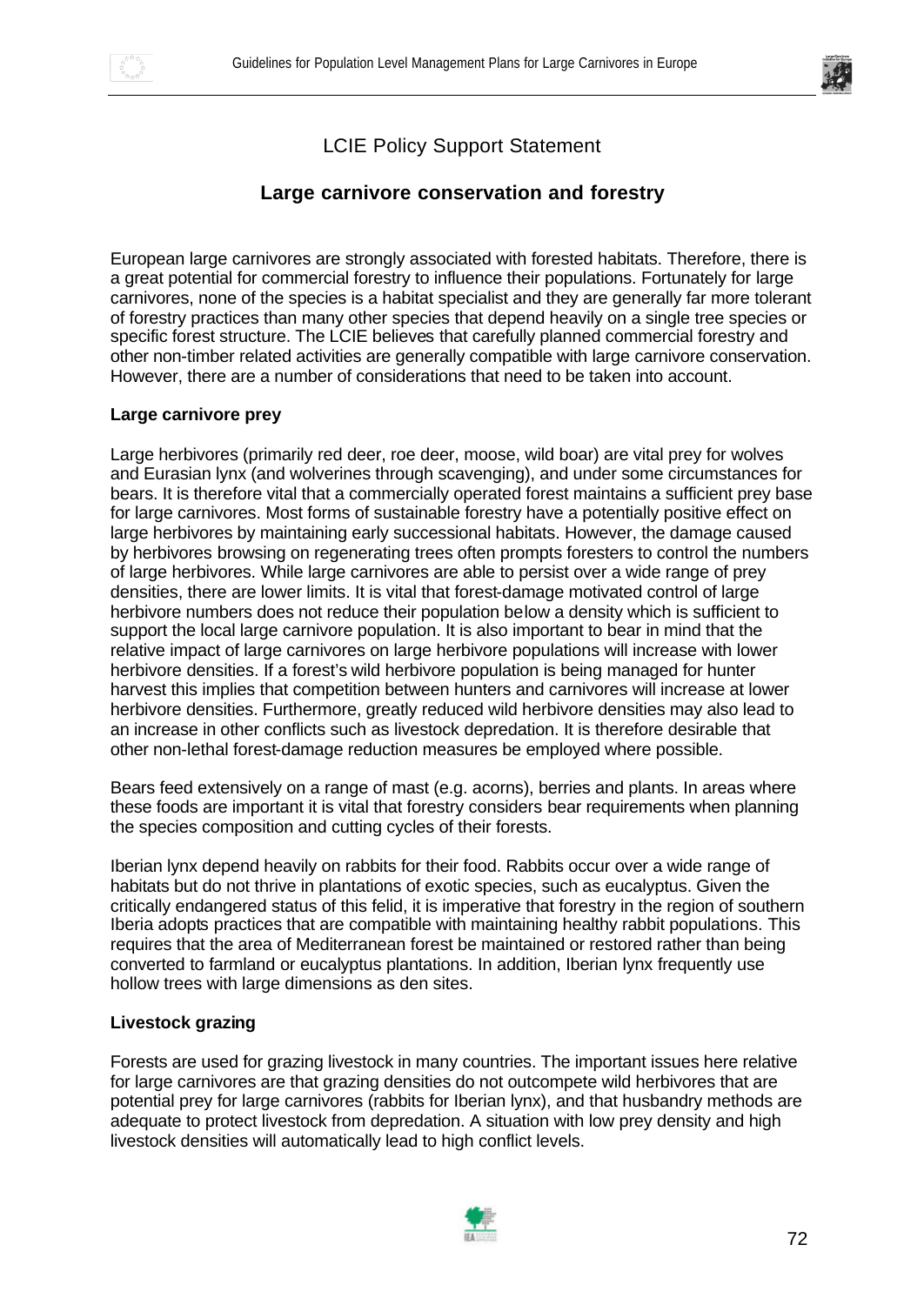# LCIE Policy Support Statement

## Large carnivore conservation and forestry

European large carnivores are strongly associated with forested habitats. Therefore, there is a great potential for commercial forestry to influence their populations. Fortunately for large carnivores, none of the species is a habitat specialist and they are generally far more tolerant of forestry practices than many other species that depend heavily on a single tree species or specific forest structure. The LCIE believes that carefully planned commercial forestry and other non-timber related activities are generally compatible with large carnivore conservation. However, there are a number of considerations that need to be taken into account.

**Large carnivore prey**

Large herbivores (primarily red deer, roe deer, moose, wild boar) are vital prey for wolves and Eurasian lynx (and wolverines through scavenging), and under some circumstances for bears. It is therefore vital that a commercially operated forest maintains a sufficient prey base for large carnivores. Most forms of sustainable forestry have a potentially positive effect on large herbivores by maintaining early successional habitats. However, the damage caused by herbivores browsing on regenerating trees often prompts foresters to control the numbers of large herbivores. While large carnivores are able to persist over a wide range of prey densities, there are lower limits. It is vital that forest-damage motivated control of large herbivore numbers does not reduce their population below a density which is sufficient to support the local large carnivore population. It is also important to bear in mind that the relative impact of large carnivores on large herbivore populations will increase with lower herbivore densities. If a forest's wild herbivore population is being managed for hunter harvest this implies that competition between hunters and carnivores will increase at lower herbivore densities. Furthermore, greatly reduced wild herbivore densities may also lead to an increase in other conflicts such as livestock depredation. It is therefore desirable that other non-lethal forest-damage reduction measures be employed where possible.

Bears feed extensively on a range of mast (e.g. acorns), berries and plants. In areas where these foods are important it is vital that forestry considers bear requirements when planning the species composition and cutting cycles of their forests.

Iberian lynx depend heavily on rabbits for their food. Rabbits occur over a wide range of habitats but do not thrive in plantations of exotic species, such as eucalyptus. Given the critically endangered status of this felid, it is imperative that forestry in the region of southern Iberia adopts practices that are compatible with maintaining healthy rabbit populations. This requires that the area of Mediterranean forest be maintained or restored rather than being converted to farmland or eucalyptus plantations. In addition, Iberian lynx frequently use hollow trees with large dimensions as den sites.

**Livestock grazing**

Forests are used for grazing livestock in many countries. The important issues here relative for large carnivores are that grazing densities do not outcompete wild herbivores that are potential prey for large carnivores (rabbits for Iberian lynx), and that husbandry methods are adequate to protect livestock from depredation. A situation with low prey density and high livestock densities will automatically lead to high conflict levels.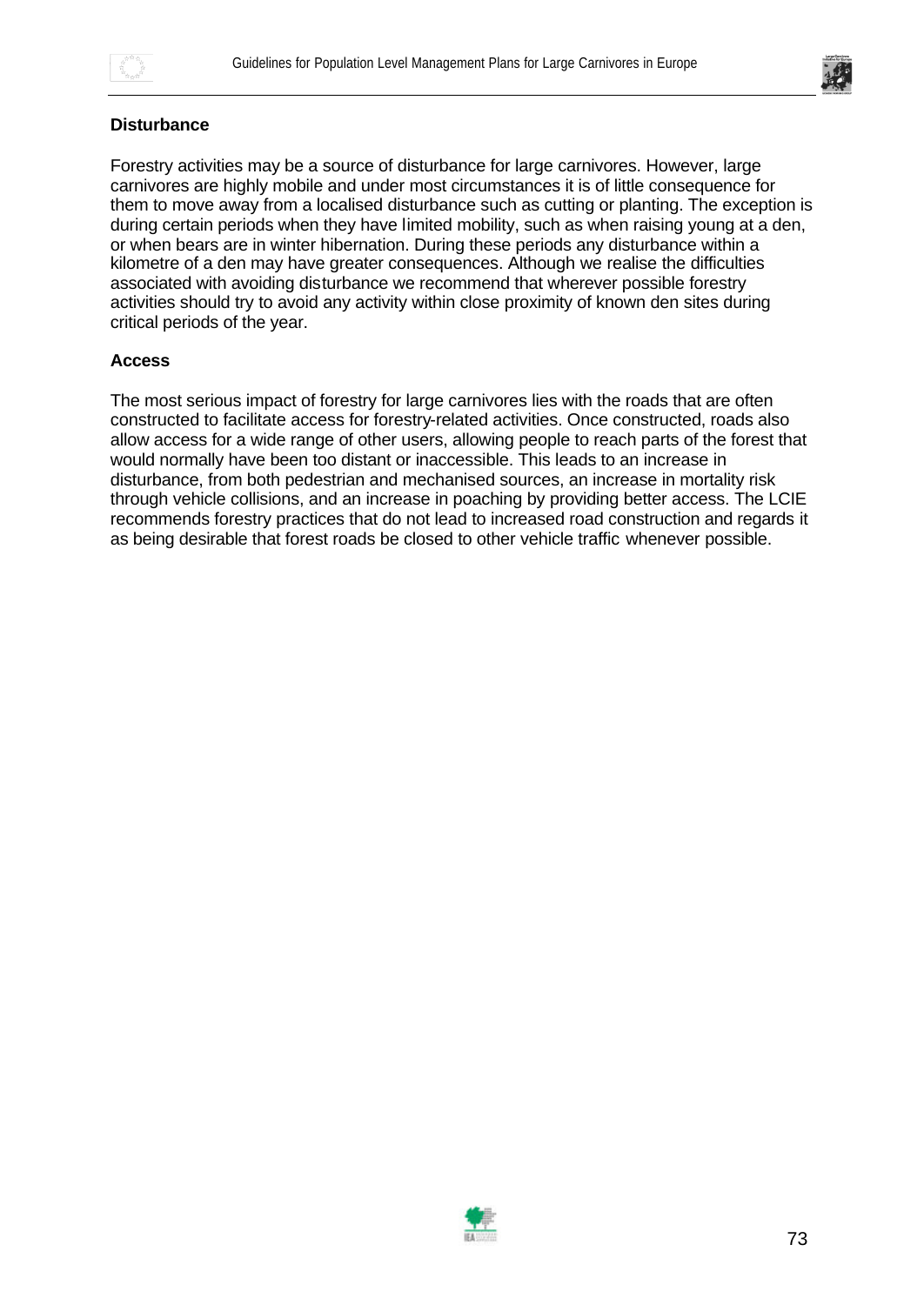**Disturbance**

Forestry activities may be a source of disturbance for large carnivores. However, large carnivores are highly mobile and under most circumstances it is of little consequence for them to move away from a localised disturbance such as cutting or planting. The exception is during certain periods when they have limited mobility, such as when raising young at a den, or when bears are in winter hibernation. During these periods any disturbance within a kilometre of a den may have greater consequences. Although we realise the difficulties associated with avoiding disturbance we recommend that wherever possible forestry activities should try to avoid any activity within close proximity of known den sites during critical periods of the year.

**Access**

The most serious impact of forestry for large carnivores lies with the roads that are often constructed to facilitate access for forestry-related activities. Once constructed, roads also allow access for a wide range of other users, allowing people to reach parts of the forest that would normally have been too distant or inaccessible. This leads to an increase in disturbance, from both pedestrian and mechanised sources, an increase in mortality risk through vehicle collisions, and an increase in poaching by providing better access. The LCIE recommends forestry practices that do not lead to increased road construction and regards it as being desirable that forest roads be closed to other vehicle traffic whenever possible.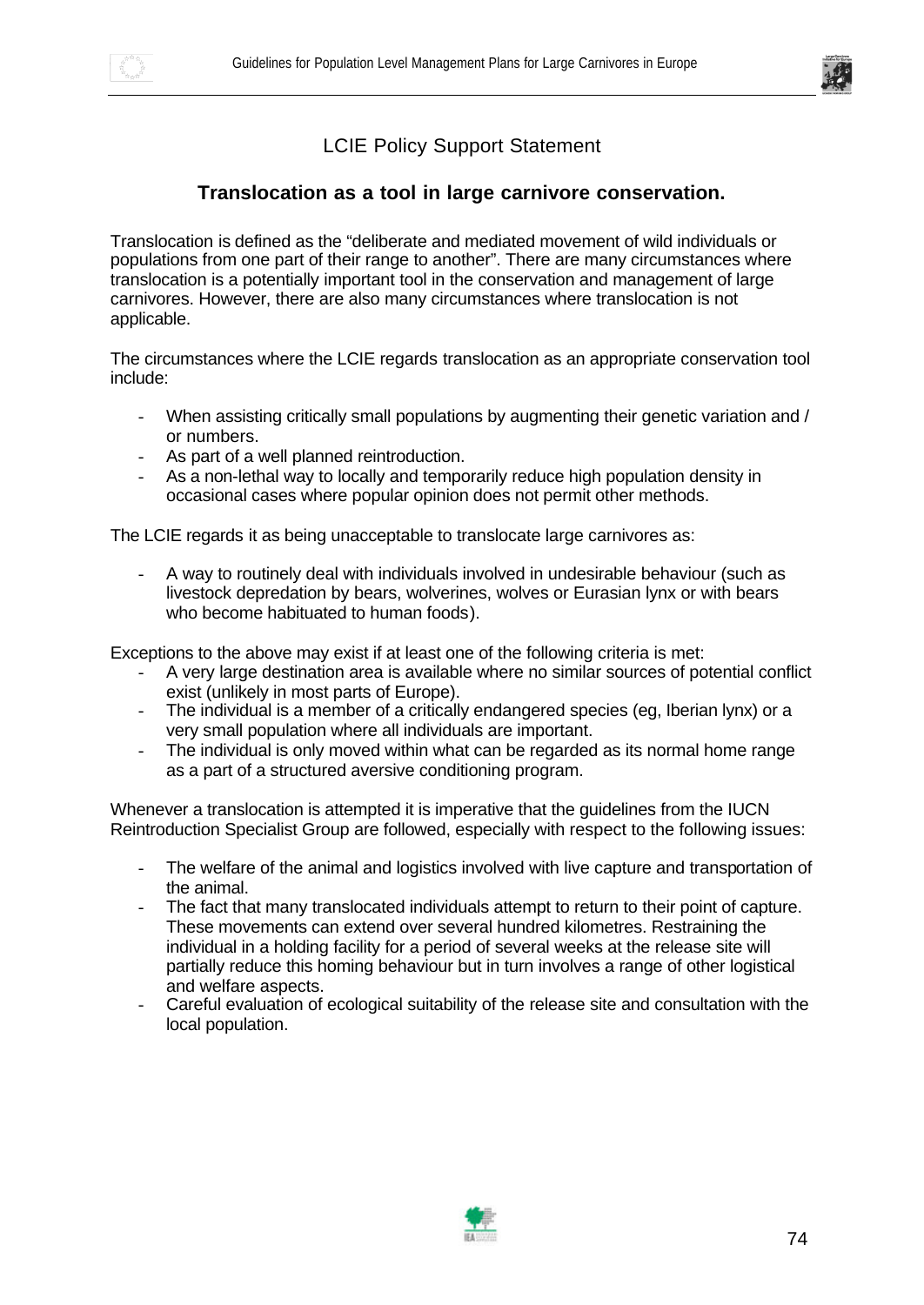## LCIE Policy Support Statement

### Translocation as a tool in large carnivore conservation.

Translocation is defined as the "deliberate and mediated movement of wild individuals or populations from one part of their range to another". There are many circumstances where translocation is a potentially important tool in the conservation and management of large carnivores. However, there are also many circumstances where translocation is not applicable.

The circumstances where the LCIE regards translocation as an appropriate conservation tool include:

- When assisting critically small populations by augmenting their genetic variation and / or numbers.
- As part of a well planned reintroduction.
- As a non-lethal way to locally and temporarily reduce high population density in occasional cases where popular opinion does not permit other methods.

The LCIE regards it as being unacceptable to translocate large carnivores as:

- A way to routinely deal with individuals involved in undesirable behaviour (such as livestock depredation by bears, wolverines, wolves or Eurasian lynx or with bears who become habituated to human foods).

Exceptions to the above may exist if at least one of the following criteria is met:

- A very large destination area is available where no similar sources of potential conflict exist (unlikely in most parts of Europe).
- The individual is a member of a critically endangered species (eg, Iberian lynx) or a very small population where all individuals are important.
- The individual is only moved within what can be regarded as its normal home range as a part of a structured aversive conditioning program.

Whenever a translocation is attempted it is imperative that the guidelines from the IUCN Reintroduction Specialist Group are followed, especially with respect to the following issues:

- The welfare of the animal and logistics involved with live capture and transportation of the animal.
- The fact that many translocated individuals attempt to return to their point of capture. These movements can extend over several hundred kilometres. Restraining the individual in a holding facility for a period of several weeks at the release site will partially reduce this homing behaviour but in turn involves a range of other logistical and welfare aspects.
- Careful evaluation of ecological suitability of the release site and consultation with the local population.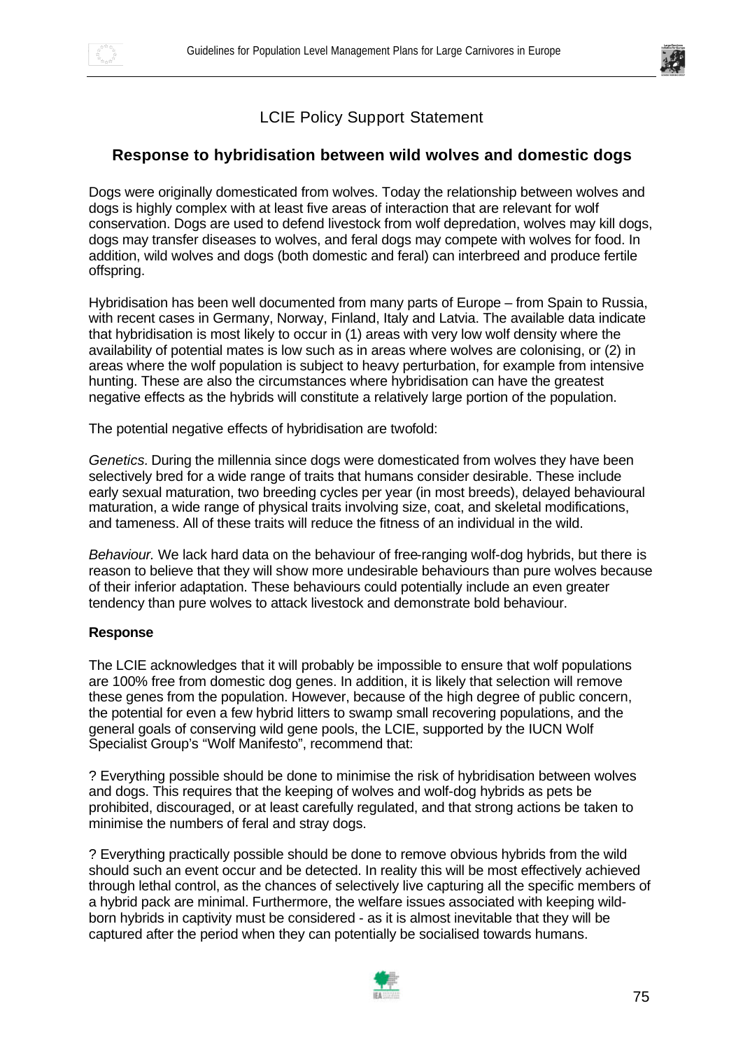LCIE Policy Support Statement

## Response to hybridisation between wild wolves and domestic dogs

Dogs were originally domesticated from wolves. Today the relationship between wolves and dogs is highly complex with at least five areas of interaction that are relevant for wolf conservation. Dogs are used to defend livestock from wolf depredation, wolves may kill dogs, dogs may transfer diseases to wolves, and feral dogs may compete with wolves for food. In addition, wild wolves and dogs (both domestic and feral) can interbreed and produce fertile offspring.

Hybridisation has been well documented from many parts of Europe – from Spain to Russia, with recent cases in Germany, Norway, Finland, Italy and Latvia. The available data indicate that hybridisation is most likely to occur in (1) areas with very low wolf density where the availability of potential mates is low such as in areas where wolves are colonising, or (2) in areas where the wolf population is subject to heavy perturbation, for example from intensive hunting. These are also the circumstances where hybridisation can have the greatest negative effects as the hybrids will constitute a relatively large portion of the population.

The potential negative effects of hybridisation are twofold:

*Genetics.* During the millennia since dogs were domesticated from wolves they have been selectively bred for a wide range of traits that humans consider desirable. These include early sexual maturation, two breeding cycles per year (in most breeds), delayed behavioural maturation, a wide range of physical traits involving size, coat, and skeletal modifications, and tameness. All of these traits will reduce the fitness of an individual in the wild.

*Behaviour.* We lack hard data on the behaviour of free-ranging wolf-dog hybrids, but there is reason to believe that they will show more undesirable behaviours than pure wolves because of their inferior adaptation. These behaviours could potentially include an even greater tendency than pure wolves to attack livestock and demonstrate bold behaviour.

**Response**

The LCIE acknowledges that it will probably be impossible to ensure that wolf populations are 100% free from domestic dog genes. In addition, it is likely that selection will remove these genes from the population. However, because of the high degree of public concern, the potential for even a few hybrid litters to swamp small recovering populations, and the general goals of conserving wild gene pools, the LCIE, supported by the IUCN Wolf Specialist Group's "Wolf Manifesto", recommend that:

- Everything possible should be done to minimise the risk of hybridisation between wolves and dogs. This requires that the keeping of wolves and wolf-dog hybrids as pets be prohibited, discouraged, or at least carefully regulated, and that strong actions be taken to minimise the numbers of feral and stray dogs.

- Everything practically possible should be done to remove obvious hybrids from the wild should such an event occur and be detected. In reality this will be most effectively achieved through lethal control, as the chances of selectively live capturing all the specific members of a hybrid pack are minimal. Furthermore, the welfare issues associated with keeping wild-born hybrids in captivity must be considered - as it is almost inevitable that they will be captured after the period when they can potentially be socialised towards humans.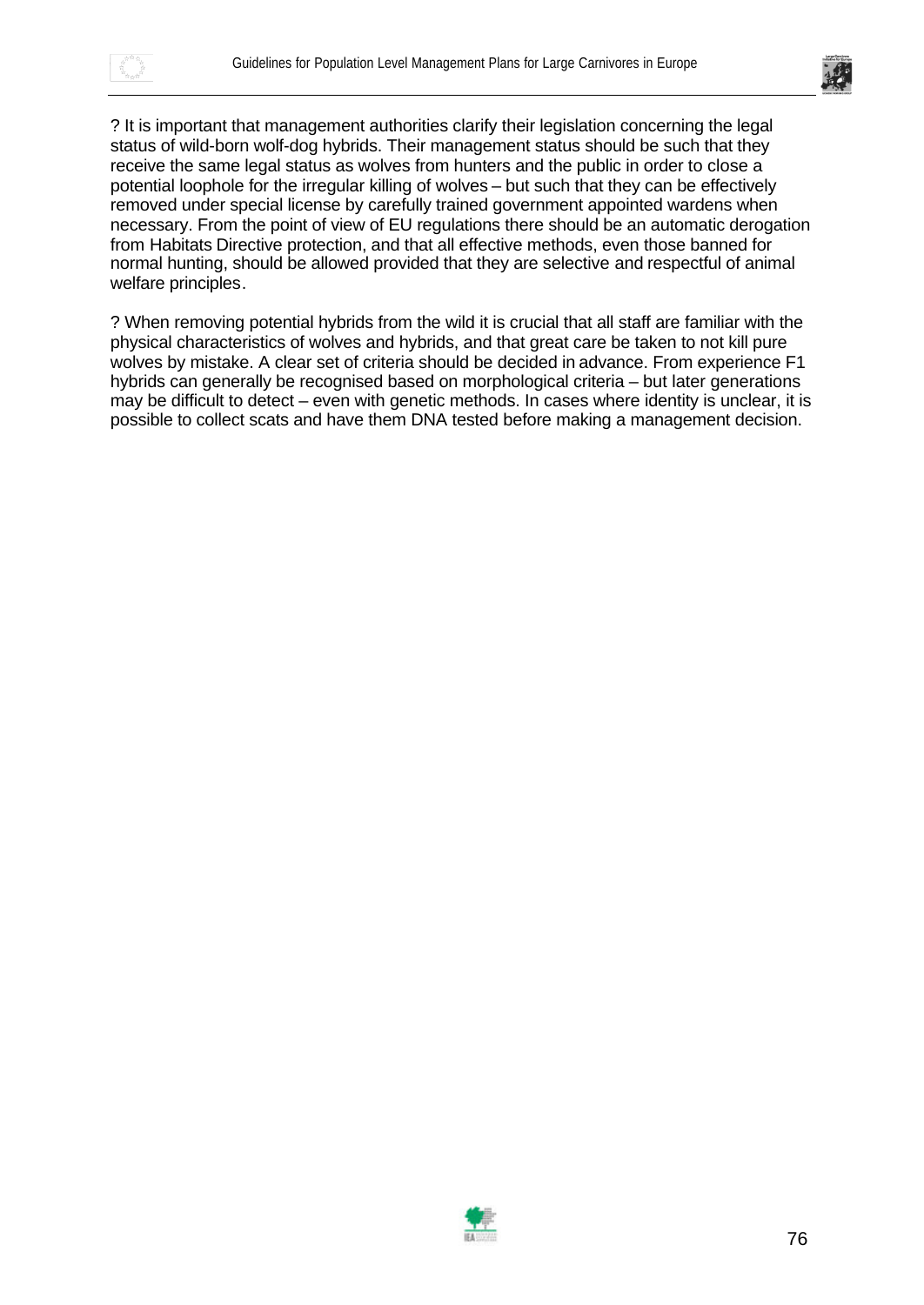? It is important that management authorities clarify their legislation concerning the legal status of wild-born wolf-dog hybrids. Their management status should be such that they receive the same legal status as wolves from hunters and the public in order to close a potential loophole for the irregular killing of wolves – but such that they can be effectively removed under special license by carefully trained government appointed wardens when necessary. From the point of view of EU regulations there should be an automatic derogation from Habitats Directive protection, and that all effective methods, even those banned for normal hunting, should be allowed provided that they are selective and respectful of animal welfare principles.

? When removing potential hybrids from the wild it is crucial that all staff are familiar with the physical characteristics of wolves and hybrids, and that great care be taken to not kill pure wolves by mistake. A clear set of criteria should be decided in advance. From experience F1 hybrids can generally be recognised based on morphological criteria – but later generations may be difficult to detect – even with genetic methods. In cases where identity is unclear, it is possible to collect scats and have them DNA tested before making a management decision.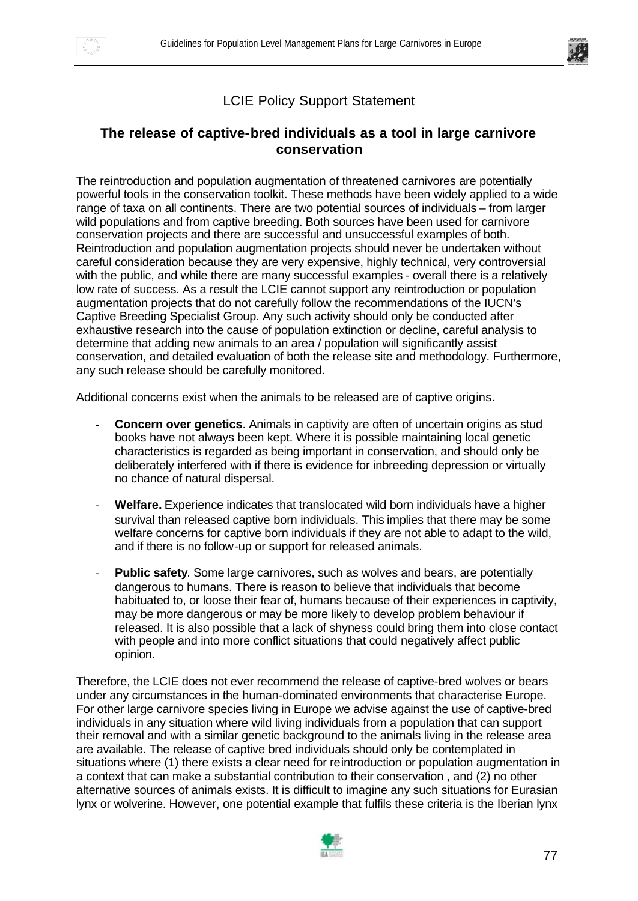# LCIE Policy Support Statement

## The release of captive-bred individuals as a tool in large carnivore conservation

The reintroduction and population augmentation of threatened carnivores are potentially powerful tools in the conservation toolkit. These methods have been widely applied to a wide range of taxa on all continents. There are two potential sources of individuals – from larger wild populations and from captive breeding. Both sources have been used for carnivore conservation projects and there are successful and unsuccessful examples of both. Reintroduction and population augmentation projects should never be undertaken without careful consideration because they are very expensive, highly technical, very controversial with the public, and while there are many successful examples - overall there is a relatively low rate of success. As a result the LCIE cannot support any reintroduction or population augmentation projects that do not carefully follow the recommendations of the IUCN's Captive Breeding Specialist Group. Any such activity should only be conducted after exhaustive research into the cause of population extinction or decline, careful analysis to determine that adding new animals to an area / population will significantly assist conservation, and detailed evaluation of both the release site and methodology. Furthermore, any such release should be carefully monitored.

Additional concerns exist when the animals to be released are of captive origins.

- **Concern over genetics**. Animals in captivity are often of uncertain origins as stud books have not always been kept. Where it is possible maintaining local genetic characteristics is regarded as being important in conservation, and should only be deliberately interfered with if there is evidence for inbreeding depression or virtually no chance of natural dispersal.
- **Welfare.** Experience indicates that translocated wild born individuals have a higher survival than released captive born individuals. This implies that there may be some welfare concerns for captive born individuals if they are not able to adapt to the wild, and if there is no follow-up or support for released animals.
- **Public safety**. Some large carnivores, such as wolves and bears, are potentially dangerous to humans. There is reason to believe that individuals that become habituated to, or loose their fear of, humans because of their experiences in captivity, may be more dangerous or may be more likely to develop problem behaviour if released. It is also possible that a lack of shyness could bring them into close contact with people and into more conflict situations that could negatively affect public opinion.

Therefore, the LCIE does not ever recommend the release of captive-bred wolves or bears under any circumstances in the human-dominated environments that characterise Europe. For other large carnivore species living in Europe we advise against the use of captive-bred individuals in any situation where wild living individuals from a population that can support their removal and with a similar genetic background to the animals living in the release area are available. The release of captive bred individuals should only be contemplated in situations where (1) there exists a clear need for reintroduction or population augmentation in a context that can make a substantial contribution to their conservation , and (2) no other alternative sources of animals exists. It is difficult to imagine any such situations for Eurasian lynx or wolverine. However, one potential example that fulfils these criteria is the Iberian lynx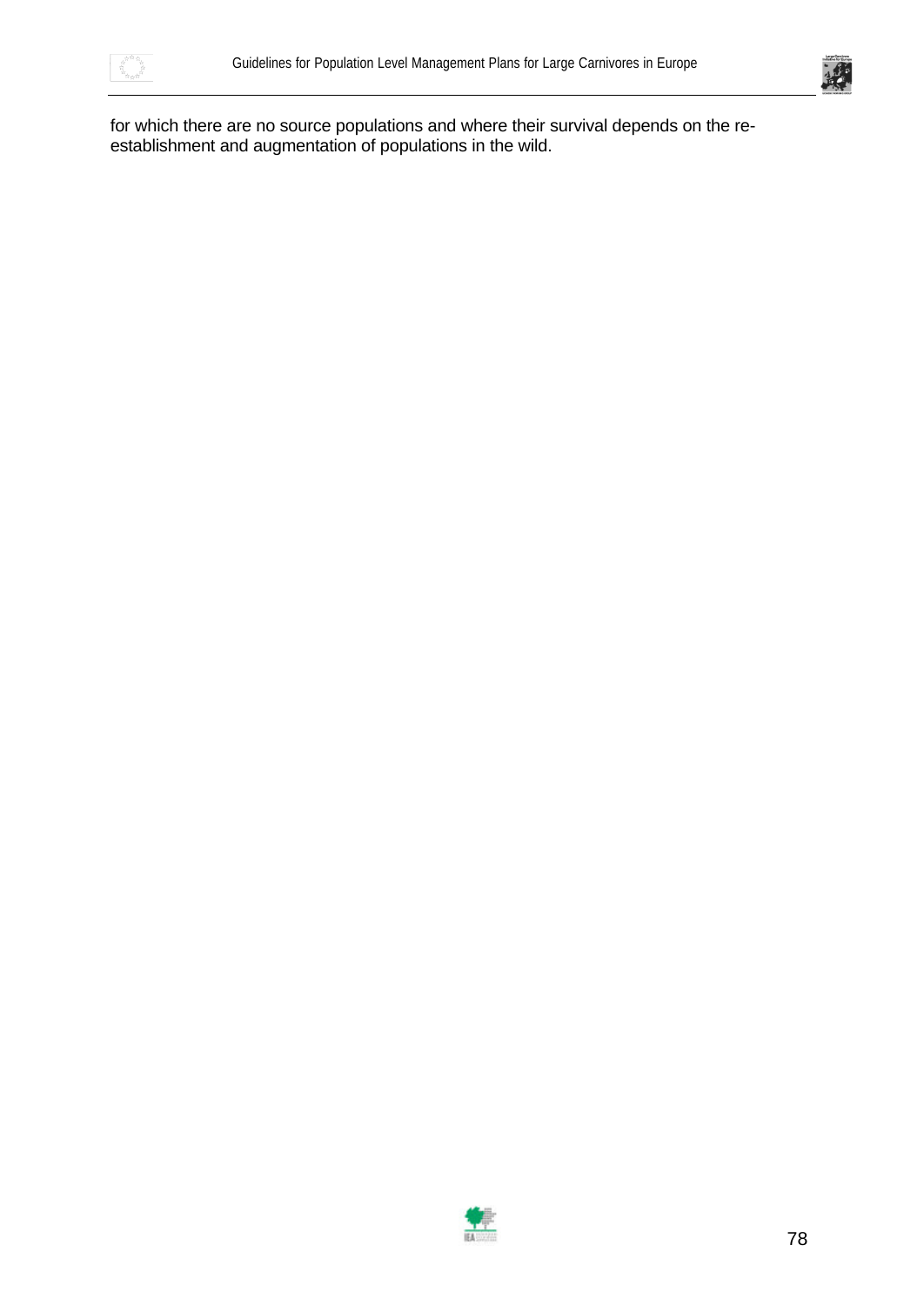for which there are no source populations and where their survival depends on the re-establishment and augmentation of populations in the wild.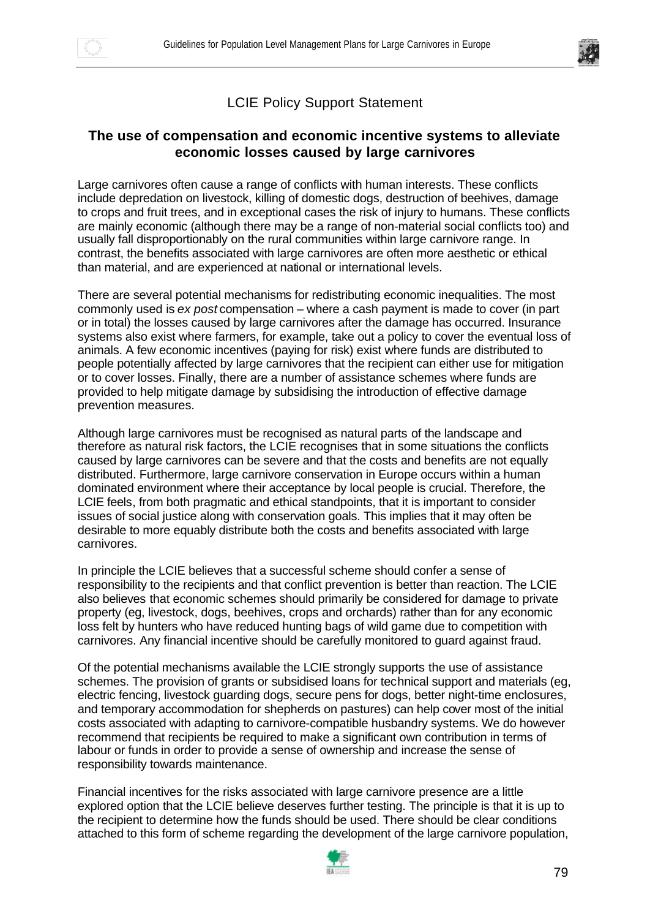LCIE Policy Support Statement

## The use of compensation and economic incentive systems to alleviate economic losses caused by large carnivores

Large carnivores often cause a range of conflicts with human interests. These conflicts include depredation on livestock, killing of domestic dogs, destruction of beehives, damage to crops and fruit trees, and in exceptional cases the risk of injury to humans. These conflicts are mainly economic (although there may be a range of non-material social conflicts too) and usually fall disproportionably on the rural communities within large carnivore range. In contrast, the benefits associated with large carnivores are often more aesthetic or ethical than material, and are experienced at national or international levels.

There are several potential mechanisms for redistributing economic inequalities. The most commonly used is *ex post* compensation – where a cash payment is made to cover (in part or in total) the losses caused by large carnivores after the damage has occurred. Insurance systems also exist where farmers, for example, take out a policy to cover the eventual loss of animals. A few economic incentives (paying for risk) exist where funds are distributed to people potentially affected by large carnivores that the recipient can either use for mitigation or to cover losses. Finally, there are a number of assistance schemes where funds are provided to help mitigate damage by subsidising the introduction of effective damage prevention measures.

Although large carnivores must be recognised as natural parts of the landscape and therefore as natural risk factors, the LCIE recognises that in some situations the conflicts caused by large carnivores can be severe and that the costs and benefits are not equally distributed. Furthermore, large carnivore conservation in Europe occurs within a human dominated environment where their acceptance by local people is crucial. Therefore, the LCIE feels, from both pragmatic and ethical standpoints, that it is important to consider issues of social justice along with conservation goals. This implies that it may often be desirable to more equably distribute both the costs and benefits associated with large carnivores.

In principle the LCIE believes that a successful scheme should confer a sense of responsibility to the recipients and that conflict prevention is better than reaction. The LCIE also believes that economic schemes should primarily be considered for damage to private property (eg, livestock, dogs, beehives, crops and orchards) rather than for any economic loss felt by hunters who have reduced hunting bags of wild game due to competition with carnivores. Any financial incentive should be carefully monitored to guard against fraud.

Of the potential mechanisms available the LCIE strongly supports the use of assistance schemes. The provision of grants or subsidised loans for technical support and materials (eg, electric fencing, livestock guarding dogs, secure pens for dogs, better night-time enclosures, and temporary accommodation for shepherds on pastures) can help cover most of the initial costs associated with adapting to carnivore-compatible husbandry systems. We do however recommend that recipients be required to make a significant own contribution in terms of labour or funds in order to provide a sense of ownership and increase the sense of responsibility towards maintenance.

Financial incentives for the risks associated with large carnivore presence are a little explored option that the LCIE believe deserves further testing. The principle is that it is up to the recipient to determine how the funds should be used. There should be clear conditions attached to this form of scheme regarding the development of the large carnivore population,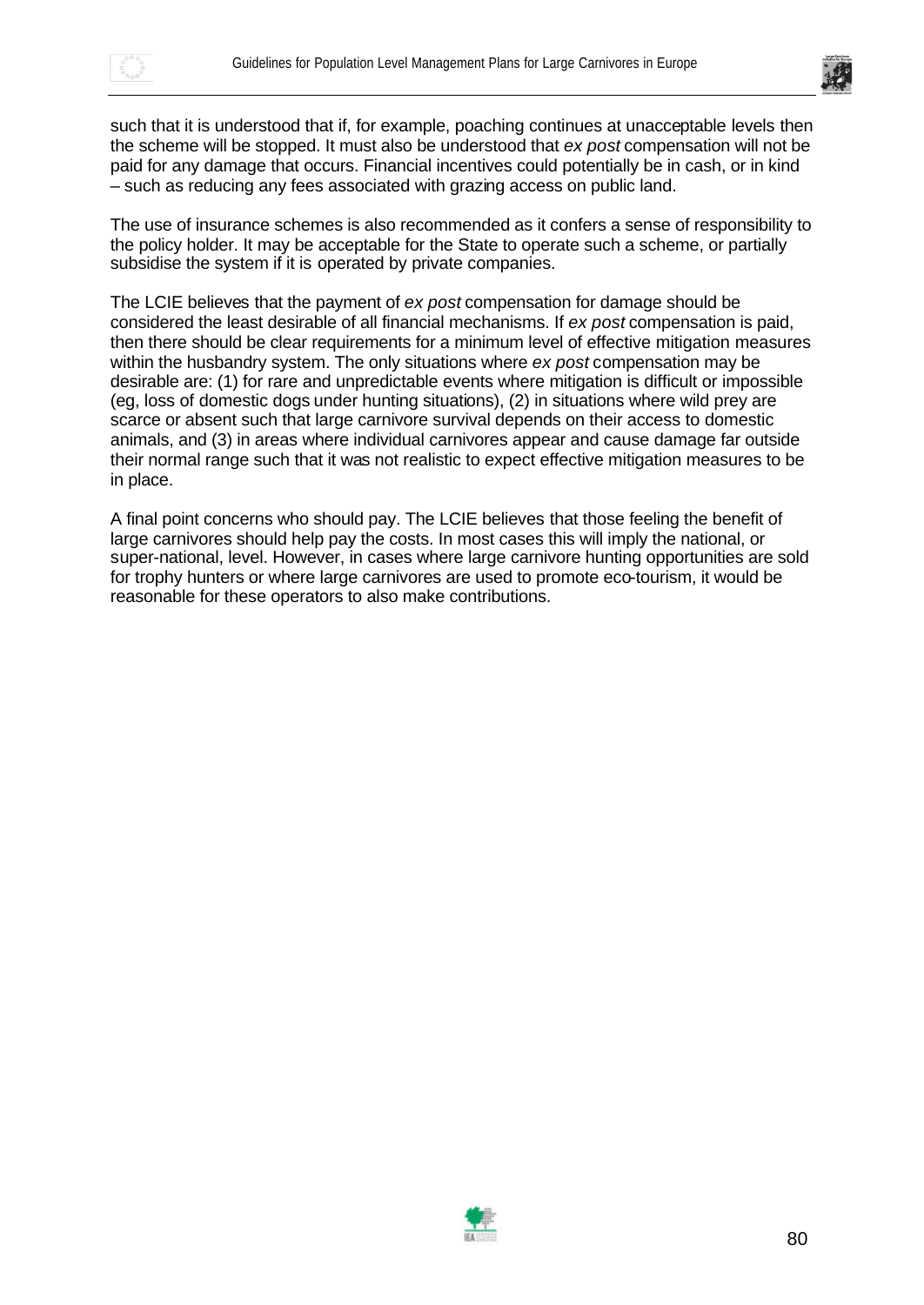such that it is understood that if, for example, poaching continues at unacceptable levels then the scheme will be stopped. It must also be understood that *ex post* compensation will not be paid for any damage that occurs. Financial incentives could potentially be in cash, or in kind – such as reducing any fees associated with grazing access on public land.

The use of insurance schemes is also recommended as it confers a sense of responsibility to the policy holder. It may be acceptable for the State to operate such a scheme, or partially subsidise the system if it is operated by private companies.

The LCIE believes that the payment of *ex post* compensation for damage should be considered the least desirable of all financial mechanisms. If *ex post* compensation is paid, then there should be clear requirements for a minimum level of effective mitigation measures within the husbandry system. The only situations where *ex post* compensation may be desirable are: (1) for rare and unpredictable events where mitigation is difficult or impossible (eg, loss of domestic dogs under hunting situations), (2) in situations where wild prey are scarce or absent such that large carnivore survival depends on their access to domestic animals, and (3) in areas where individual carnivores appear and cause damage far outside their normal range such that it was not realistic to expect effective mitigation measures to be in place.

A final point concerns who should pay. The LCIE believes that those feeling the benefit of large carnivores should help pay the costs. In most cases this will imply the national, or super-national, level. However, in cases where large carnivore hunting opportunities are sold for trophy hunters or where large carnivores are used to promote eco-tourism, it would be reasonable for these operators to also make contributions.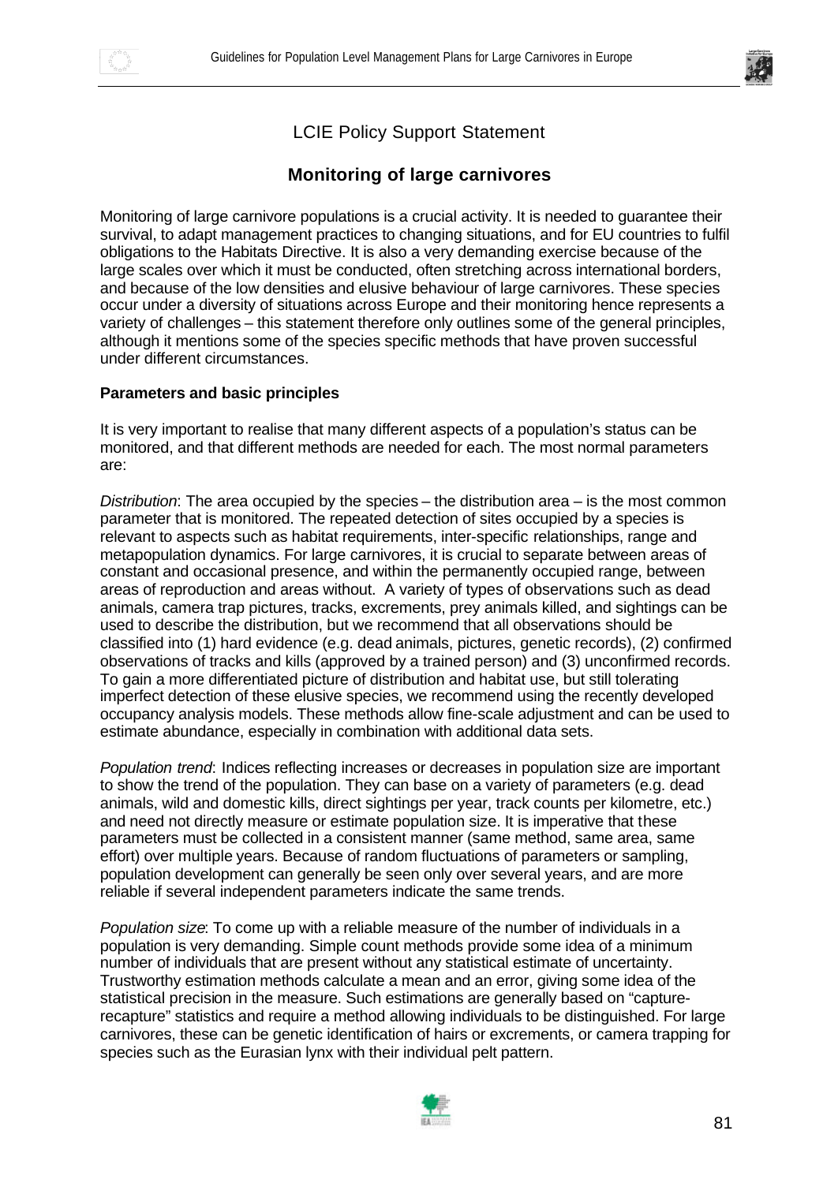## LCIE Policy Support Statement

### Monitoring of large carnivores

Monitoring of large carnivore populations is a crucial activity. It is needed to guarantee their survival, to adapt management practices to changing situations, and for EU countries to fulfil obligations to the Habitats Directive. It is also a very demanding exercise because of the large scales over which it must be conducted, often stretching across international borders, and because of the low densities and elusive behaviour of large carnivores. These species occur under a diversity of situations across Europe and their monitoring hence represents a variety of challenges – this statement therefore only outlines some of the general principles, although it mentions some of the species specific methods that have proven successful under different circumstances.

**Parameters and basic principles**

It is very important to realise that many different aspects of a population's status can be monitored, and that different methods are needed for each. The most normal parameters are:

*Distribution*: The area occupied by the species – the distribution area – is the most common parameter that is monitored. The repeated detection of sites occupied by a species is relevant to aspects such as habitat requirements, inter-specific relationships, range and metapopulation dynamics. For large carnivores, it is crucial to separate between areas of constant and occasional presence, and within the permanently occupied range, between areas of reproduction and areas without. A variety of types of observations such as dead animals, camera trap pictures, tracks, excrements, prey animals killed, and sightings can be used to describe the distribution, but we recommend that all observations should be classified into (1) hard evidence (e.g. dead animals, pictures, genetic records), (2) confirmed observations of tracks and kills (approved by a trained person) and (3) unconfirmed records. To gain a more differentiated picture of distribution and habitat use, but still tolerating imperfect detection of these elusive species, we recommend using the recently developed occupancy analysis models. These methods allow fine-scale adjustment and can be used to estimate abundance, especially in combination with additional data sets.

*Population trend*: Indices reflecting increases or decreases in population size are important to show the trend of the population. They can base on a variety of parameters (e.g. dead animals, wild and domestic kills, direct sightings per year, track counts per kilometre, etc.) and need not directly measure or estimate population size. It is imperative that these parameters must be collected in a consistent manner (same method, same area, same effort) over multiple years. Because of random fluctuations of parameters or sampling, population development can generally be seen only over several years, and are more reliable if several independent parameters indicate the same trends.

*Population size*: To come up with a reliable measure of the number of individuals in a population is very demanding. Simple count methods provide some idea of a minimum number of individuals that are present without any statistical estimate of uncertainty. Trustworthy estimation methods calculate a mean and an error, giving some idea of the statistical precision in the measure. Such estimations are generally based on "capture-recapture" statistics and require a method allowing individuals to be distinguished. For large carnivores, these can be genetic identification of hairs or excrements, or camera trapping for species such as the Eurasian lynx with their individual pelt pattern.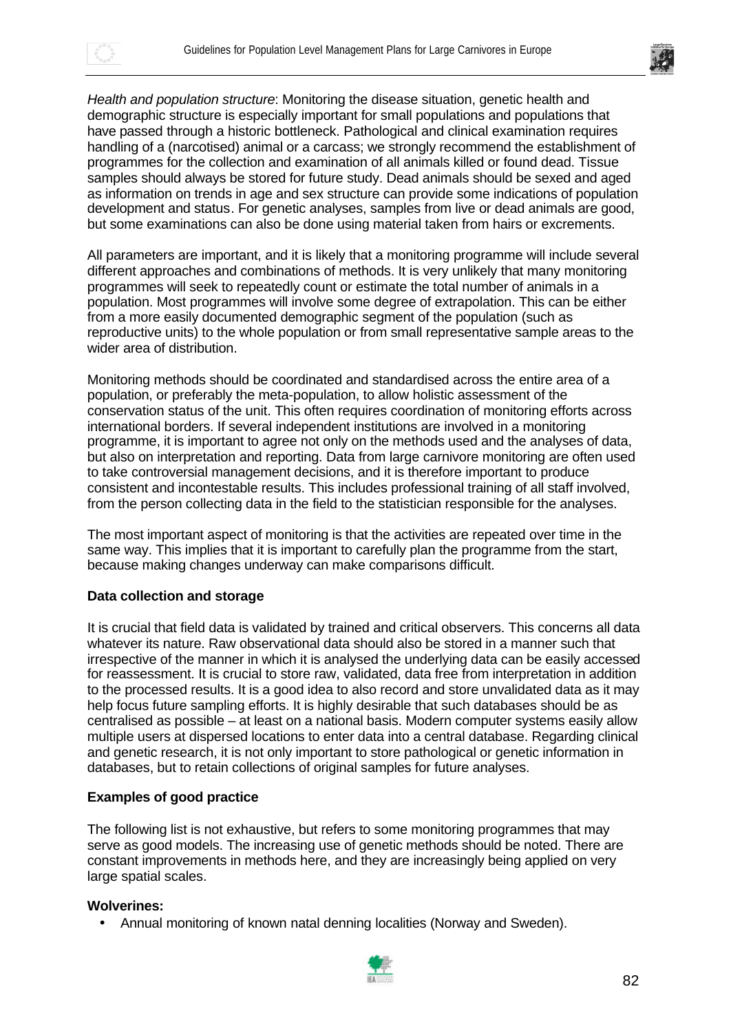*Health and population structure*: Monitoring the disease situation, genetic health and demographic structure is especially important for small populations and populations that have passed through a historic bottleneck. Pathological and clinical examination requires handling of a (narcotised) animal or a carcass; we strongly recommend the establishment of programmes for the collection and examination of all animals killed or found dead. Tissue samples should always be stored for future study. Dead animals should be sexed and aged as information on trends in age and sex structure can provide some indications of population development and status. For genetic analyses, samples from live or dead animals are good, but some examinations can also be done using material taken from hairs or excrements.

All parameters are important, and it is likely that a monitoring programme will include several different approaches and combinations of methods. It is very unlikely that many monitoring programmes will seek to repeatedly count or estimate the total number of animals in a population. Most programmes will involve some degree of extrapolation. This can be either from a more easily documented demographic segment of the population (such as reproductive units) to the whole population or from small representative sample areas to the wider area of distribution.

Monitoring methods should be coordinated and standardised across the entire area of a population, or preferably the meta-population, to allow holistic assessment of the conservation status of the unit. This often requires coordination of monitoring efforts across international borders. If several independent institutions are involved in a monitoring programme, it is important to agree not only on the methods used and the analyses of data, but also on interpretation and reporting. Data from large carnivore monitoring are often used to take controversial management decisions, and it is therefore important to produce consistent and incontestable results. This includes professional training of all staff involved, from the person collecting data in the field to the statistician responsible for the analyses.

The most important aspect of monitoring is that the activities are repeated over time in the same way. This implies that it is important to carefully plan the programme from the start, because making changes underway can make comparisons difficult.

**Data collection and storage**

It is crucial that field data is validated by trained and critical observers. This concerns all data whatever its nature. Raw observational data should also be stored in a manner such that irrespective of the manner in which it is analysed the underlying data can be easily accessed for reassessment. It is crucial to store raw, validated, data free from interpretation in addition to the processed results. It is a good idea to also record and store unvalidated data as it may help focus future sampling efforts. It is highly desirable that such databases should be as centralised as possible – at least on a national basis. Modern computer systems easily allow multiple users at dispersed locations to enter data into a central database. Regarding clinical and genetic research, it is not only important to store pathological or genetic information in databases, but to retain collections of original samples for future analyses.

**Examples of good practice**

The following list is not exhaustive, but refers to some monitoring programmes that may serve as good models. The increasing use of genetic methods should be noted. There are constant improvements in methods here, and they are increasingly being applied on very large spatial scales.

**Wolverines:**

- Annual monitoring of known natal denning localities (Norway and Sweden).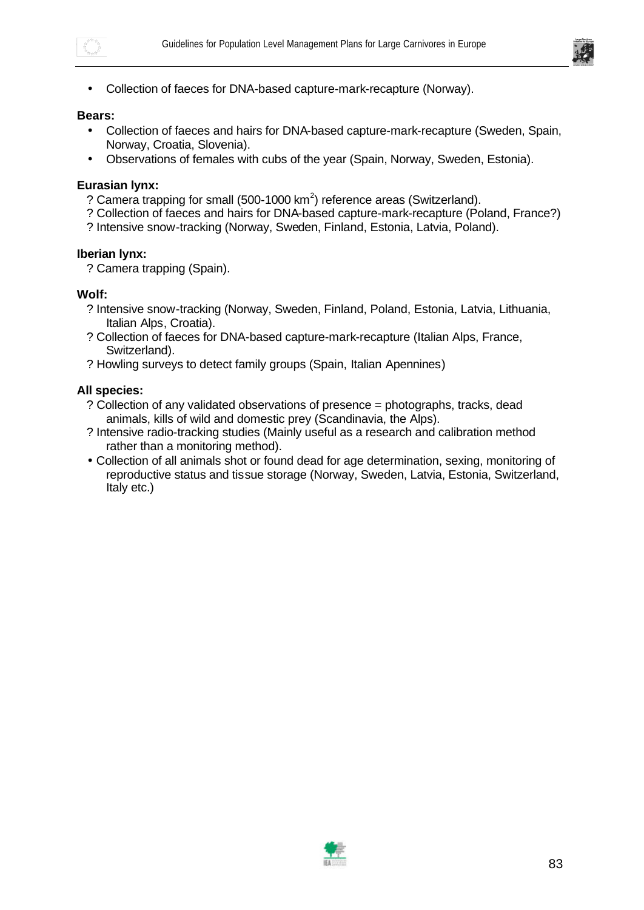- Collection of faeces for DNA-based capture-mark-recapture (Norway).

**Bears:**

- Collection of faeces and hairs for DNA-based capture-mark-recapture (Sweden, Spain, Norway, Croatia, Slovenia).
- Observations of females with cubs of the year (Spain, Norway, Sweden, Estonia).

**Eurasian lynx:**

? Camera trapping for small (500-1000 $km^2$) reference areas (Switzerland).
? Collection of faeces and hairs for DNA-based capture-mark-recapture (Poland, France?)
? Intensive snow-tracking (Norway, Sweden, Finland, Estonia, Latvia, Poland).

**Iberian lynx:**

? Camera trapping (Spain).

**Wolf:**

? Intensive snow-tracking (Norway, Sweden, Finland, Poland, Estonia, Latvia, Lithuania, Italian Alps, Croatia).
? Collection of faeces for DNA-based capture-mark-recapture (Italian Alps, France, Switzerland).
? Howling surveys to detect family groups (Spain, Italian Apennines)

**All species:**

? Collection of any validated observations of presence = photographs, tracks, dead animals, kills of wild and domestic prey (Scandinavia, the Alps).
? Intensive radio-tracking studies (Mainly useful as a research and calibration method rather than a monitoring method).

- Collection of all animals shot or found dead for age determination, sexing, monitoring of reproductive status and tissue storage (Norway, Sweden, Latvia, Estonia, Switzerland, Italy etc.)